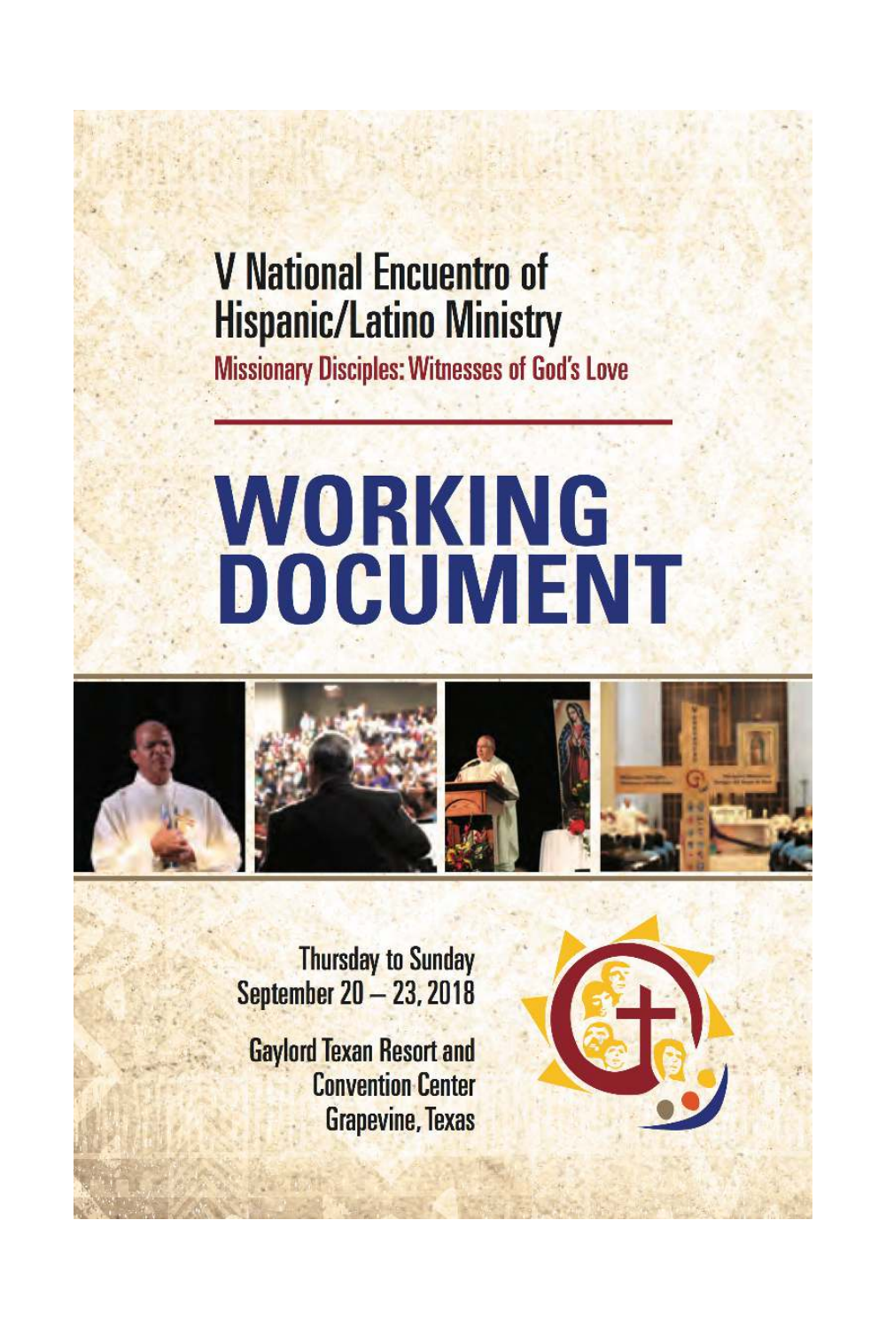# V National Encuentro of Hispanic/Latino Ministry

**Missionary Disciples: Witnesses of God's Love**

# WORKING DOCUMENT

Thursday to Sunday
September 20 – 23, 2018

Gaylord Texan Resort and
Convention Center
Grapevine, Texas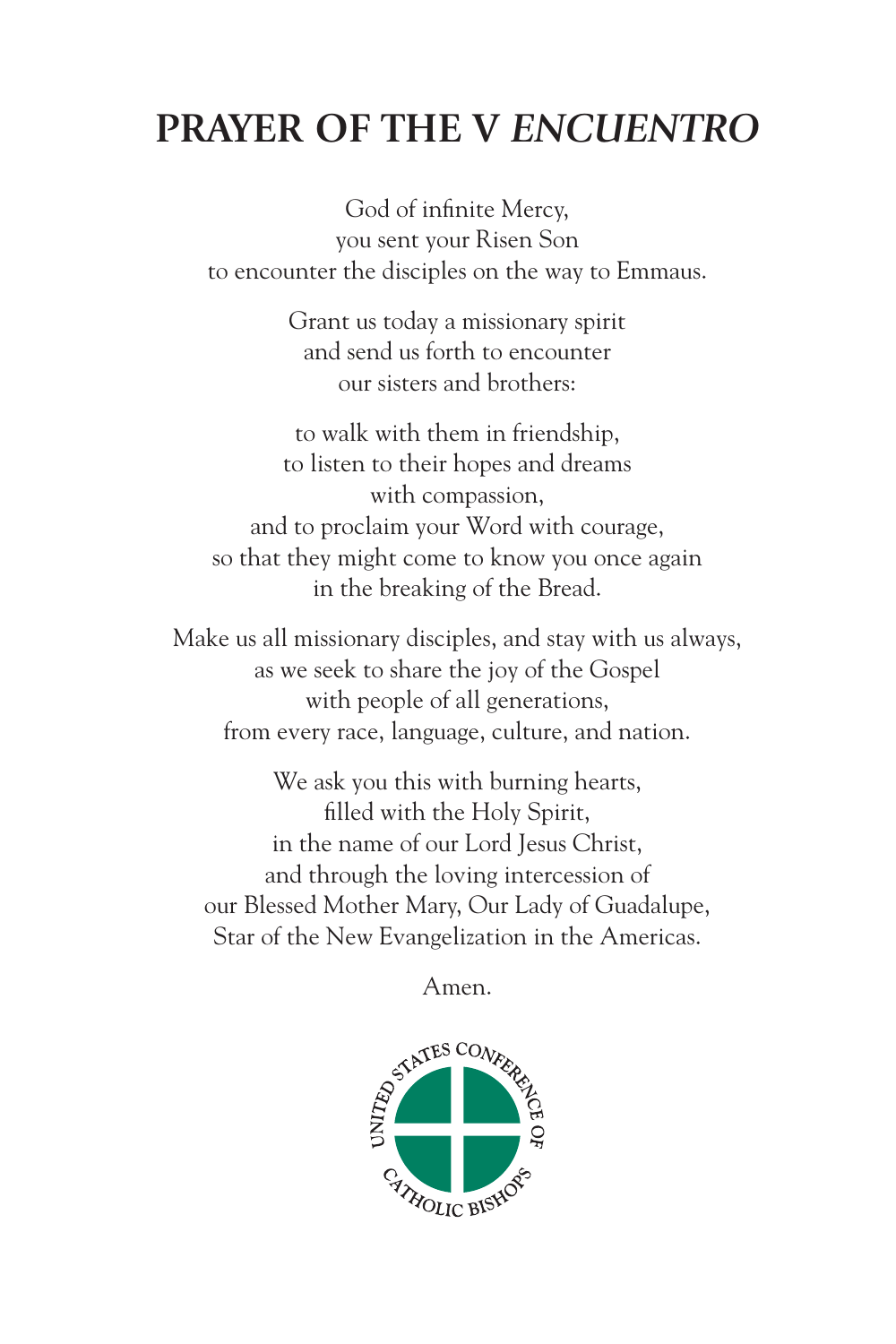# PRAYER OF THE V *ENCUENTRO*

God of infinite Mercy,
you sent your Risen Son
to encounter the disciples on the way to Emmaus.

Grant us today a missionary spirit
and send us forth to encounter
our sisters and brothers:

to walk with them in friendship,
to listen to their hopes and dreams
with compassion,
and to proclaim your Word with courage,
so that they might come to know you once again
in the breaking of the Bread.

Make us all missionary disciples, and stay with us always,
as we seek to share the joy of the Gospel
with people of all generations,
from every race, language, culture, and nation.

We ask you this with burning hearts,
filled with the Holy Spirit,
in the name of our Lord Jesus Christ,
and through the loving intercession of
our Blessed Mother Mary, Our Lady of Guadalupe,
Star of the New Evangelization in the Americas.

Amen.

UNITED STATES CONFERENCE OF CATHOLIC BISHOPS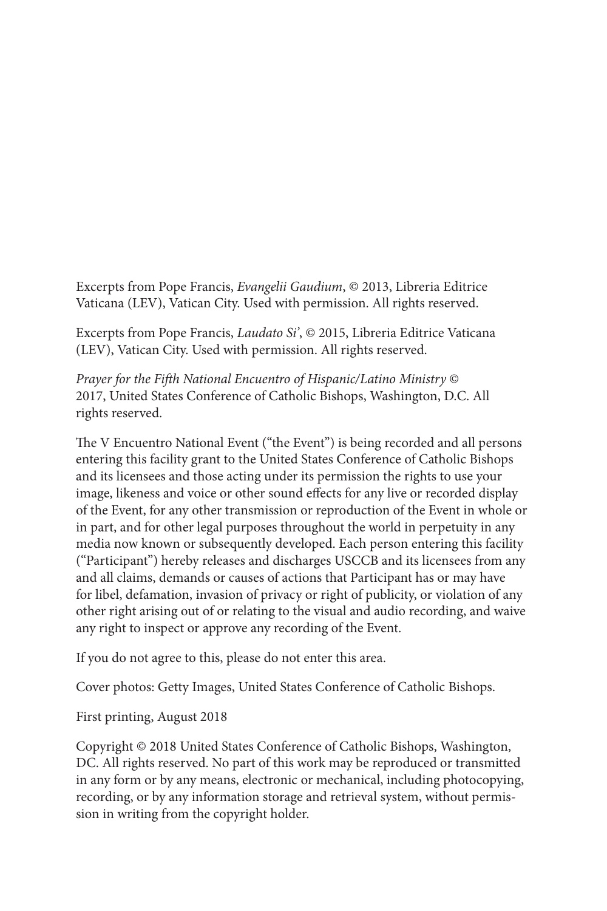Excerpts from Pope Francis, *Evangelii Gaudium*, © 2013, Libreria Editrice Vaticana (LEV), Vatican City. Used with permission. All rights reserved.

Excerpts from Pope Francis, *Laudato Si'*, © 2015, Libreria Editrice Vaticana (LEV), Vatican City. Used with permission. All rights reserved.

*Prayer for the Fifth National Encuentro of Hispanic/Latino Ministry* © 2017, United States Conference of Catholic Bishops, Washington, D.C. All rights reserved.

The V Encuentro National Event ("the Event") is being recorded and all persons entering this facility grant to the United States Conference of Catholic Bishops and its licensees and those acting under its permission the rights to use your image, likeness and voice or other sound effects for any live or recorded display of the Event, for any other transmission or reproduction of the Event in whole or in part, and for other legal purposes throughout the world in perpetuity in any media now known or subsequently developed. Each person entering this facility ("Participant") hereby releases and discharges USCCB and its licensees from any and all claims, demands or causes of actions that Participant has or may have for libel, defamation, invasion of privacy or right of publicity, or violation of any other right arising out of or relating to the visual and audio recording, and waive any right to inspect or approve any recording of the Event.

If you do not agree to this, please do not enter this area.

Cover photos: Getty Images, United States Conference of Catholic Bishops.

First printing, August 2018

Copyright © 2018 United States Conference of Catholic Bishops, Washington, DC. All rights reserved. No part of this work may be reproduced or transmitted in any form or by any means, electronic or mechanical, including photocopying, recording, or by any information storage and retrieval system, without permission in writing from the copyright holder.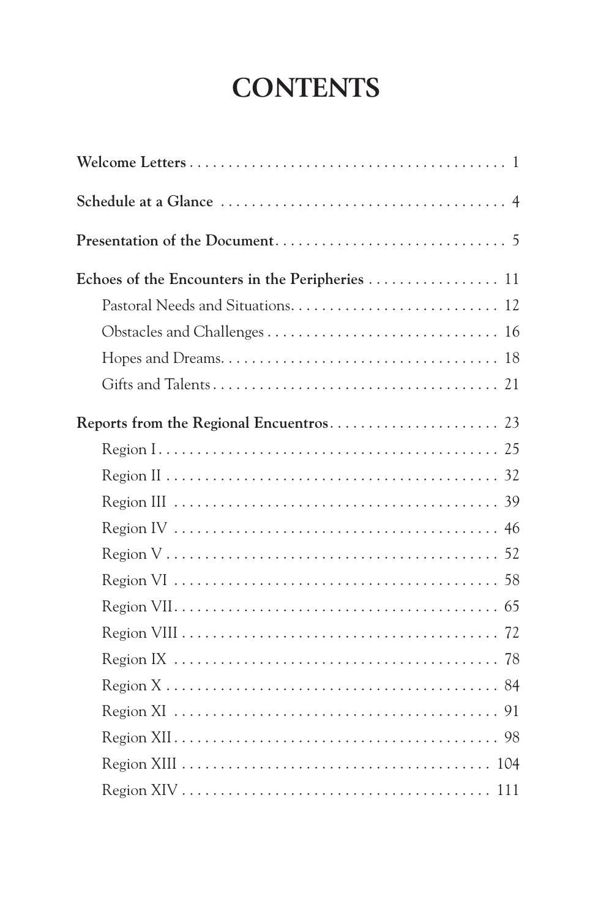# CONTENTS

**Welcome Letters** . . . . . . . . . . . . . . . . . . . . . . . . . . . . . . . . . . . . . . . . . . 1

**Schedule at a Glance** . . . . . . . . . . . . . . . . . . . . . . . . . . . . . . . . . . . . . . 4

**Presentation of the Document** . . . . . . . . . . . . . . . . . . . . . . . . . . . . . . 5

**Echoes of the Encounters in the Peripheries** . . . . . . . . . . . . . . . . . 11

- Pastoral Needs and Situations . . . . . . . . . . . . . . . . . . . . . . . . . . . 12
- Obstacles and Challenges . . . . . . . . . . . . . . . . . . . . . . . . . . . . . . 16
- Hopes and Dreams . . . . . . . . . . . . . . . . . . . . . . . . . . . . . . . . . . . . 18
- Gifts and Talents . . . . . . . . . . . . . . . . . . . . . . . . . . . . . . . . . . . . . . 21

**Reports from the Regional Encuentros** . . . . . . . . . . . . . . . . . . . . . . 23

- Region I . . . . . . . . . . . . . . . . . . . . . . . . . . . . . . . . . . . . . . . . . . . . 25
- Region II . . . . . . . . . . . . . . . . . . . . . . . . . . . . . . . . . . . . . . . . . . . 32
- Region III . . . . . . . . . . . . . . . . . . . . . . . . . . . . . . . . . . . . . . . . . . 39
- Region IV . . . . . . . . . . . . . . . . . . . . . . . . . . . . . . . . . . . . . . . . . . 46
- Region V . . . . . . . . . . . . . . . . . . . . . . . . . . . . . . . . . . . . . . . . . . . 52
- Region VI . . . . . . . . . . . . . . . . . . . . . . . . . . . . . . . . . . . . . . . . . . 58
- Region VII . . . . . . . . . . . . . . . . . . . . . . . . . . . . . . . . . . . . . . . . . . 65
- Region VIII . . . . . . . . . . . . . . . . . . . . . . . . . . . . . . . . . . . . . . . . . 72
- Region IX . . . . . . . . . . . . . . . . . . . . . . . . . . . . . . . . . . . . . . . . . . 78
- Region X . . . . . . . . . . . . . . . . . . . . . . . . . . . . . . . . . . . . . . . . . . . 84
- Region XI . . . . . . . . . . . . . . . . . . . . . . . . . . . . . . . . . . . . . . . . . . 91
- Region XII . . . . . . . . . . . . . . . . . . . . . . . . . . . . . . . . . . . . . . . . . . 98
- Region XIII . . . . . . . . . . . . . . . . . . . . . . . . . . . . . . . . . . . . . . . . . 104
- Region XIV . . . . . . . . . . . . . . . . . . . . . . . . . . . . . . . . . . . . . . . . . 111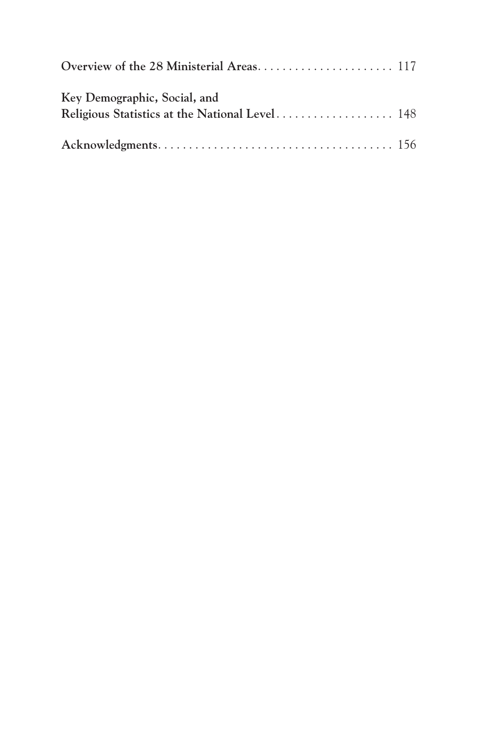**Overview of the 28 Ministerial Areas** . . . . . . . . . . . . . . . . . . . . . . 117

**Key Demographic, Social, and Religious Statistics at the National Level** . . . . . . . . . . . . . . . . . . . 148

**Acknowledgments** . . . . . . . . . . . . . . . . . . . . . . . . . . . . . . . . . . . . . . 156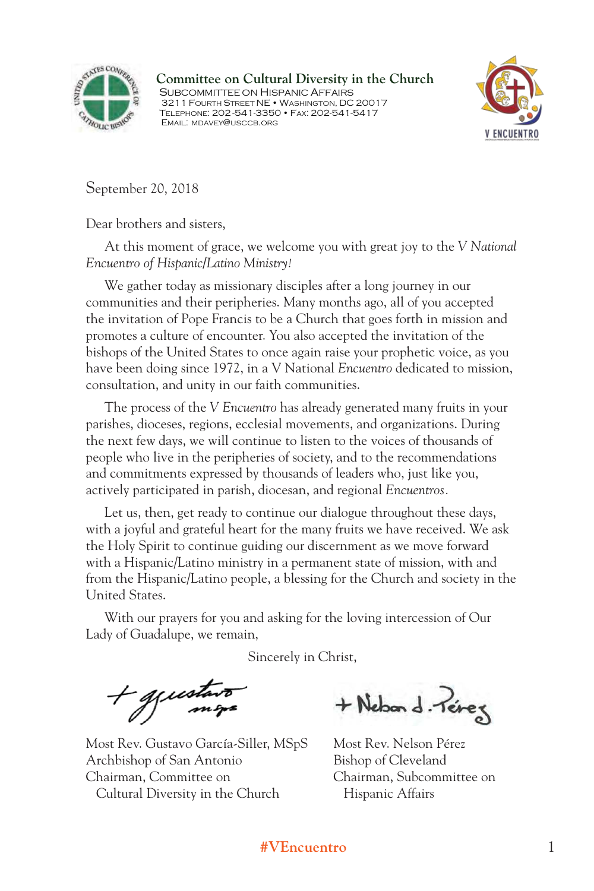**Committee on Cultural Diversity in the Church**
SUBCOMMITTEE ON HISPANIC AFFAIRS
3211 FOURTH STREET NE • WASHINGTON, DC 20017
TELEPHONE: 202-541-3350 • FAX: 202-541-5417
EMAIL: MDAVEY@USCCB.ORG

September 20, 2018

Dear brothers and sisters,

At this moment of grace, we welcome you with great joy to the *V National Encuentro of Hispanic/Latino Ministry!*

We gather today as missionary disciples after a long journey in our communities and their peripheries. Many months ago, all of you accepted the invitation of Pope Francis to be a Church that goes forth in mission and promotes a culture of encounter. You also accepted the invitation of the bishops of the United States to once again raise your prophetic voice, as you have been doing since 1972, in a V National *Encuentro* dedicated to mission, consultation, and unity in our faith communities.

The process of the *V Encuentro* has already generated many fruits in your parishes, dioceses, regions, ecclesial movements, and organizations. During the next few days, we will continue to listen to the voices of thousands of people who live in the peripheries of society, and to the recommendations and commitments expressed by thousands of leaders who, just like you, actively participated in parish, diocesan, and regional *Encuentros*.

Let us, then, get ready to continue our dialogue throughout these days, with a joyful and grateful heart for the many fruits we have received. We ask the Holy Spirit to continue guiding our discernment as we move forward with a Hispanic/Latino ministry in a permanent state of mission, with and from the Hispanic/Latino people, a blessing for the Church and society in the United States.

With our prayers for you and asking for the loving intercession of Our Lady of Guadalupe, we remain,

Sincerely in Christ,

Most Rev. Gustavo García-Siller, MSpS
Archbishop of San Antonio
Chairman, Committee on Cultural Diversity in the Church

Most Rev. Nelson Pérez
Bishop of Cleveland
Chairman, Subcommittee on Hispanic Affairs

#VEncuentro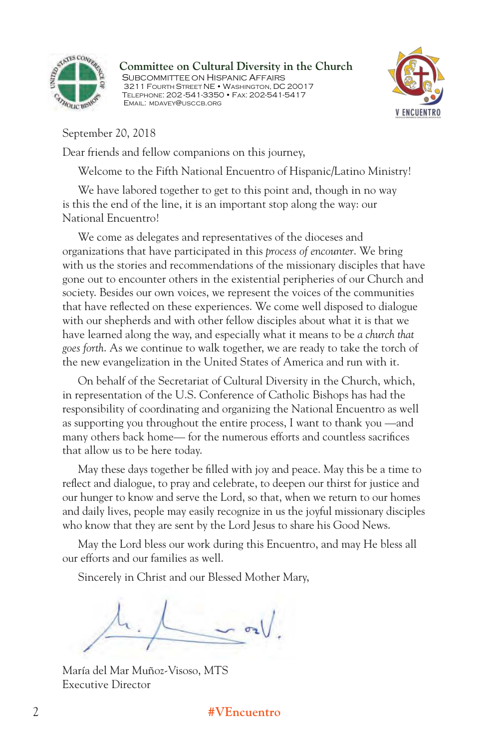**Committee on Cultural Diversity in the Church**
SUBCOMMITTEE ON HISPANIC AFFAIRS
3211 FOURTH STREET NE • WASHINGTON, DC 20017
TELEPHONE: 202-541-3350 • FAX: 202-541-5417
EMAIL: MDAVEY@USCCB.ORG

September 20, 2018

Dear friends and fellow companions on this journey,

Welcome to the Fifth National Encuentro of Hispanic/Latino Ministry!

We have labored together to get to this point and, though in no way is this the end of the line, it is an important stop along the way: our National Encuentro!

We come as delegates and representatives of the dioceses and organizations that have participated in this *process of encounter*. We bring with us the stories and recommendations of the missionary disciples that have gone out to encounter others in the existential peripheries of our Church and society. Besides our own voices, we represent the voices of the communities that have reflected on these experiences. We come well disposed to dialogue with our shepherds and with other fellow disciples about what it is that we have learned along the way, and especially what it means to be *a church that goes forth*. As we continue to walk together, we are ready to take the torch of the new evangelization in the United States of America and run with it.

On behalf of the Secretariat of Cultural Diversity in the Church, which, in representation of the U.S. Conference of Catholic Bishops has had the responsibility of coordinating and organizing the National Encuentro as well as supporting you throughout the entire process, I want to thank you —and many others back home— for the numerous efforts and countless sacrifices that allow us to be here today.

May these days together be filled with joy and peace. May this be a time to reflect and dialogue, to pray and celebrate, to deepen our thirst for justice and our hunger to know and serve the Lord, so that, when we return to our homes and daily lives, people may easily recognize in us the joyful missionary disciples who know that they are sent by the Lord Jesus to share his Good News.

May the Lord bless our work during this Encuentro, and may He bless all our efforts and our families as well.

Sincerely in Christ and our Blessed Mother Mary,

María del Mar Muñoz-Visoso, MTS
Executive Director

#VEncuentro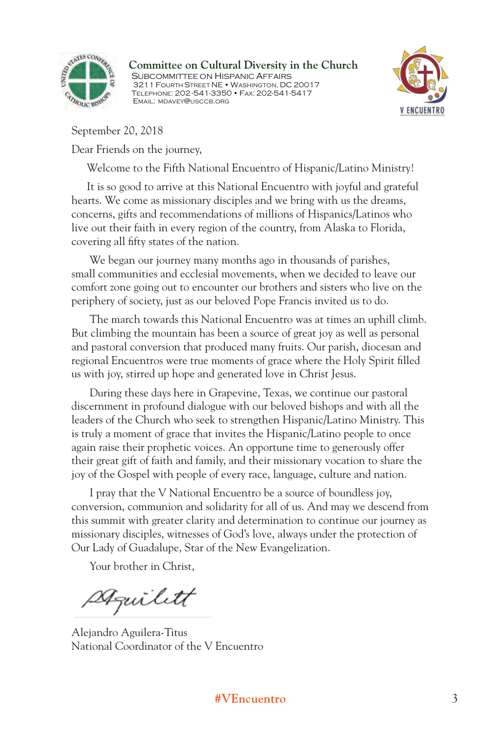**Committee on Cultural Diversity in the Church**
SUBCOMMITTEE ON HISPANIC AFFAIRS
3211 FOURTH STREET NE • WASHINGTON, DC 20017
TELEPHONE: 202-541-3350 • FAX: 202-541-5417
EMAIL: MDAVEY@USCCB.ORG

September 20, 2018

Dear Friends on the journey,

Welcome to the Fifth National Encuentro of Hispanic/Latino Ministry!

It is so good to arrive at this National Encuentro with joyful and grateful hearts. We come as missionary disciples and we bring with us the dreams, concerns, gifts and recommendations of millions of Hispanics/Latinos who live out their faith in every region of the country, from Alaska to Florida, covering all fifty states of the nation.

We began our journey many months ago in thousands of parishes, small communities and ecclesial movements, when we decided to leave our comfort zone going out to encounter our brothers and sisters who live on the periphery of society, just as our beloved Pope Francis invited us to do.

The march towards this National Encuentro was at times an uphill climb. But climbing the mountain has been a source of great joy as well as personal and pastoral conversion that produced many fruits. Our parish, diocesan and regional Encuentros were true moments of grace where the Holy Spirit filled us with joy, stirred up hope and generated love in Christ Jesus.

During these days here in Grapevine, Texas, we continue our pastoral discernment in profound dialogue with our beloved bishops and with all the leaders of the Church who seek to strengthen Hispanic/Latino Ministry. This is truly a moment of grace that invites the Hispanic/Latino people to once again raise their prophetic voices. An opportune time to generously offer their great gift of faith and family, and their missionary vocation to share the joy of the Gospel with people of every race, language, culture and nation.

I pray that the V National Encuentro be a source of boundless joy, conversion, communion and solidarity for all of us. And may we descend from this summit with greater clarity and determination to continue our journey as missionary disciples, witnesses of God's love, always under the protection of Our Lady of Guadalupe, Star of the New Evangelization.

Your brother in Christ,

Alejandro Aguilera-Titus
National Coordinator of the V Encuentro

#VEncuentro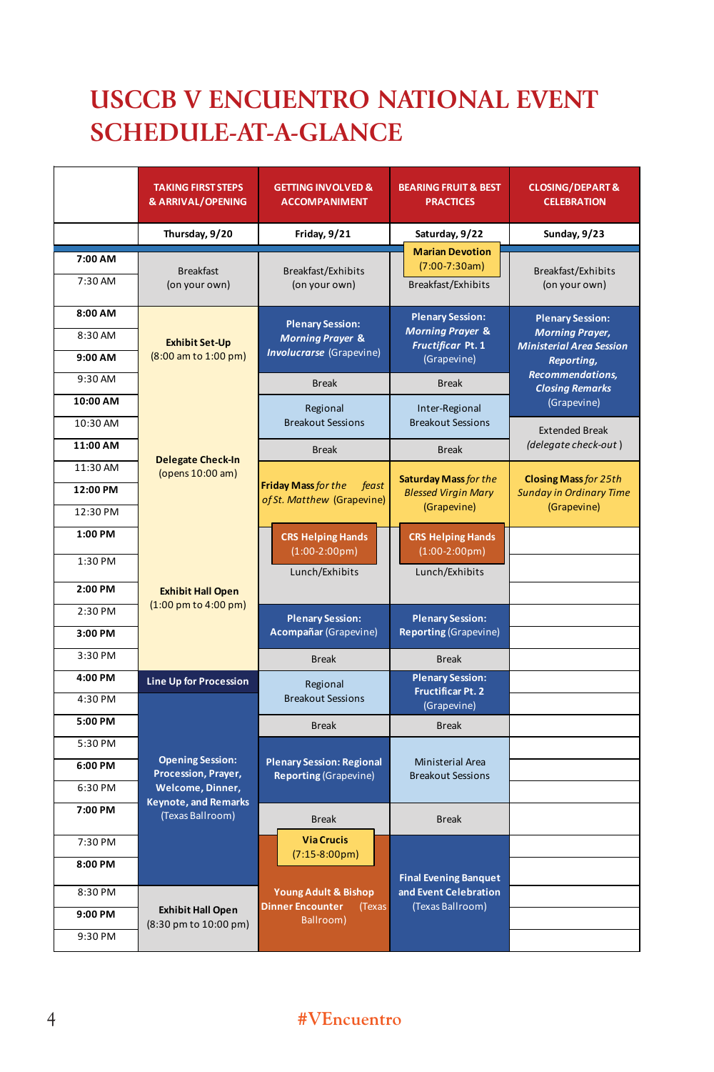# USCCB V ENCUENTRO NATIONAL EVENT SCHEDULE-AT-A-GLANCE

| | TAKING FIRST STEPS & ARRIVAL/OPENING | GETTING INVOLVED & ACCOMPANIMENT | BEARING FRUIT & BEST PRACTICES | CLOSING/DEPART & CELEBRATION |
|---|---|---|---|---|
| | Thursday, 9/20 | Friday, 9/21 | Saturday, 9/22 | Sunday, 9/23 |
| 7:00 AM | Breakfast (on your own) | Breakfast/Exhibits (on your own) | Marian Devotion (7:00-7:30am) | Breakfast/Exhibits (on your own) |
| 7:30 AM | | | Breakfast/Exhibits | |
| 8:00 AM | Exhibit Set-Up (8:00 am to 1:00 pm) | Plenary Session: *Morning Prayer & Involucrarse* (Grapevine) | Plenary Session: *Morning Prayer & Fructificar Pt. 1* (Grapevine) | Plenary Session: *Morning Prayer, Ministerial Area Session Reporting, Recommendations, Closing Remarks* (Grapevine) |
| 8:30 AM | | | | |
| 9:00 AM | | | | |
| 9:30 AM | | Break | Break | |
| 10:00 AM | Delegate Check-In (opens 10:00 am) | Regional Breakout Sessions | Inter-Regional Breakout Sessions | |
| 10:30 AM | | | | Extended Break (*delegate check-out*) |
| 11:00 AM | | Break | Break | |
| 11:30 AM | | **Friday Mass** *for the feast of St. Matthew* (Grapevine) | **Saturday Mass** *for the Blessed Virgin Mary* (Grapevine) | **Closing Mass** *for 25th Sunday in Ordinary Time* (Grapevine) |
| 12:00 PM | | | | |
| 12:30 PM | | | | |
| 1:00 PM | Exhibit Hall Open (1:00 pm to 4:00 pm) | CRS Helping Hands (1:00-2:00pm) | CRS Helping Hands (1:00-2:00pm) | |
| 1:30 PM | | Lunch/Exhibits | Lunch/Exhibits | |
| 2:00 PM | | | | |
| 2:30 PM | | Plenary Session: Acompañar (Grapevine) | Plenary Session: Reporting (Grapevine) | |
| 3:00 PM | | | | |
| 3:30 PM | | Break | Break | |
| 4:00 PM | Line Up for Procession | Regional Breakout Sessions | Plenary Session: Fructificar Pt. 2 (Grapevine) | |
| 4:30 PM | Opening Session: Procession, Prayer, Welcome, Dinner, Keynote, and Remarks (Texas Ballroom) | | | |
| 5:00 PM | | Break | Break | |
| 5:30 PM | | Plenary Session: Regional Reporting (Grapevine) | Ministerial Area Breakout Sessions | |
| 6:00 PM | | | | |
| 6:30 PM | | | | |
| 7:00 PM | | Break | Break | |
| 7:30 PM | | Via Crucis (7:15-8:00pm) | Final Evening Banquet and Event Celebration (Texas Ballroom) | |
| 8:00 PM | | Young Adult & Bishop Dinner Encounter (Texas Ballroom) | | |
| 8:30 PM | Exhibit Hall Open (8:30 pm to 10:00 pm) | | | |
| 9:00 PM | | | | |
| 9:30 PM | | | | |

#VEncuentro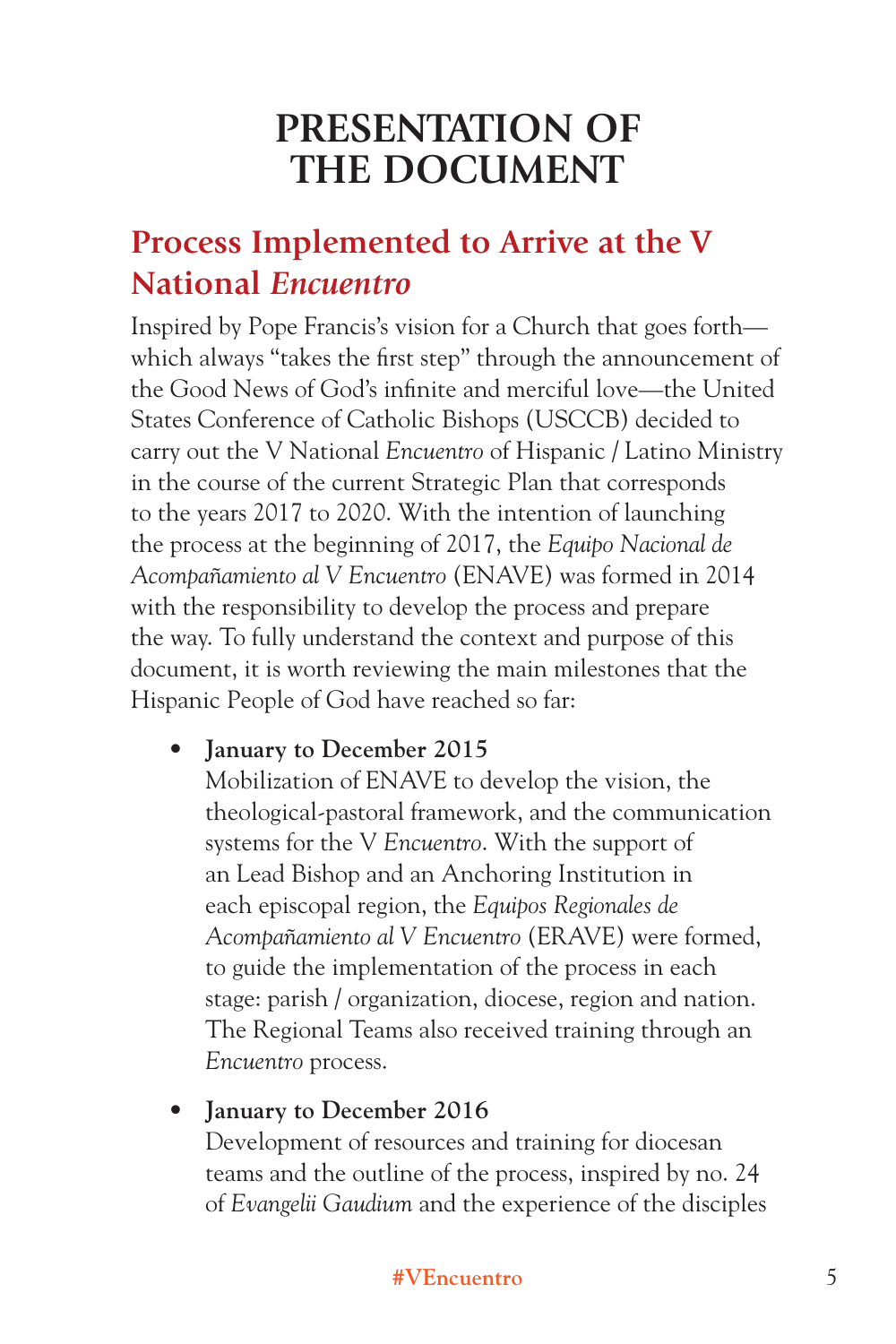# PRESENTATION OF THE DOCUMENT

## Process Implemented to Arrive at the V National *Encuentro*

Inspired by Pope Francis's vision for a Church that goes forth—which always "takes the first step" through the announcement of the Good News of God's infinite and merciful love—the United States Conference of Catholic Bishops (USCCB) decided to carry out the V National *Encuentro* of Hispanic / Latino Ministry in the course of the current Strategic Plan that corresponds to the years 2017 to 2020. With the intention of launching the process at the beginning of 2017, the *Equipo Nacional de Acompañamiento al V Encuentro* (ENAVE) was formed in 2014 with the responsibility to develop the process and prepare the way. To fully understand the context and purpose of this document, it is worth reviewing the main milestones that the Hispanic People of God have reached so far:

- **January to December 2015**
  Mobilization of ENAVE to develop the vision, the theological-pastoral framework, and the communication systems for the V *Encuentro*. With the support of an Lead Bishop and an Anchoring Institution in each episcopal region, the *Equipos Regionales de Acompañamiento al V Encuentro* (ERAVE) were formed, to guide the implementation of the process in each stage: parish / organization, diocese, region and nation. The Regional Teams also received training through an *Encuentro* process.

- **January to December 2016**
  Development of resources and training for diocesan teams and the outline of the process, inspired by no. 24 of *Evangelii Gaudium* and the experience of the disciples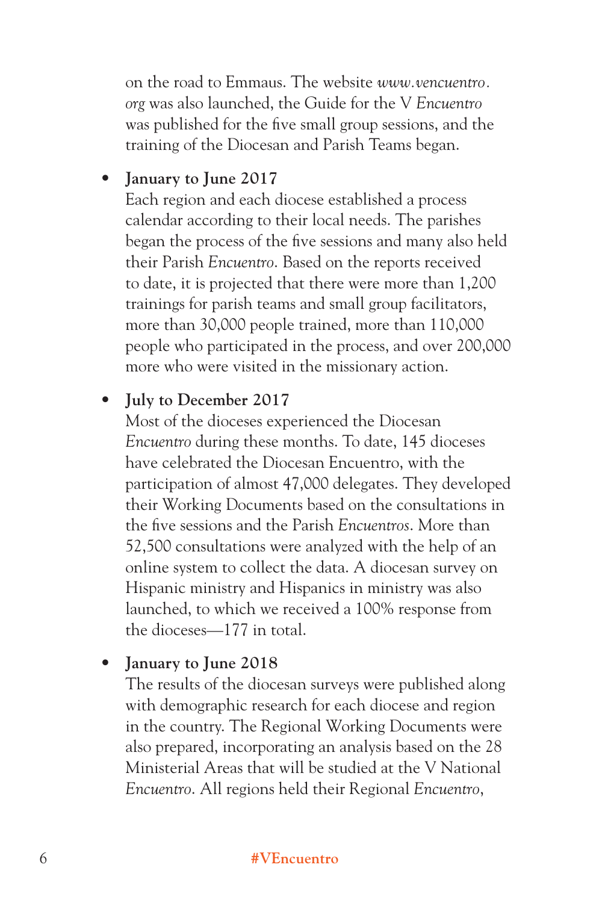on the road to Emmaus. The website *www.vencuentro.org* was also launched, the Guide for the V *Encuentro* was published for the five small group sessions, and the training of the Diocesan and Parish Teams began.

- **January to June 2017**
  Each region and each diocese established a process calendar according to their local needs. The parishes began the process of the five sessions and many also held their Parish *Encuentro*. Based on the reports received to date, it is projected that there were more than 1,200 trainings for parish teams and small group facilitators, more than 30,000 people trained, more than 110,000 people who participated in the process, and over 200,000 more who were visited in the missionary action.

- **July to December 2017**
  Most of the dioceses experienced the Diocesan *Encuentro* during these months. To date, 145 dioceses have celebrated the Diocesan Encuentro, with the participation of almost 47,000 delegates. They developed their Working Documents based on the consultations in the five sessions and the Parish *Encuentros*. More than 52,500 consultations were analyzed with the help of an online system to collect the data. A diocesan survey on Hispanic ministry and Hispanics in ministry was also launched, to which we received a 100% response from the dioceses—177 in total.

- **January to June 2018**
  The results of the diocesan surveys were published along with demographic research for each diocese and region in the country. The Regional Working Documents were also prepared, incorporating an analysis based on the 28 Ministerial Areas that will be studied at the V National *Encuentro*. All regions held their Regional *Encuentro*,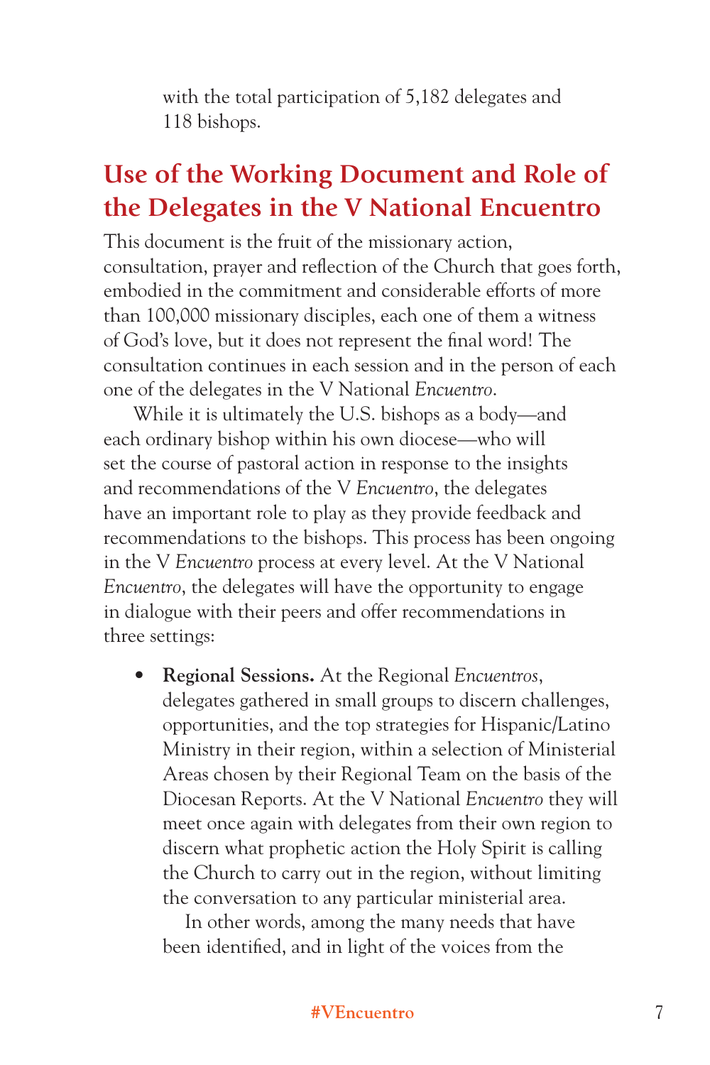with the total participation of 5,182 delegates and 118 bishops.

## Use of the Working Document and Role of the Delegates in the V National Encuentro

This document is the fruit of the missionary action, consultation, prayer and reflection of the Church that goes forth, embodied in the commitment and considerable efforts of more than 100,000 missionary disciples, each one of them a witness of God's love, but it does not represent the final word! The consultation continues in each session and in the person of each one of the delegates in the V National *Encuentro*.

While it is ultimately the U.S. bishops as a body—and each ordinary bishop within his own diocese—who will set the course of pastoral action in response to the insights and recommendations of the V *Encuentro*, the delegates have an important role to play as they provide feedback and recommendations to the bishops. This process has been ongoing in the V *Encuentro* process at every level. At the V National *Encuentro*, the delegates will have the opportunity to engage in dialogue with their peers and offer recommendations in three settings:

- **Regional Sessions.** At the Regional *Encuentros*, delegates gathered in small groups to discern challenges, opportunities, and the top strategies for Hispanic/Latino Ministry in their region, within a selection of Ministerial Areas chosen by their Regional Team on the basis of the Diocesan Reports. At the V National *Encuentro* they will meet once again with delegates from their own region to discern what prophetic action the Holy Spirit is calling the Church to carry out in the region, without limiting the conversation to any particular ministerial area.

  In other words, among the many needs that have been identified, and in light of the voices from the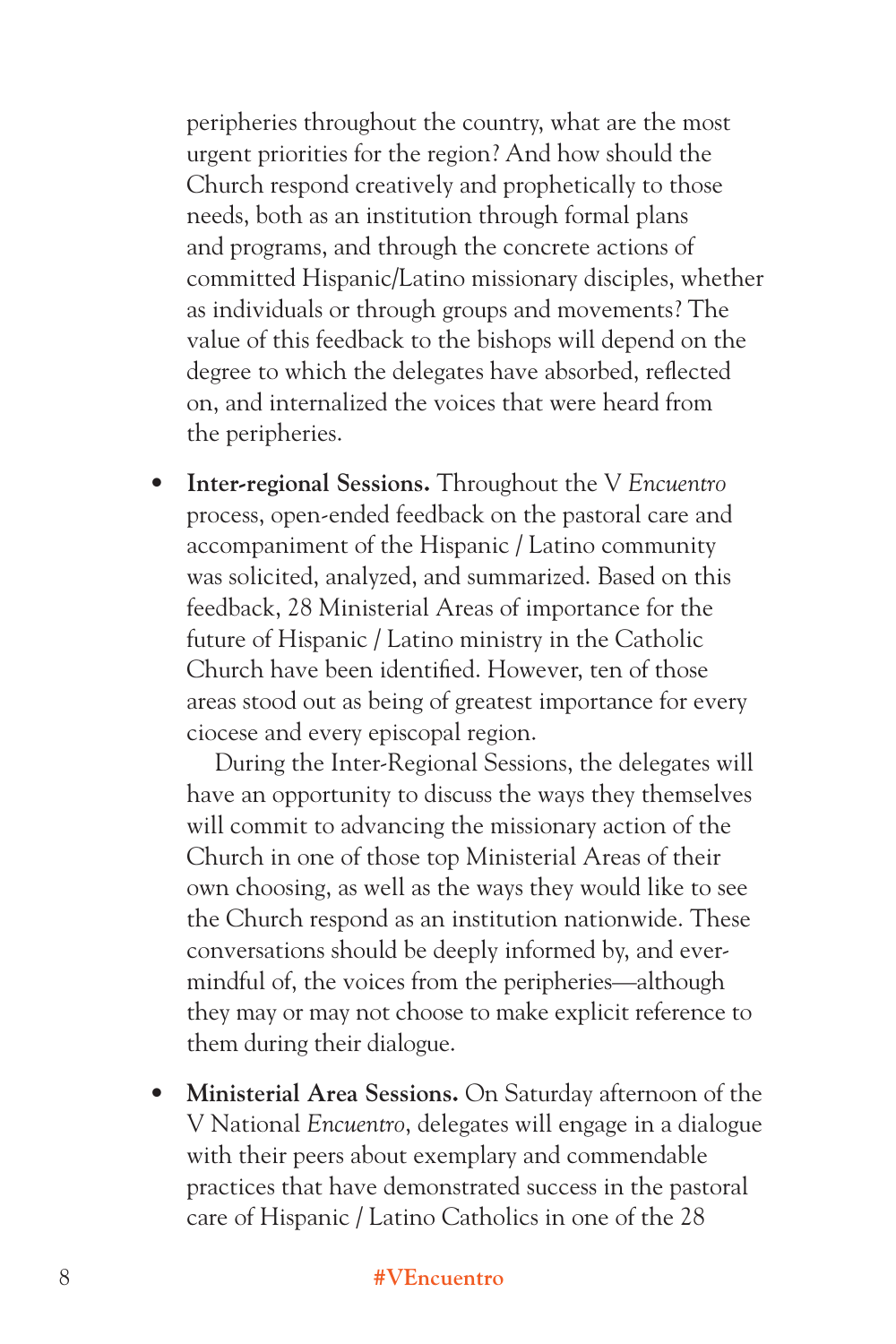peripheries throughout the country, what are the most urgent priorities for the region? And how should the Church respond creatively and prophetically to those needs, both as an institution through formal plans and programs, and through the concrete actions of committed Hispanic/Latino missionary disciples, whether as individuals or through groups and movements? The value of this feedback to the bishops will depend on the degree to which the delegates have absorbed, reflected on, and internalized the voices that were heard from the peripheries.

- **Inter-regional Sessions.** Throughout the V *Encuentro* process, open-ended feedback on the pastoral care and accompaniment of the Hispanic / Latino community was solicited, analyzed, and summarized. Based on this feedback, 28 Ministerial Areas of importance for the future of Hispanic / Latino ministry in the Catholic Church have been identified. However, ten of those areas stood out as being of greatest importance for every ciocese and every episcopal region.

  During the Inter-Regional Sessions, the delegates will have an opportunity to discuss the ways they themselves will commit to advancing the missionary action of the Church in one of those top Ministerial Areas of their own choosing, as well as the ways they would like to see the Church respond as an institution nationwide. These conversations should be deeply informed by, and ever-mindful of, the voices from the peripheries—although they may or may not choose to make explicit reference to them during their dialogue.

- **Ministerial Area Sessions.** On Saturday afternoon of the V National *Encuentro*, delegates will engage in a dialogue with their peers about exemplary and commendable practices that have demonstrated success in the pastoral care of Hispanic / Latino Catholics in one of the 28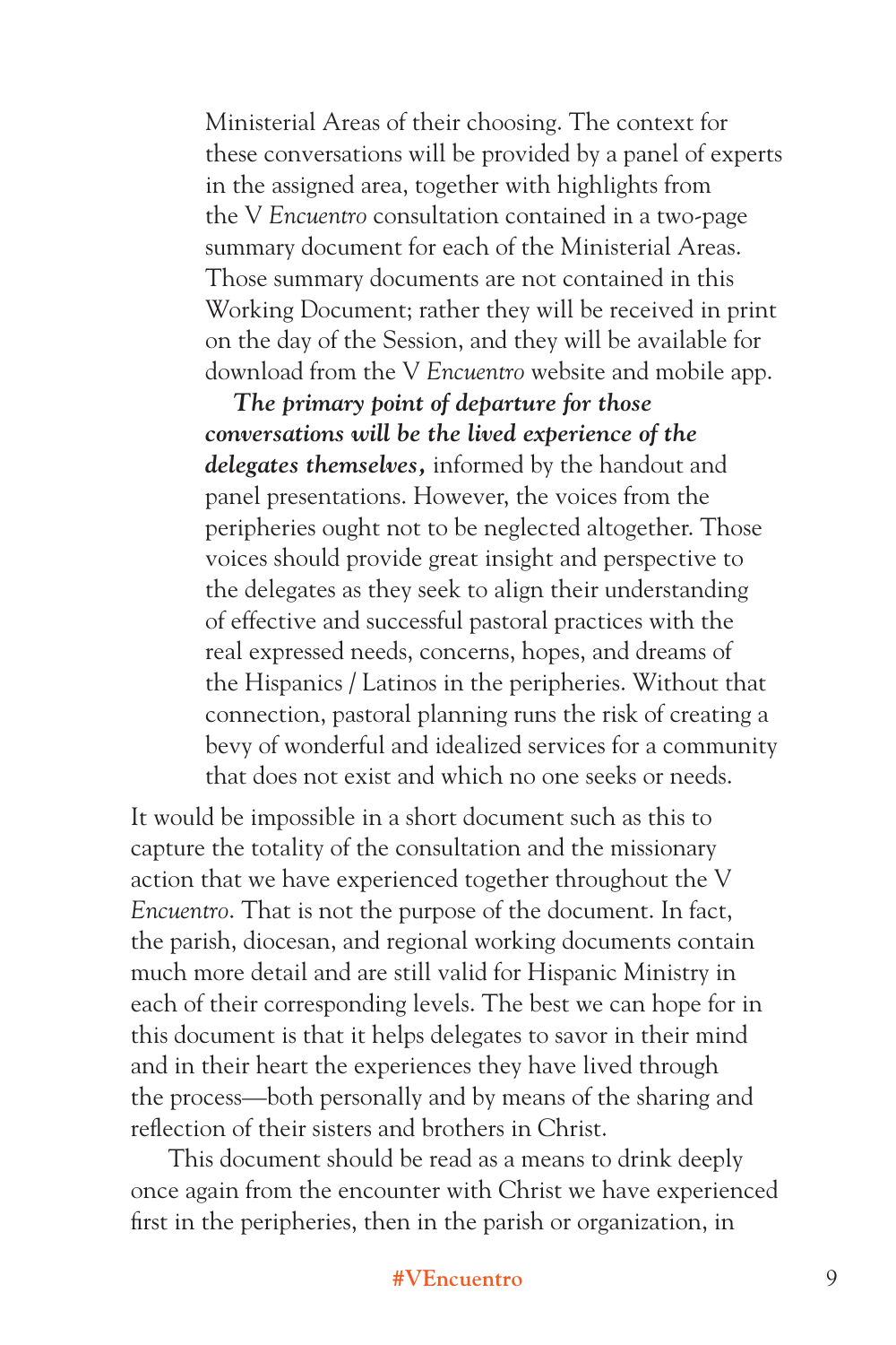Ministerial Areas of their choosing. The context for these conversations will be provided by a panel of experts in the assigned area, together with highlights from the V *Encuentro* consultation contained in a two-page summary document for each of the Ministerial Areas. Those summary documents are not contained in this Working Document; rather they will be received in print on the day of the Session, and they will be available for download from the V *Encuentro* website and mobile app.

***The primary point of departure for those conversations will be the lived experience of the delegates themselves,*** informed by the handout and panel presentations. However, the voices from the peripheries ought not to be neglected altogether. Those voices should provide great insight and perspective to the delegates as they seek to align their understanding of effective and successful pastoral practices with the real expressed needs, concerns, hopes, and dreams of the Hispanics / Latinos in the peripheries. Without that connection, pastoral planning runs the risk of creating a bevy of wonderful and idealized services for a community that does not exist and which no one seeks or needs.

It would be impossible in a short document such as this to capture the totality of the consultation and the missionary action that we have experienced together throughout the V *Encuentro*. That is not the purpose of the document. In fact, the parish, diocesan, and regional working documents contain much more detail and are still valid for Hispanic Ministry in each of their corresponding levels. The best we can hope for in this document is that it helps delegates to savor in their mind and in their heart the experiences they have lived through the process—both personally and by means of the sharing and reflection of their sisters and brothers in Christ.

This document should be read as a means to drink deeply once again from the encounter with Christ we have experienced first in the peripheries, then in the parish or organization, in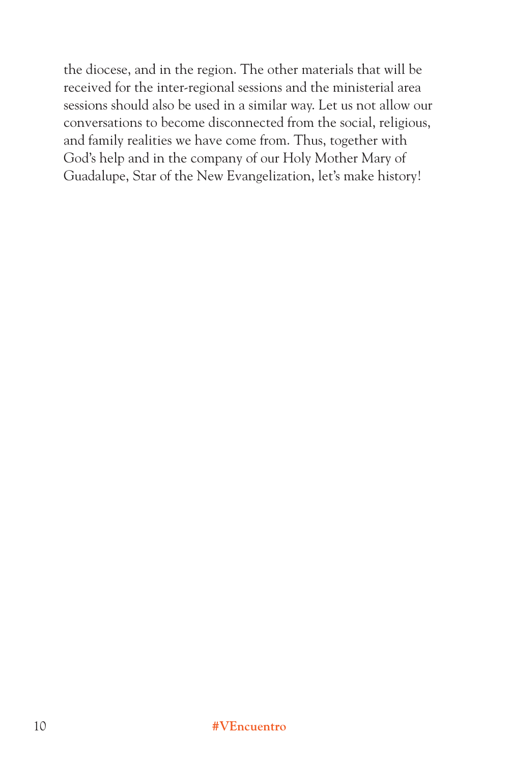the diocese, and in the region. The other materials that will be received for the inter-regional sessions and the ministerial area sessions should also be used in a similar way. Let us not allow our conversations to become disconnected from the social, religious, and family realities we have come from. Thus, together with God's help and in the company of our Holy Mother Mary of Guadalupe, Star of the New Evangelization, let's make history!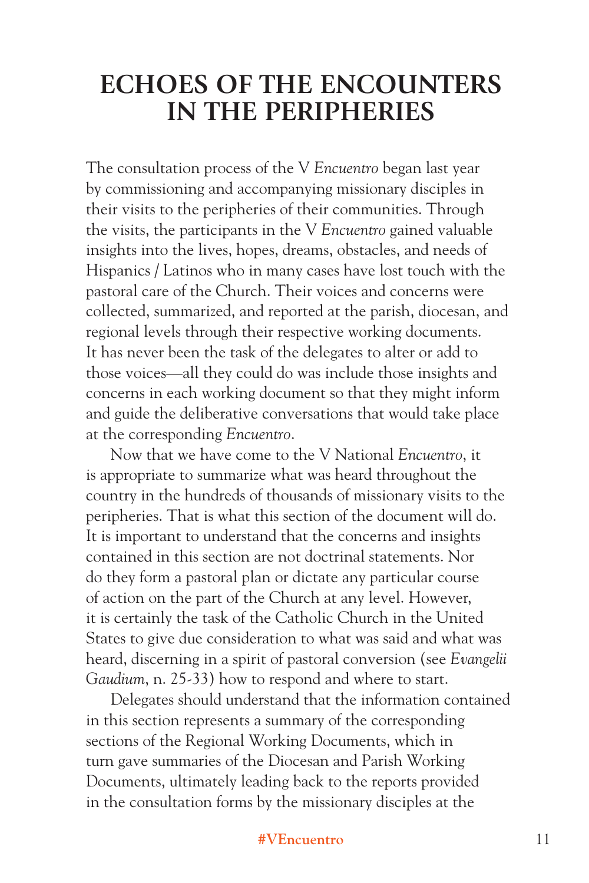# ECHOES OF THE ENCOUNTERS IN THE PERIPHERIES

The consultation process of the V *Encuentro* began last year by commissioning and accompanying missionary disciples in their visits to the peripheries of their communities. Through the visits, the participants in the V *Encuentro* gained valuable insights into the lives, hopes, dreams, obstacles, and needs of Hispanics / Latinos who in many cases have lost touch with the pastoral care of the Church. Their voices and concerns were collected, summarized, and reported at the parish, diocesan, and regional levels through their respective working documents. It has never been the task of the delegates to alter or add to those voices—all they could do was include those insights and concerns in each working document so that they might inform and guide the deliberative conversations that would take place at the corresponding *Encuentro*.

Now that we have come to the V National *Encuentro*, it is appropriate to summarize what was heard throughout the country in the hundreds of thousands of missionary visits to the peripheries. That is what this section of the document will do. It is important to understand that the concerns and insights contained in this section are not doctrinal statements. Nor do they form a pastoral plan or dictate any particular course of action on the part of the Church at any level. However, it is certainly the task of the Catholic Church in the United States to give due consideration to what was said and what was heard, discerning in a spirit of pastoral conversion (see *Evangelii Gaudium*, n. 25-33) how to respond and where to start.

Delegates should understand that the information contained in this section represents a summary of the corresponding sections of the Regional Working Documents, which in turn gave summaries of the Diocesan and Parish Working Documents, ultimately leading back to the reports provided in the consultation forms by the missionary disciples at the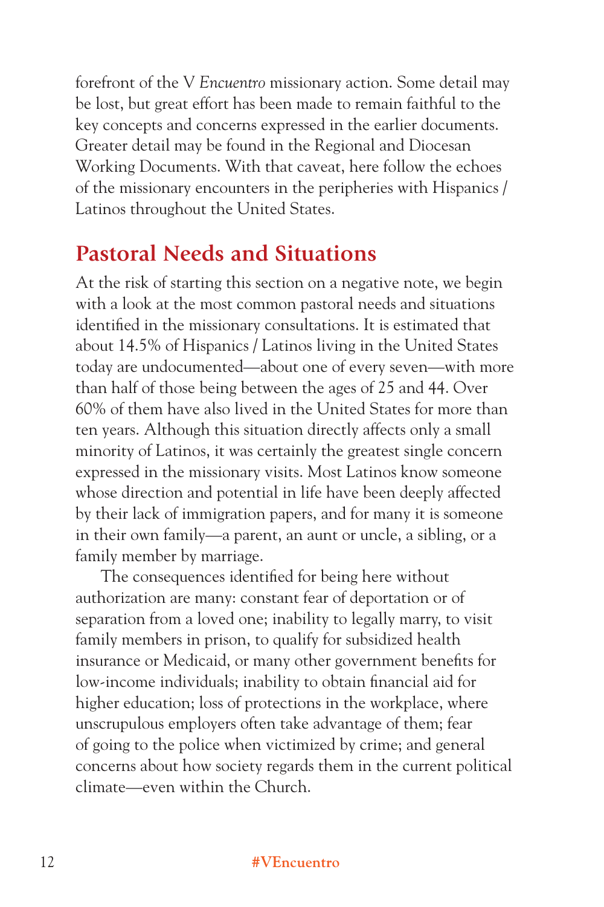forefront of the V *Encuentro* missionary action. Some detail may be lost, but great effort has been made to remain faithful to the key concepts and concerns expressed in the earlier documents. Greater detail may be found in the Regional and Diocesan Working Documents. With that caveat, here follow the echoes of the missionary encounters in the peripheries with Hispanics / Latinos throughout the United States.

## Pastoral Needs and Situations

At the risk of starting this section on a negative note, we begin with a look at the most common pastoral needs and situations identified in the missionary consultations. It is estimated that about 14.5% of Hispanics / Latinos living in the United States today are undocumented—about one of every seven—with more than half of those being between the ages of 25 and 44. Over 60% of them have also lived in the United States for more than ten years. Although this situation directly affects only a small minority of Latinos, it was certainly the greatest single concern expressed in the missionary visits. Most Latinos know someone whose direction and potential in life have been deeply affected by their lack of immigration papers, and for many it is someone in their own family—a parent, an aunt or uncle, a sibling, or a family member by marriage.

The consequences identified for being here without authorization are many: constant fear of deportation or of separation from a loved one; inability to legally marry, to visit family members in prison, to qualify for subsidized health insurance or Medicaid, or many other government benefits for low-income individuals; inability to obtain financial aid for higher education; loss of protections in the workplace, where unscrupulous employers often take advantage of them; fear of going to the police when victimized by crime; and general concerns about how society regards them in the current political climate—even within the Church.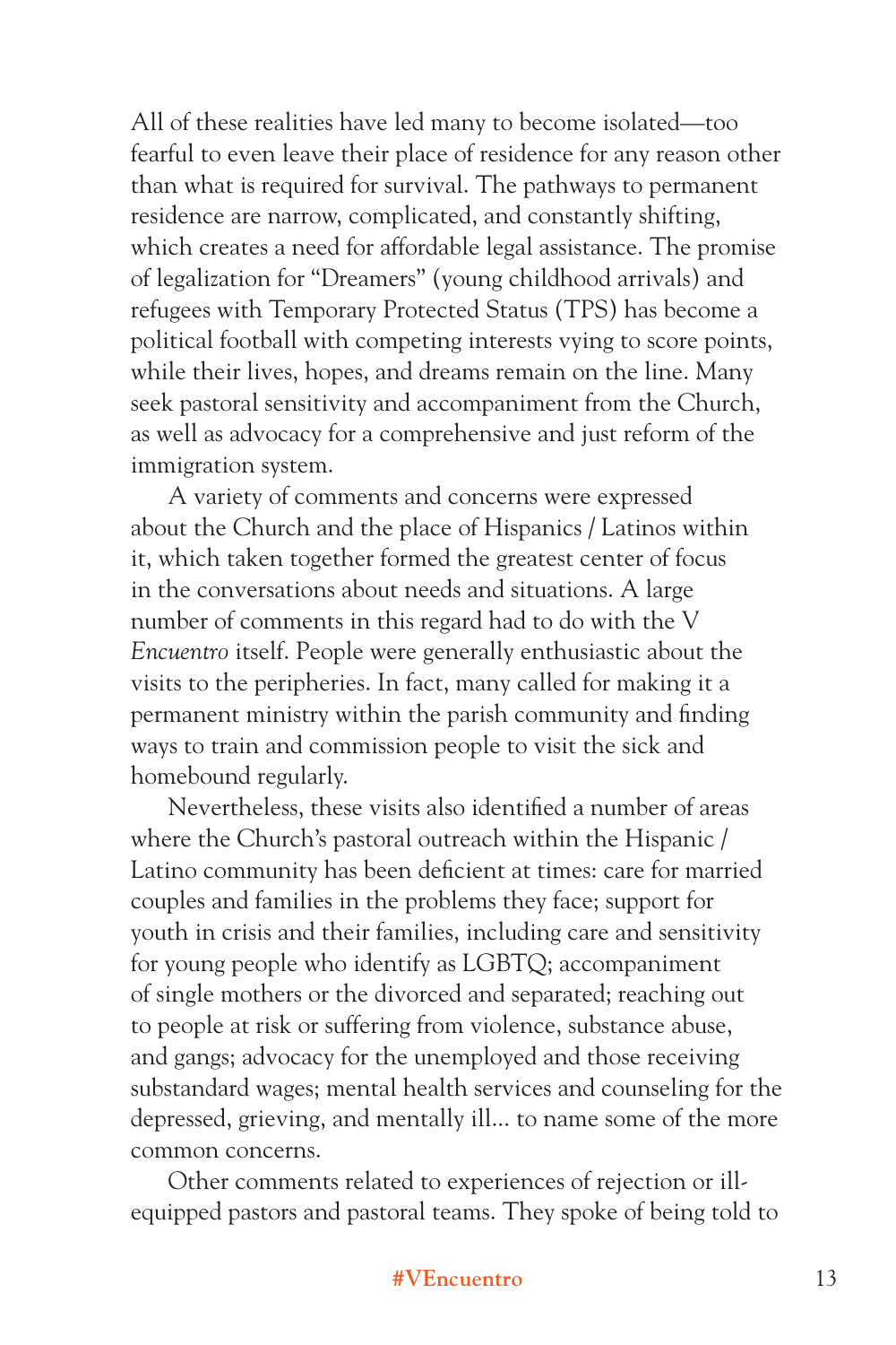All of these realities have led many to become isolated—too fearful to even leave their place of residence for any reason other than what is required for survival. The pathways to permanent residence are narrow, complicated, and constantly shifting, which creates a need for affordable legal assistance. The promise of legalization for "Dreamers" (young childhood arrivals) and refugees with Temporary Protected Status (TPS) has become a political football with competing interests vying to score points, while their lives, hopes, and dreams remain on the line. Many seek pastoral sensitivity and accompaniment from the Church, as well as advocacy for a comprehensive and just reform of the immigration system.

A variety of comments and concerns were expressed about the Church and the place of Hispanics / Latinos within it, which taken together formed the greatest center of focus in the conversations about needs and situations. A large number of comments in this regard had to do with the V *Encuentro* itself. People were generally enthusiastic about the visits to the peripheries. In fact, many called for making it a permanent ministry within the parish community and finding ways to train and commission people to visit the sick and homebound regularly.

Nevertheless, these visits also identified a number of areas where the Church's pastoral outreach within the Hispanic / Latino community has been deficient at times: care for married couples and families in the problems they face; support for youth in crisis and their families, including care and sensitivity for young people who identify as LGBTQ; accompaniment of single mothers or the divorced and separated; reaching out to people at risk or suffering from violence, substance abuse, and gangs; advocacy for the unemployed and those receiving substandard wages; mental health services and counseling for the depressed, grieving, and mentally ill... to name some of the more common concerns.

Other comments related to experiences of rejection or ill-equipped pastors and pastoral teams. They spoke of being told to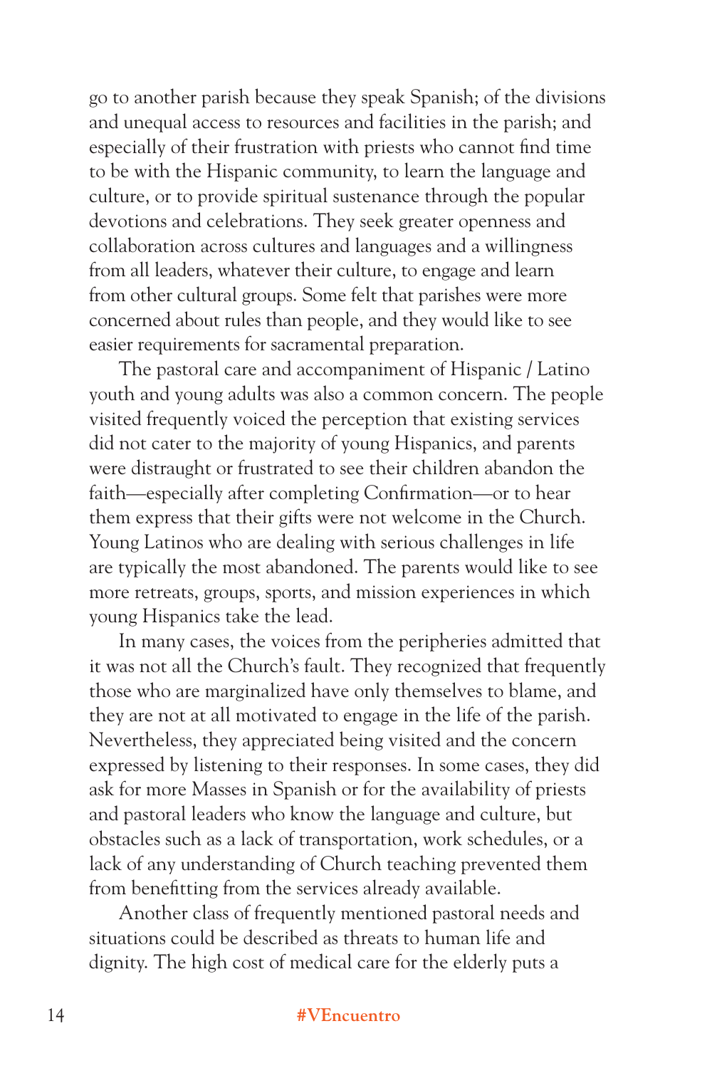go to another parish because they speak Spanish; of the divisions and unequal access to resources and facilities in the parish; and especially of their frustration with priests who cannot find time to be with the Hispanic community, to learn the language and culture, or to provide spiritual sustenance through the popular devotions and celebrations. They seek greater openness and collaboration across cultures and languages and a willingness from all leaders, whatever their culture, to engage and learn from other cultural groups. Some felt that parishes were more concerned about rules than people, and they would like to see easier requirements for sacramental preparation.

The pastoral care and accompaniment of Hispanic / Latino youth and young adults was also a common concern. The people visited frequently voiced the perception that existing services did not cater to the majority of young Hispanics, and parents were distraught or frustrated to see their children abandon the faith—especially after completing Confirmation—or to hear them express that their gifts were not welcome in the Church. Young Latinos who are dealing with serious challenges in life are typically the most abandoned. The parents would like to see more retreats, groups, sports, and mission experiences in which young Hispanics take the lead.

In many cases, the voices from the peripheries admitted that it was not all the Church's fault. They recognized that frequently those who are marginalized have only themselves to blame, and they are not at all motivated to engage in the life of the parish. Nevertheless, they appreciated being visited and the concern expressed by listening to their responses. In some cases, they did ask for more Masses in Spanish or for the availability of priests and pastoral leaders who know the language and culture, but obstacles such as a lack of transportation, work schedules, or a lack of any understanding of Church teaching prevented them from benefitting from the services already available.

Another class of frequently mentioned pastoral needs and situations could be described as threats to human life and dignity. The high cost of medical care for the elderly puts a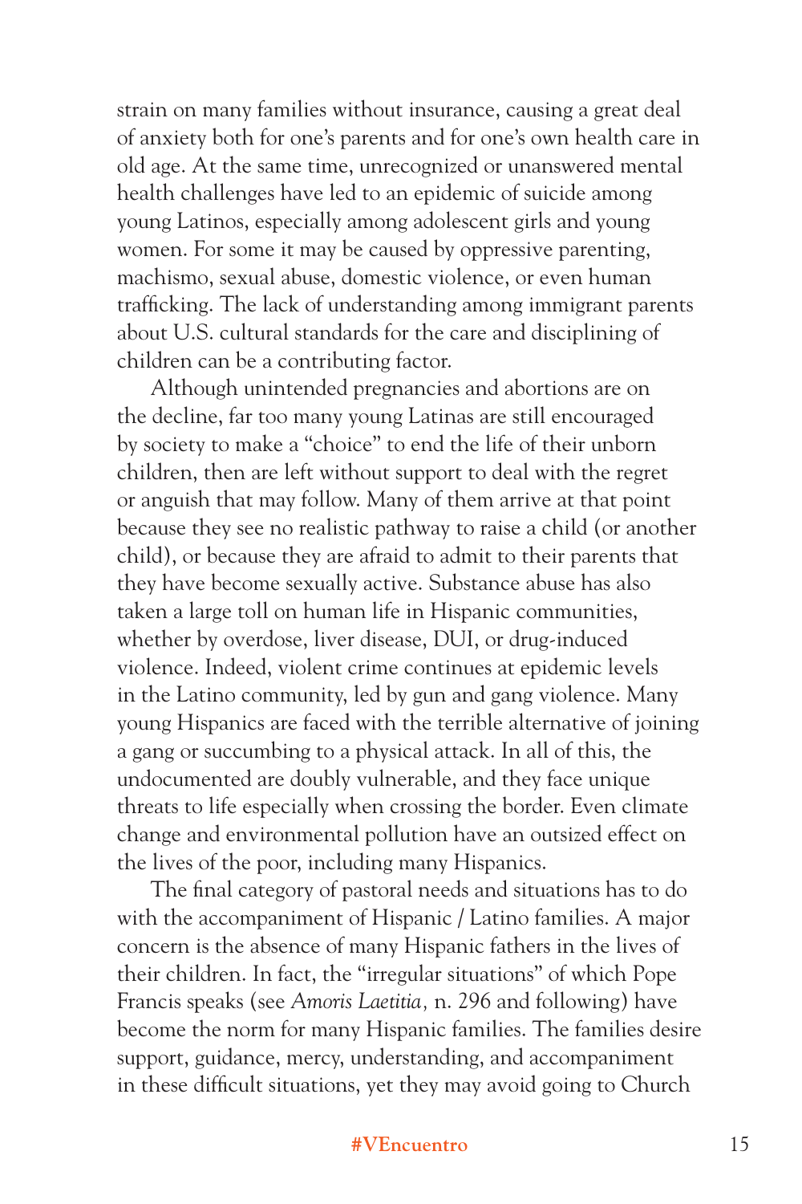strain on many families without insurance, causing a great deal of anxiety both for one's parents and for one's own health care in old age. At the same time, unrecognized or unanswered mental health challenges have led to an epidemic of suicide among young Latinos, especially among adolescent girls and young women. For some it may be caused by oppressive parenting, machismo, sexual abuse, domestic violence, or even human trafficking. The lack of understanding among immigrant parents about U.S. cultural standards for the care and disciplining of children can be a contributing factor.

Although unintended pregnancies and abortions are on the decline, far too many young Latinas are still encouraged by society to make a "choice" to end the life of their unborn children, then are left without support to deal with the regret or anguish that may follow. Many of them arrive at that point because they see no realistic pathway to raise a child (or another child), or because they are afraid to admit to their parents that they have become sexually active. Substance abuse has also taken a large toll on human life in Hispanic communities, whether by overdose, liver disease, DUI, or drug-induced violence. Indeed, violent crime continues at epidemic levels in the Latino community, led by gun and gang violence. Many young Hispanics are faced with the terrible alternative of joining a gang or succumbing to a physical attack. In all of this, the undocumented are doubly vulnerable, and they face unique threats to life especially when crossing the border. Even climate change and environmental pollution have an outsized effect on the lives of the poor, including many Hispanics.

The final category of pastoral needs and situations has to do with the accompaniment of Hispanic / Latino families. A major concern is the absence of many Hispanic fathers in the lives of their children. In fact, the "irregular situations" of which Pope Francis speaks (see *Amoris Laetitia*, n. 296 and following) have become the norm for many Hispanic families. The families desire support, guidance, mercy, understanding, and accompaniment in these difficult situations, yet they may avoid going to Church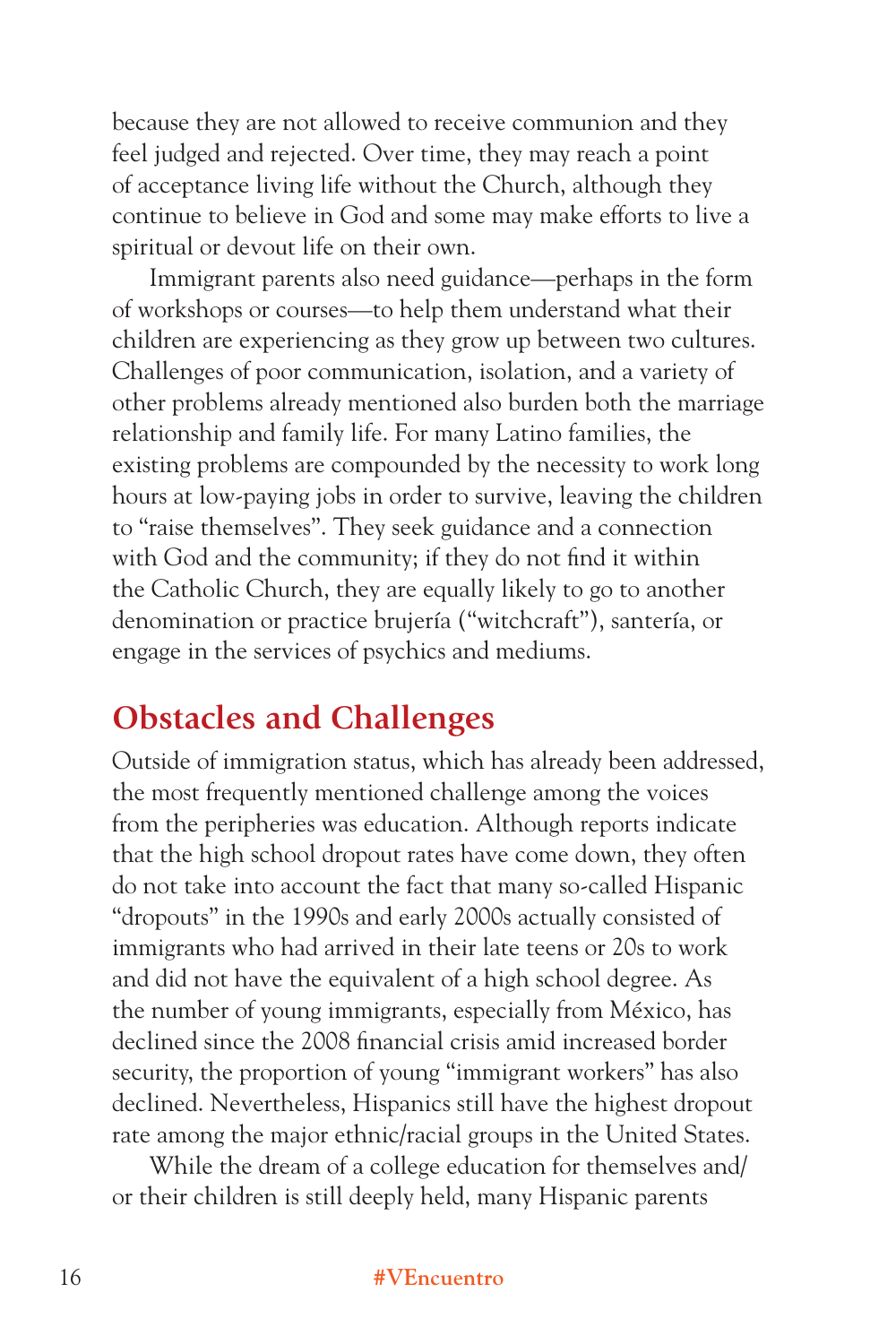because they are not allowed to receive communion and they feel judged and rejected. Over time, they may reach a point of acceptance living life without the Church, although they continue to believe in God and some may make efforts to live a spiritual or devout life on their own.

Immigrant parents also need guidance—perhaps in the form of workshops or courses—to help them understand what their children are experiencing as they grow up between two cultures. Challenges of poor communication, isolation, and a variety of other problems already mentioned also burden both the marriage relationship and family life. For many Latino families, the existing problems are compounded by the necessity to work long hours at low-paying jobs in order to survive, leaving the children to "raise themselves". They seek guidance and a connection with God and the community; if they do not find it within the Catholic Church, they are equally likely to go to another denomination or practice brujería ("witchcraft"), santería, or engage in the services of psychics and mediums.

## Obstacles and Challenges

Outside of immigration status, which has already been addressed, the most frequently mentioned challenge among the voices from the peripheries was education. Although reports indicate that the high school dropout rates have come down, they often do not take into account the fact that many so-called Hispanic "dropouts" in the 1990s and early 2000s actually consisted of immigrants who had arrived in their late teens or 20s to work and did not have the equivalent of a high school degree. As the number of young immigrants, especially from México, has declined since the 2008 financial crisis amid increased border security, the proportion of young "immigrant workers" has also declined. Nevertheless, Hispanics still have the highest dropout rate among the major ethnic/racial groups in the United States.

While the dream of a college education for themselves and/or their children is still deeply held, many Hispanic parents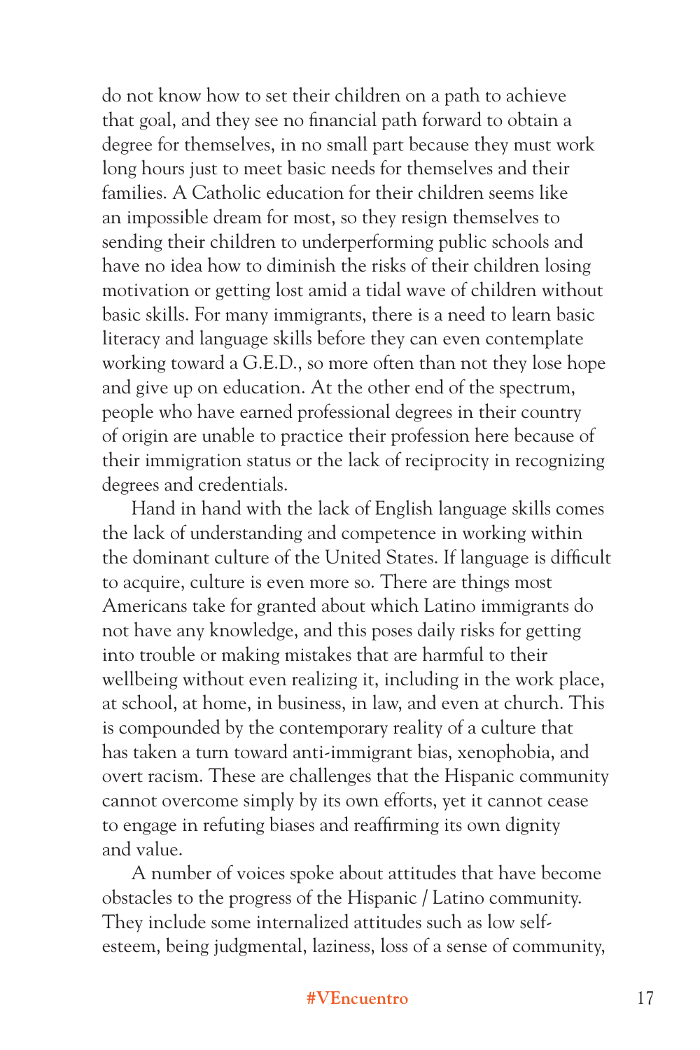do not know how to set their children on a path to achieve that goal, and they see no financial path forward to obtain a degree for themselves, in no small part because they must work long hours just to meet basic needs for themselves and their families. A Catholic education for their children seems like an impossible dream for most, so they resign themselves to sending their children to underperforming public schools and have no idea how to diminish the risks of their children losing motivation or getting lost amid a tidal wave of children without basic skills. For many immigrants, there is a need to learn basic literacy and language skills before they can even contemplate working toward a G.E.D., so more often than not they lose hope and give up on education. At the other end of the spectrum, people who have earned professional degrees in their country of origin are unable to practice their profession here because of their immigration status or the lack of reciprocity in recognizing degrees and credentials.

Hand in hand with the lack of English language skills comes the lack of understanding and competence in working within the dominant culture of the United States. If language is difficult to acquire, culture is even more so. There are things most Americans take for granted about which Latino immigrants do not have any knowledge, and this poses daily risks for getting into trouble or making mistakes that are harmful to their wellbeing without even realizing it, including in the work place, at school, at home, in business, in law, and even at church. This is compounded by the contemporary reality of a culture that has taken a turn toward anti-immigrant bias, xenophobia, and overt racism. These are challenges that the Hispanic community cannot overcome simply by its own efforts, yet it cannot cease to engage in refuting biases and reaffirming its own dignity and value.

A number of voices spoke about attitudes that have become obstacles to the progress of the Hispanic / Latino community. They include some internalized attitudes such as low self-esteem, being judgmental, laziness, loss of a sense of community,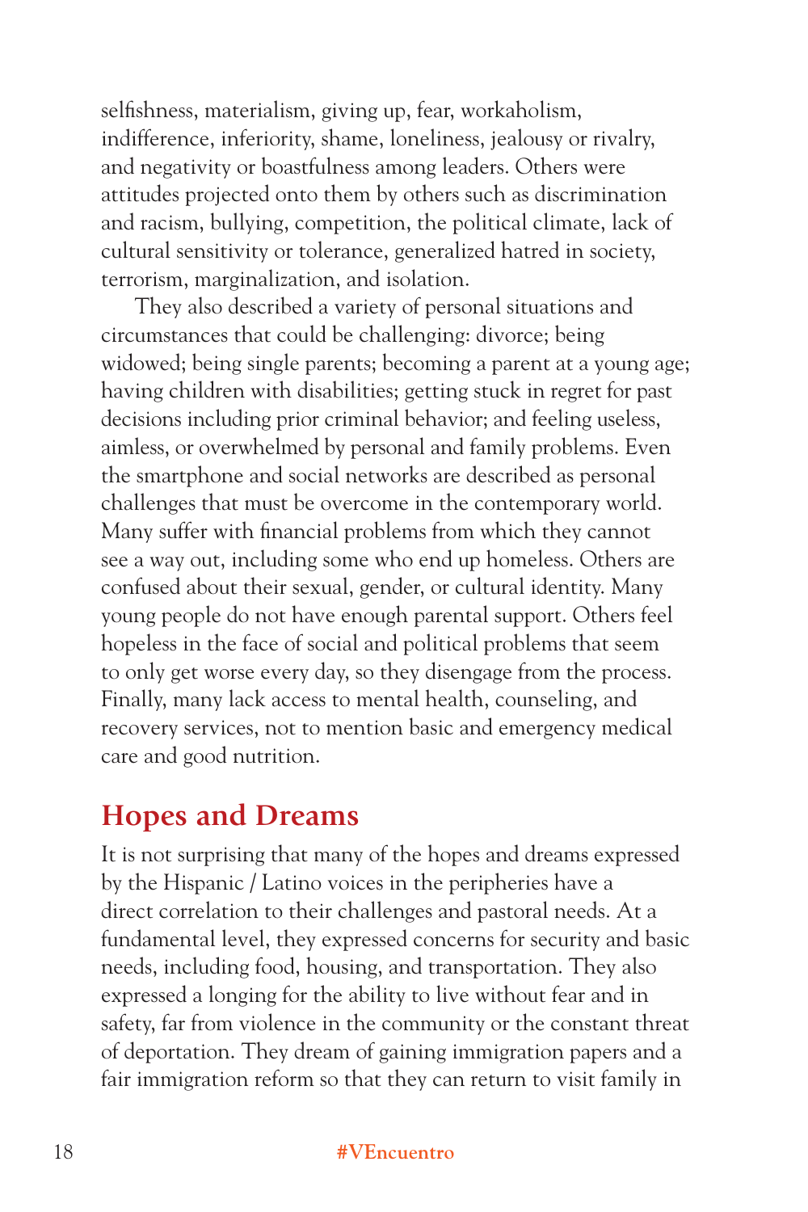selfishness, materialism, giving up, fear, workaholism, indifference, inferiority, shame, loneliness, jealousy or rivalry, and negativity or boastfulness among leaders. Others were attitudes projected onto them by others such as discrimination and racism, bullying, competition, the political climate, lack of cultural sensitivity or tolerance, generalized hatred in society, terrorism, marginalization, and isolation.

They also described a variety of personal situations and circumstances that could be challenging: divorce; being widowed; being single parents; becoming a parent at a young age; having children with disabilities; getting stuck in regret for past decisions including prior criminal behavior; and feeling useless, aimless, or overwhelmed by personal and family problems. Even the smartphone and social networks are described as personal challenges that must be overcome in the contemporary world. Many suffer with financial problems from which they cannot see a way out, including some who end up homeless. Others are confused about their sexual, gender, or cultural identity. Many young people do not have enough parental support. Others feel hopeless in the face of social and political problems that seem to only get worse every day, so they disengage from the process. Finally, many lack access to mental health, counseling, and recovery services, not to mention basic and emergency medical care and good nutrition.

## Hopes and Dreams

It is not surprising that many of the hopes and dreams expressed by the Hispanic / Latino voices in the peripheries have a direct correlation to their challenges and pastoral needs. At a fundamental level, they expressed concerns for security and basic needs, including food, housing, and transportation. They also expressed a longing for the ability to live without fear and in safety, far from violence in the community or the constant threat of deportation. They dream of gaining immigration papers and a fair immigration reform so that they can return to visit family in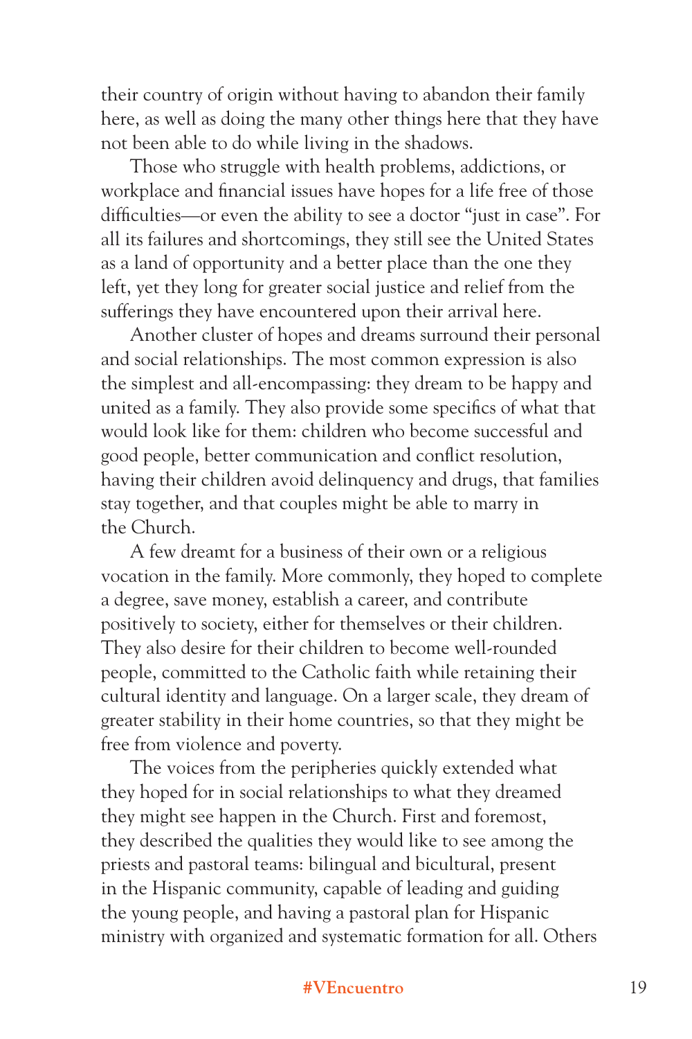their country of origin without having to abandon their family here, as well as doing the many other things here that they have not been able to do while living in the shadows.

Those who struggle with health problems, addictions, or workplace and financial issues have hopes for a life free of those difficulties—or even the ability to see a doctor "just in case". For all its failures and shortcomings, they still see the United States as a land of opportunity and a better place than the one they left, yet they long for greater social justice and relief from the sufferings they have encountered upon their arrival here.

Another cluster of hopes and dreams surround their personal and social relationships. The most common expression is also the simplest and all-encompassing: they dream to be happy and united as a family. They also provide some specifics of what that would look like for them: children who become successful and good people, better communication and conflict resolution, having their children avoid delinquency and drugs, that families stay together, and that couples might be able to marry in the Church.

A few dreamt for a business of their own or a religious vocation in the family. More commonly, they hoped to complete a degree, save money, establish a career, and contribute positively to society, either for themselves or their children. They also desire for their children to become well-rounded people, committed to the Catholic faith while retaining their cultural identity and language. On a larger scale, they dream of greater stability in their home countries, so that they might be free from violence and poverty.

The voices from the peripheries quickly extended what they hoped for in social relationships to what they dreamed they might see happen in the Church. First and foremost, they described the qualities they would like to see among the priests and pastoral teams: bilingual and bicultural, present in the Hispanic community, capable of leading and guiding the young people, and having a pastoral plan for Hispanic ministry with organized and systematic formation for all. Others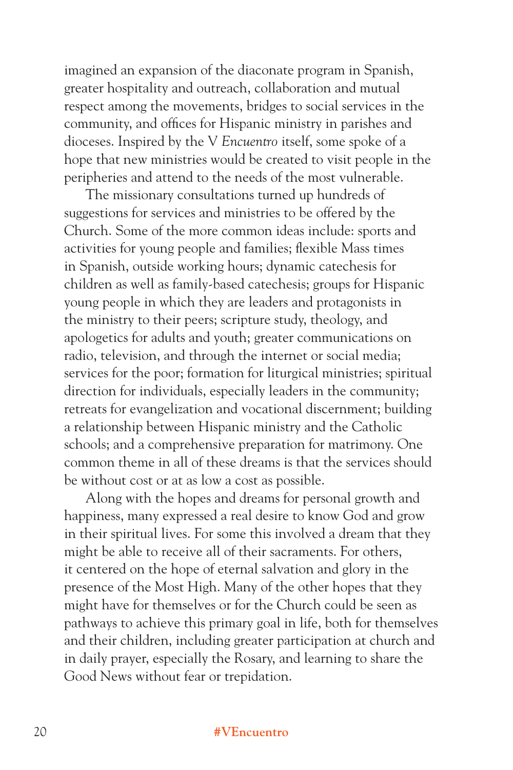imagined an expansion of the diaconate program in Spanish, greater hospitality and outreach, collaboration and mutual respect among the movements, bridges to social services in the community, and offices for Hispanic ministry in parishes and dioceses. Inspired by the V *Encuentro* itself, some spoke of a hope that new ministries would be created to visit people in the peripheries and attend to the needs of the most vulnerable.

The missionary consultations turned up hundreds of suggestions for services and ministries to be offered by the Church. Some of the more common ideas include: sports and activities for young people and families; flexible Mass times in Spanish, outside working hours; dynamic catechesis for children as well as family-based catechesis; groups for Hispanic young people in which they are leaders and protagonists in the ministry to their peers; scripture study, theology, and apologetics for adults and youth; greater communications on radio, television, and through the internet or social media; services for the poor; formation for liturgical ministries; spiritual direction for individuals, especially leaders in the community; retreats for evangelization and vocational discernment; building a relationship between Hispanic ministry and the Catholic schools; and a comprehensive preparation for matrimony. One common theme in all of these dreams is that the services should be without cost or at as low a cost as possible.

Along with the hopes and dreams for personal growth and happiness, many expressed a real desire to know God and grow in their spiritual lives. For some this involved a dream that they might be able to receive all of their sacraments. For others, it centered on the hope of eternal salvation and glory in the presence of the Most High. Many of the other hopes that they might have for themselves or for the Church could be seen as pathways to achieve this primary goal in life, both for themselves and their children, including greater participation at church and in daily prayer, especially the Rosary, and learning to share the Good News without fear or trepidation.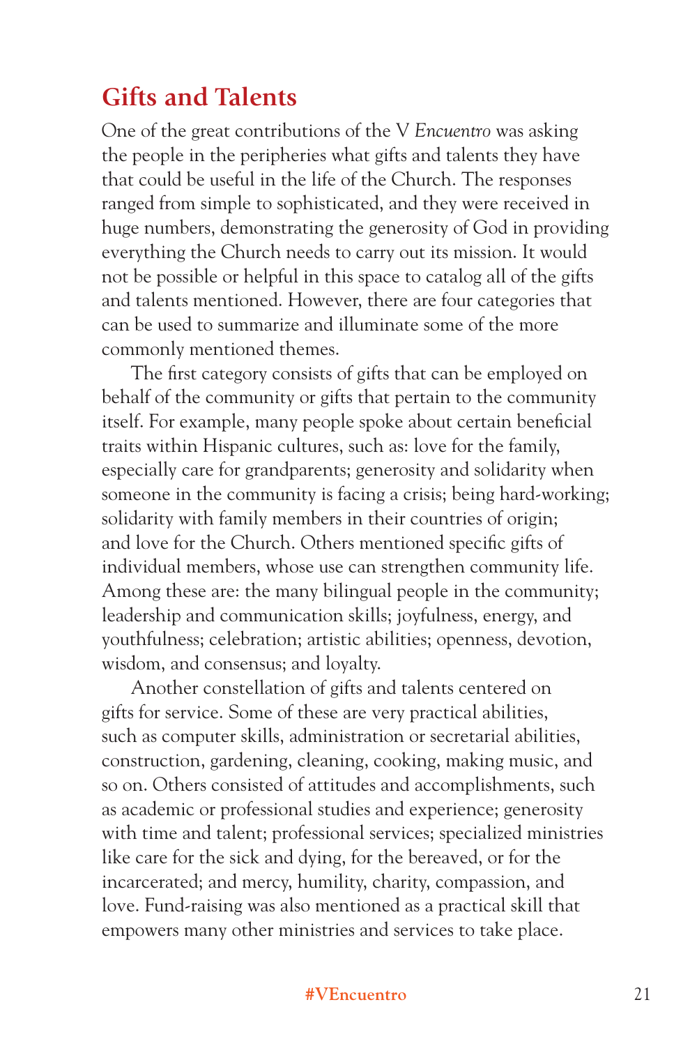## Gifts and Talents

One of the great contributions of the V *Encuentro* was asking the people in the peripheries what gifts and talents they have that could be useful in the life of the Church. The responses ranged from simple to sophisticated, and they were received in huge numbers, demonstrating the generosity of God in providing everything the Church needs to carry out its mission. It would not be possible or helpful in this space to catalog all of the gifts and talents mentioned. However, there are four categories that can be used to summarize and illuminate some of the more commonly mentioned themes.

The first category consists of gifts that can be employed on behalf of the community or gifts that pertain to the community itself. For example, many people spoke about certain beneficial traits within Hispanic cultures, such as: love for the family, especially care for grandparents; generosity and solidarity when someone in the community is facing a crisis; being hard-working; solidarity with family members in their countries of origin; and love for the Church. Others mentioned specific gifts of individual members, whose use can strengthen community life. Among these are: the many bilingual people in the community; leadership and communication skills; joyfulness, energy, and youthfulness; celebration; artistic abilities; openness, devotion, wisdom, and consensus; and loyalty.

Another constellation of gifts and talents centered on gifts for service. Some of these are very practical abilities, such as computer skills, administration or secretarial abilities, construction, gardening, cleaning, cooking, making music, and so on. Others consisted of attitudes and accomplishments, such as academic or professional studies and experience; generosity with time and talent; professional services; specialized ministries like care for the sick and dying, for the bereaved, or for the incarcerated; and mercy, humility, charity, compassion, and love. Fund-raising was also mentioned as a practical skill that empowers many other ministries and services to take place.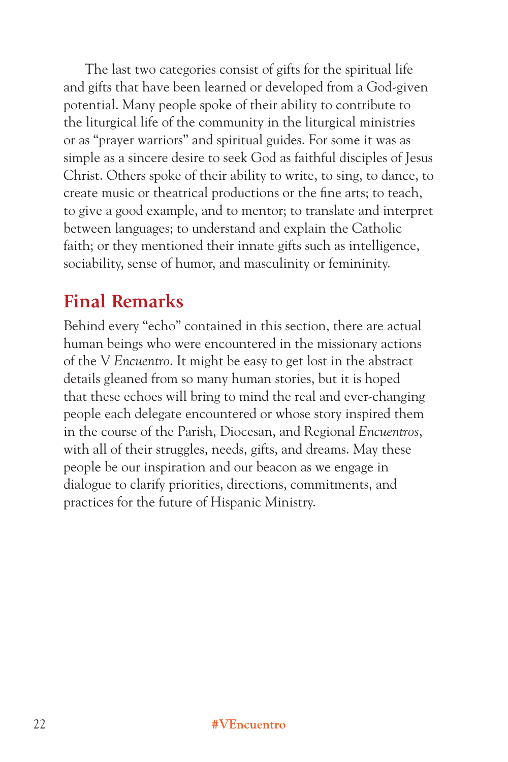The last two categories consist of gifts for the spiritual life and gifts that have been learned or developed from a God-given potential. Many people spoke of their ability to contribute to the liturgical life of the community in the liturgical ministries or as “prayer warriors” and spiritual guides. For some it was as simple as a sincere desire to seek God as faithful disciples of Jesus Christ. Others spoke of their ability to write, to sing, to dance, to create music or theatrical productions or the fine arts; to teach, to give a good example, and to mentor; to translate and interpret between languages; to understand and explain the Catholic faith; or they mentioned their innate gifts such as intelligence, sociability, sense of humor, and masculinity or femininity.

## Final Remarks

Behind every “echo” contained in this section, there are actual human beings who were encountered in the missionary actions of the V *Encuentro*. It might be easy to get lost in the abstract details gleaned from so many human stories, but it is hoped that these echoes will bring to mind the real and ever-changing people each delegate encountered or whose story inspired them in the course of the Parish, Diocesan, and Regional *Encuentros*, with all of their struggles, needs, gifts, and dreams. May these people be our inspiration and our beacon as we engage in dialogue to clarify priorities, directions, commitments, and practices for the future of Hispanic Ministry.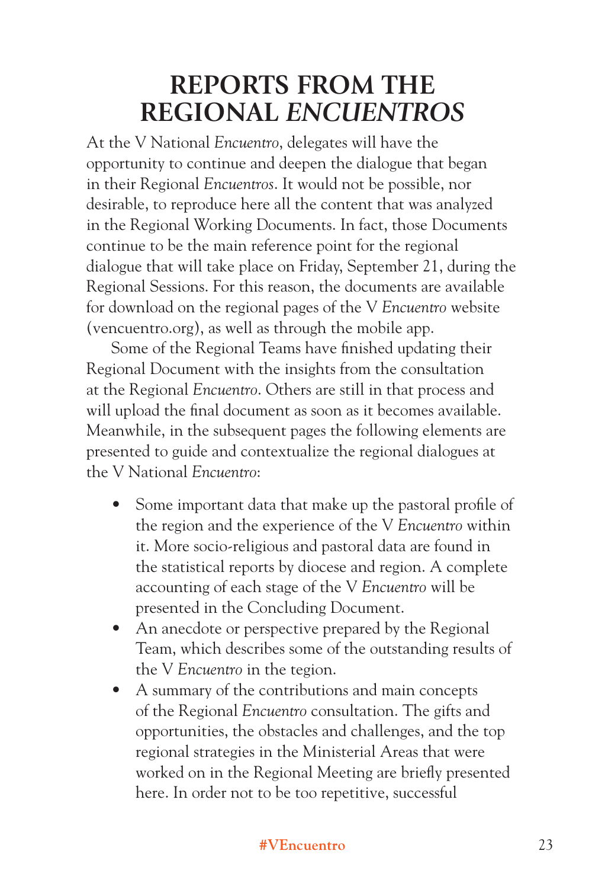# REPORTS FROM THE REGIONAL *ENCUENTROS*

At the V National *Encuentro*, delegates will have the opportunity to continue and deepen the dialogue that began in their Regional *Encuentros*. It would not be possible, nor desirable, to reproduce here all the content that was analyzed in the Regional Working Documents. In fact, those Documents continue to be the main reference point for the regional dialogue that will take place on Friday, September 21, during the Regional Sessions. For this reason, the documents are available for download on the regional pages of the V *Encuentro* website (vencuentro.org), as well as through the mobile app.

Some of the Regional Teams have finished updating their Regional Document with the insights from the consultation at the Regional *Encuentro*. Others are still in that process and will upload the final document as soon as it becomes available. Meanwhile, in the subsequent pages the following elements are presented to guide and contextualize the regional dialogues at the V National *Encuentro*:

- Some important data that make up the pastoral profile of the region and the experience of the V *Encuentro* within it. More socio-religious and pastoral data are found in the statistical reports by diocese and region. A complete accounting of each stage of the V *Encuentro* will be presented in the Concluding Document.
- An anecdote or perspective prepared by the Regional Team, which describes some of the outstanding results of the V *Encuentro* in the tegion.
- A summary of the contributions and main concepts of the Regional *Encuentro* consultation. The gifts and opportunities, the obstacles and challenges, and the top regional strategies in the Ministerial Areas that were worked on in the Regional Meeting are briefly presented here. In order not to be too repetitive, successful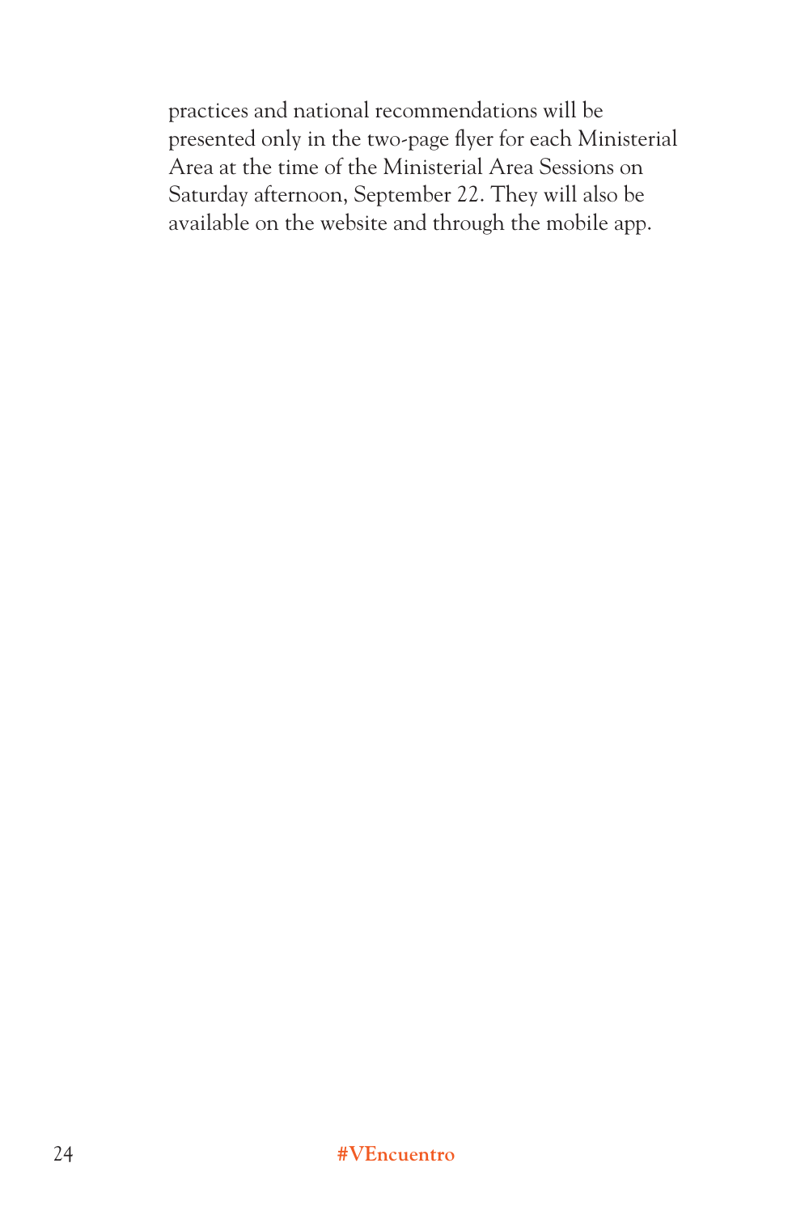practices and national recommendations will be presented only in the two-page flyer for each Ministerial Area at the time of the Ministerial Area Sessions on Saturday afternoon, September 22. They will also be available on the website and through the mobile app.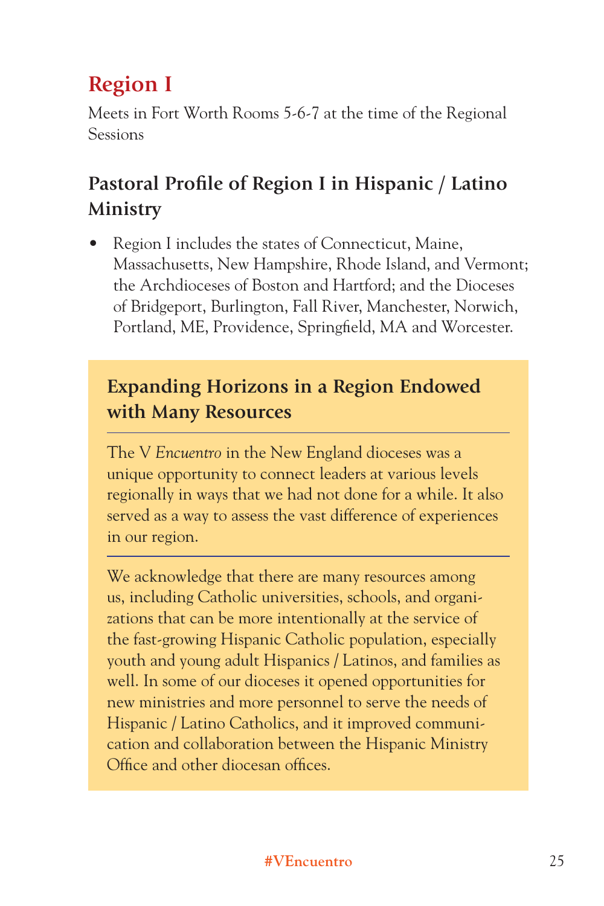# Region I

Meets in Fort Worth Rooms 5-6-7 at the time of the Regional Sessions

## Pastoral Profile of Region I in Hispanic / Latino Ministry

- Region I includes the states of Connecticut, Maine, Massachusetts, New Hampshire, Rhode Island, and Vermont; the Archdioceses of Boston and Hartford; and the Dioceses of Bridgeport, Burlington, Fall River, Manchester, Norwich, Portland, ME, Providence, Springfield, MA and Worcester.

### Expanding Horizons in a Region Endowed with Many Resources

The V *Encuentro* in the New England dioceses was a unique opportunity to connect leaders at various levels regionally in ways that we had not done for a while. It also served as a way to assess the vast difference of experiences in our region.

We acknowledge that there are many resources among us, including Catholic universities, schools, and organizations that can be more intentionally at the service of the fast-growing Hispanic Catholic population, especially youth and young adult Hispanics / Latinos, and families as well. In some of our dioceses it opened opportunities for new ministries and more personnel to serve the needs of Hispanic / Latino Catholics, and it improved communication and collaboration between the Hispanic Ministry Office and other diocesan offices.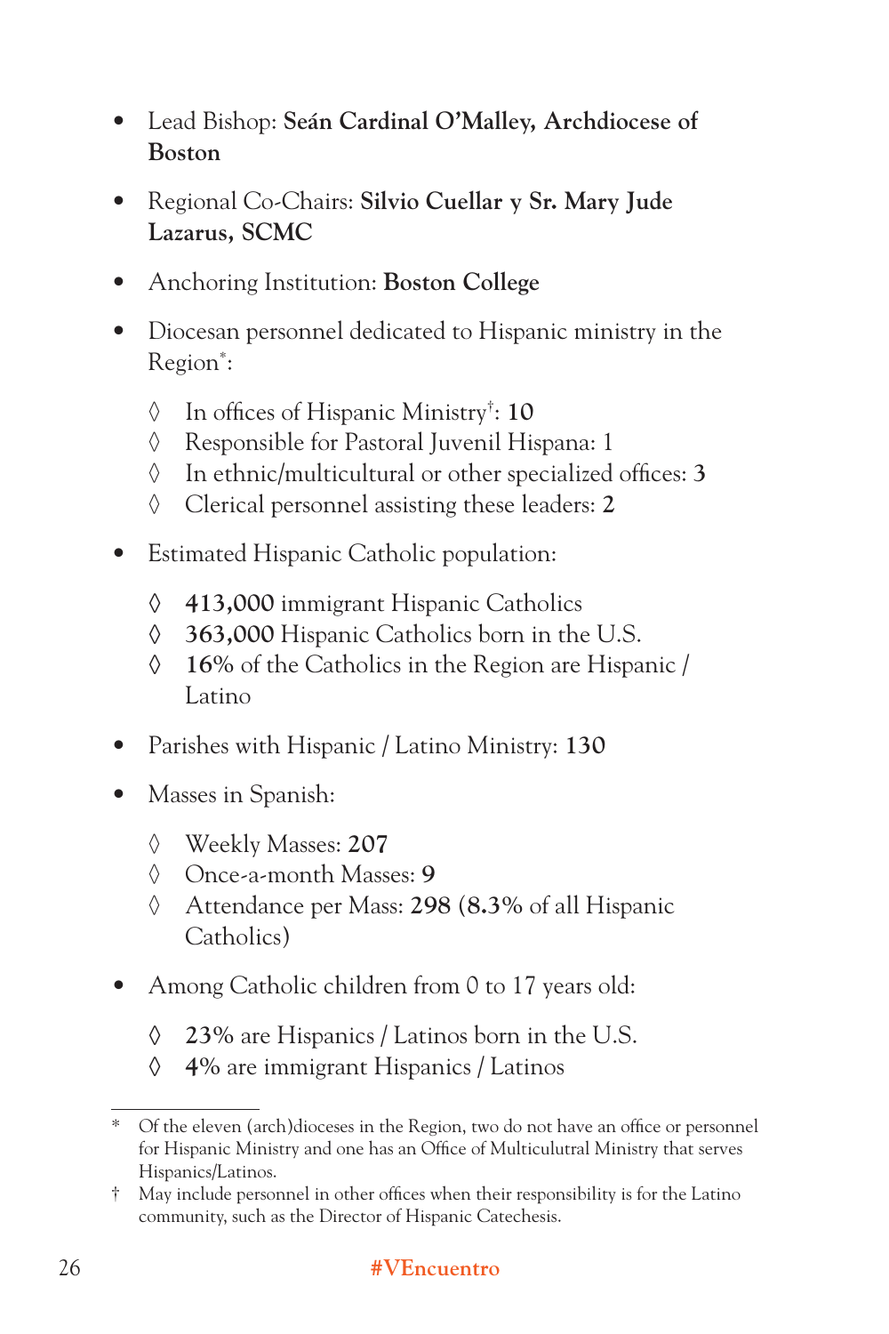- Lead Bishop: **Seán Cardinal O'Malley, Archdiocese of Boston**
- Regional Co-Chairs: **Silvio Cuellar y Sr. Mary Jude Lazarus, SCMC**
- Anchoring Institution: **Boston College**
- Diocesan personnel dedicated to Hispanic ministry in the Region*:
  - ◊ In offices of Hispanic Ministry†: **10**
  - ◊ Responsible for Pastoral Juvenil Hispana: 1
  - ◊ In ethnic/multicultural or other specialized offices: **3**
  - ◊ Clerical personnel assisting these leaders: **2**
- Estimated Hispanic Catholic population:
  - ◊ **413,000** immigrant Hispanic Catholics
  - ◊ **363,000** Hispanic Catholics born in the U.S.
  - ◊ **16%** of the Catholics in the Region are Hispanic / Latino
- Parishes with Hispanic / Latino Ministry: **130**
- Masses in Spanish:
  - ◊ Weekly Masses: **207**
  - ◊ Once-a-month Masses: **9**
  - ◊ Attendance per Mass: **298 (8.3%** of all Hispanic Catholics)
- Among Catholic children from 0 to 17 years old:
  - ◊ **23%** are Hispanics / Latinos born in the U.S.
  - ◊ **4%** are immigrant Hispanics / Latinos

---

\* Of the eleven (arch)dioceses in the Region, two do not have an office or personnel for Hispanic Ministry and one has an Office of Multiculutral Ministry that serves Hispanics/Latinos.

† May include personnel in other offices when their responsibility is for the Latino community, such as the Director of Hispanic Catechesis.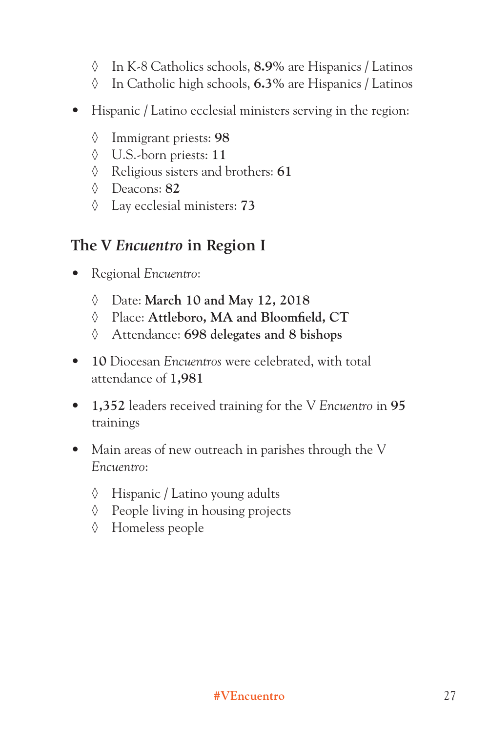- In K-8 Catholics schools, **8.9%** are Hispanics / Latinos
  - In Catholic high schools, **6.3%** are Hispanics / Latinos

- Hispanic / Latino ecclesial ministers serving in the region:
  - Immigrant priests: **98**
  - U.S.-born priests: **11**
  - Religious sisters and brothers: **61**
  - Deacons: **82**
  - Lay ecclesial ministers: **73**

## The V *Encuentro* in Region I

- Regional *Encuentro*:
  - Date: **March 10 and May 12, 2018**
  - Place: **Attleboro, MA and Bloomfield, CT**
  - Attendance: **698 delegates and 8 bishops**
- **10** Diocesan *Encuentros* were celebrated, with total attendance of **1,981**
- **1,352** leaders received training for the V *Encuentro* in **95** trainings
- Main areas of new outreach in parishes through the V *Encuentro*:
  - Hispanic / Latino young adults
  - People living in housing projects
  - Homeless people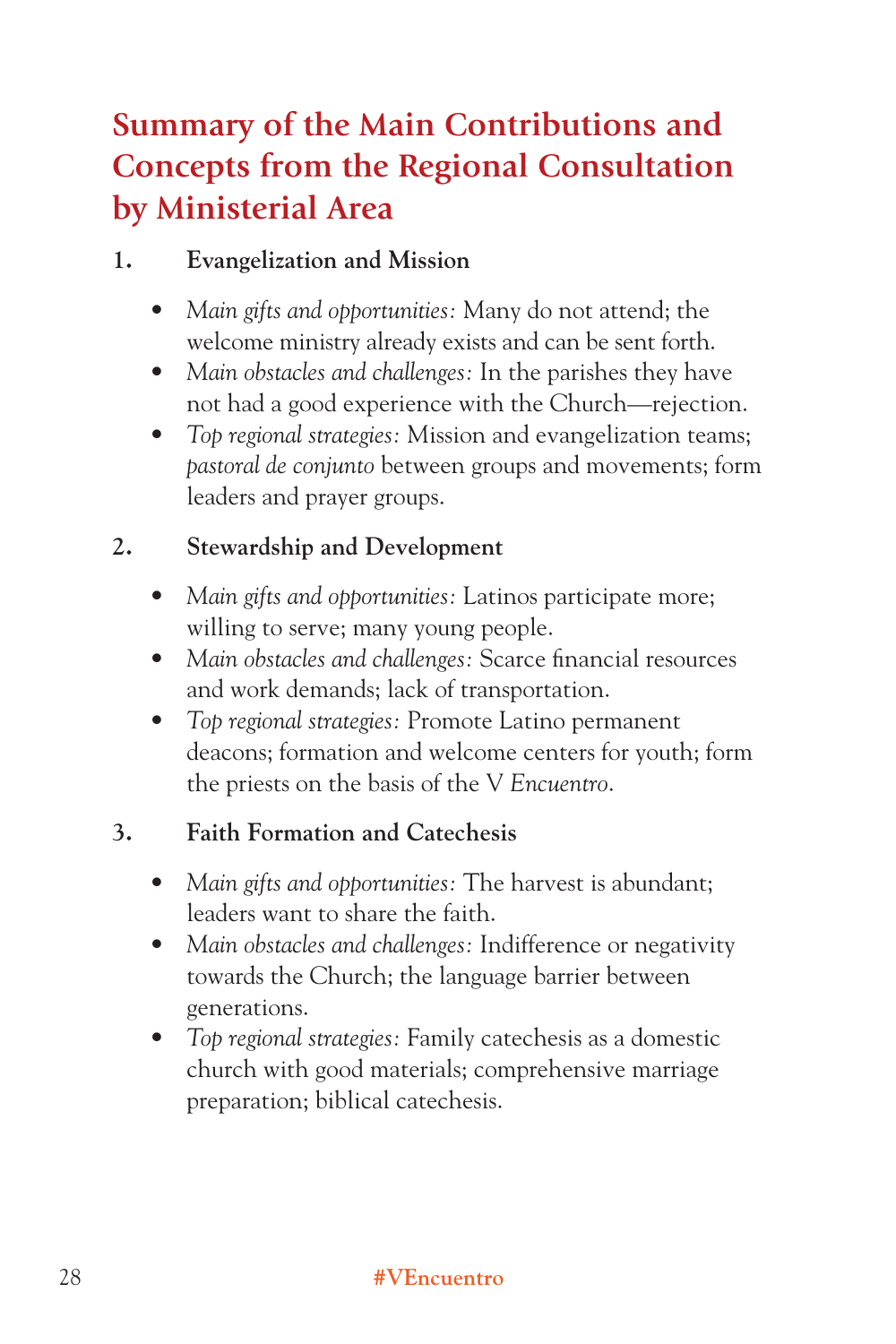# Summary of the Main Contributions and Concepts from the Regional Consultation by Ministerial Area

**1. Evangelization and Mission**

- *Main gifts and opportunities:* Many do not attend; the welcome ministry already exists and can be sent forth.
- *Main obstacles and challenges:* In the parishes they have not had a good experience with the Church—rejection.
- *Top regional strategies:* Mission and evangelization teams; *pastoral de conjunto* between groups and movements; form leaders and prayer groups.

**2. Stewardship and Development**

- *Main gifts and opportunities:* Latinos participate more; willing to serve; many young people.
- *Main obstacles and challenges:* Scarce financial resources and work demands; lack of transportation.
- *Top regional strategies:* Promote Latino permanent deacons; formation and welcome centers for youth; form the priests on the basis of the V *Encuentro*.

**3. Faith Formation and Catechesis**

- *Main gifts and opportunities:* The harvest is abundant; leaders want to share the faith.
- *Main obstacles and challenges:* Indifference or negativity towards the Church; the language barrier between generations.
- *Top regional strategies:* Family catechesis as a domestic church with good materials; comprehensive marriage preparation; biblical catechesis.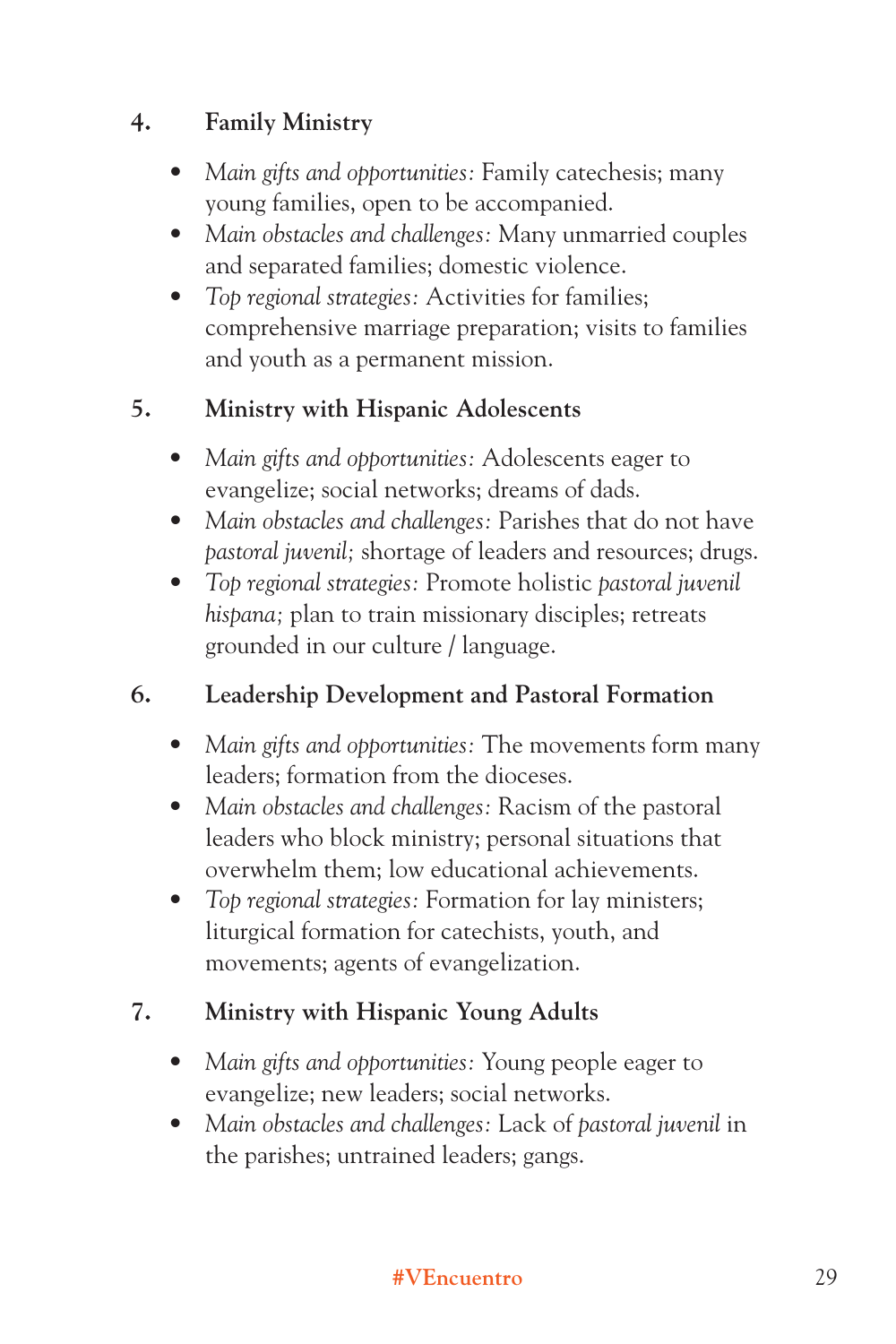### 4. Family Ministry

- *Main gifts and opportunities:* Family catechesis; many young families, open to be accompanied.
- *Main obstacles and challenges:* Many unmarried couples and separated families; domestic violence.
- *Top regional strategies:* Activities for families; comprehensive marriage preparation; visits to families and youth as a permanent mission.

### 5. Ministry with Hispanic Adolescents

- *Main gifts and opportunities:* Adolescents eager to evangelize; social networks; dreams of dads.
- *Main obstacles and challenges:* Parishes that do not have *pastoral juvenil;* shortage of leaders and resources; drugs.
- *Top regional strategies:* Promote holistic *pastoral juvenil hispana;* plan to train missionary disciples; retreats grounded in our culture / language.

### 6. Leadership Development and Pastoral Formation

- *Main gifts and opportunities:* The movements form many leaders; formation from the dioceses.
- *Main obstacles and challenges:* Racism of the pastoral leaders who block ministry; personal situations that overwhelm them; low educational achievements.
- *Top regional strategies:* Formation for lay ministers; liturgical formation for catechists, youth, and movements; agents of evangelization.

### 7. Ministry with Hispanic Young Adults

- *Main gifts and opportunities:* Young people eager to evangelize; new leaders; social networks.
- *Main obstacles and challenges:* Lack of *pastoral juvenil* in the parishes; untrained leaders; gangs.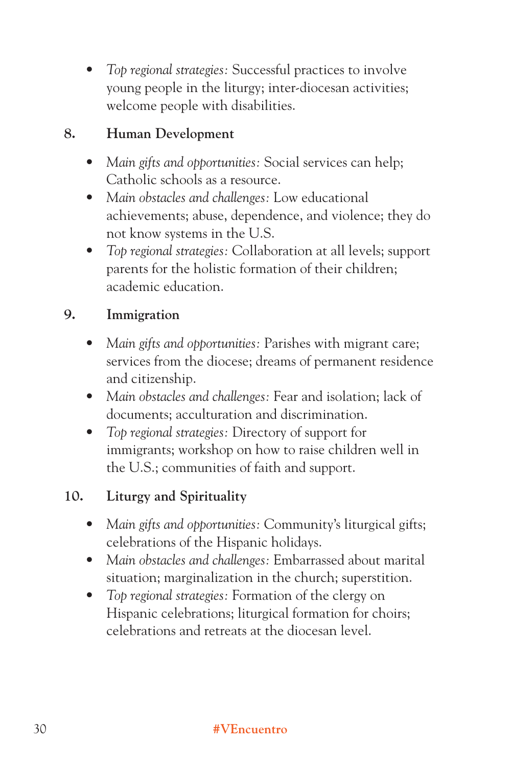- *Top regional strategies:* Successful practices to involve young people in the liturgy; inter-diocesan activities; welcome people with disabilities.

**8. Human Development**

- *Main gifts and opportunities:* Social services can help; Catholic schools as a resource.
- *Main obstacles and challenges:* Low educational achievements; abuse, dependence, and violence; they do not know systems in the U.S.
- *Top regional strategies:* Collaboration at all levels; support parents for the holistic formation of their children; academic education.

**9. Immigration**

- *Main gifts and opportunities:* Parishes with migrant care; services from the diocese; dreams of permanent residence and citizenship.
- *Main obstacles and challenges:* Fear and isolation; lack of documents; acculturation and discrimination.
- *Top regional strategies:* Directory of support for immigrants; workshop on how to raise children well in the U.S.; communities of faith and support.

**10. Liturgy and Spirituality**

- *Main gifts and opportunities:* Community's liturgical gifts; celebrations of the Hispanic holidays.
- *Main obstacles and challenges:* Embarrassed about marital situation; marginalization in the church; superstition.
- *Top regional strategies:* Formation of the clergy on Hispanic celebrations; liturgical formation for choirs; celebrations and retreats at the diocesan level.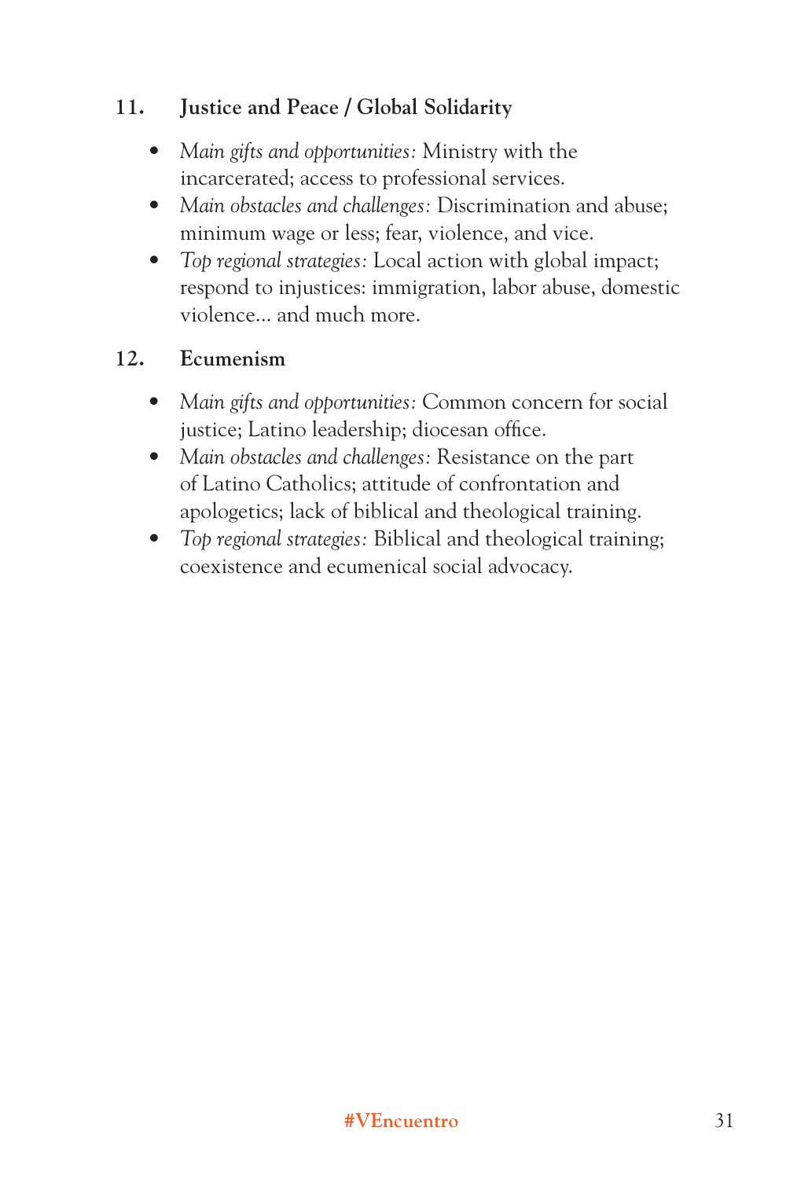### 11. Justice and Peace / Global Solidarity

- *Main gifts and opportunities:* Ministry with the incarcerated; access to professional services.
- *Main obstacles and challenges:* Discrimination and abuse; minimum wage or less; fear, violence, and vice.
- *Top regional strategies:* Local action with global impact; respond to injustices: immigration, labor abuse, domestic violence… and much more.

### 12. Ecumenism

- *Main gifts and opportunities:* Common concern for social justice; Latino leadership; diocesan office.
- *Main obstacles and challenges:* Resistance on the part of Latino Catholics; attitude of confrontation and apologetics; lack of biblical and theological training.
- *Top regional strategies:* Biblical and theological training; coexistence and ecumenical social advocacy.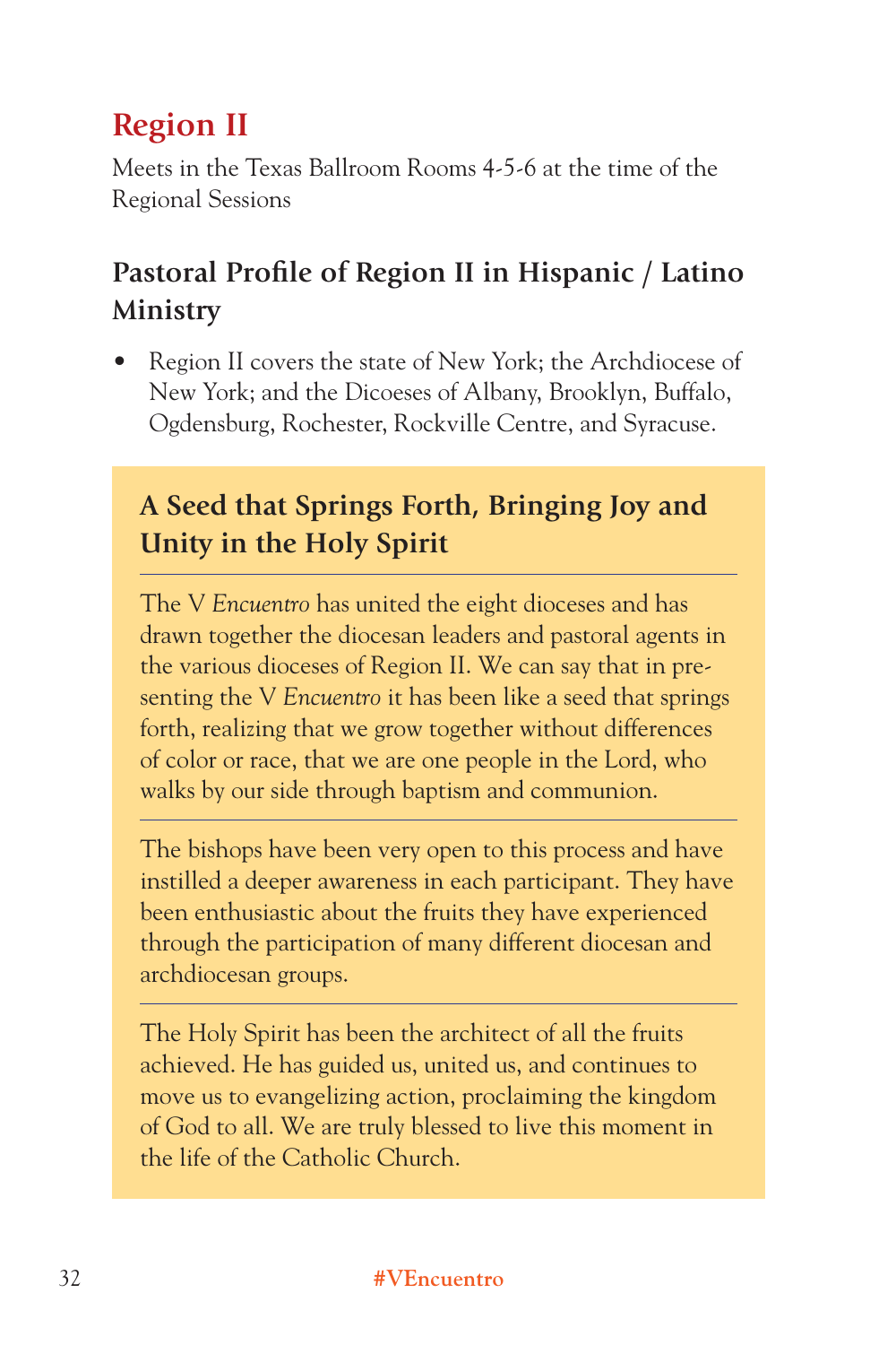## Region II

Meets in the Texas Ballroom Rooms 4-5-6 at the time of the Regional Sessions

### Pastoral Profile of Region II in Hispanic / Latino Ministry

- Region II covers the state of New York; the Archdiocese of New York; and the Dicoeses of Albany, Brooklyn, Buffalo, Ogdensburg, Rochester, Rockville Centre, and Syracuse.

### A Seed that Springs Forth, Bringing Joy and Unity in the Holy Spirit

The V *Encuentro* has united the eight dioceses and has drawn together the diocesan leaders and pastoral agents in the various dioceses of Region II. We can say that in presenting the V *Encuentro* it has been like a seed that springs forth, realizing that we grow together without differences of color or race, that we are one people in the Lord, who walks by our side through baptism and communion.

The bishops have been very open to this process and have instilled a deeper awareness in each participant. They have been enthusiastic about the fruits they have experienced through the participation of many different diocesan and archdiocesan groups.

The Holy Spirit has been the architect of all the fruits achieved. He has guided us, united us, and continues to move us to evangelizing action, proclaiming the kingdom of God to all. We are truly blessed to live this moment in the life of the Catholic Church.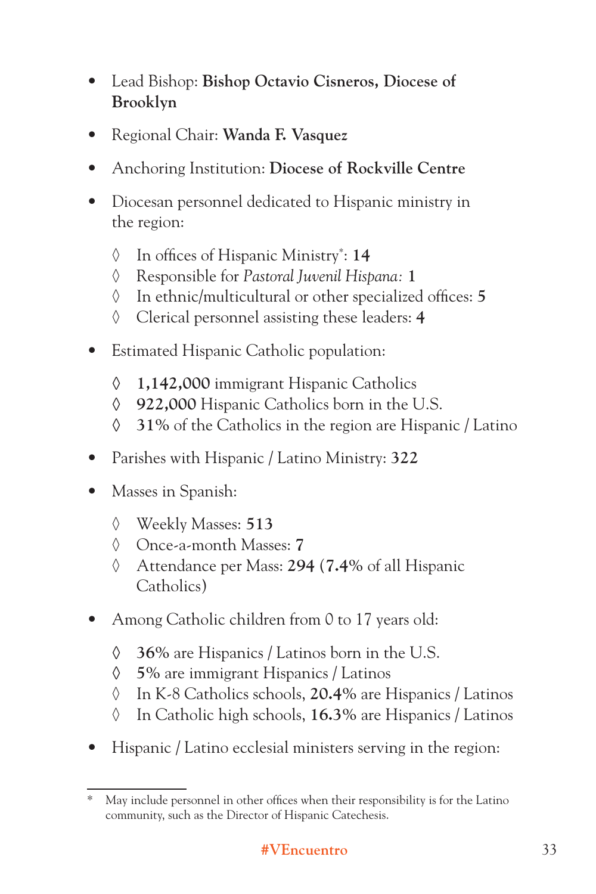- Lead Bishop: **Bishop Octavio Cisneros, Diocese of Brooklyn**
- Regional Chair: **Wanda F. Vasquez**
- Anchoring Institution: **Diocese of Rockville Centre**
- Diocesan personnel dedicated to Hispanic ministry in the region:
    - ◊ In offices of Hispanic Ministry*: **14**
    - ◊ Responsible for *Pastoral Juvenil Hispana:* **1**
    - ◊ In ethnic/multicultural or other specialized offices: **5**
    - ◊ Clerical personnel assisting these leaders: **4**
- Estimated Hispanic Catholic population:
    - ◊ **1,142,000** immigrant Hispanic Catholics
    - ◊ **922,000** Hispanic Catholics born in the U.S.
    - ◊ **31%** of the Catholics in the region are Hispanic / Latino
- Parishes with Hispanic / Latino Ministry: **322**
- Masses in Spanish:
    - ◊ Weekly Masses: **513**
    - ◊ Once-a-month Masses: **7**
    - ◊ Attendance per Mass: **294** (**7.4%** of all Hispanic Catholics)
- Among Catholic children from 0 to 17 years old:
    - ◊ **36%** are Hispanics / Latinos born in the U.S.
    - ◊ **5%** are immigrant Hispanics / Latinos
    - ◊ In K-8 Catholics schools, **20.4%** are Hispanics / Latinos
    - ◊ In Catholic high schools, **16.3%** are Hispanics / Latinos
- Hispanic / Latino ecclesial ministers serving in the region:

---

\* May include personnel in other offices when their responsibility is for the Latino community, such as the Director of Hispanic Catechesis.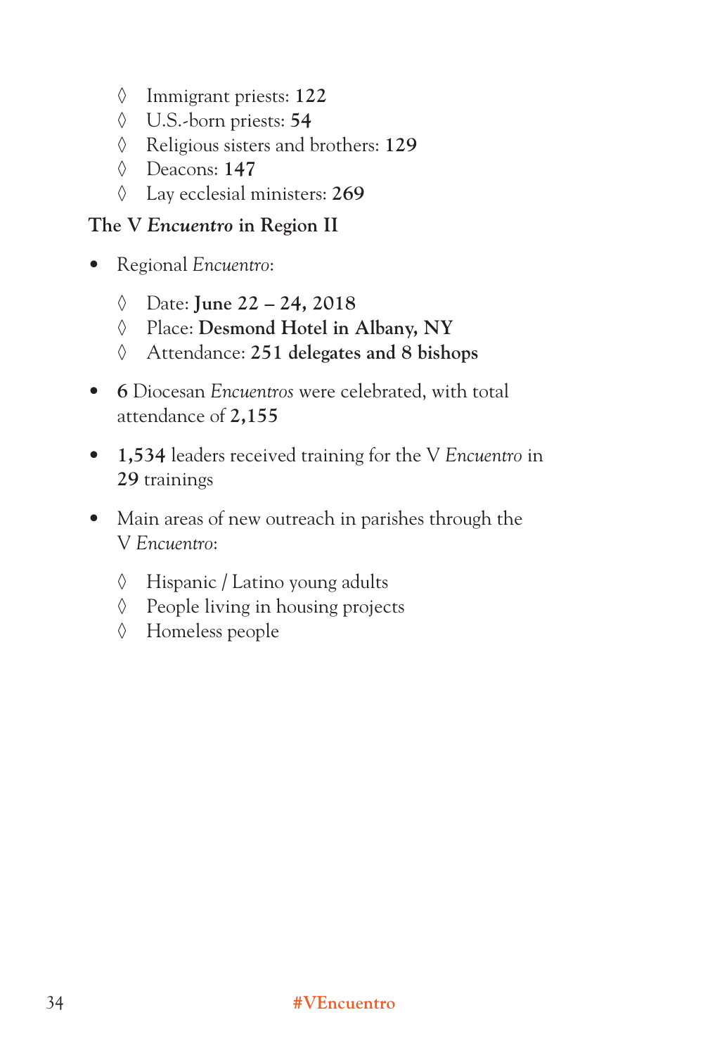- Immigrant priests: **122**
- U.S.-born priests: **54**
- Religious sisters and brothers: **129**
- Deacons: **147**
- Lay ecclesial ministers: **269**

### The V *Encuentro* in Region II

- Regional *Encuentro*:
  - Date: **June 22 – 24, 2018**
  - Place: **Desmond Hotel in Albany, NY**
  - Attendance: **251 delegates and 8 bishops**
- **6** Diocesan *Encuentros* were celebrated, with total attendance of **2,155**
- **1,534** leaders received training for the V *Encuentro* in **29** trainings
- Main areas of new outreach in parishes through the V *Encuentro*:
  - Hispanic / Latino young adults
  - People living in housing projects
  - Homeless people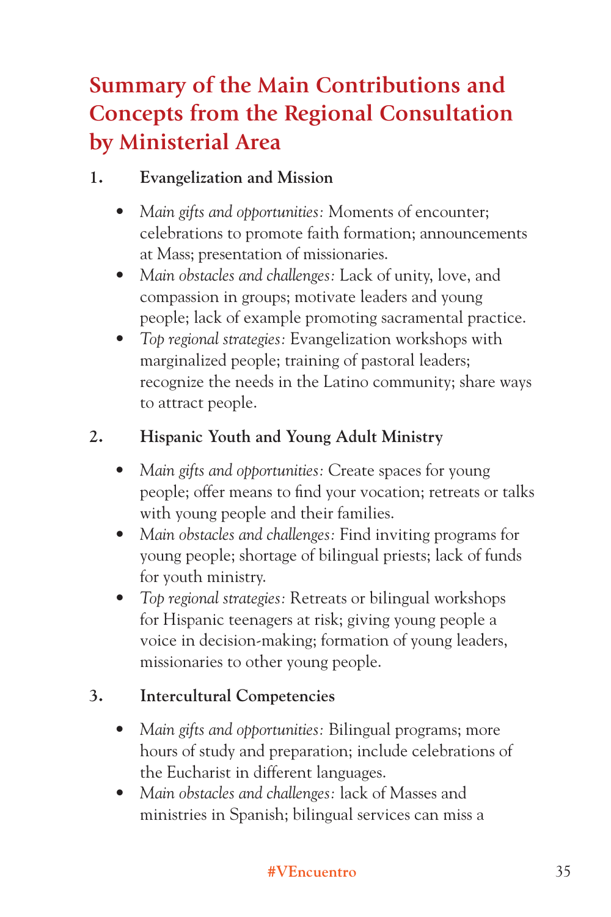# Summary of the Main Contributions and Concepts from the Regional Consultation by Ministerial Area

1. **Evangelization and Mission**

    - *Main gifts and opportunities:* Moments of encounter; celebrations to promote faith formation; announcements at Mass; presentation of missionaries.
    - *Main obstacles and challenges:* Lack of unity, love, and compassion in groups; motivate leaders and young people; lack of example promoting sacramental practice.
    - *Top regional strategies:* Evangelization workshops with marginalized people; training of pastoral leaders; recognize the needs in the Latino community; share ways to attract people.

2. **Hispanic Youth and Young Adult Ministry**

    - *Main gifts and opportunities:* Create spaces for young people; offer means to find your vocation; retreats or talks with young people and their families.
    - *Main obstacles and challenges:* Find inviting programs for young people; shortage of bilingual priests; lack of funds for youth ministry.
    - *Top regional strategies:* Retreats or bilingual workshops for Hispanic teenagers at risk; giving young people a voice in decision-making; formation of young leaders, missionaries to other young people.

3. **Intercultural Competencies**

    - *Main gifts and opportunities:* Bilingual programs; more hours of study and preparation; include celebrations of the Eucharist in different languages.
    - *Main obstacles and challenges:* lack of Masses and ministries in Spanish; bilingual services can miss a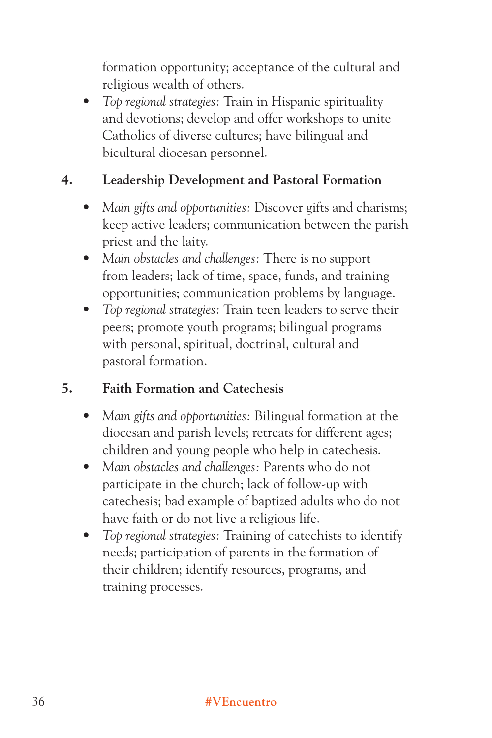formation opportunity; acceptance of the cultural and religious wealth of others.

- *Top regional strategies:* Train in Hispanic spirituality and devotions; develop and offer workshops to unite Catholics of diverse cultures; have bilingual and bicultural diocesan personnel.

**4. Leadership Development and Pastoral Formation**

- *Main gifts and opportunities:* Discover gifts and charisms; keep active leaders; communication between the parish priest and the laity.
- *Main obstacles and challenges:* There is no support from leaders; lack of time, space, funds, and training opportunities; communication problems by language.
- *Top regional strategies:* Train teen leaders to serve their peers; promote youth programs; bilingual programs with personal, spiritual, doctrinal, cultural and pastoral formation.

**5. Faith Formation and Catechesis**

- *Main gifts and opportunities:* Bilingual formation at the diocesan and parish levels; retreats for different ages; children and young people who help in catechesis.
- *Main obstacles and challenges:* Parents who do not participate in the church; lack of follow-up with catechesis; bad example of baptized adults who do not have faith or do not live a religious life.
- *Top regional strategies:* Training of catechists to identify needs; participation of parents in the formation of their children; identify resources, programs, and training processes.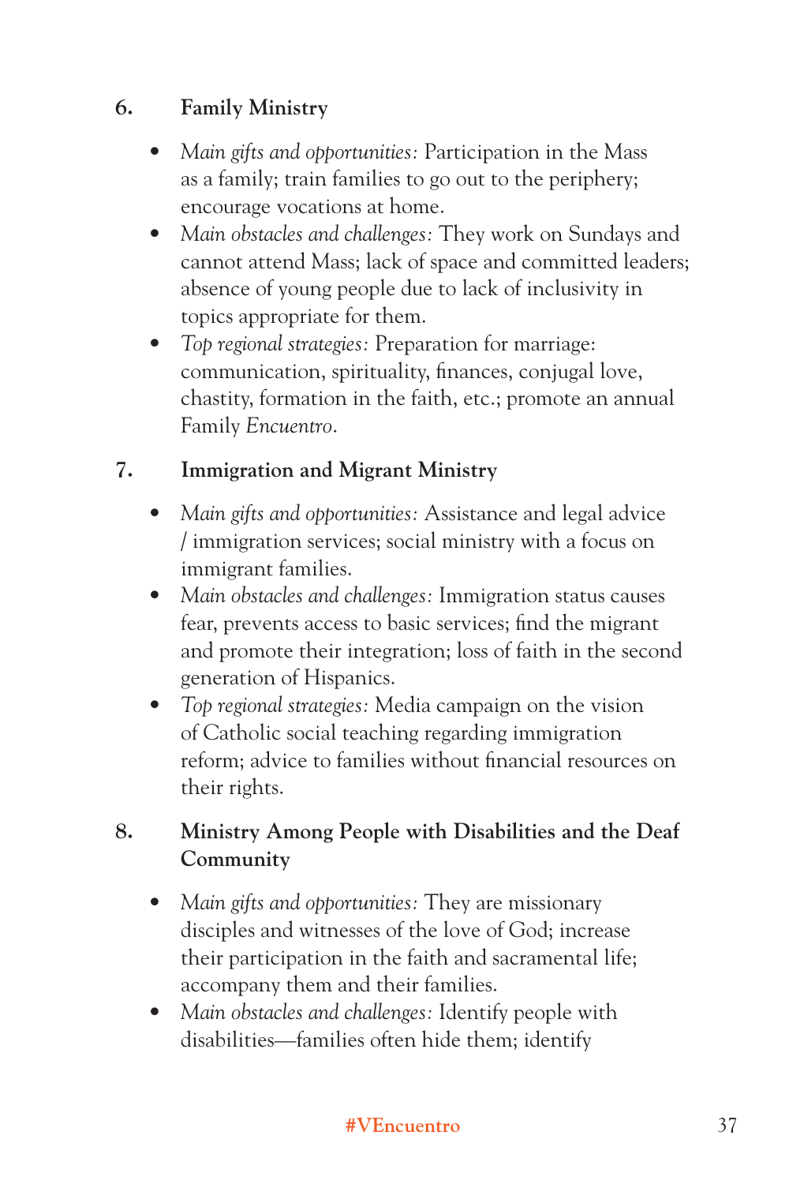6. **Family Ministry**

- *Main gifts and opportunities:* Participation in the Mass as a family; train families to go out to the periphery; encourage vocations at home.
- *Main obstacles and challenges:* They work on Sundays and cannot attend Mass; lack of space and committed leaders; absence of young people due to lack of inclusivity in topics appropriate for them.
- *Top regional strategies:* Preparation for marriage: communication, spirituality, finances, conjugal love, chastity, formation in the faith, etc.; promote an annual Family *Encuentro*.

7. **Immigration and Migrant Ministry**

- *Main gifts and opportunities:* Assistance and legal advice / immigration services; social ministry with a focus on immigrant families.
- *Main obstacles and challenges:* Immigration status causes fear, prevents access to basic services; find the migrant and promote their integration; loss of faith in the second generation of Hispanics.
- *Top regional strategies:* Media campaign on the vision of Catholic social teaching regarding immigration reform; advice to families without financial resources on their rights.

8. **Ministry Among People with Disabilities and the Deaf Community**

- *Main gifts and opportunities:* They are missionary disciples and witnesses of the love of God; increase their participation in the faith and sacramental life; accompany them and their families.
- *Main obstacles and challenges:* Identify people with disabilities—families often hide them; identify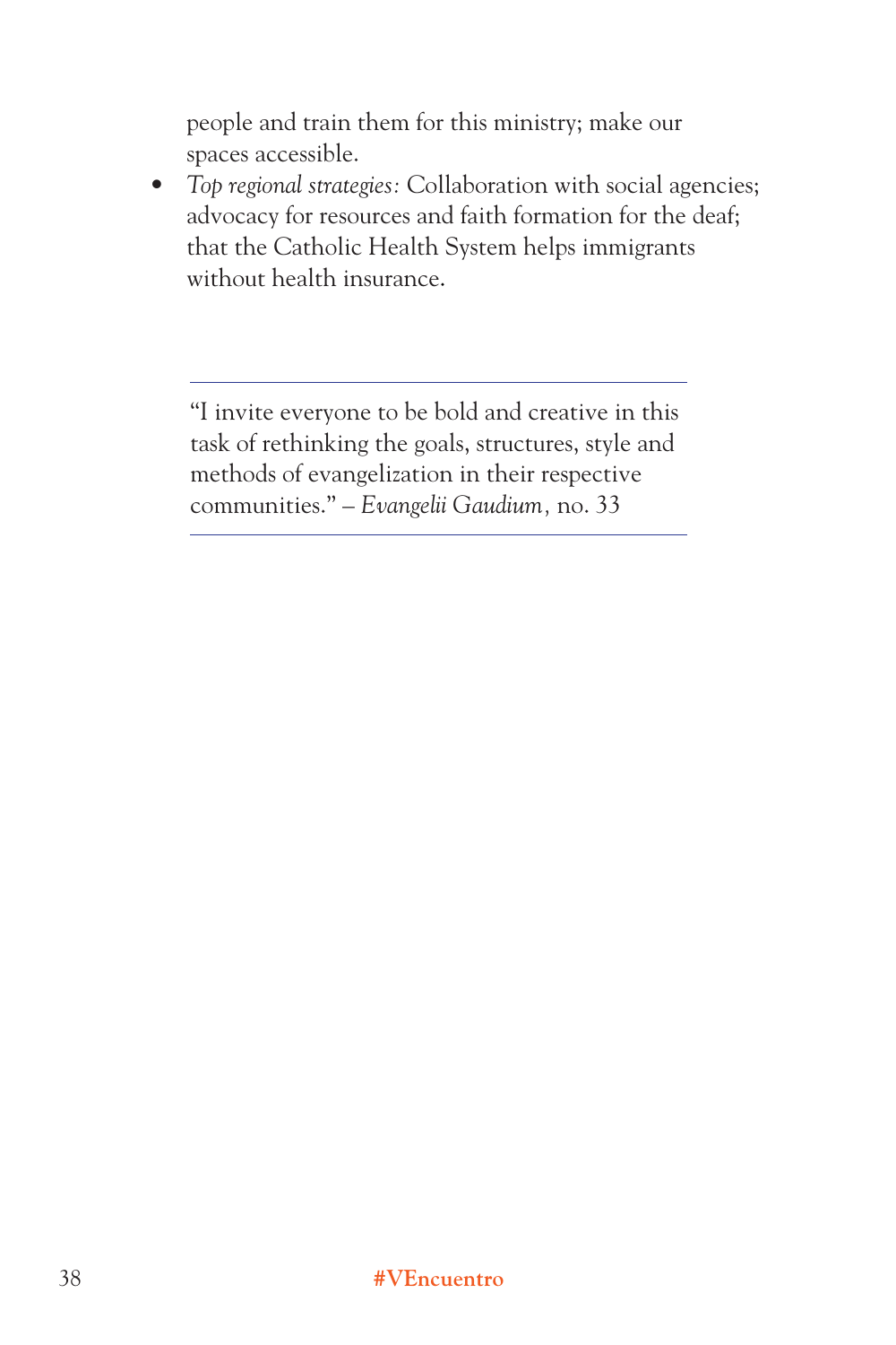people and train them for this ministry; make our spaces accessible.

- *Top regional strategies:* Collaboration with social agencies; advocacy for resources and faith formation for the deaf; that the Catholic Health System helps immigrants without health insurance.

---

"I invite everyone to be bold and creative in this task of rethinking the goals, structures, style and methods of evangelization in their respective communities." – *Evangelii Gaudium*, no. 33

---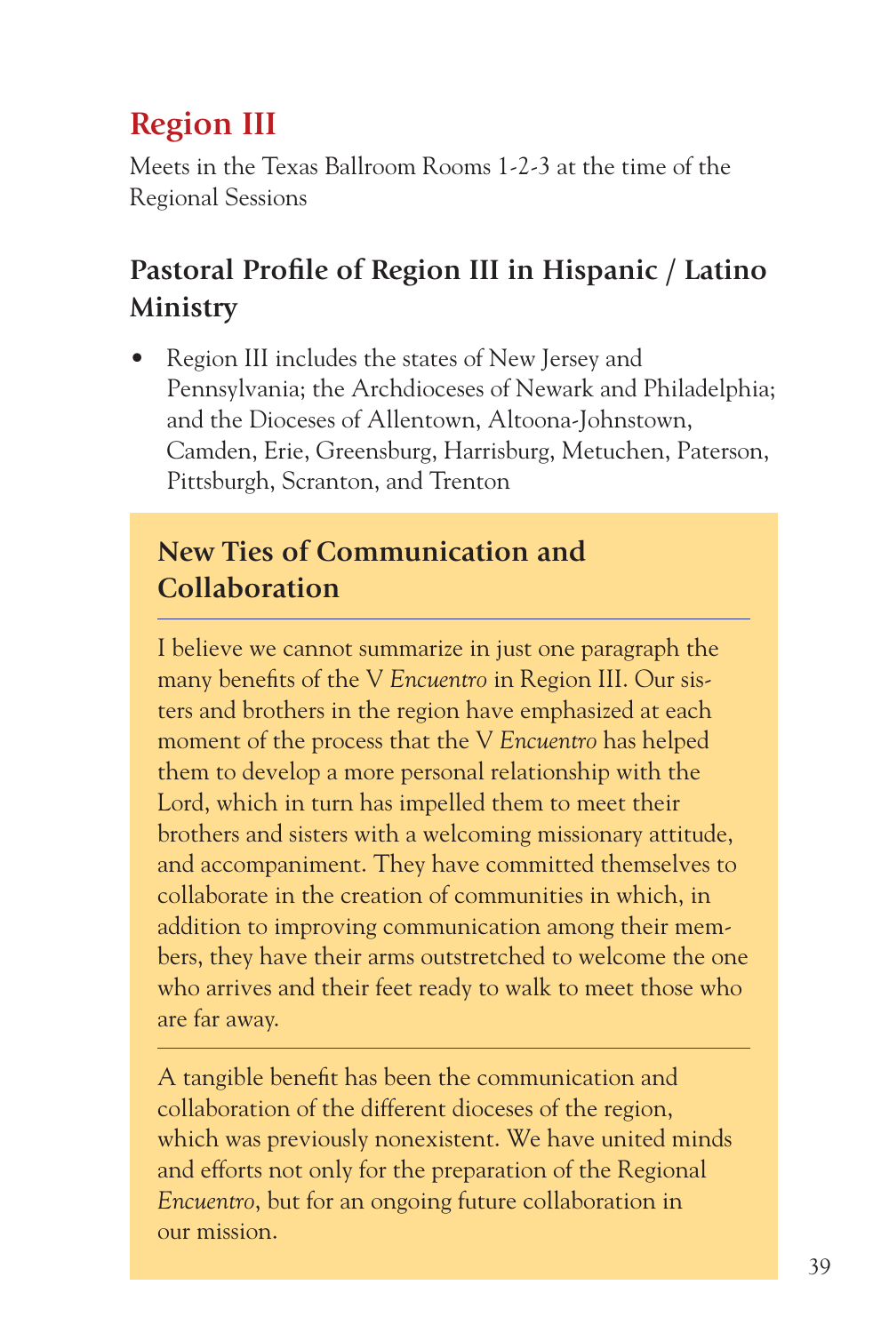## Region III

Meets in the Texas Ballroom Rooms 1-2-3 at the time of the Regional Sessions

### Pastoral Profile of Region III in Hispanic / Latino Ministry

- Region III includes the states of New Jersey and Pennsylvania; the Archdioceses of Newark and Philadelphia; and the Dioceses of Allentown, Altoona-Johnstown, Camden, Erie, Greensburg, Harrisburg, Metuchen, Paterson, Pittsburgh, Scranton, and Trenton

### New Ties of Communication and Collaboration

I believe we cannot summarize in just one paragraph the many benefits of the V *Encuentro* in Region III. Our sisters and brothers in the region have emphasized at each moment of the process that the V *Encuentro* has helped them to develop a more personal relationship with the Lord, which in turn has impelled them to meet their brothers and sisters with a welcoming missionary attitude, and accompaniment. They have committed themselves to collaborate in the creation of communities in which, in addition to improving communication among their members, they have their arms outstretched to welcome the one who arrives and their feet ready to walk to meet those who are far away.

A tangible benefit has been the communication and collaboration of the different dioceses of the region, which was previously nonexistent. We have united minds and efforts not only for the preparation of the Regional *Encuentro*, but for an ongoing future collaboration in our mission.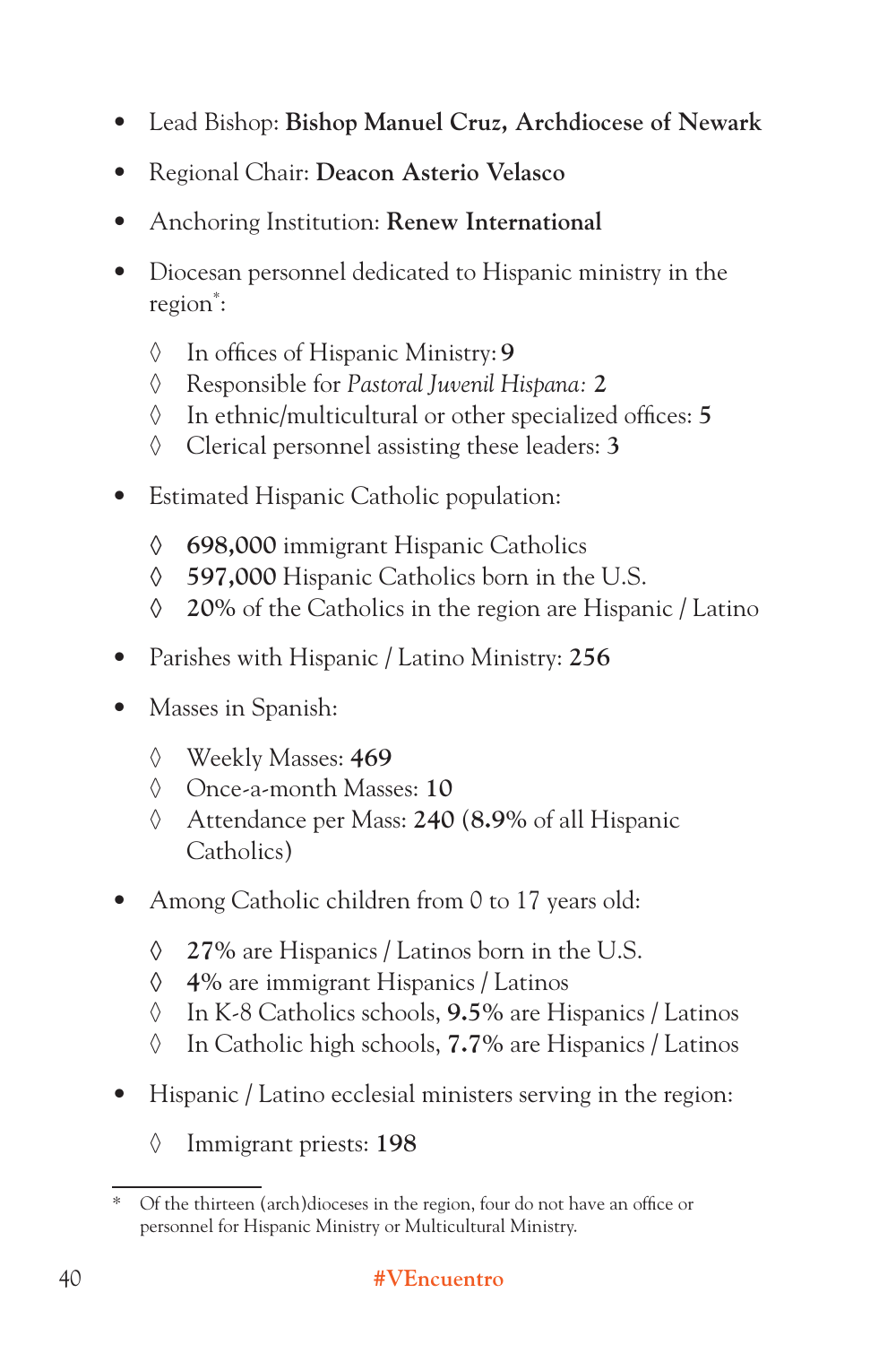- Lead Bishop: **Bishop Manuel Cruz, Archdiocese of Newark**
- Regional Chair: **Deacon Asterio Velasco**
- Anchoring Institution: **Renew International**
- Diocesan personnel dedicated to Hispanic ministry in the region*:
  - ◊ In offices of Hispanic Ministry: **9**
  - ◊ Responsible for *Pastoral Juvenil Hispana:* **2**
  - ◊ In ethnic/multicultural or other specialized offices: **5**
  - ◊ Clerical personnel assisting these leaders: **3**
- Estimated Hispanic Catholic population:
  - ◊ **698,000** immigrant Hispanic Catholics
  - ◊ **597,000** Hispanic Catholics born in the U.S.
  - ◊ **20%** of the Catholics in the region are Hispanic / Latino
- Parishes with Hispanic / Latino Ministry: **256**
- Masses in Spanish:
  - ◊ Weekly Masses: **469**
  - ◊ Once-a-month Masses: **10**
  - ◊ Attendance per Mass: **240** (**8.9%** of all Hispanic Catholics)
- Among Catholic children from 0 to 17 years old:
  - ◊ **27%** are Hispanics / Latinos born in the U.S.
  - ◊ **4%** are immigrant Hispanics / Latinos
  - ◊ In K-8 Catholics schools, **9.5%** are Hispanics / Latinos
  - ◊ In Catholic high schools, **7.7%** are Hispanics / Latinos
- Hispanic / Latino ecclesial ministers serving in the region:
  - ◊ Immigrant priests: **198**

---

* Of the thirteen (arch)dioceses in the region, four do not have an office or personnel for Hispanic Ministry or Multicultural Ministry.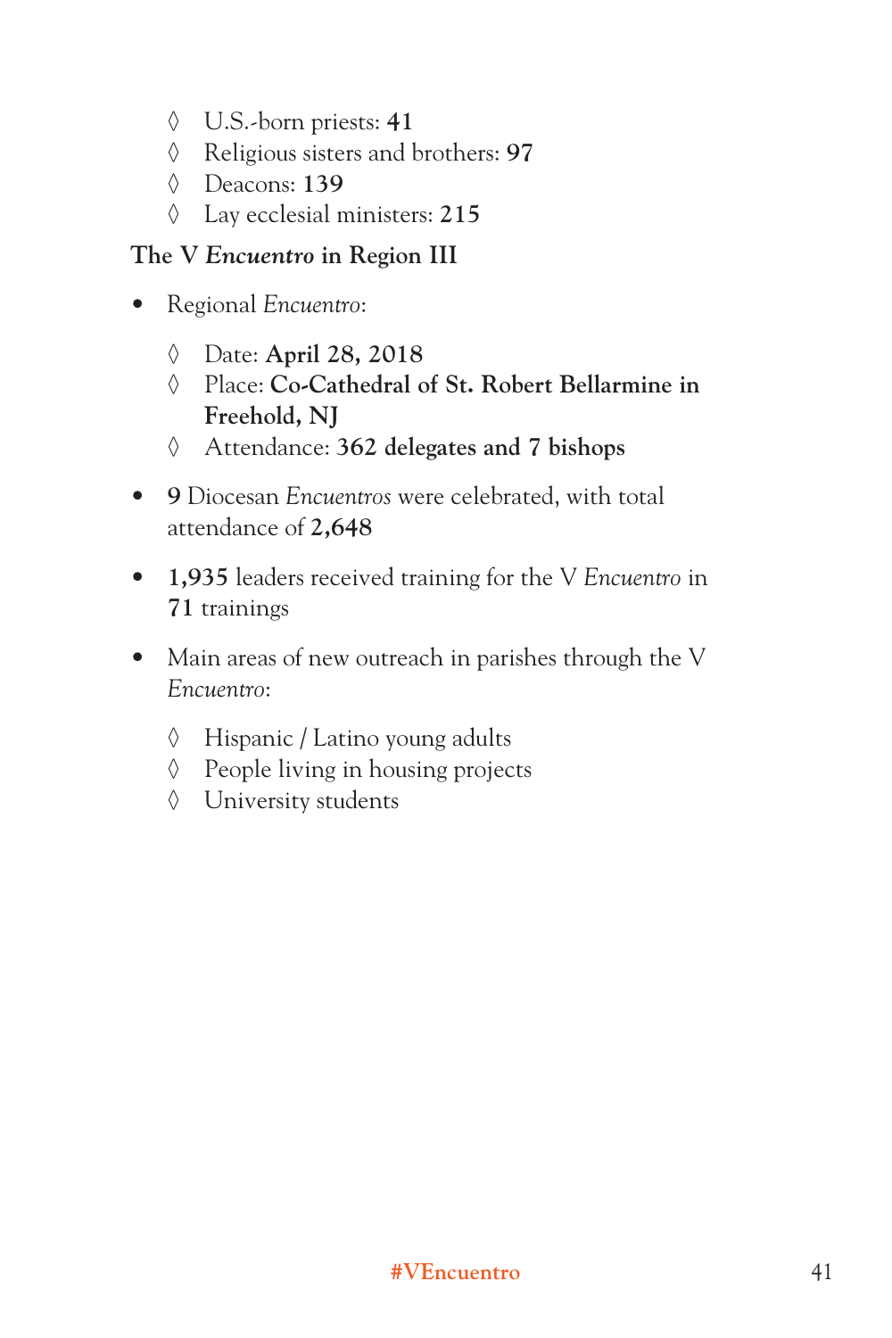- U.S.-born priests: **41**
  - Religious sisters and brothers: **97**
  - Deacons: **139**
  - Lay ecclesial ministers: **215**

### The V *Encuentro* in Region III

- Regional *Encuentro*:
  - Date: **April 28, 2018**
  - Place: **Co-Cathedral of St. Robert Bellarmine in Freehold, NJ**
  - Attendance: **362 delegates and 7 bishops**

- **9** Diocesan *Encuentros* were celebrated, with total attendance of **2,648**

- **1,935** leaders received training for the V *Encuentro* in **71** trainings

- Main areas of new outreach in parishes through the V *Encuentro*:
  - Hispanic / Latino young adults
  - People living in housing projects
  - University students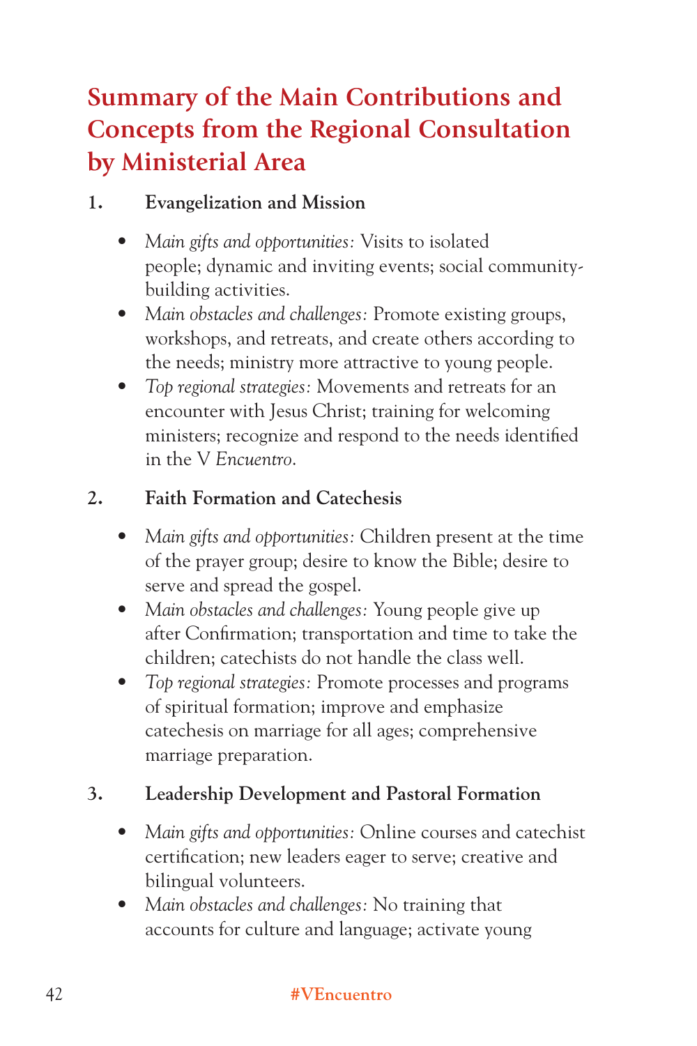## Summary of the Main Contributions and Concepts from the Regional Consultation by Ministerial Area

1. **Evangelization and Mission**

   - *Main gifts and opportunities:* Visits to isolated people; dynamic and inviting events; social community-building activities.
   - *Main obstacles and challenges:* Promote existing groups, workshops, and retreats, and create others according to the needs; ministry more attractive to young people.
   - *Top regional strategies:* Movements and retreats for an encounter with Jesus Christ; training for welcoming ministers; recognize and respond to the needs identified in the V *Encuentro*.

2. **Faith Formation and Catechesis**

   - *Main gifts and opportunities:* Children present at the time of the prayer group; desire to know the Bible; desire to serve and spread the gospel.
   - *Main obstacles and challenges:* Young people give up after Confirmation; transportation and time to take the children; catechists do not handle the class well.
   - *Top regional strategies:* Promote processes and programs of spiritual formation; improve and emphasize catechesis on marriage for all ages; comprehensive marriage preparation.

3. **Leadership Development and Pastoral Formation**

   - *Main gifts and opportunities:* Online courses and catechist certification; new leaders eager to serve; creative and bilingual volunteers.
   - *Main obstacles and challenges:* No training that accounts for culture and language; activate young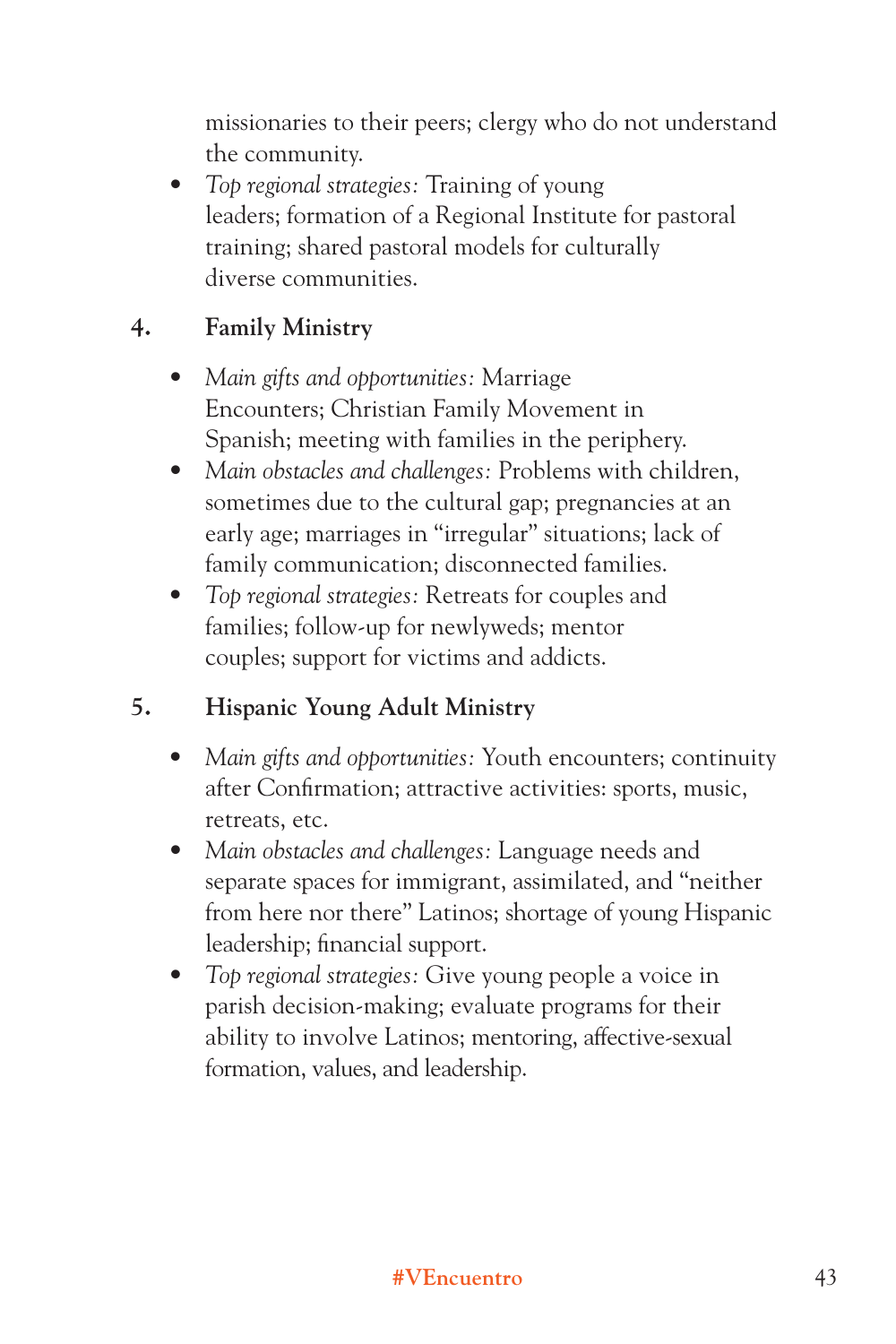missionaries to their peers; clergy who do not understand the community.

- *Top regional strategies:* Training of young leaders; formation of a Regional Institute for pastoral training; shared pastoral models for culturally diverse communities.

### 4. Family Ministry

- *Main gifts and opportunities:* Marriage Encounters; Christian Family Movement in Spanish; meeting with families in the periphery.
- *Main obstacles and challenges:* Problems with children, sometimes due to the cultural gap; pregnancies at an early age; marriages in "irregular" situations; lack of family communication; disconnected families.
- *Top regional strategies:* Retreats for couples and families; follow-up for newlyweds; mentor couples; support for victims and addicts.

### 5. Hispanic Young Adult Ministry

- *Main gifts and opportunities:* Youth encounters; continuity after Confirmation; attractive activities: sports, music, retreats, etc.
- *Main obstacles and challenges:* Language needs and separate spaces for immigrant, assimilated, and "neither from here nor there" Latinos; shortage of young Hispanic leadership; financial support.
- *Top regional strategies:* Give young people a voice in parish decision-making; evaluate programs for their ability to involve Latinos; mentoring, affective-sexual formation, values, and leadership.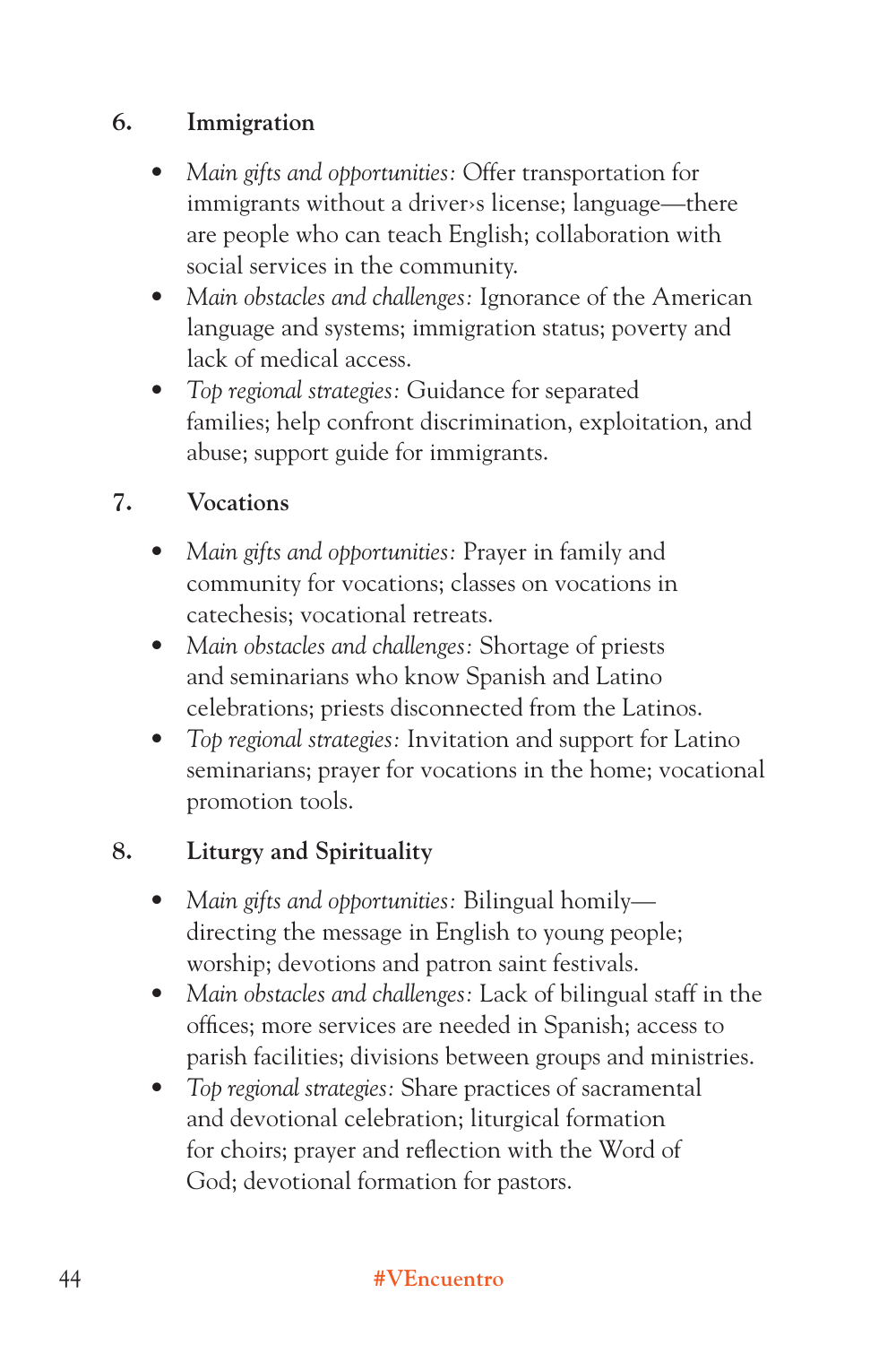6. **Immigration**

- *Main gifts and opportunities:* Offer transportation for immigrants without a driver›s license; language—there are people who can teach English; collaboration with social services in the community.
- *Main obstacles and challenges:* Ignorance of the American language and systems; immigration status; poverty and lack of medical access.
- *Top regional strategies:* Guidance for separated families; help confront discrimination, exploitation, and abuse; support guide for immigrants.

7. **Vocations**

- *Main gifts and opportunities:* Prayer in family and community for vocations; classes on vocations in catechesis; vocational retreats.
- *Main obstacles and challenges:* Shortage of priests and seminarians who know Spanish and Latino celebrations; priests disconnected from the Latinos.
- *Top regional strategies:* Invitation and support for Latino seminarians; prayer for vocations in the home; vocational promotion tools.

8. **Liturgy and Spirituality**

- *Main gifts and opportunities:* Bilingual homily—directing the message in English to young people; worship; devotions and patron saint festivals.
- *Main obstacles and challenges:* Lack of bilingual staff in the offices; more services are needed in Spanish; access to parish facilities; divisions between groups and ministries.
- *Top regional strategies:* Share practices of sacramental and devotional celebration; liturgical formation for choirs; prayer and reflection with the Word of God; devotional formation for pastors.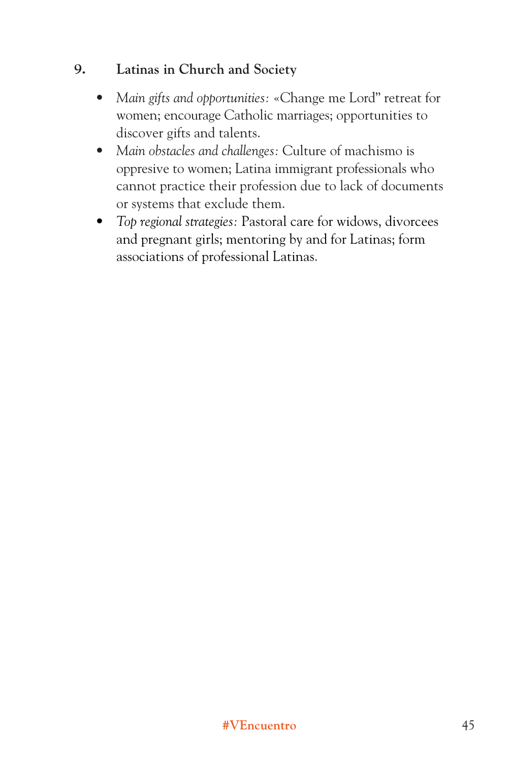### 9. Latinas in Church and Society

- *Main gifts and opportunities:* «Change me Lord" retreat for women; encourage Catholic marriages; opportunities to discover gifts and talents.
- *Main obstacles and challenges:* Culture of machismo is oppresive to women; Latina immigrant professionals who cannot practice their profession due to lack of documents or systems that exclude them.
- *Top regional strategies:* Pastoral care for widows, divorcees and pregnant girls; mentoring by and for Latinas; form associations of professional Latinas.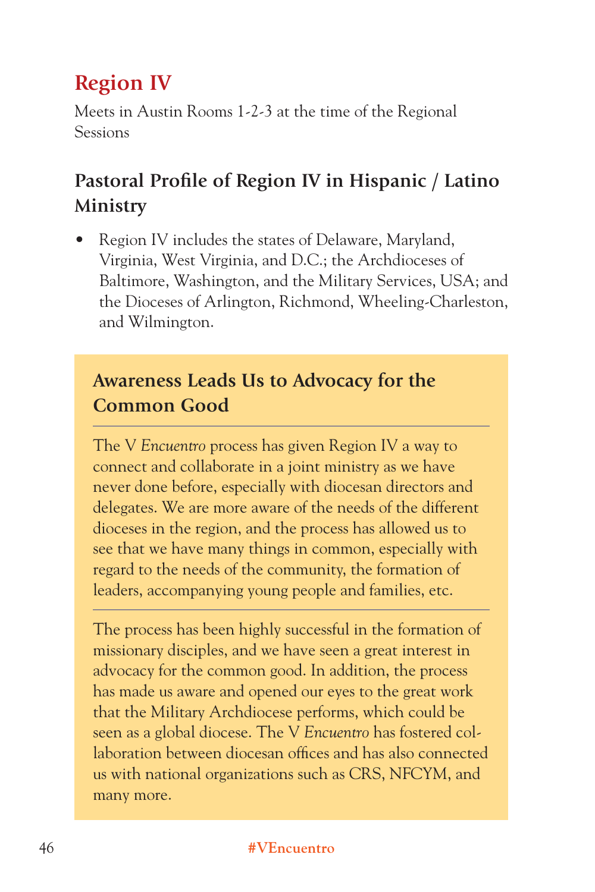# Region IV

Meets in Austin Rooms 1-2-3 at the time of the Regional Sessions

## Pastoral Profile of Region IV in Hispanic / Latino Ministry

- Region IV includes the states of Delaware, Maryland, Virginia, West Virginia, and D.C.; the Archdioceses of Baltimore, Washington, and the Military Services, USA; and the Dioceses of Arlington, Richmond, Wheeling-Charleston, and Wilmington.

### Awareness Leads Us to Advocacy for the Common Good

The V *Encuentro* process has given Region IV a way to connect and collaborate in a joint ministry as we have never done before, especially with diocesan directors and delegates. We are more aware of the needs of the different dioceses in the region, and the process has allowed us to see that we have many things in common, especially with regard to the needs of the community, the formation of leaders, accompanying young people and families, etc.

---

The process has been highly successful in the formation of missionary disciples, and we have seen a great interest in advocacy for the common good. In addition, the process has made us aware and opened our eyes to the great work that the Military Archdiocese performs, which could be seen as a global diocese. The V *Encuentro* has fostered collaboration between diocesan offices and has also connected us with national organizations such as CRS, NFCYM, and many more.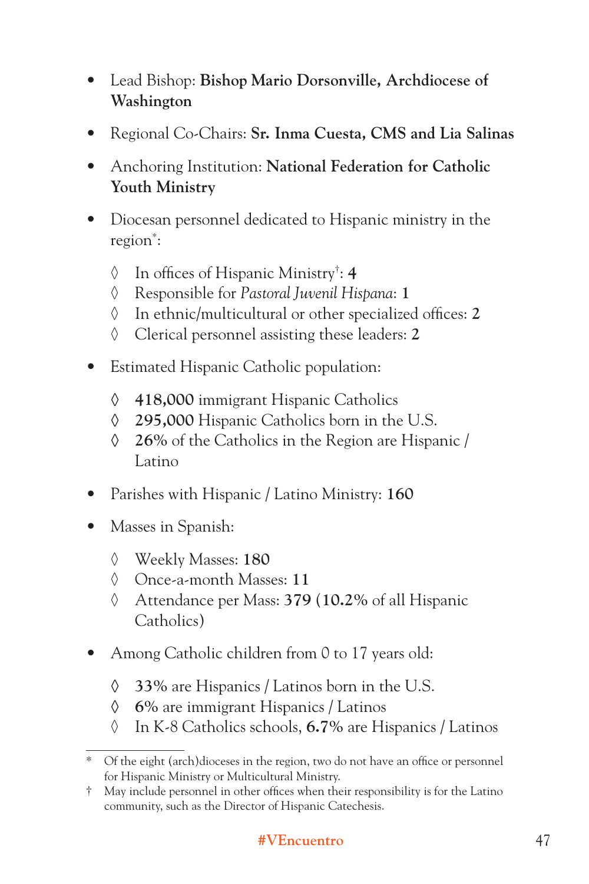- Lead Bishop: **Bishop Mario Dorsonville, Archdiocese of Washington**
- Regional Co-Chairs: **Sr. Inma Cuesta, CMS and Lia Salinas**
- Anchoring Institution: **National Federation for Catholic Youth Ministry**
- Diocesan personnel dedicated to Hispanic ministry in the region*:
  - ◊ In offices of Hispanic Ministry†: **4**
  - ◊ Responsible for *Pastoral Juvenil Hispana*: **1**
  - ◊ In ethnic/multicultural or other specialized offices: **2**
  - ◊ Clerical personnel assisting these leaders: **2**
- Estimated Hispanic Catholic population:
  - ◊ **418,000** immigrant Hispanic Catholics
  - ◊ **295,000** Hispanic Catholics born in the U.S.
  - ◊ **26%** of the Catholics in the Region are Hispanic / Latino
- Parishes with Hispanic / Latino Ministry: **160**
- Masses in Spanish:
  - ◊ Weekly Masses: **180**
  - ◊ Once-a-month Masses: **11**
  - ◊ Attendance per Mass: **379** (**10.2%** of all Hispanic Catholics)
- Among Catholic children from 0 to 17 years old:
  - ◊ **33%** are Hispanics / Latinos born in the U.S.
  - ◊ **6%** are immigrant Hispanics / Latinos
  - ◊ In K-8 Catholics schools, **6.7%** are Hispanics / Latinos

---

\* Of the eight (arch)dioceses in the region, two do not have an office or personnel for Hispanic Ministry or Multicultural Ministry.

† May include personnel in other offices when their responsibility is for the Latino community, such as the Director of Hispanic Catechesis.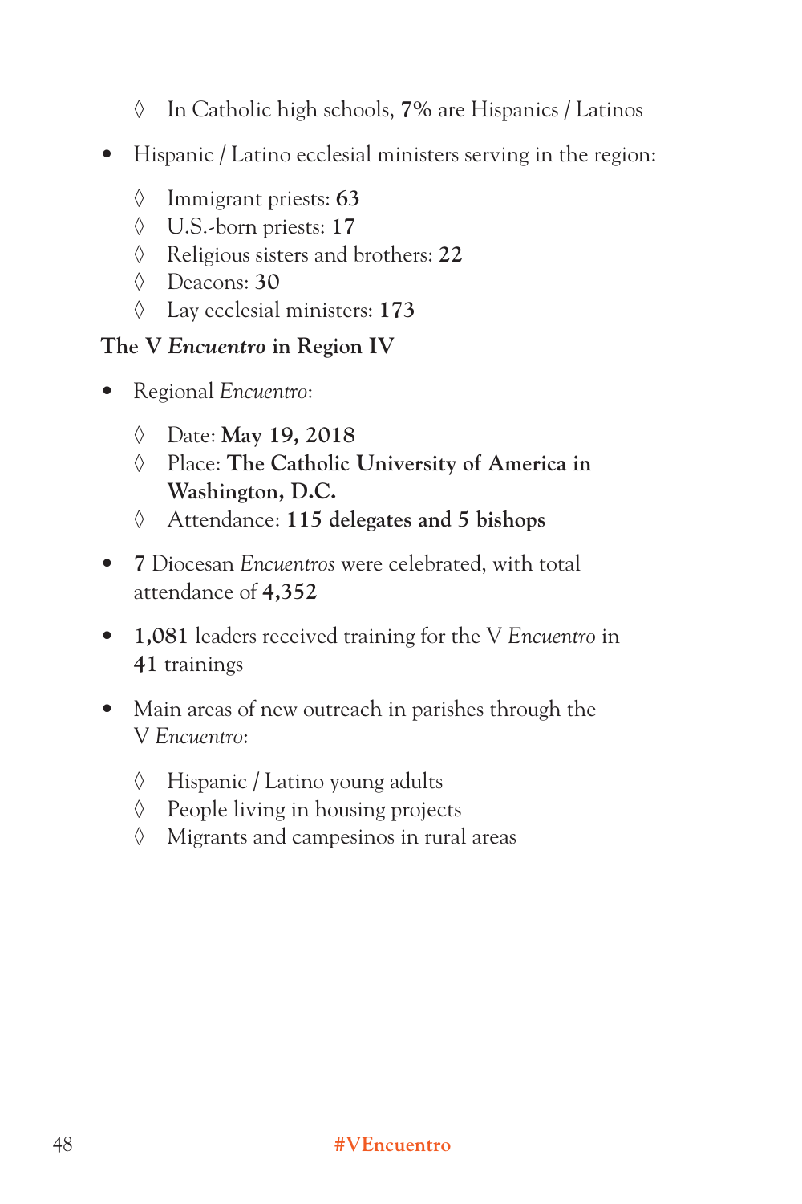- In Catholic high schools, **7%** are Hispanics / Latinos

- Hispanic / Latino ecclesial ministers serving in the region:
    - Immigrant priests: **63**
    - U.S.-born priests: **17**
    - Religious sisters and brothers: **22**
    - Deacons: **30**
    - Lay ecclesial ministers: **173**

### The V *Encuentro* in Region IV

- Regional *Encuentro*:
    - Date: **May 19, 2018**
    - Place: **The Catholic University of America in Washington, D.C.**
    - Attendance: **115 delegates and 5 bishops**

- **7** Diocesan *Encuentros* were celebrated, with total attendance of **4,352**

- **1,081** leaders received training for the V *Encuentro* in **41** trainings

- Main areas of new outreach in parishes through the V *Encuentro*:
    - Hispanic / Latino young adults
    - People living in housing projects
    - Migrants and campesinos in rural areas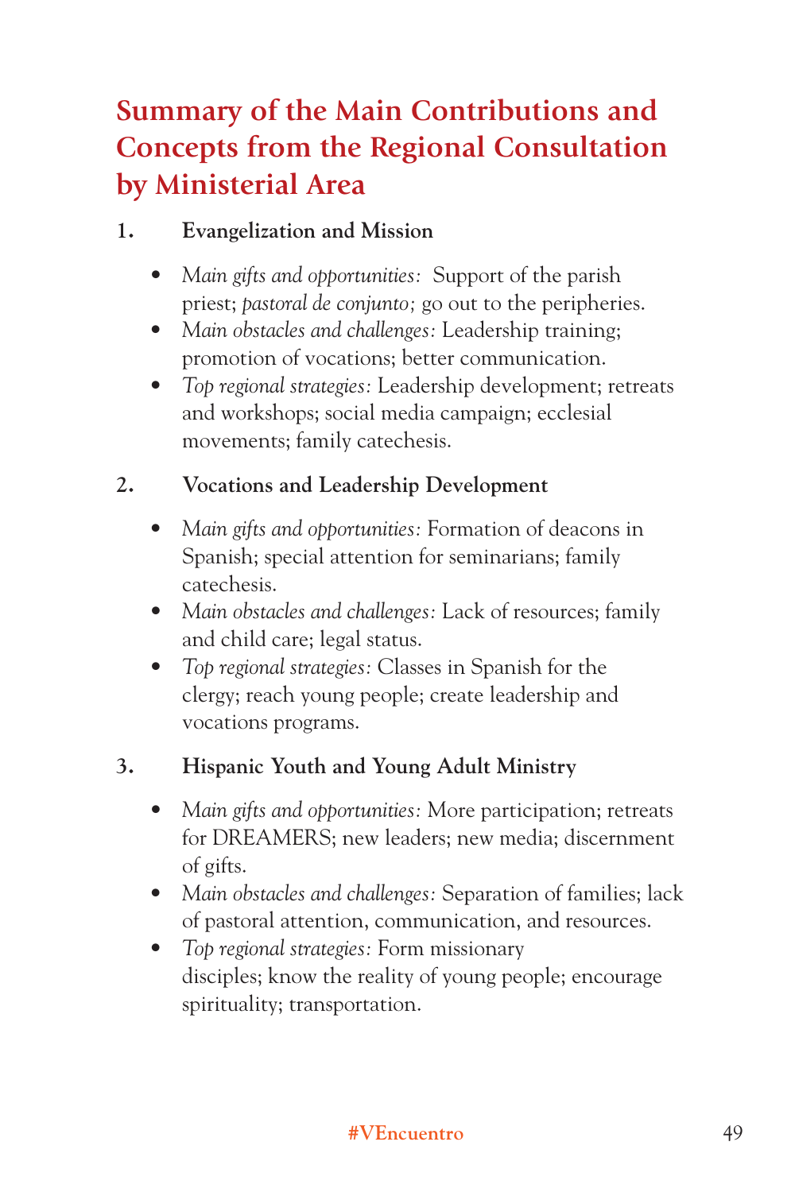## Summary of the Main Contributions and Concepts from the Regional Consultation by Ministerial Area

1. **Evangelization and Mission**

    - *Main gifts and opportunities:* Support of the parish priest; *pastoral de conjunto;* go out to the peripheries.
    - *Main obstacles and challenges:* Leadership training; promotion of vocations; better communication.
    - *Top regional strategies:* Leadership development; retreats and workshops; social media campaign; ecclesial movements; family catechesis.

2. **Vocations and Leadership Development**

    - *Main gifts and opportunities:* Formation of deacons in Spanish; special attention for seminarians; family catechesis.
    - *Main obstacles and challenges:* Lack of resources; family and child care; legal status.
    - *Top regional strategies:* Classes in Spanish for the clergy; reach young people; create leadership and vocations programs.

3. **Hispanic Youth and Young Adult Ministry**

    - *Main gifts and opportunities:* More participation; retreats for DREAMERS; new leaders; new media; discernment of gifts.
    - *Main obstacles and challenges:* Separation of families; lack of pastoral attention, communication, and resources.
    - *Top regional strategies:* Form missionary disciples; know the reality of young people; encourage spirituality; transportation.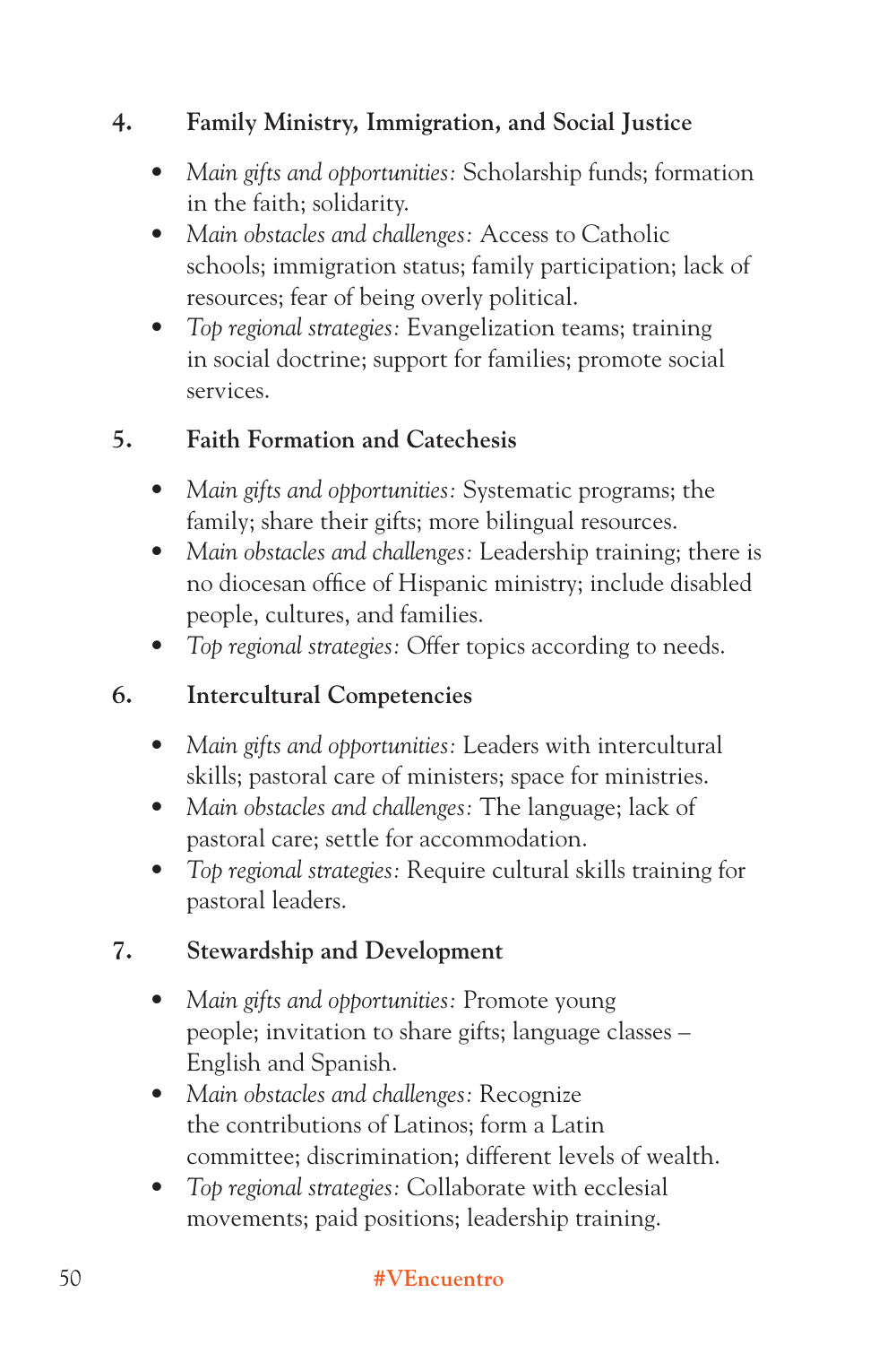4. **Family Ministry, Immigration, and Social Justice**

   - *Main gifts and opportunities:* Scholarship funds; formation in the faith; solidarity.
   - *Main obstacles and challenges:* Access to Catholic schools; immigration status; family participation; lack of resources; fear of being overly political.
   - *Top regional strategies:* Evangelization teams; training in social doctrine; support for families; promote social services.

5. **Faith Formation and Catechesis**

   - *Main gifts and opportunities:* Systematic programs; the family; share their gifts; more bilingual resources.
   - *Main obstacles and challenges:* Leadership training; there is no diocesan office of Hispanic ministry; include disabled people, cultures, and families.
   - *Top regional strategies:* Offer topics according to needs.

6. **Intercultural Competencies**

   - *Main gifts and opportunities:* Leaders with intercultural skills; pastoral care of ministers; space for ministries.
   - *Main obstacles and challenges:* The language; lack of pastoral care; settle for accommodation.
   - *Top regional strategies:* Require cultural skills training for pastoral leaders.

7. **Stewardship and Development**

   - *Main gifts and opportunities:* Promote young people; invitation to share gifts; language classes – English and Spanish.
   - *Main obstacles and challenges:* Recognize the contributions of Latinos; form a Latin committee; discrimination; different levels of wealth.
   - *Top regional strategies:* Collaborate with ecclesial movements; paid positions; leadership training.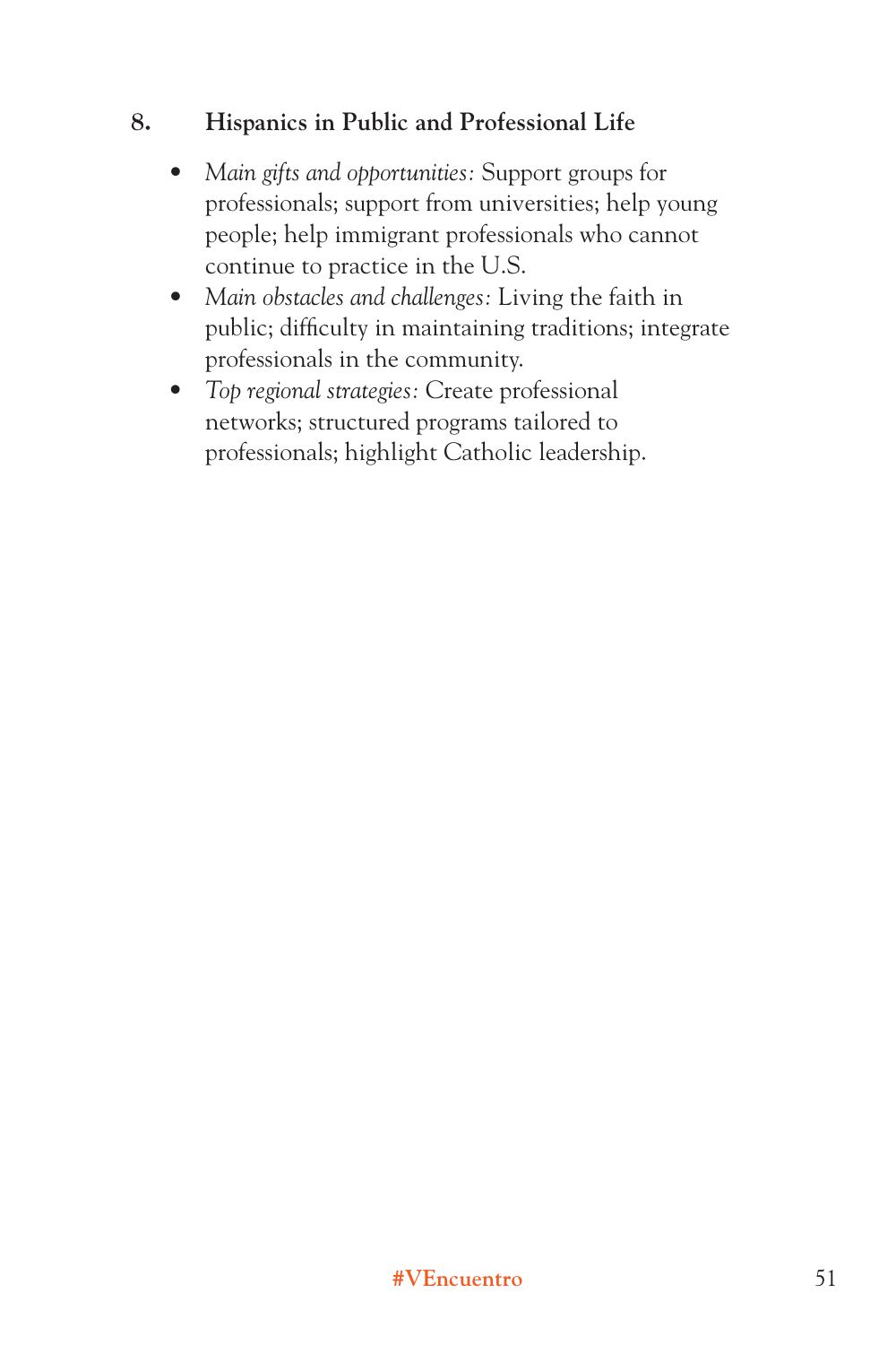**8. Hispanics in Public and Professional Life**

- *Main gifts and opportunities:* Support groups for professionals; support from universities; help young people; help immigrant professionals who cannot continue to practice in the U.S.
- *Main obstacles and challenges:* Living the faith in public; difficulty in maintaining traditions; integrate professionals in the community.
- *Top regional strategies:* Create professional networks; structured programs tailored to professionals; highlight Catholic leadership.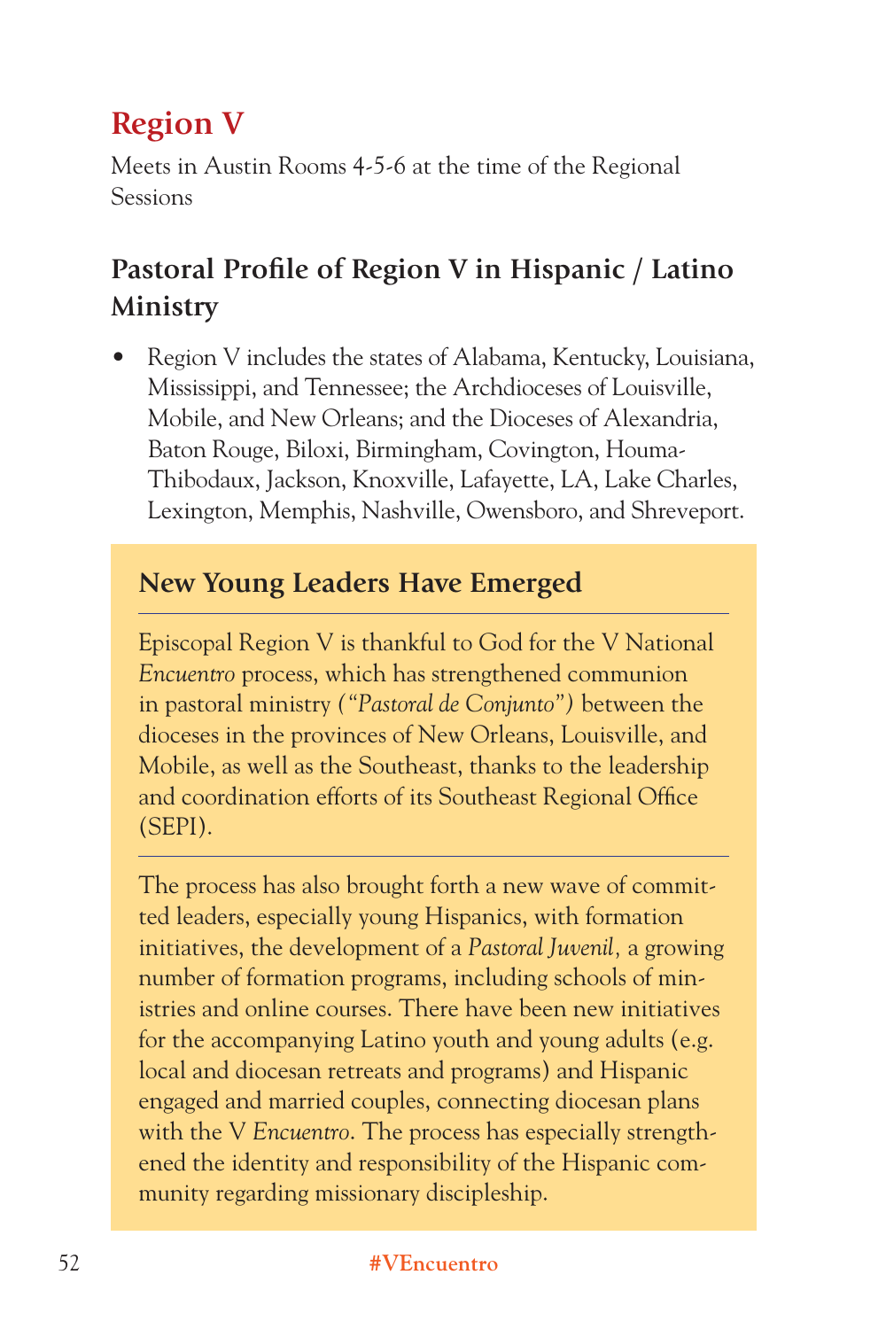# Region V

Meets in Austin Rooms 4-5-6 at the time of the Regional Sessions

## Pastoral Profile of Region V in Hispanic / Latino Ministry

- Region V includes the states of Alabama, Kentucky, Louisiana, Mississippi, and Tennessee; the Archdioceses of Louisville, Mobile, and New Orleans; and the Dioceses of Alexandria, Baton Rouge, Biloxi, Birmingham, Covington, Houma-Thibodaux, Jackson, Knoxville, Lafayette, LA, Lake Charles, Lexington, Memphis, Nashville, Owensboro, and Shreveport.

### New Young Leaders Have Emerged

Episcopal Region V is thankful to God for the V National *Encuentro* process, which has strengthened communion in pastoral ministry *("Pastoral de Conjunto")* between the dioceses in the provinces of New Orleans, Louisville, and Mobile, as well as the Southeast, thanks to the leadership and coordination efforts of its Southeast Regional Office (SEPI).

The process has also brought forth a new wave of committed leaders, especially young Hispanics, with formation initiatives, the development of a *Pastoral Juvenil,* a growing number of formation programs, including schools of ministries and online courses. There have been new initiatives for the accompanying Latino youth and young adults (e.g. local and diocesan retreats and programs) and Hispanic engaged and married couples, connecting diocesan plans with the V *Encuentro*. The process has especially strengthened the identity and responsibility of the Hispanic community regarding missionary discipleship.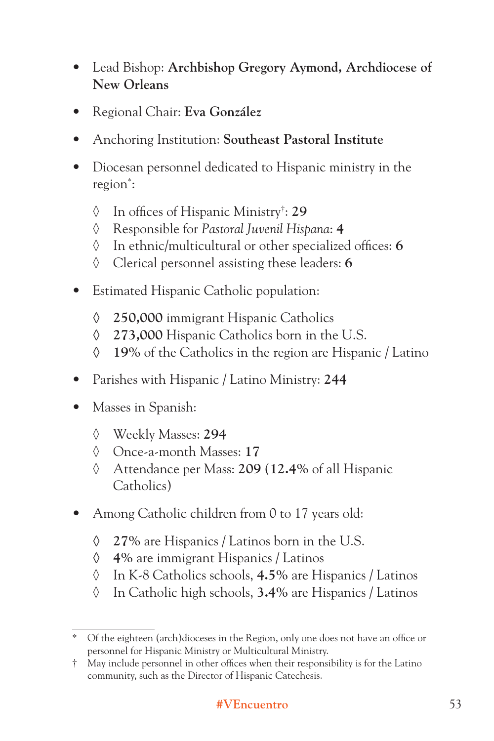- Lead Bishop: **Archbishop Gregory Aymond, Archdiocese of New Orleans**
- Regional Chair: **Eva González**
- Anchoring Institution: **Southeast Pastoral Institute**
- Diocesan personnel dedicated to Hispanic ministry in the region*:
  - ◊ In offices of Hispanic Ministry†: **29**
  - ◊ Responsible for *Pastoral Juvenil Hispana*: **4**
  - ◊ In ethnic/multicultural or other specialized offices: **6**
  - ◊ Clerical personnel assisting these leaders: **6**
- Estimated Hispanic Catholic population:
  - ◊ **250,000** immigrant Hispanic Catholics
  - ◊ **273,000** Hispanic Catholics born in the U.S.
  - ◊ **19%** of the Catholics in the region are Hispanic / Latino
- Parishes with Hispanic / Latino Ministry: **244**
- Masses in Spanish:
  - ◊ Weekly Masses: **294**
  - ◊ Once-a-month Masses: **17**
  - ◊ Attendance per Mass: **209** (**12.4%** of all Hispanic Catholics)
- Among Catholic children from 0 to 17 years old:
  - ◊ **27%** are Hispanics / Latinos born in the U.S.
  - ◊ **4%** are immigrant Hispanics / Latinos
  - ◊ In K-8 Catholics schools, **4.5%** are Hispanics / Latinos
  - ◊ In Catholic high schools, **3.4%** are Hispanics / Latinos

---

* Of the eighteen (arch)dioceses in the Region, only one does not have an office or personnel for Hispanic Ministry or Multicultural Ministry.

† May include personnel in other offices when their responsibility is for the Latino community, such as the Director of Hispanic Catechesis.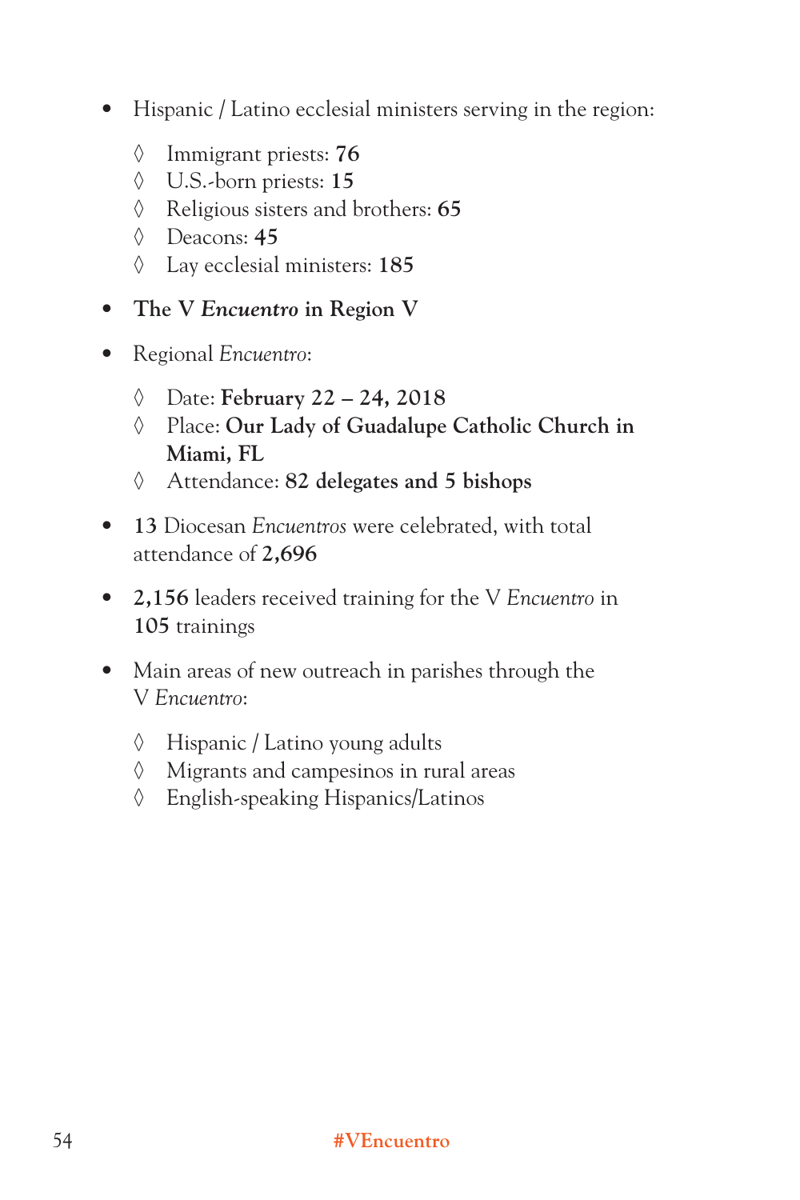- Hispanic / Latino ecclesial ministers serving in the region:
  - Immigrant priests: **76**
  - U.S.-born priests: **15**
  - Religious sisters and brothers: **65**
  - Deacons: **45**
  - Lay ecclesial ministers: **185**
- **The V *Encuentro* in Region V**
- Regional *Encuentro*:
  - Date: **February 22 – 24, 2018**
  - Place: **Our Lady of Guadalupe Catholic Church in Miami, FL**
  - Attendance: **82 delegates and 5 bishops**
- **13** Diocesan *Encuentros* were celebrated, with total attendance of **2,696**
- **2,156** leaders received training for the V *Encuentro* in **105** trainings
- Main areas of new outreach in parishes through the V *Encuentro*:
  - Hispanic / Latino young adults
  - Migrants and campesinos in rural areas
  - English-speaking Hispanics/Latinos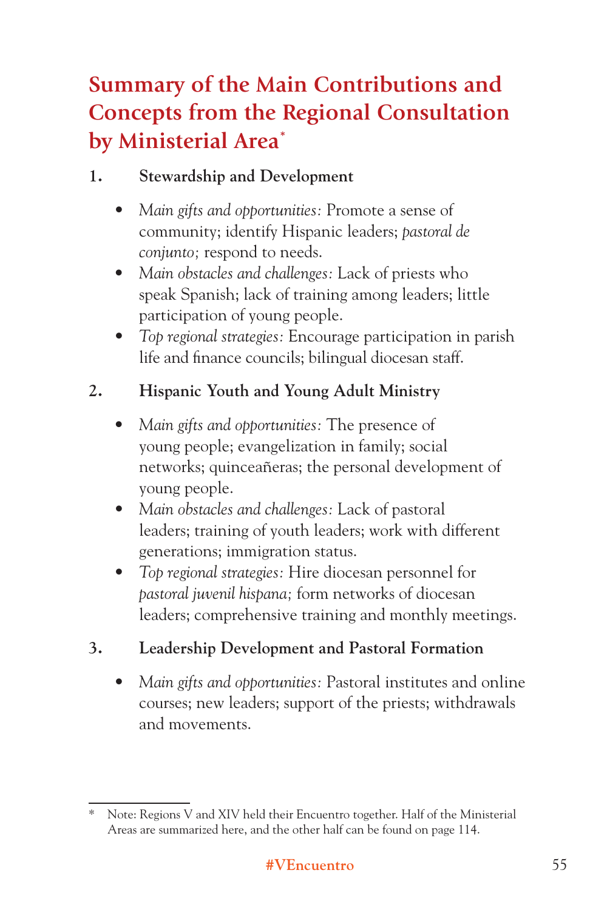# Summary of the Main Contributions and Concepts from the Regional Consultation by Ministerial Area*

1. **Stewardship and Development**

   - *Main gifts and opportunities:* Promote a sense of community; identify Hispanic leaders; *pastoral de conjunto;* respond to needs.
   - *Main obstacles and challenges:* Lack of priests who speak Spanish; lack of training among leaders; little participation of young people.
   - *Top regional strategies:* Encourage participation in parish life and finance councils; bilingual diocesan staff.

2. **Hispanic Youth and Young Adult Ministry**

   - *Main gifts and opportunities:* The presence of young people; evangelization in family; social networks; quinceañeras; the personal development of young people.
   - *Main obstacles and challenges:* Lack of pastoral leaders; training of youth leaders; work with different generations; immigration status.
   - *Top regional strategies:* Hire diocesan personnel for *pastoral juvenil hispana;* form networks of diocesan leaders; comprehensive training and monthly meetings.

3. **Leadership Development and Pastoral Formation**

   - *Main gifts and opportunities:* Pastoral institutes and online courses; new leaders; support of the priests; withdrawals and movements.

---

\* Note: Regions V and XIV held their Encuentro together. Half of the Ministerial Areas are summarized here, and the other half can be found on page 114.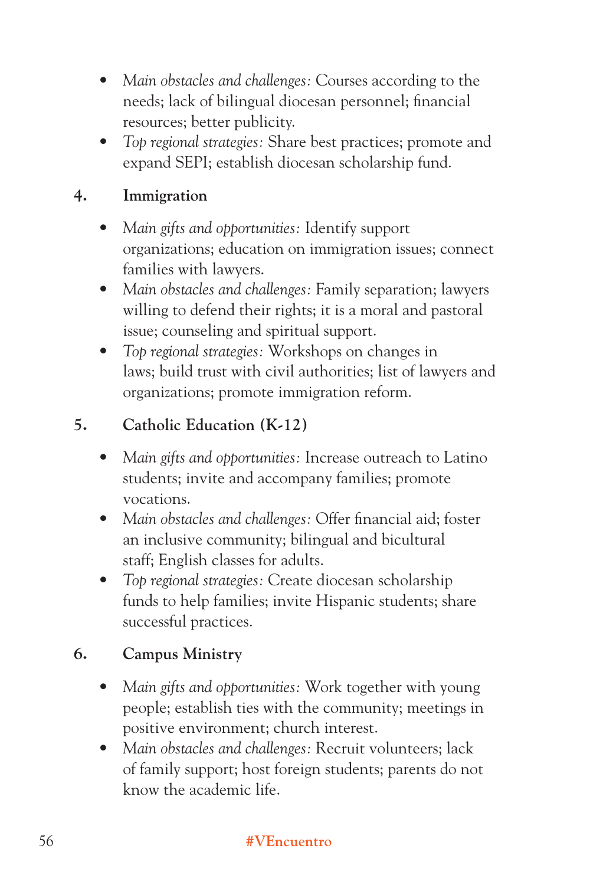- *Main obstacles and challenges:* Courses according to the needs; lack of bilingual diocesan personnel; financial resources; better publicity.
- *Top regional strategies:* Share best practices; promote and expand SEPI; establish diocesan scholarship fund.

### 4. Immigration

- *Main gifts and opportunities:* Identify support organizations; education on immigration issues; connect families with lawyers.
- *Main obstacles and challenges:* Family separation; lawyers willing to defend their rights; it is a moral and pastoral issue; counseling and spiritual support.
- *Top regional strategies:* Workshops on changes in laws; build trust with civil authorities; list of lawyers and organizations; promote immigration reform.

### 5. Catholic Education (K-12)

- *Main gifts and opportunities:* Increase outreach to Latino students; invite and accompany families; promote vocations.
- *Main obstacles and challenges:* Offer financial aid; foster an inclusive community; bilingual and bicultural staff; English classes for adults.
- *Top regional strategies:* Create diocesan scholarship funds to help families; invite Hispanic students; share successful practices.

### 6. Campus Ministry

- *Main gifts and opportunities:* Work together with young people; establish ties with the community; meetings in positive environment; church interest.
- *Main obstacles and challenges:* Recruit volunteers; lack of family support; host foreign students; parents do not know the academic life.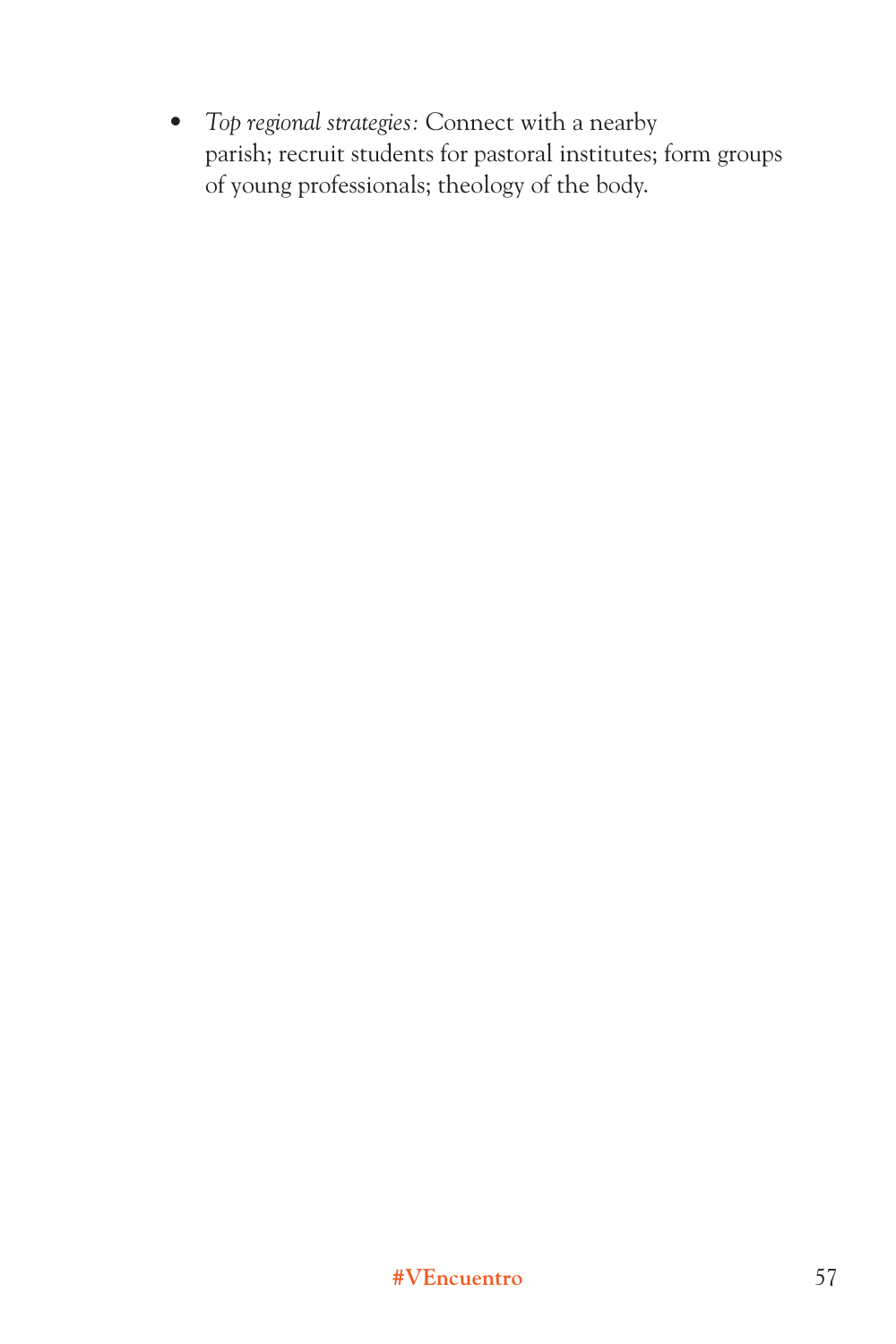- *Top regional strategies:* Connect with a nearby parish; recruit students for pastoral institutes; form groups of young professionals; theology of the body.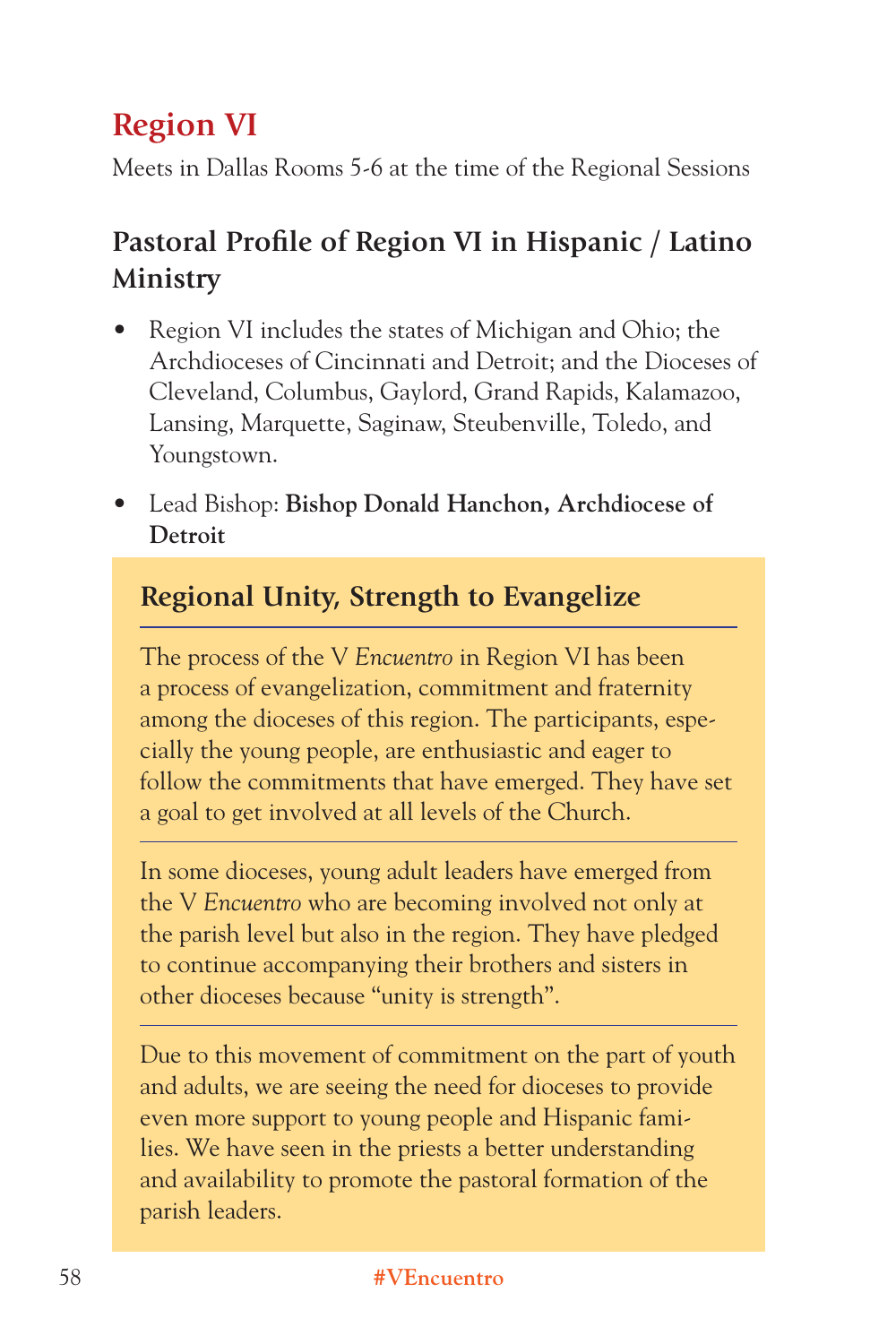# Region VI

Meets in Dallas Rooms 5-6 at the time of the Regional Sessions

## Pastoral Profile of Region VI in Hispanic / Latino Ministry

- Region VI includes the states of Michigan and Ohio; the Archdioceses of Cincinnati and Detroit; and the Dioceses of Cleveland, Columbus, Gaylord, Grand Rapids, Kalamazoo, Lansing, Marquette, Saginaw, Steubenville, Toledo, and Youngstown.
- Lead Bishop: **Bishop Donald Hanchon, Archdiocese of Detroit**

### Regional Unity, Strength to Evangelize

The process of the V *Encuentro* in Region VI has been a process of evangelization, commitment and fraternity among the dioceses of this region. The participants, especially the young people, are enthusiastic and eager to follow the commitments that have emerged. They have set a goal to get involved at all levels of the Church.

In some dioceses, young adult leaders have emerged from the V *Encuentro* who are becoming involved not only at the parish level but also in the region. They have pledged to continue accompanying their brothers and sisters in other dioceses because "unity is strength".

Due to this movement of commitment on the part of youth and adults, we are seeing the need for dioceses to provide even more support to young people and Hispanic families. We have seen in the priests a better understanding and availability to promote the pastoral formation of the parish leaders.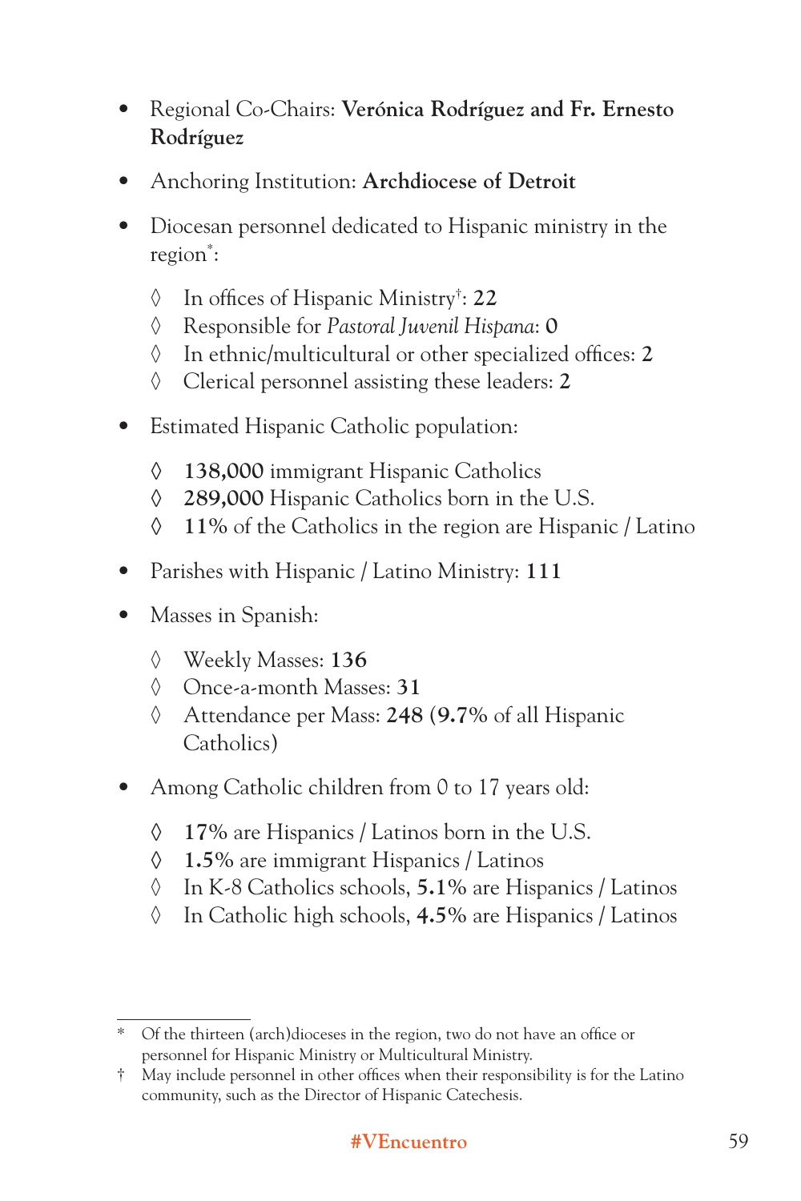- Regional Co-Chairs: **Verónica Rodríguez and Fr. Ernesto Rodríguez**
- Anchoring Institution: **Archdiocese of Detroit**
- Diocesan personnel dedicated to Hispanic ministry in the region*:
  - ◊ In offices of Hispanic Ministry†: **22**
  - ◊ Responsible for *Pastoral Juvenil Hispana*: **0**
  - ◊ In ethnic/multicultural or other specialized offices: **2**
  - ◊ Clerical personnel assisting these leaders: **2**
- Estimated Hispanic Catholic population:
  - ◊ **138,000** immigrant Hispanic Catholics
  - ◊ **289,000** Hispanic Catholics born in the U.S.
  - ◊ **11%** of the Catholics in the region are Hispanic / Latino
- Parishes with Hispanic / Latino Ministry: **111**
- Masses in Spanish:
  - ◊ Weekly Masses: **136**
  - ◊ Once-a-month Masses: **31**
  - ◊ Attendance per Mass: **248** (**9.7%** of all Hispanic Catholics)
- Among Catholic children from 0 to 17 years old:
  - ◊ **17%** are Hispanics / Latinos born in the U.S.
  - ◊ **1.5%** are immigrant Hispanics / Latinos
  - ◊ In K-8 Catholics schools, **5.1%** are Hispanics / Latinos
  - ◊ In Catholic high schools, **4.5%** are Hispanics / Latinos

---

\* Of the thirteen (arch)dioceses in the region, two do not have an office or personnel for Hispanic Ministry or Multicultural Ministry.

† May include personnel in other offices when their responsibility is for the Latino community, such as the Director of Hispanic Catechesis.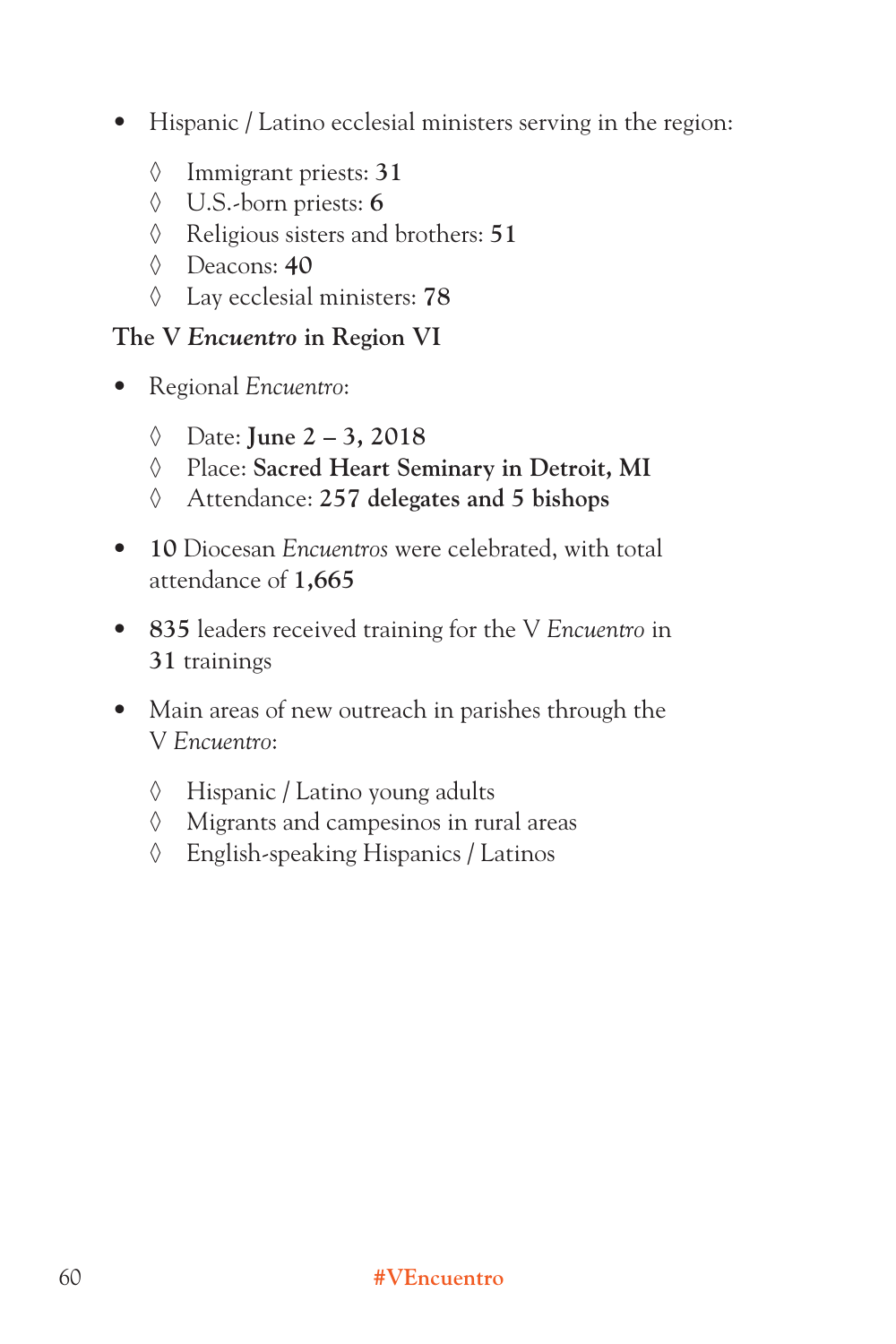- Hispanic / Latino ecclesial ministers serving in the region:
    - Immigrant priests: **31**
    - U.S.-born priests: **6**
    - Religious sisters and brothers: **51**
    - Deacons: **40**
    - Lay ecclesial ministers: **78**

**The V *Encuentro* in Region VI**

- Regional *Encuentro*:
    - Date: **June 2 – 3, 2018**
    - Place: **Sacred Heart Seminary in Detroit, MI**
    - Attendance: **257 delegates and 5 bishops**
- **10** Diocesan *Encuentros* were celebrated, with total attendance of **1,665**
- **835** leaders received training for the V *Encuentro* in **31** trainings
- Main areas of new outreach in parishes through the V *Encuentro*:
    - Hispanic / Latino young adults
    - Migrants and campesinos in rural areas
    - English-speaking Hispanics / Latinos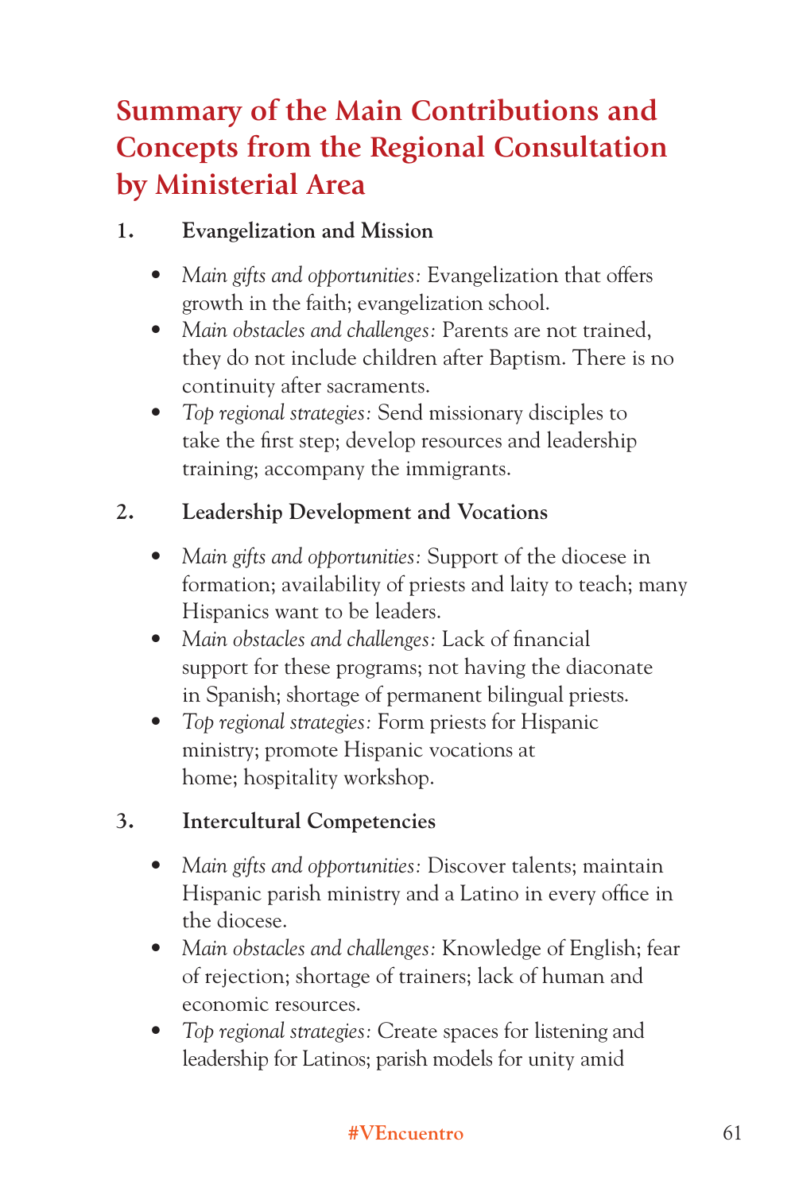# Summary of the Main Contributions and Concepts from the Regional Consultation by Ministerial Area

1. **Evangelization and Mission**

   - *Main gifts and opportunities:* Evangelization that offers growth in the faith; evangelization school.
   - *Main obstacles and challenges:* Parents are not trained, they do not include children after Baptism. There is no continuity after sacraments.
   - *Top regional strategies:* Send missionary disciples to take the first step; develop resources and leadership training; accompany the immigrants.

2. **Leadership Development and Vocations**

   - *Main gifts and opportunities:* Support of the diocese in formation; availability of priests and laity to teach; many Hispanics want to be leaders.
   - *Main obstacles and challenges:* Lack of financial support for these programs; not having the diaconate in Spanish; shortage of permanent bilingual priests.
   - *Top regional strategies:* Form priests for Hispanic ministry; promote Hispanic vocations at home; hospitality workshop.

3. **Intercultural Competencies**

   - *Main gifts and opportunities:* Discover talents; maintain Hispanic parish ministry and a Latino in every office in the diocese.
   - *Main obstacles and challenges:* Knowledge of English; fear of rejection; shortage of trainers; lack of human and economic resources.
   - *Top regional strategies:* Create spaces for listening and leadership for Latinos; parish models for unity amid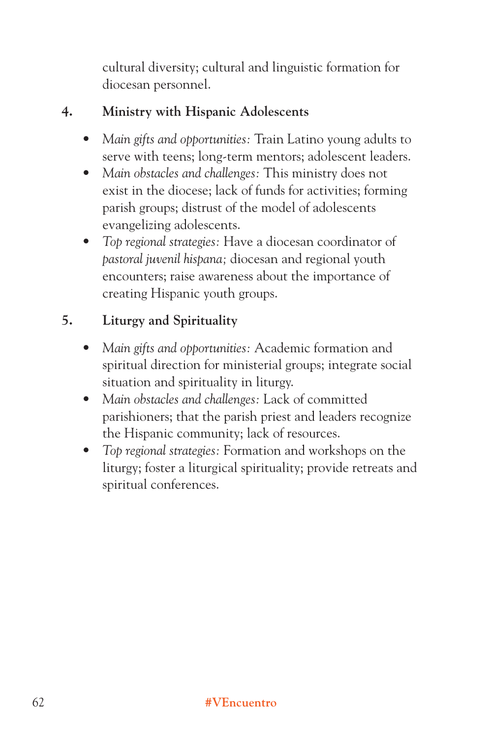cultural diversity; cultural and linguistic formation for diocesan personnel.

**4. Ministry with Hispanic Adolescents**

- *Main gifts and opportunities:* Train Latino young adults to serve with teens; long-term mentors; adolescent leaders.
- *Main obstacles and challenges:* This ministry does not exist in the diocese; lack of funds for activities; forming parish groups; distrust of the model of adolescents evangelizing adolescents.
- *Top regional strategies:* Have a diocesan coordinator of *pastoral juvenil hispana;* diocesan and regional youth encounters; raise awareness about the importance of creating Hispanic youth groups.

**5. Liturgy and Spirituality**

- *Main gifts and opportunities:* Academic formation and spiritual direction for ministerial groups; integrate social situation and spirituality in liturgy.
- *Main obstacles and challenges:* Lack of committed parishioners; that the parish priest and leaders recognize the Hispanic community; lack of resources.
- *Top regional strategies:* Formation and workshops on the liturgy; foster a liturgical spirituality; provide retreats and spiritual conferences.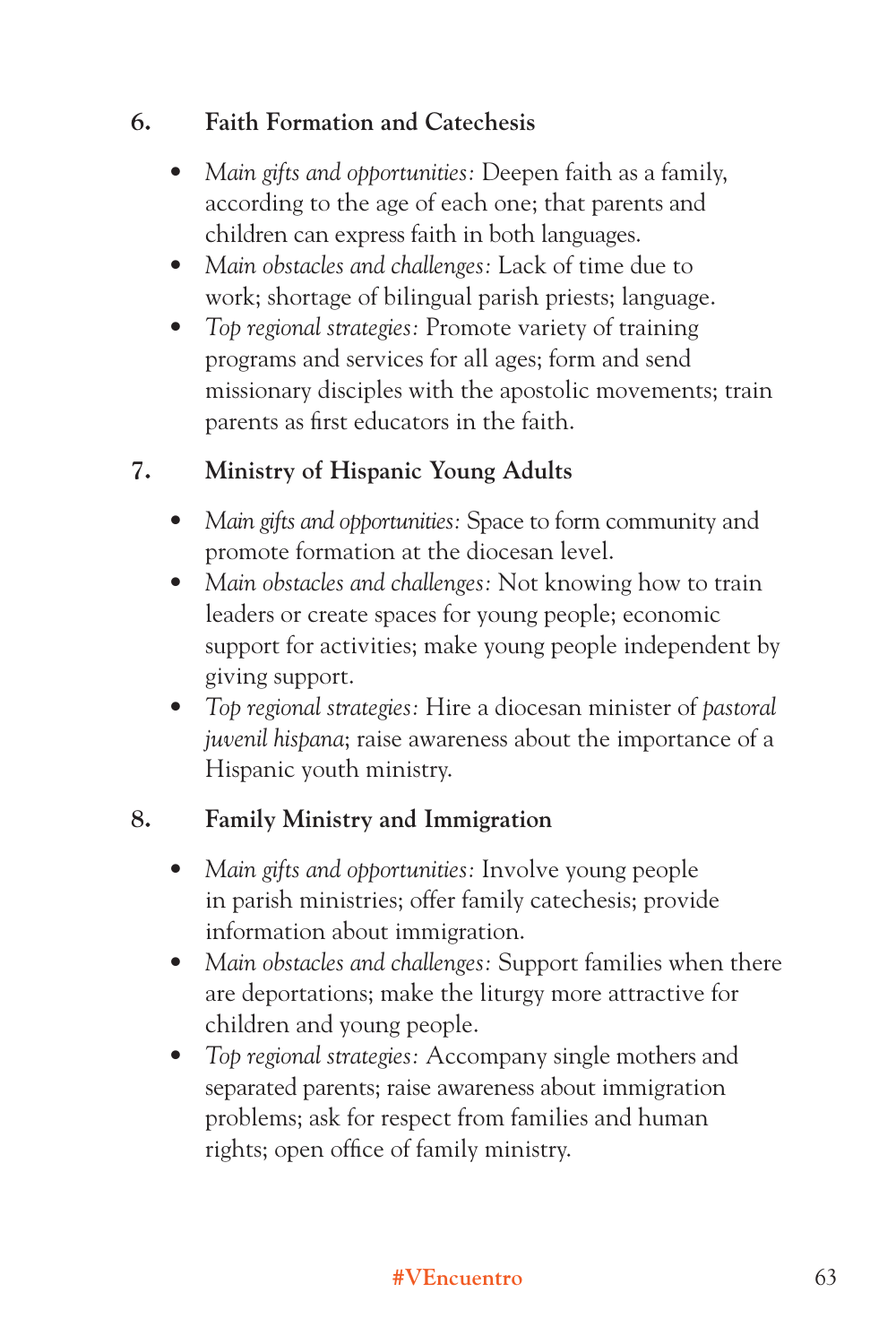### 6. Faith Formation and Catechesis

- *Main gifts and opportunities:* Deepen faith as a family, according to the age of each one; that parents and children can express faith in both languages.
- *Main obstacles and challenges:* Lack of time due to work; shortage of bilingual parish priests; language.
- *Top regional strategies:* Promote variety of training programs and services for all ages; form and send missionary disciples with the apostolic movements; train parents as first educators in the faith.

### 7. Ministry of Hispanic Young Adults

- *Main gifts and opportunities:* Space to form community and promote formation at the diocesan level.
- *Main obstacles and challenges:* Not knowing how to train leaders or create spaces for young people; economic support for activities; make young people independent by giving support.
- *Top regional strategies:* Hire a diocesan minister of *pastoral juvenil hispana*; raise awareness about the importance of a Hispanic youth ministry.

### 8. Family Ministry and Immigration

- *Main gifts and opportunities:* Involve young people in parish ministries; offer family catechesis; provide information about immigration.
- *Main obstacles and challenges:* Support families when there are deportations; make the liturgy more attractive for children and young people.
- *Top regional strategies:* Accompany single mothers and separated parents; raise awareness about immigration problems; ask for respect from families and human rights; open office of family ministry.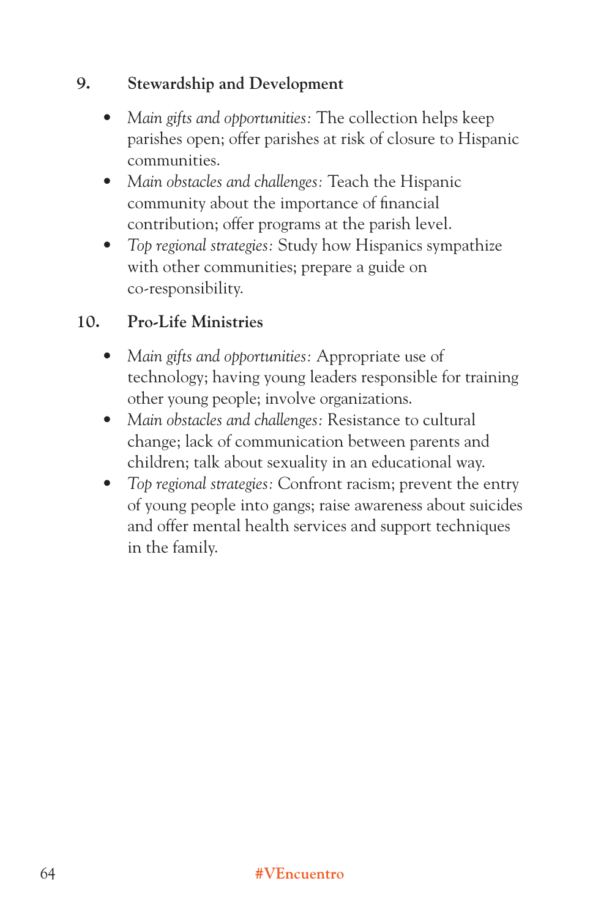## 9. Stewardship and Development

- *Main gifts and opportunities:* The collection helps keep parishes open; offer parishes at risk of closure to Hispanic communities.
- *Main obstacles and challenges:* Teach the Hispanic community about the importance of financial contribution; offer programs at the parish level.
- *Top regional strategies:* Study how Hispanics sympathize with other communities; prepare a guide on co-responsibility.

## 10. Pro-Life Ministries

- *Main gifts and opportunities:* Appropriate use of technology; having young leaders responsible for training other young people; involve organizations.
- *Main obstacles and challenges:* Resistance to cultural change; lack of communication between parents and children; talk about sexuality in an educational way.
- *Top regional strategies:* Confront racism; prevent the entry of young people into gangs; raise awareness about suicides and offer mental health services and support techniques in the family.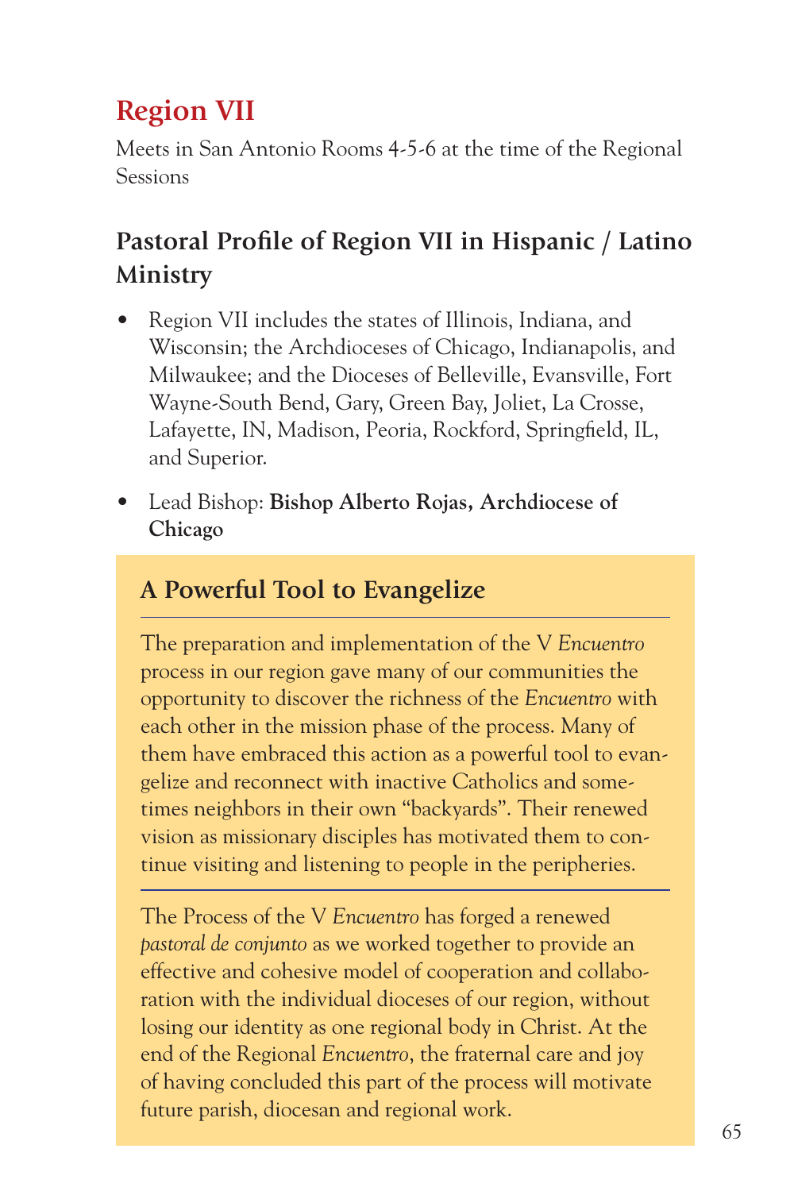# Region VII

Meets in San Antonio Rooms 4-5-6 at the time of the Regional Sessions

## Pastoral Profile of Region VII in Hispanic / Latino Ministry

- Region VII includes the states of Illinois, Indiana, and Wisconsin; the Archdioceses of Chicago, Indianapolis, and Milwaukee; and the Dioceses of Belleville, Evansville, Fort Wayne-South Bend, Gary, Green Bay, Joliet, La Crosse, Lafayette, IN, Madison, Peoria, Rockford, Springfield, IL, and Superior.
- Lead Bishop: **Bishop Alberto Rojas, Archdiocese of Chicago**

### A Powerful Tool to Evangelize

The preparation and implementation of the V *Encuentro* process in our region gave many of our communities the opportunity to discover the richness of the *Encuentro* with each other in the mission phase of the process. Many of them have embraced this action as a powerful tool to evangelize and reconnect with inactive Catholics and sometimes neighbors in their own "backyards". Their renewed vision as missionary disciples has motivated them to continue visiting and listening to people in the peripheries.

The Process of the V *Encuentro* has forged a renewed *pastoral de conjunto* as we worked together to provide an effective and cohesive model of cooperation and collaboration with the individual dioceses of our region, without losing our identity as one regional body in Christ. At the end of the Regional *Encuentro*, the fraternal care and joy of having concluded this part of the process will motivate future parish, diocesan and regional work.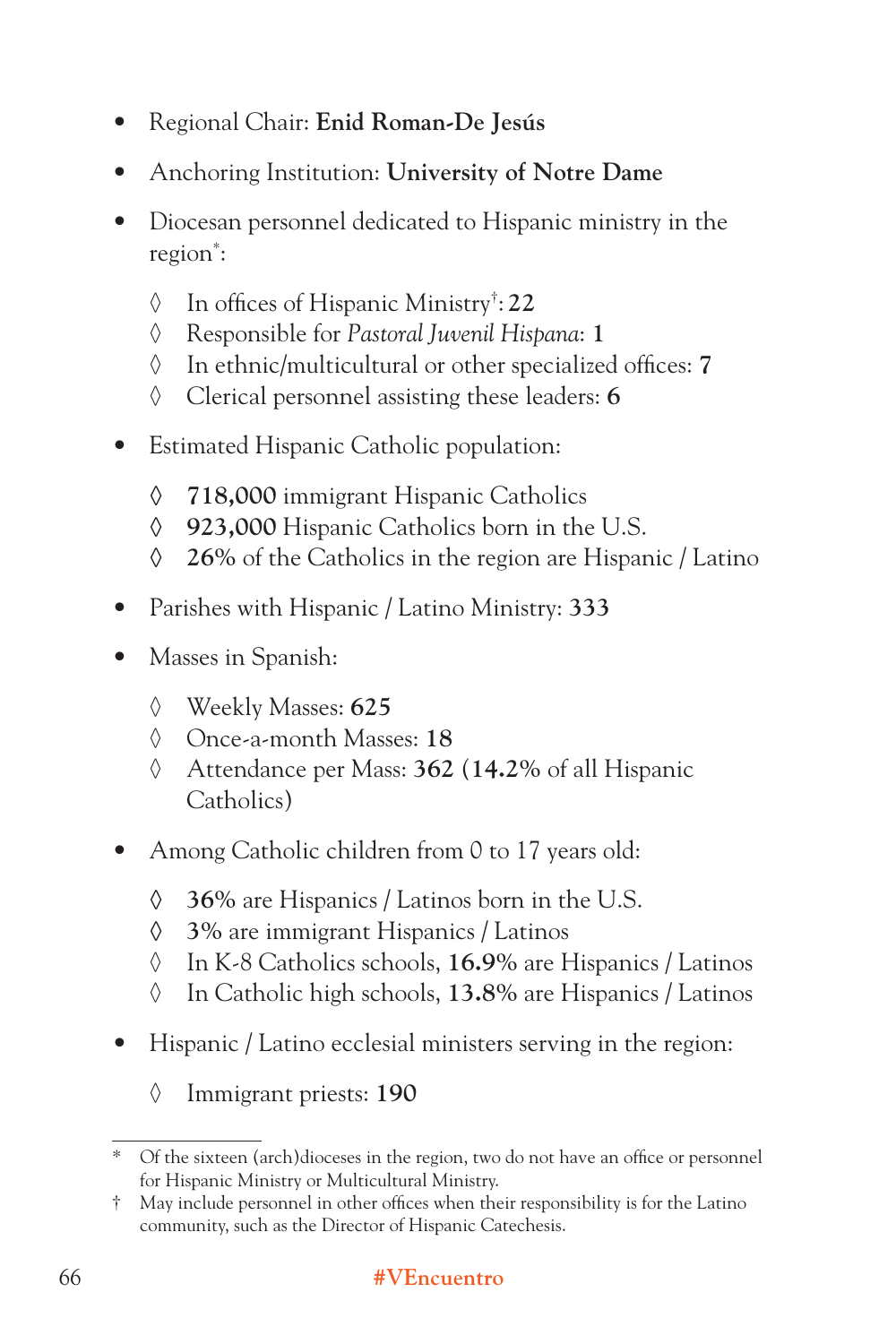- Regional Chair: **Enid Roman-De Jesús**
- Anchoring Institution: **University of Notre Dame**
- Diocesan personnel dedicated to Hispanic ministry in the region*:
  - In offices of Hispanic Ministry†: **22**
  - Responsible for *Pastoral Juvenil Hispana*: **1**
  - In ethnic/multicultural or other specialized offices: **7**
  - Clerical personnel assisting these leaders: **6**
- Estimated Hispanic Catholic population:
  - **718,000** immigrant Hispanic Catholics
  - **923,000** Hispanic Catholics born in the U.S.
  - **26%** of the Catholics in the region are Hispanic / Latino
- Parishes with Hispanic / Latino Ministry: **333**
- Masses in Spanish:
  - Weekly Masses: **625**
  - Once-a-month Masses: **18**
  - Attendance per Mass: **362** (**14.2%** of all Hispanic Catholics)
- Among Catholic children from 0 to 17 years old:
  - **36%** are Hispanics / Latinos born in the U.S.
  - **3%** are immigrant Hispanics / Latinos
  - In K-8 Catholics schools, **16.9%** are Hispanics / Latinos
  - In Catholic high schools, **13.8%** are Hispanics / Latinos
- Hispanic / Latino ecclesial ministers serving in the region:
  - Immigrant priests: **190**

---

\* Of the sixteen (arch)dioceses in the region, two do not have an office or personnel for Hispanic Ministry or Multicultural Ministry.

† May include personnel in other offices when their responsibility is for the Latino community, such as the Director of Hispanic Catechesis.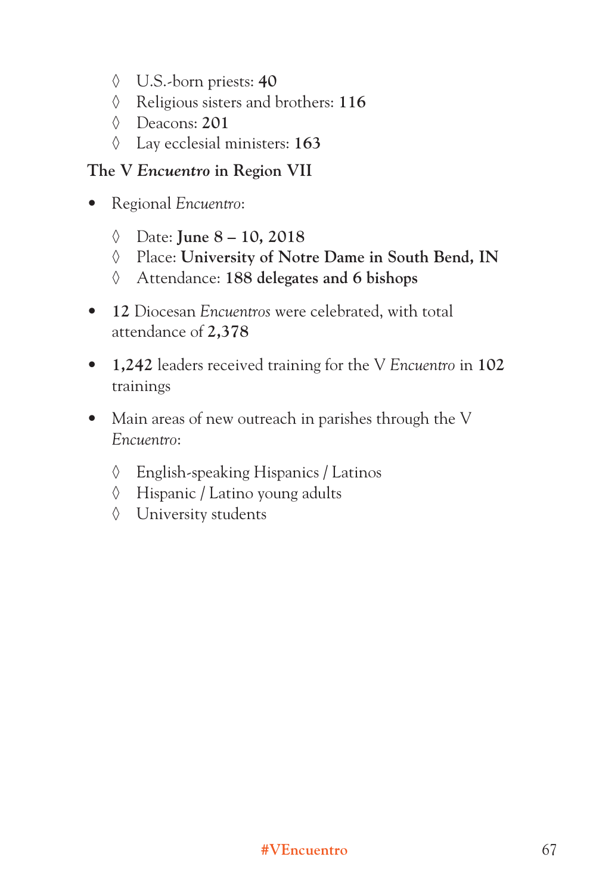- ◊ U.S.-born priests: **40**
- ◊ Religious sisters and brothers: **116**
- ◊ Deacons: **201**
- ◊ Lay ecclesial ministers: **163**

### The V *Encuentro* in Region VII

- Regional *Encuentro*:
    - ◊ Date: **June 8 – 10, 2018**
    - ◊ Place: **University of Notre Dame in South Bend, IN**
    - ◊ Attendance: **188 delegates and 6 bishops**
- **12** Diocesan *Encuentros* were celebrated, with total attendance of **2,378**
- **1,242** leaders received training for the V *Encuentro* in **102** trainings
- Main areas of new outreach in parishes through the V *Encuentro*:
    - ◊ English-speaking Hispanics / Latinos
    - ◊ Hispanic / Latino young adults
    - ◊ University students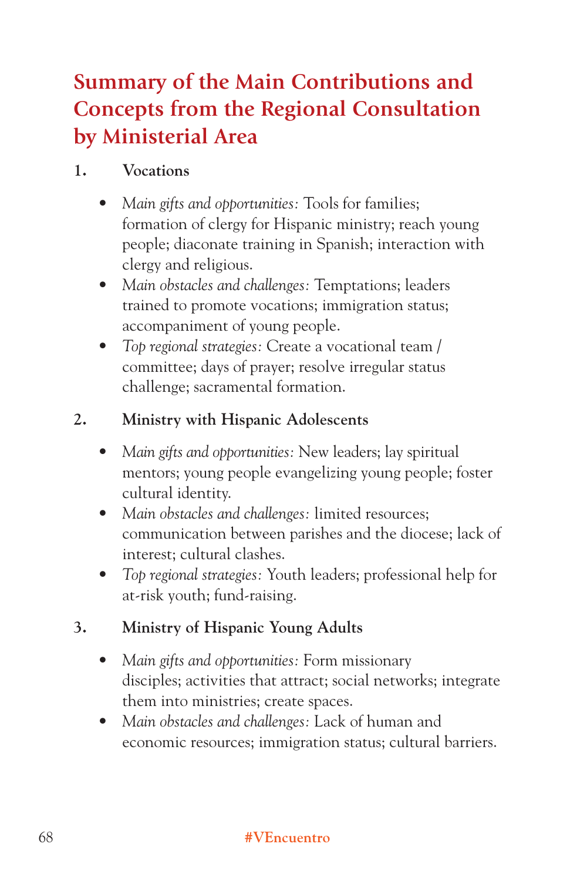# Summary of the Main Contributions and Concepts from the Regional Consultation by Ministerial Area

1. **Vocations**

   - *Main gifts and opportunities:* Tools for families; formation of clergy for Hispanic ministry; reach young people; diaconate training in Spanish; interaction with clergy and religious.
   - *Main obstacles and challenges:* Temptations; leaders trained to promote vocations; immigration status; accompaniment of young people.
   - *Top regional strategies:* Create a vocational team / committee; days of prayer; resolve irregular status challenge; sacramental formation.

2. **Ministry with Hispanic Adolescents**

   - *Main gifts and opportunities:* New leaders; lay spiritual mentors; young people evangelizing young people; foster cultural identity.
   - *Main obstacles and challenges:* limited resources; communication between parishes and the diocese; lack of interest; cultural clashes.
   - *Top regional strategies:* Youth leaders; professional help for at-risk youth; fund-raising.

3. **Ministry of Hispanic Young Adults**

   - *Main gifts and opportunities:* Form missionary disciples; activities that attract; social networks; integrate them into ministries; create spaces.
   - *Main obstacles and challenges:* Lack of human and economic resources; immigration status; cultural barriers.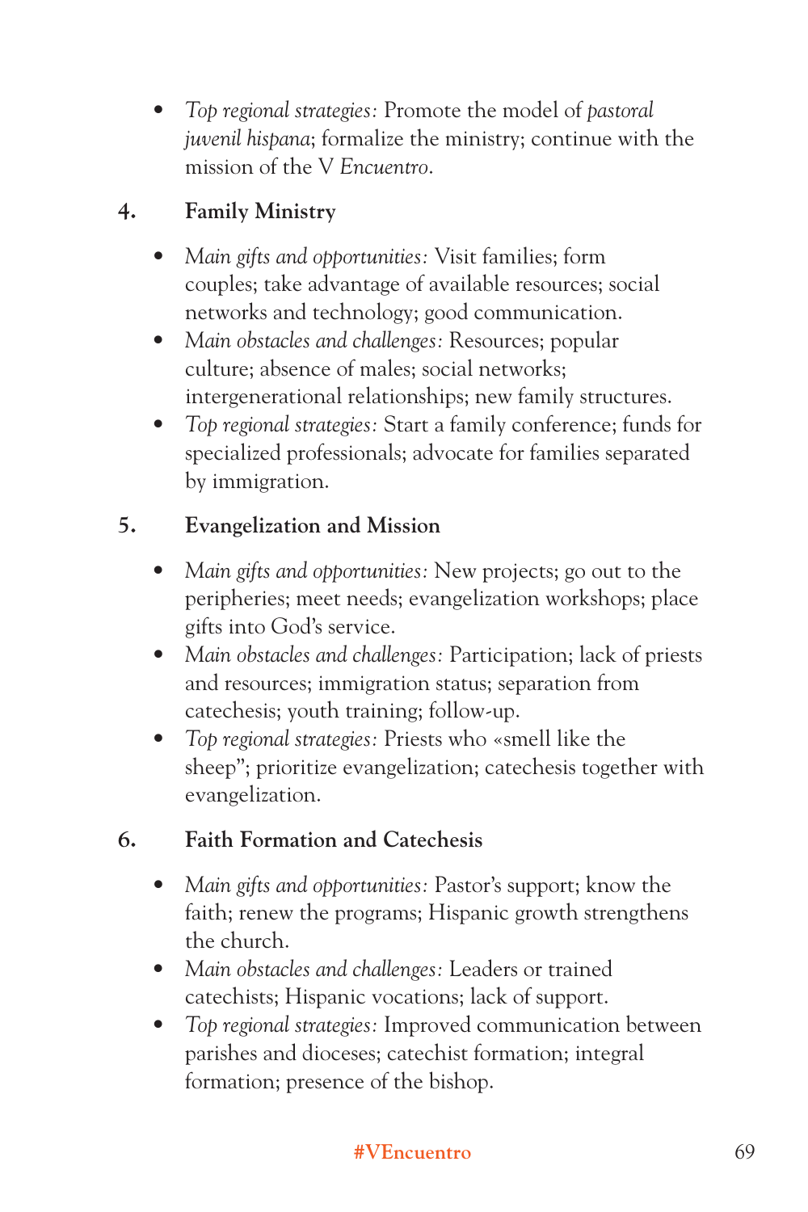- *Top regional strategies:* Promote the model of *pastoral juvenil hispana*; formalize the ministry; continue with the mission of the V *Encuentro*.

4. **Family Ministry**

- *Main gifts and opportunities:* Visit families; form couples; take advantage of available resources; social networks and technology; good communication.
- *Main obstacles and challenges:* Resources; popular culture; absence of males; social networks; intergenerational relationships; new family structures.
- *Top regional strategies:* Start a family conference; funds for specialized professionals; advocate for families separated by immigration.

5. **Evangelization and Mission**

- *Main gifts and opportunities:* New projects; go out to the peripheries; meet needs; evangelization workshops; place gifts into God's service.
- *Main obstacles and challenges:* Participation; lack of priests and resources; immigration status; separation from catechesis; youth training; follow-up.
- *Top regional strategies:* Priests who «smell like the sheep"; prioritize evangelization; catechesis together with evangelization.

6. **Faith Formation and Catechesis**

- *Main gifts and opportunities:* Pastor's support; know the faith; renew the programs; Hispanic growth strengthens the church.
- *Main obstacles and challenges:* Leaders or trained catechists; Hispanic vocations; lack of support.
- *Top regional strategies:* Improved communication between parishes and dioceses; catechist formation; integral formation; presence of the bishop.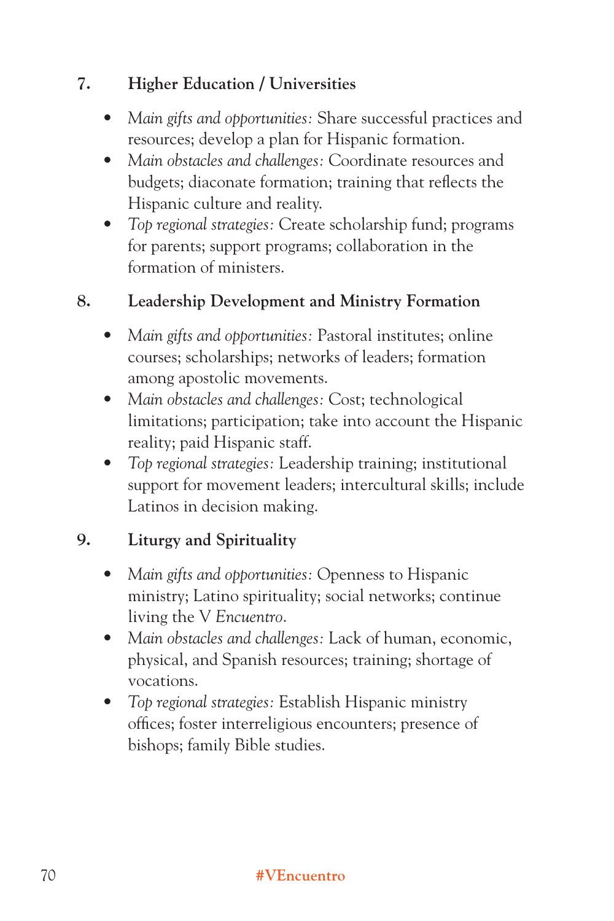### 7. Higher Education / Universities

- *Main gifts and opportunities:* Share successful practices and resources; develop a plan for Hispanic formation.
- *Main obstacles and challenges:* Coordinate resources and budgets; diaconate formation; training that reflects the Hispanic culture and reality.
- *Top regional strategies:* Create scholarship fund; programs for parents; support programs; collaboration in the formation of ministers.

### 8. Leadership Development and Ministry Formation

- *Main gifts and opportunities:* Pastoral institutes; online courses; scholarships; networks of leaders; formation among apostolic movements.
- *Main obstacles and challenges:* Cost; technological limitations; participation; take into account the Hispanic reality; paid Hispanic staff.
- *Top regional strategies:* Leadership training; institutional support for movement leaders; intercultural skills; include Latinos in decision making.

### 9. Liturgy and Spirituality

- *Main gifts and opportunities:* Openness to Hispanic ministry; Latino spirituality; social networks; continue living the V *Encuentro*.
- *Main obstacles and challenges:* Lack of human, economic, physical, and Spanish resources; training; shortage of vocations.
- *Top regional strategies:* Establish Hispanic ministry offices; foster interreligious encounters; presence of bishops; family Bible studies.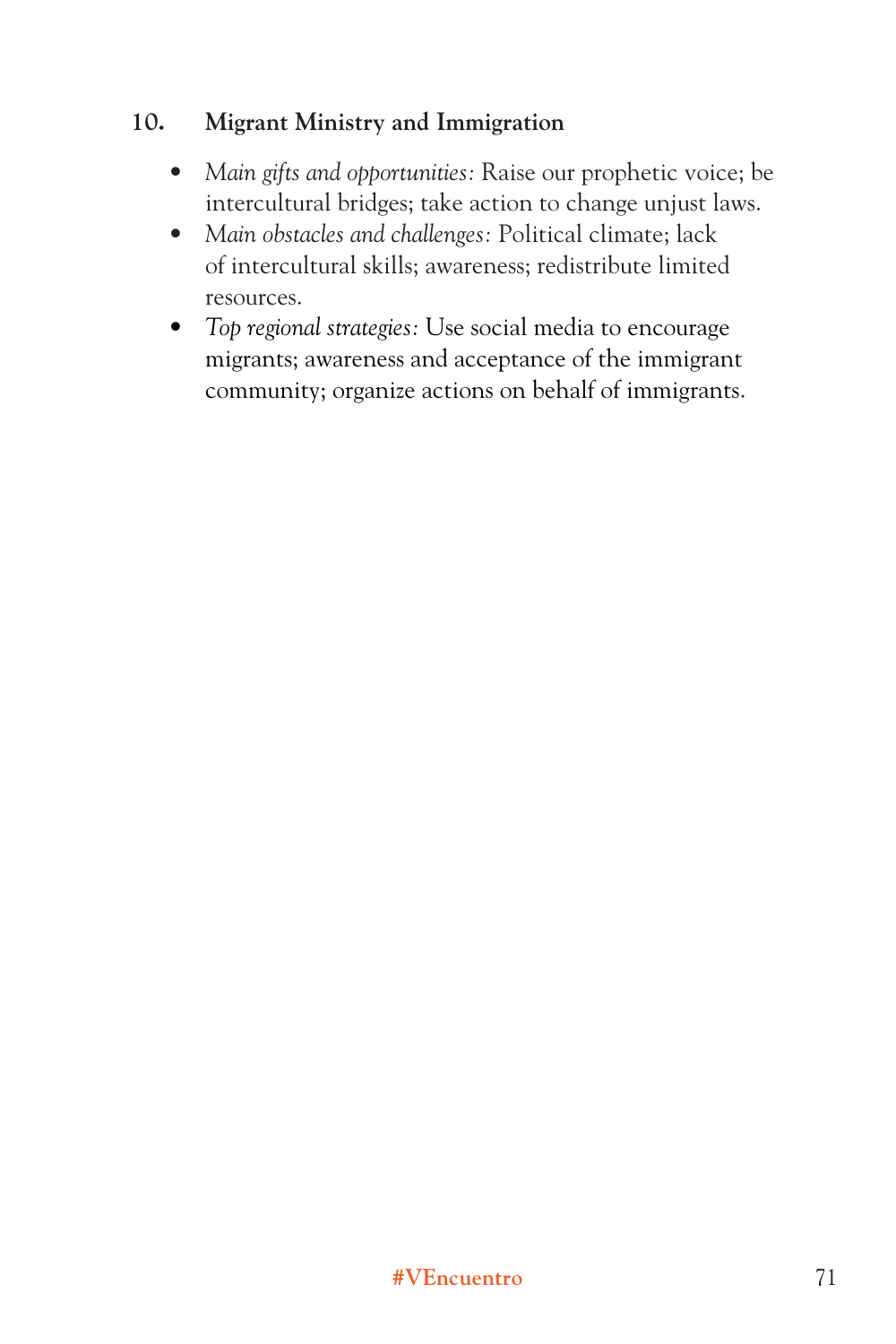### 10. Migrant Ministry and Immigration

- *Main gifts and opportunities:* Raise our prophetic voice; be intercultural bridges; take action to change unjust laws.
- *Main obstacles and challenges:* Political climate; lack of intercultural skills; awareness; redistribute limited resources.
- *Top regional strategies:* Use social media to encourage migrants; awareness and acceptance of the immigrant community; organize actions on behalf of immigrants.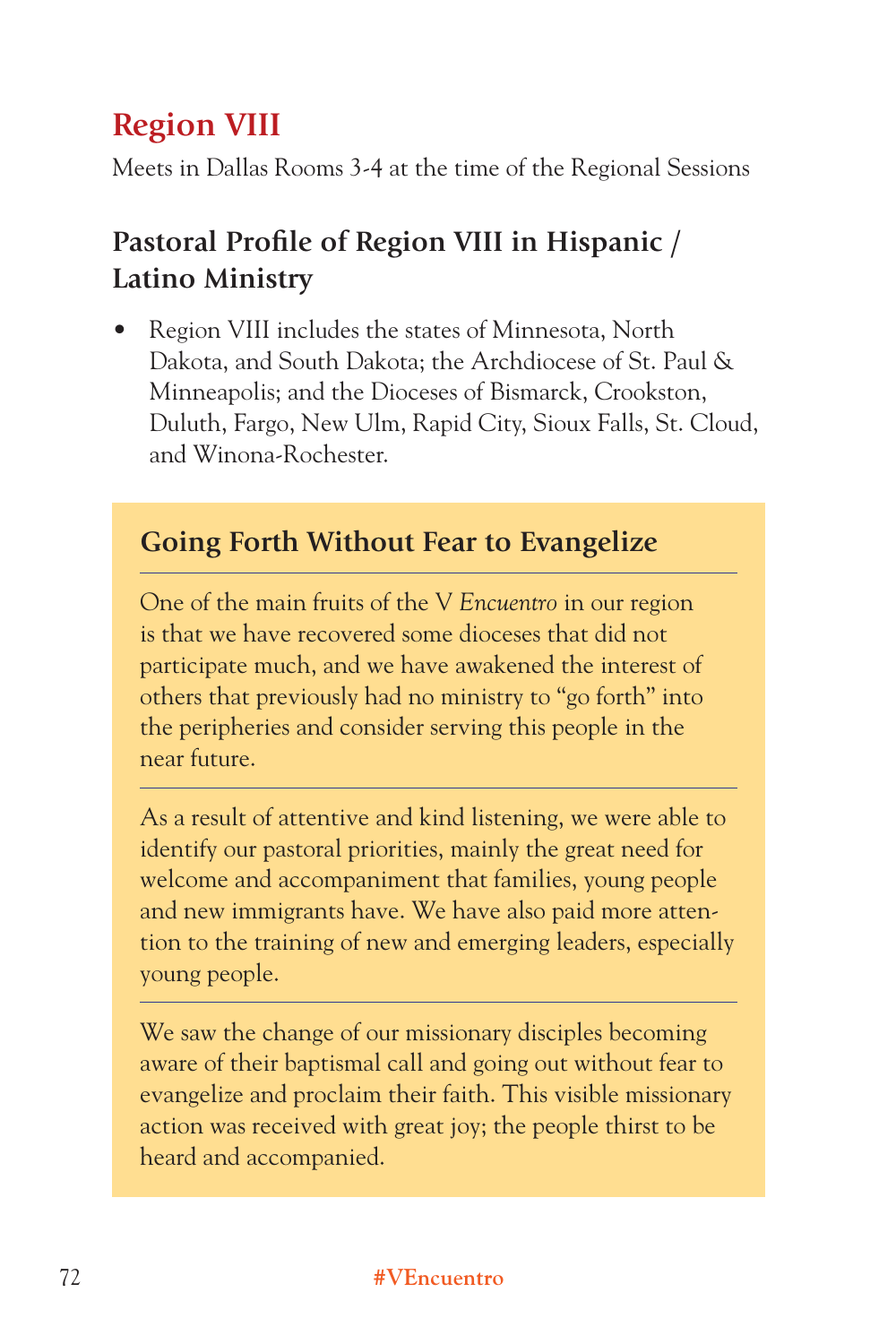## Region VIII

Meets in Dallas Rooms 3-4 at the time of the Regional Sessions

### Pastoral Profile of Region VIII in Hispanic / Latino Ministry

- Region VIII includes the states of Minnesota, North Dakota, and South Dakota; the Archdiocese of St. Paul & Minneapolis; and the Dioceses of Bismarck, Crookston, Duluth, Fargo, New Ulm, Rapid City, Sioux Falls, St. Cloud, and Winona-Rochester.

### Going Forth Without Fear to Evangelize

One of the main fruits of the V *Encuentro* in our region is that we have recovered some dioceses that did not participate much, and we have awakened the interest of others that previously had no ministry to "go forth" into the peripheries and consider serving this people in the near future.

As a result of attentive and kind listening, we were able to identify our pastoral priorities, mainly the great need for welcome and accompaniment that families, young people and new immigrants have. We have also paid more attention to the training of new and emerging leaders, especially young people.

We saw the change of our missionary disciples becoming aware of their baptismal call and going out without fear to evangelize and proclaim their faith. This visible missionary action was received with great joy; the people thirst to be heard and accompanied.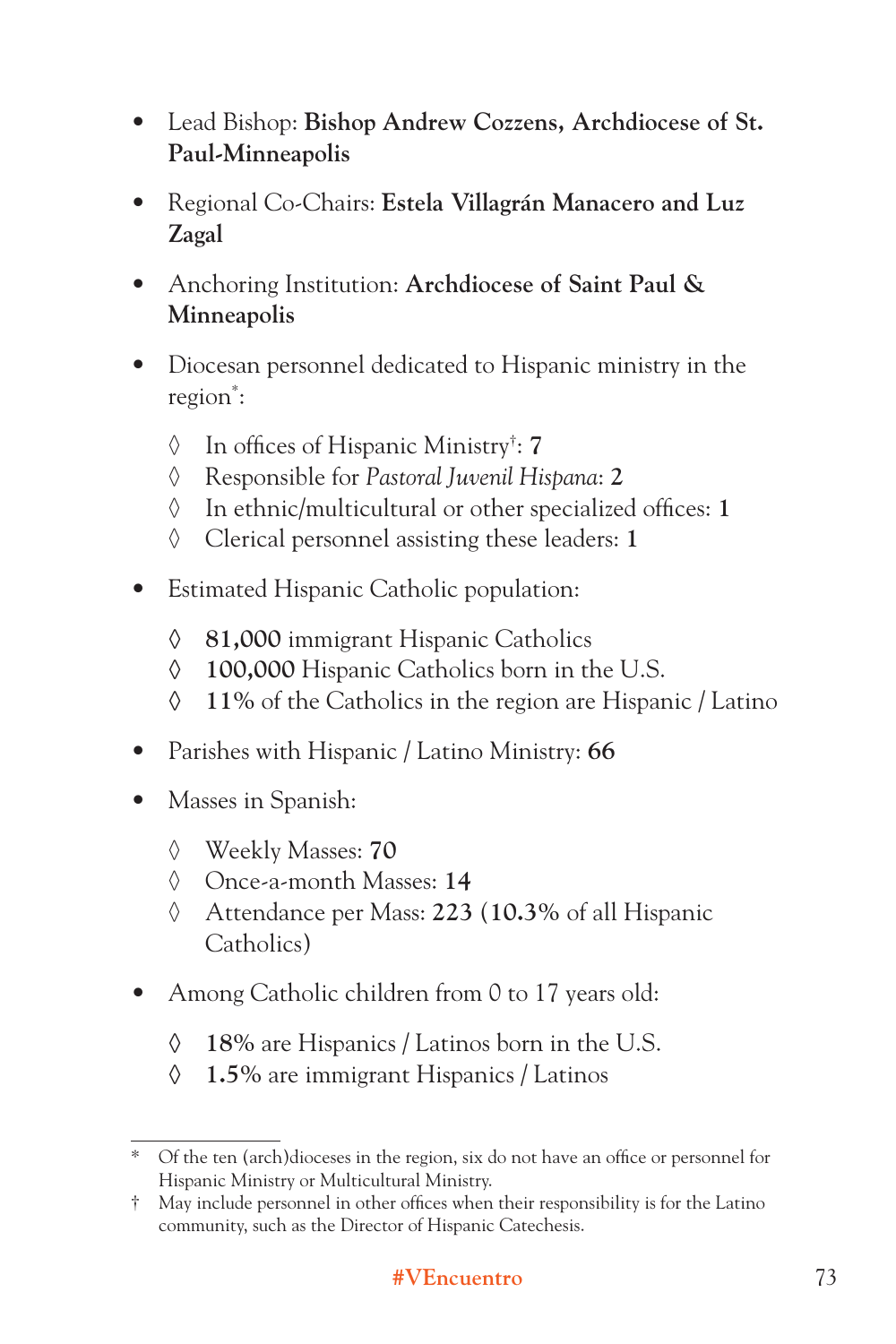- Lead Bishop: **Bishop Andrew Cozzens, Archdiocese of St. Paul-Minneapolis**
- Regional Co-Chairs: **Estela Villagrán Manacero and Luz Zagal**
- Anchoring Institution: **Archdiocese of Saint Paul & Minneapolis**
- Diocesan personnel dedicated to Hispanic ministry in the region*:
    - ◊ In offices of Hispanic Ministry†: **7**
    - ◊ Responsible for *Pastoral Juvenil Hispana*: **2**
    - ◊ In ethnic/multicultural or other specialized offices: **1**
    - ◊ Clerical personnel assisting these leaders: **1**
- Estimated Hispanic Catholic population:
    - ◊ **81,000** immigrant Hispanic Catholics
    - ◊ **100,000** Hispanic Catholics born in the U.S.
    - ◊ **11%** of the Catholics in the region are Hispanic / Latino
- Parishes with Hispanic / Latino Ministry: **66**
- Masses in Spanish:
    - ◊ Weekly Masses: **70**
    - ◊ Once-a-month Masses: **14**
    - ◊ Attendance per Mass: **223** (**10.3%** of all Hispanic Catholics)
- Among Catholic children from 0 to 17 years old:
    - ◊ **18%** are Hispanics / Latinos born in the U.S.
    - ◊ **1.5%** are immigrant Hispanics / Latinos

---

\* Of the ten (arch)dioceses in the region, six do not have an office or personnel for Hispanic Ministry or Multicultural Ministry.

† May include personnel in other offices when their responsibility is for the Latino community, such as the Director of Hispanic Catechesis.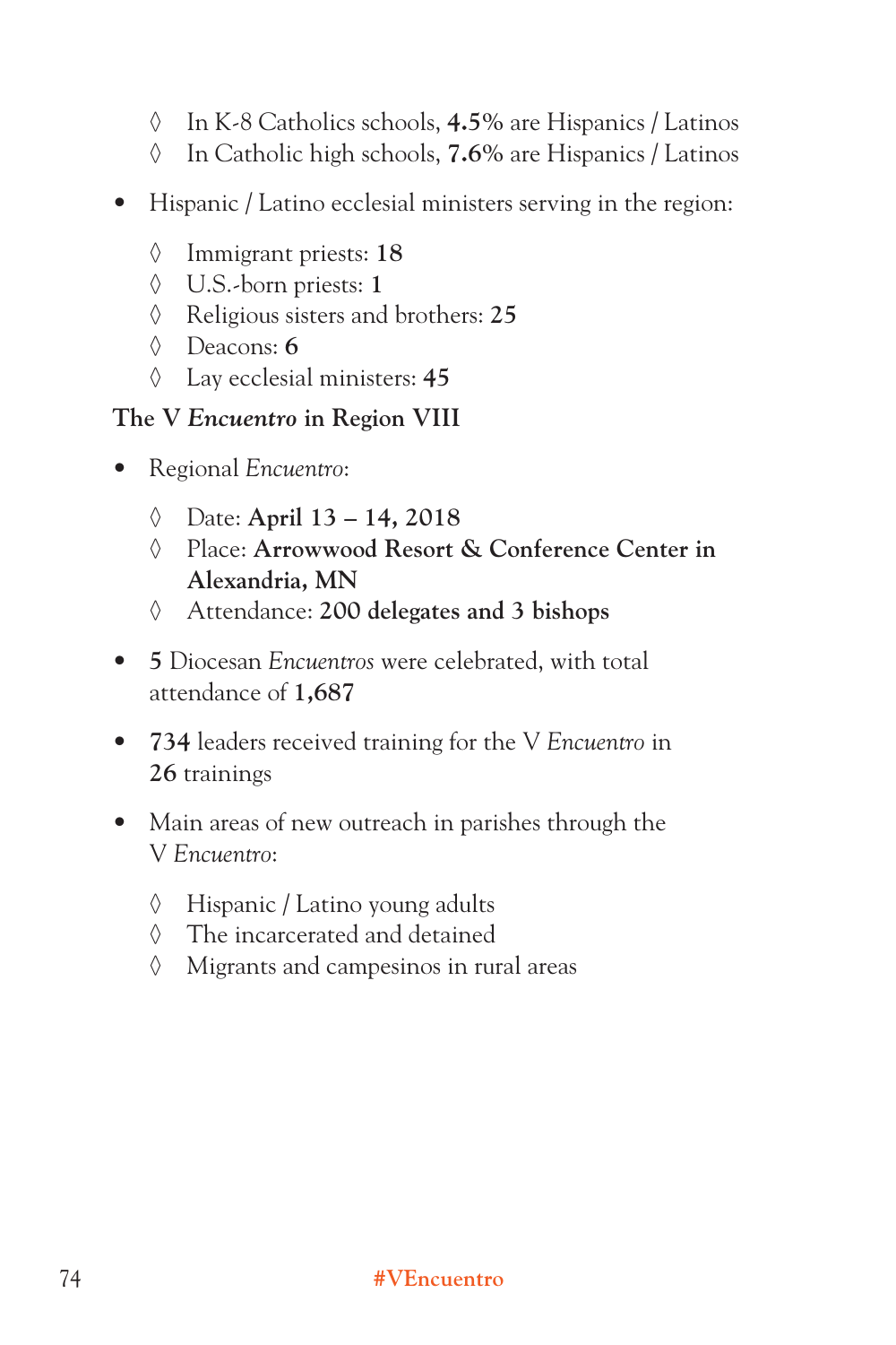- In K-8 Catholics schools, **4.5%** are Hispanics / Latinos
  - In Catholic high schools, **7.6%** are Hispanics / Latinos

- Hispanic / Latino ecclesial ministers serving in the region:
  - Immigrant priests: **18**
  - U.S.-born priests: **1**
  - Religious sisters and brothers: **25**
  - Deacons: **6**
  - Lay ecclesial ministers: **45**

### The V *Encuentro* in Region VIII

- Regional *Encuentro*:
  - Date: **April 13 – 14, 2018**
  - Place: **Arrowwood Resort & Conference Center in Alexandria, MN**
  - Attendance: **200 delegates and 3 bishops**

- **5** Diocesan *Encuentros* were celebrated, with total attendance of **1,687**

- **734** leaders received training for the V *Encuentro* in **26** trainings

- Main areas of new outreach in parishes through the V *Encuentro*:
  - Hispanic / Latino young adults
  - The incarcerated and detained
  - Migrants and campesinos in rural areas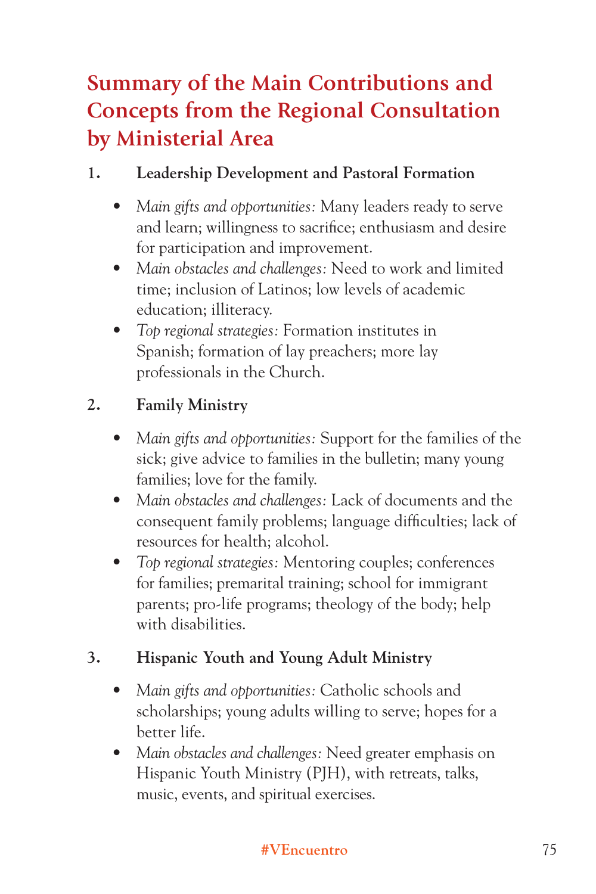# Summary of the Main Contributions and Concepts from the Regional Consultation by Ministerial Area

1. **Leadership Development and Pastoral Formation**

   - *Main gifts and opportunities:* Many leaders ready to serve and learn; willingness to sacrifice; enthusiasm and desire for participation and improvement.
   - *Main obstacles and challenges:* Need to work and limited time; inclusion of Latinos; low levels of academic education; illiteracy.
   - *Top regional strategies:* Formation institutes in Spanish; formation of lay preachers; more lay professionals in the Church.

2. **Family Ministry**

   - *Main gifts and opportunities:* Support for the families of the sick; give advice to families in the bulletin; many young families; love for the family.
   - *Main obstacles and challenges:* Lack of documents and the consequent family problems; language difficulties; lack of resources for health; alcohol.
   - *Top regional strategies:* Mentoring couples; conferences for families; premarital training; school for immigrant parents; pro-life programs; theology of the body; help with disabilities.

3. **Hispanic Youth and Young Adult Ministry**

   - *Main gifts and opportunities:* Catholic schools and scholarships; young adults willing to serve; hopes for a better life.
   - *Main obstacles and challenges:* Need greater emphasis on Hispanic Youth Ministry (PJH), with retreats, talks, music, events, and spiritual exercises.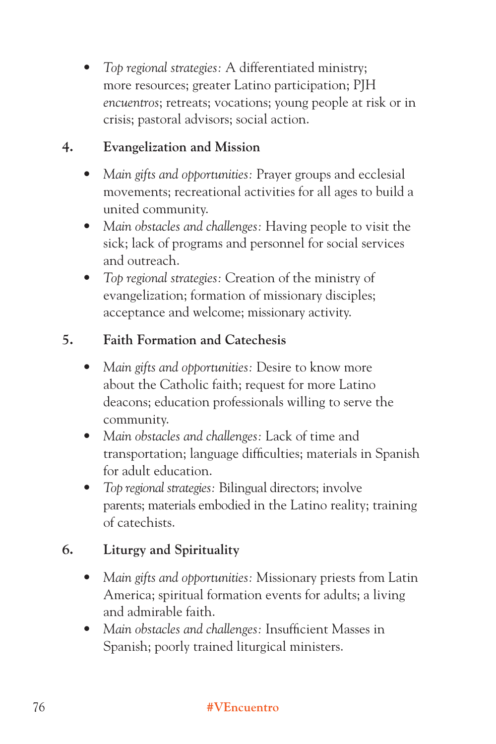- *Top regional strategies:* A differentiated ministry; more resources; greater Latino participation; PJH *encuentros*; retreats; vocations; young people at risk or in crisis; pastoral advisors; social action.

4. **Evangelization and Mission**

    - *Main gifts and opportunities:* Prayer groups and ecclesial movements; recreational activities for all ages to build a united community.
    - *Main obstacles and challenges:* Having people to visit the sick; lack of programs and personnel for social services and outreach.
    - *Top regional strategies:* Creation of the ministry of evangelization; formation of missionary disciples; acceptance and welcome; missionary activity.

5. **Faith Formation and Catechesis**

    - *Main gifts and opportunities:* Desire to know more about the Catholic faith; request for more Latino deacons; education professionals willing to serve the community.
    - *Main obstacles and challenges:* Lack of time and transportation; language difficulties; materials in Spanish for adult education.
    - *Top regional strategies:* Bilingual directors; involve parents; materials embodied in the Latino reality; training of catechists.

6. **Liturgy and Spirituality**

    - *Main gifts and opportunities:* Missionary priests from Latin America; spiritual formation events for adults; a living and admirable faith.
    - *Main obstacles and challenges:* Insufficient Masses in Spanish; poorly trained liturgical ministers.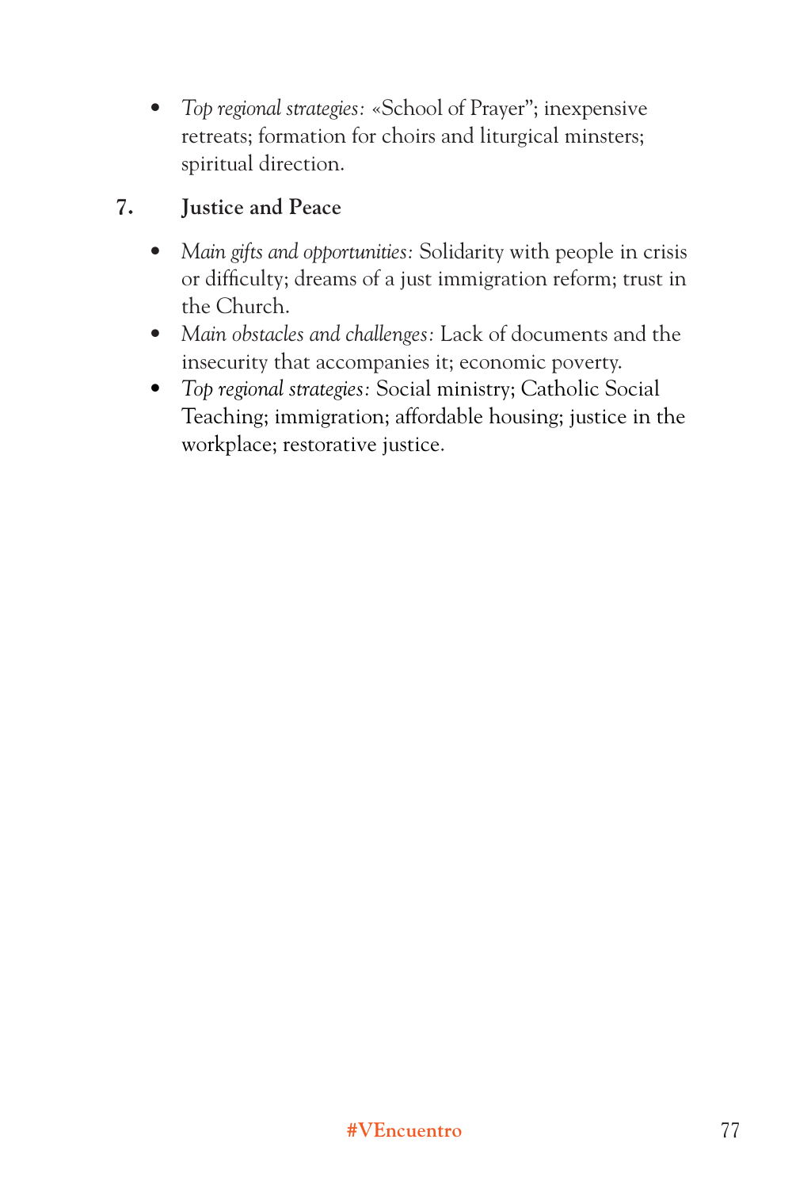- *Top regional strategies:* «School of Prayer”; inexpensive retreats; formation for choirs and liturgical minsters; spiritual direction.

7. **Justice and Peace**

- *Main gifts and opportunities:* Solidarity with people in crisis or difficulty; dreams of a just immigration reform; trust in the Church.
- *Main obstacles and challenges:* Lack of documents and the insecurity that accompanies it; economic poverty.
- *Top regional strategies:* Social ministry; Catholic Social Teaching; immigration; affordable housing; justice in the workplace; restorative justice.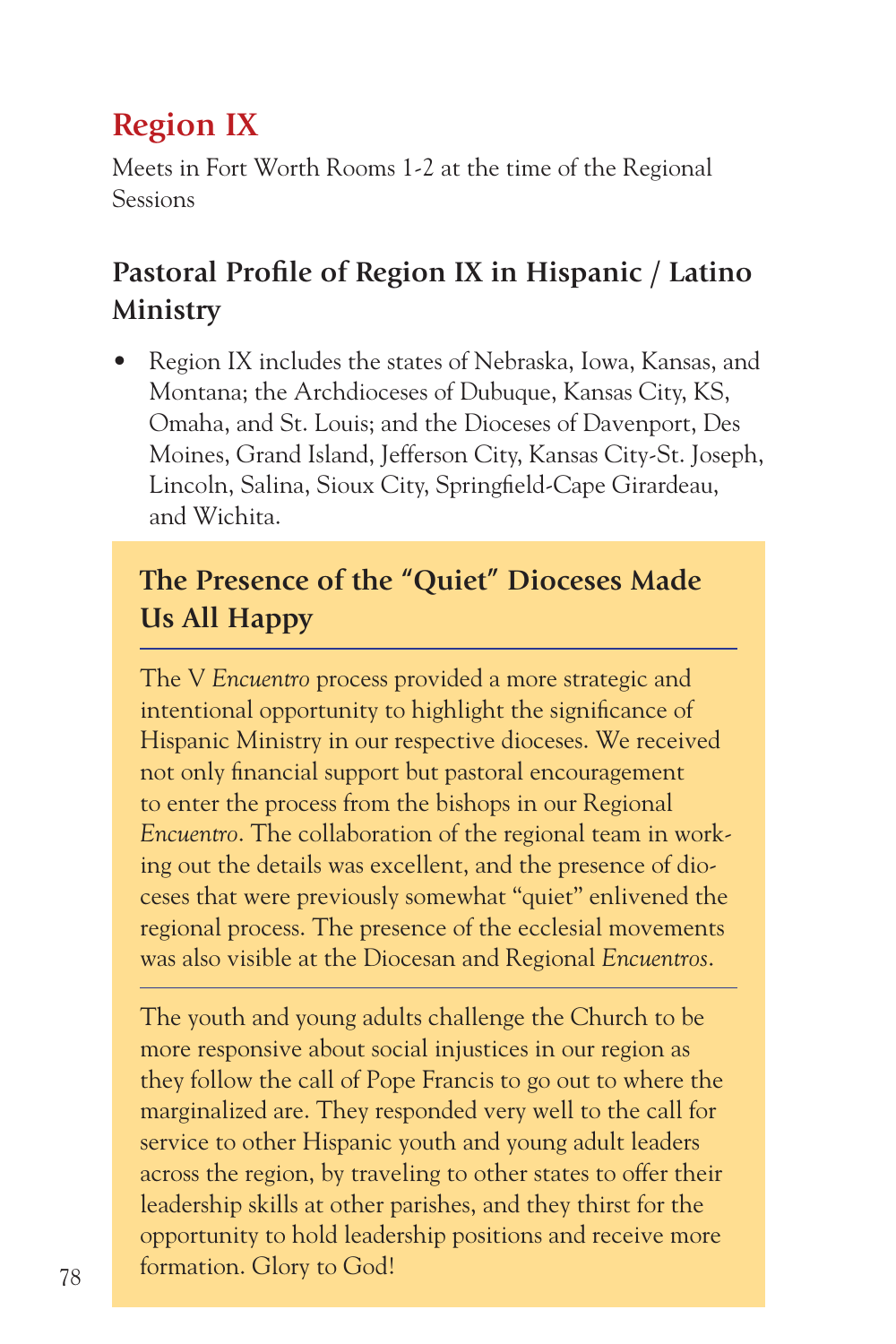# Region IX

Meets in Fort Worth Rooms 1-2 at the time of the Regional Sessions

## Pastoral Profile of Region IX in Hispanic / Latino Ministry

- Region IX includes the states of Nebraska, Iowa, Kansas, and Montana; the Archdioceses of Dubuque, Kansas City, KS, Omaha, and St. Louis; and the Dioceses of Davenport, Des Moines, Grand Island, Jefferson City, Kansas City-St. Joseph, Lincoln, Salina, Sioux City, Springfield-Cape Girardeau, and Wichita.

### The Presence of the "Quiet" Dioceses Made Us All Happy

The V *Encuentro* process provided a more strategic and intentional opportunity to highlight the significance of Hispanic Ministry in our respective dioceses. We received not only financial support but pastoral encouragement to enter the process from the bishops in our Regional *Encuentro*. The collaboration of the regional team in working out the details was excellent, and the presence of dioceses that were previously somewhat "quiet" enlivened the regional process. The presence of the ecclesial movements was also visible at the Diocesan and Regional *Encuentros*.

---

The youth and young adults challenge the Church to be more responsive about social injustices in our region as they follow the call of Pope Francis to go out to where the marginalized are. They responded very well to the call for service to other Hispanic youth and young adult leaders across the region, by traveling to other states to offer their leadership skills at other parishes, and they thirst for the opportunity to hold leadership positions and receive more formation. Glory to God!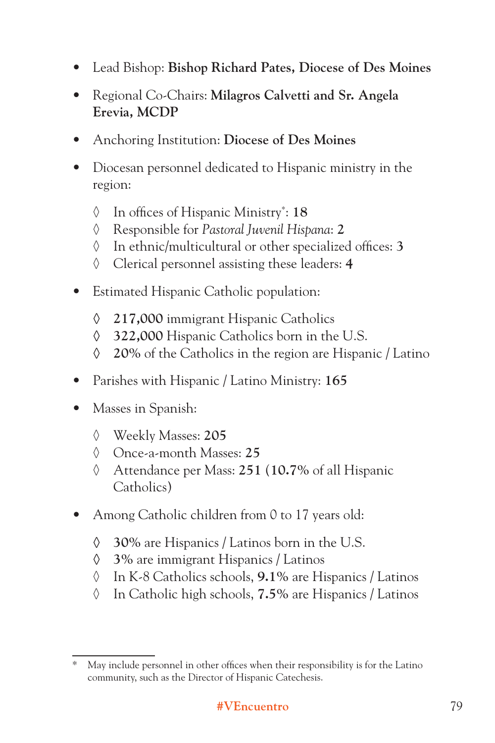- Lead Bishop: **Bishop Richard Pates, Diocese of Des Moines**
- Regional Co-Chairs: **Milagros Calvetti and Sr. Angela Erevia, MCDP**
- Anchoring Institution: **Diocese of Des Moines**
- Diocesan personnel dedicated to Hispanic ministry in the region:
  - ◊ In offices of Hispanic Ministry*: **18**
  - ◊ Responsible for *Pastoral Juvenil Hispana*: **2**
  - ◊ In ethnic/multicultural or other specialized offices: **3**
  - ◊ Clerical personnel assisting these leaders: **4**
- Estimated Hispanic Catholic population:
  - ◊ **217,000** immigrant Hispanic Catholics
  - ◊ **322,000** Hispanic Catholics born in the U.S.
  - ◊ **20%** of the Catholics in the region are Hispanic / Latino
- Parishes with Hispanic / Latino Ministry: **165**
- Masses in Spanish:
  - ◊ Weekly Masses: **205**
  - ◊ Once-a-month Masses: **25**
  - ◊ Attendance per Mass: **251** (**10.7%** of all Hispanic Catholics)
- Among Catholic children from 0 to 17 years old:
  - ◊ **30%** are Hispanics / Latinos born in the U.S.
  - ◊ **3%** are immigrant Hispanics / Latinos
  - ◊ In K-8 Catholics schools, **9.1%** are Hispanics / Latinos
  - ◊ In Catholic high schools, **7.5%** are Hispanics / Latinos

---

\* May include personnel in other offices when their responsibility is for the Latino community, such as the Director of Hispanic Catechesis.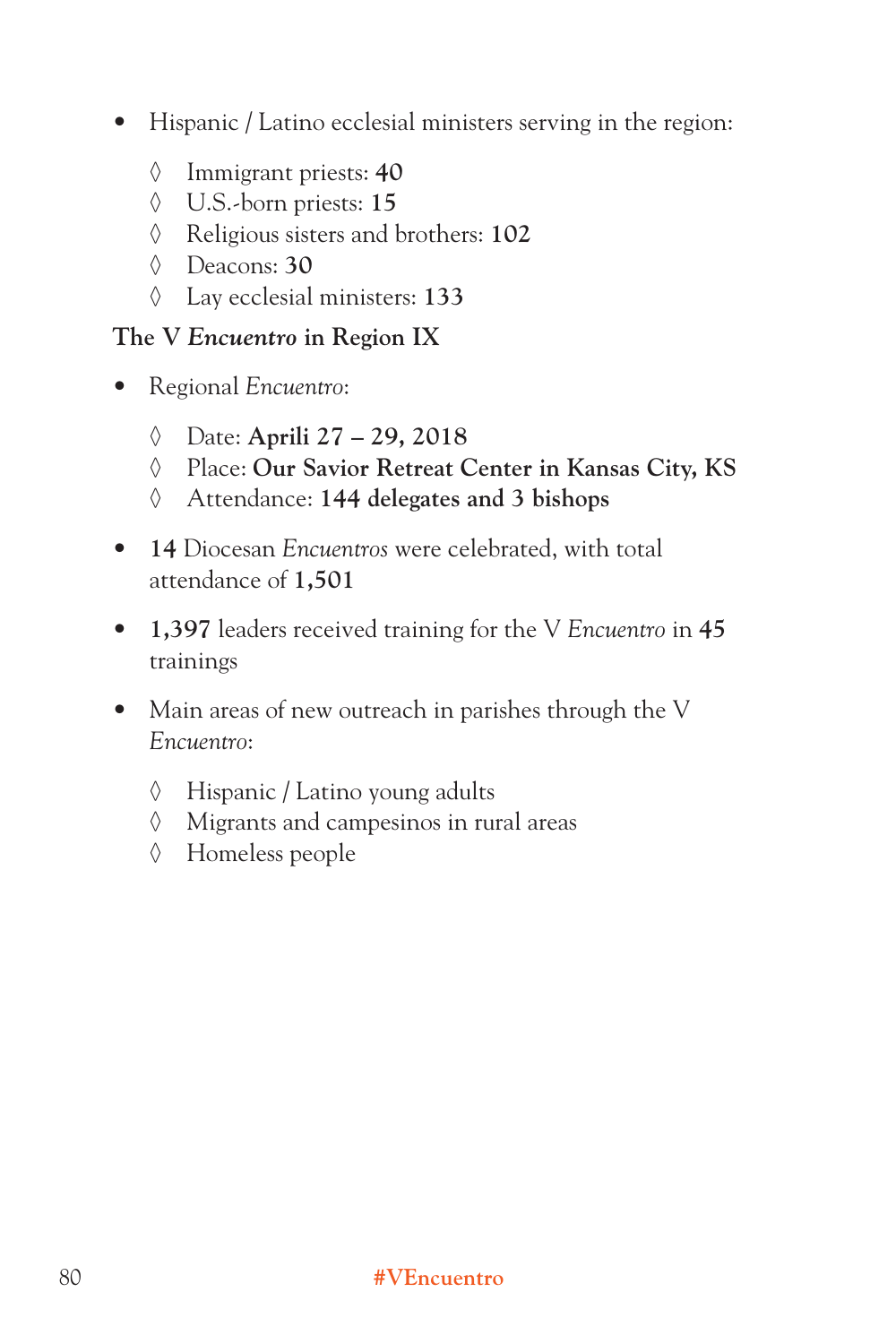- Hispanic / Latino ecclesial ministers serving in the region:
  - ◊ Immigrant priests: **40**
  - ◊ U.S.-born priests: **15**
  - ◊ Religious sisters and brothers: **102**
  - ◊ Deacons: **30**
  - ◊ Lay ecclesial ministers: **133**

**The V *Encuentro* in Region IX**

- Regional *Encuentro*:
  - ◊ Date: **Aprili 27 – 29, 2018**
  - ◊ Place: **Our Savior Retreat Center in Kansas City, KS**
  - ◊ Attendance: **144 delegates and 3 bishops**

- **14** Diocesan *Encuentros* were celebrated, with total attendance of **1,501**

- **1,397** leaders received training for the V *Encuentro* in **45** trainings

- Main areas of new outreach in parishes through the V *Encuentro*:
  - ◊ Hispanic / Latino young adults
  - ◊ Migrants and campesinos in rural areas
  - ◊ Homeless people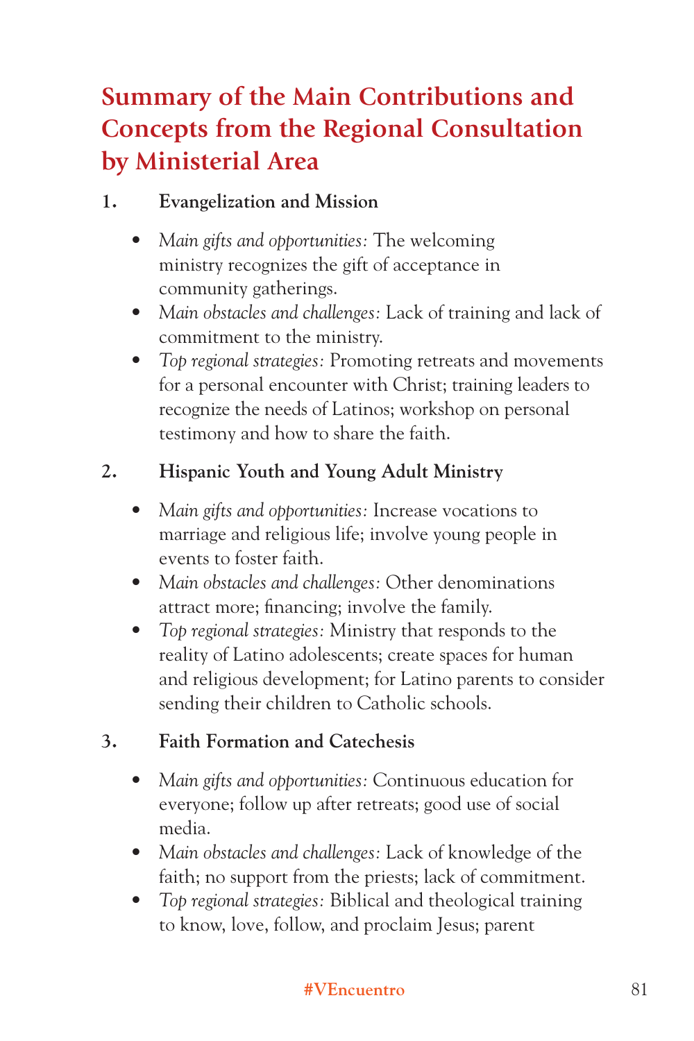# Summary of the Main Contributions and Concepts from the Regional Consultation by Ministerial Area

1. **Evangelization and Mission**

   - *Main gifts and opportunities:* The welcoming ministry recognizes the gift of acceptance in community gatherings.
   - *Main obstacles and challenges:* Lack of training and lack of commitment to the ministry.
   - *Top regional strategies:* Promoting retreats and movements for a personal encounter with Christ; training leaders to recognize the needs of Latinos; workshop on personal testimony and how to share the faith.

2. **Hispanic Youth and Young Adult Ministry**

   - *Main gifts and opportunities:* Increase vocations to marriage and religious life; involve young people in events to foster faith.
   - *Main obstacles and challenges:* Other denominations attract more; financing; involve the family.
   - *Top regional strategies:* Ministry that responds to the reality of Latino adolescents; create spaces for human and religious development; for Latino parents to consider sending their children to Catholic schools.

3. **Faith Formation and Catechesis**

   - *Main gifts and opportunities:* Continuous education for everyone; follow up after retreats; good use of social media.
   - *Main obstacles and challenges:* Lack of knowledge of the faith; no support from the priests; lack of commitment.
   - *Top regional strategies:* Biblical and theological training to know, love, follow, and proclaim Jesus; parent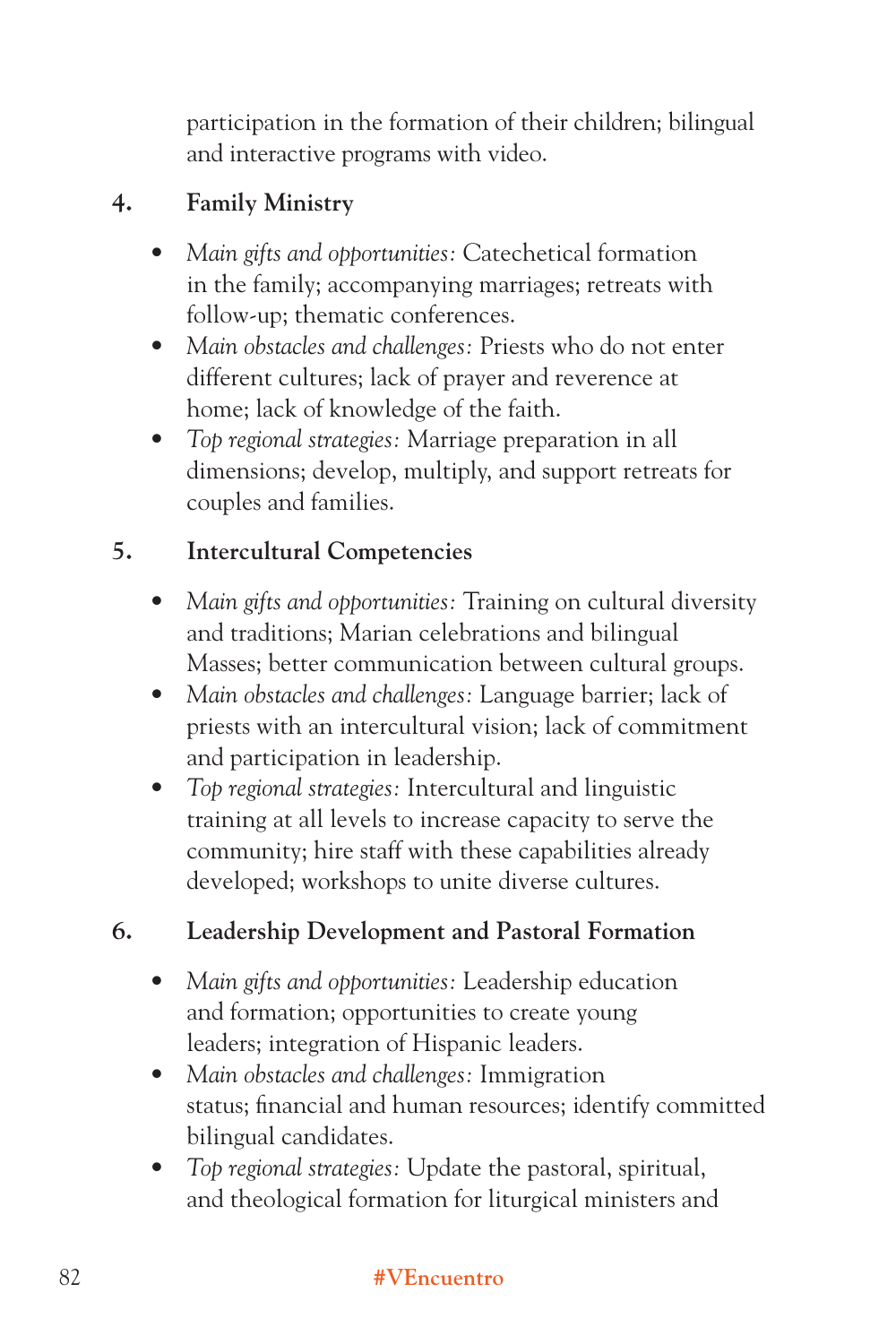participation in the formation of their children; bilingual and interactive programs with video.

4. **Family Ministry**

- *Main gifts and opportunities:* Catechetical formation in the family; accompanying marriages; retreats with follow-up; thematic conferences.
- *Main obstacles and challenges:* Priests who do not enter different cultures; lack of prayer and reverence at home; lack of knowledge of the faith.
- *Top regional strategies:* Marriage preparation in all dimensions; develop, multiply, and support retreats for couples and families.

5. **Intercultural Competencies**

- *Main gifts and opportunities:* Training on cultural diversity and traditions; Marian celebrations and bilingual Masses; better communication between cultural groups.
- *Main obstacles and challenges:* Language barrier; lack of priests with an intercultural vision; lack of commitment and participation in leadership.
- *Top regional strategies:* Intercultural and linguistic training at all levels to increase capacity to serve the community; hire staff with these capabilities already developed; workshops to unite diverse cultures.

6. **Leadership Development and Pastoral Formation**

- *Main gifts and opportunities:* Leadership education and formation; opportunities to create young leaders; integration of Hispanic leaders.
- *Main obstacles and challenges:* Immigration status; financial and human resources; identify committed bilingual candidates.
- *Top regional strategies:* Update the pastoral, spiritual, and theological formation for liturgical ministers and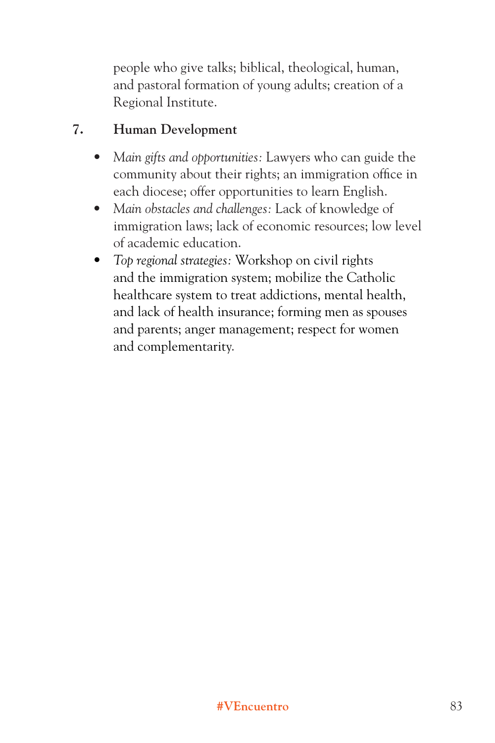people who give talks; biblical, theological, human, and pastoral formation of young adults; creation of a Regional Institute.

7. **Human Development**

- *Main gifts and opportunities:* Lawyers who can guide the community about their rights; an immigration office in each diocese; offer opportunities to learn English.
- *Main obstacles and challenges:* Lack of knowledge of immigration laws; lack of economic resources; low level of academic education.
- *Top regional strategies:* Workshop on civil rights and the immigration system; mobilize the Catholic healthcare system to treat addictions, mental health, and lack of health insurance; forming men as spouses and parents; anger management; respect for women and complementarity.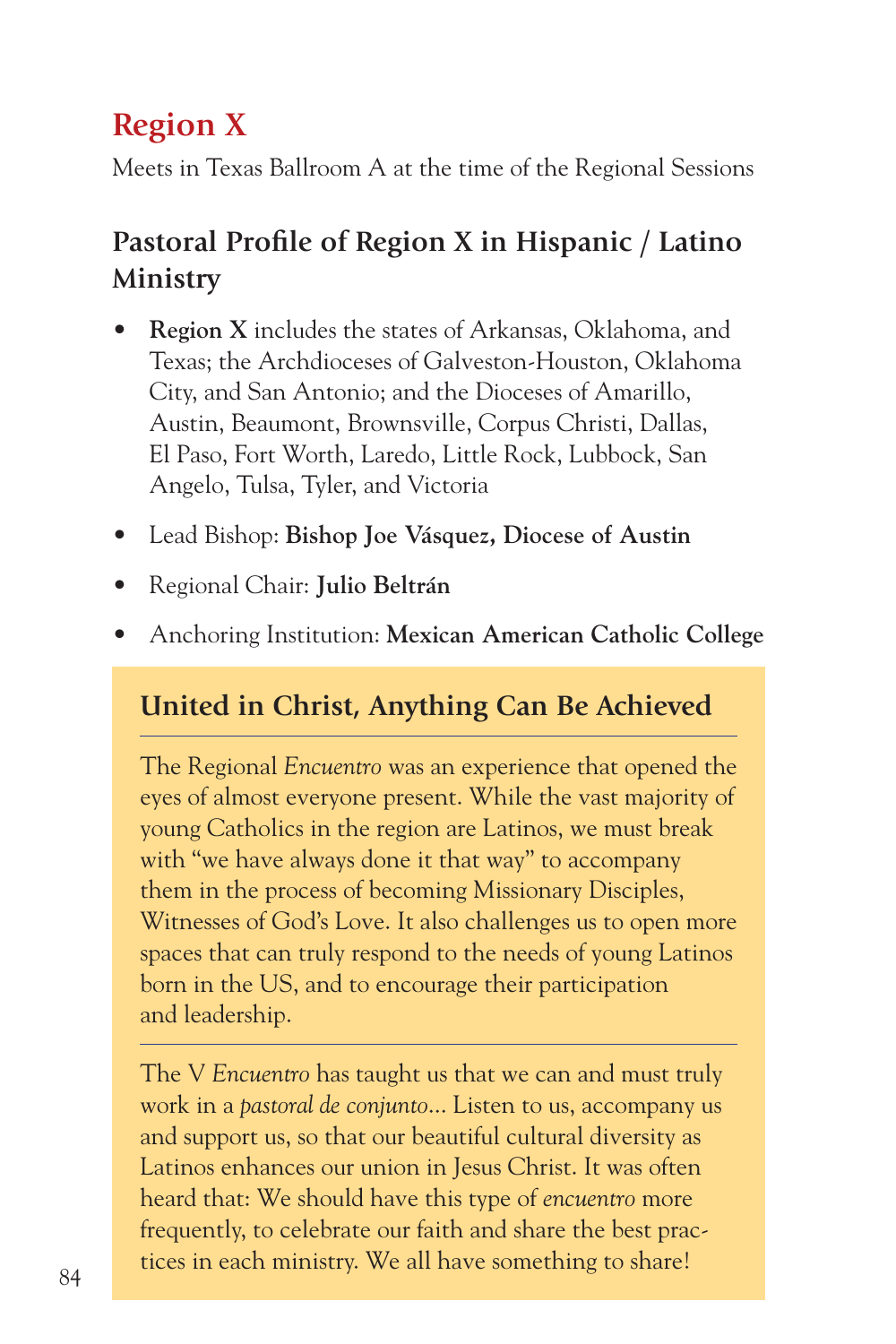## Region X

Meets in Texas Ballroom A at the time of the Regional Sessions

### Pastoral Profile of Region X in Hispanic / Latino Ministry

- **Region X** includes the states of Arkansas, Oklahoma, and Texas; the Archdioceses of Galveston-Houston, Oklahoma City, and San Antonio; and the Dioceses of Amarillo, Austin, Beaumont, Brownsville, Corpus Christi, Dallas, El Paso, Fort Worth, Laredo, Little Rock, Lubbock, San Angelo, Tulsa, Tyler, and Victoria
- Lead Bishop: **Bishop Joe Vásquez, Diocese of Austin**
- Regional Chair: **Julio Beltrán**
- Anchoring Institution: **Mexican American Catholic College**

### United in Christ, Anything Can Be Achieved

The Regional *Encuentro* was an experience that opened the eyes of almost everyone present. While the vast majority of young Catholics in the region are Latinos, we must break with "we have always done it that way" to accompany them in the process of becoming Missionary Disciples, Witnesses of God's Love. It also challenges us to open more spaces that can truly respond to the needs of young Latinos born in the US, and to encourage their participation and leadership.

The V *Encuentro* has taught us that we can and must truly work in a *pastoral de conjunto*... Listen to us, accompany us and support us, so that our beautiful cultural diversity as Latinos enhances our union in Jesus Christ. It was often heard that: We should have this type of *encuentro* more frequently, to celebrate our faith and share the best practices in each ministry. We all have something to share!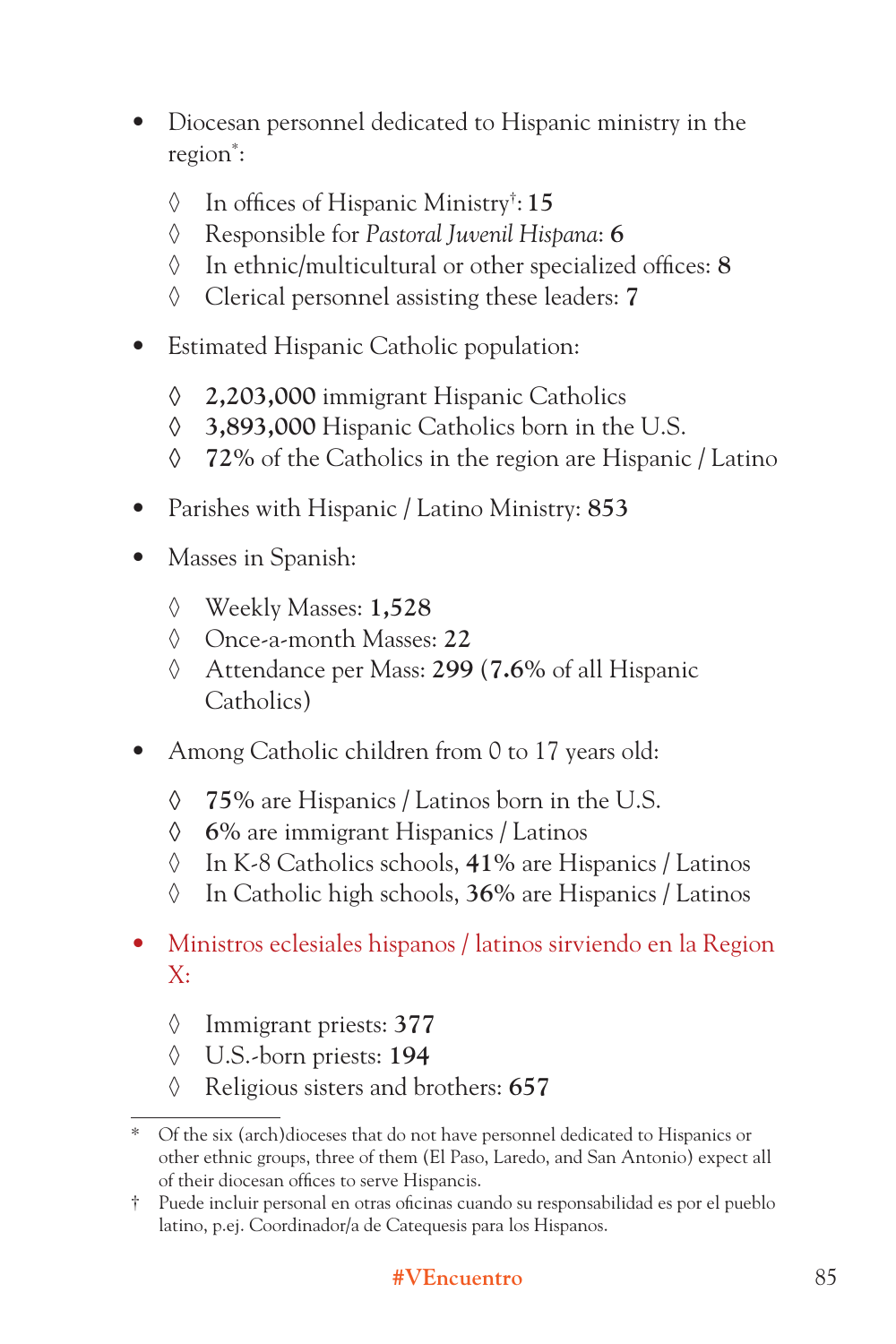- Diocesan personnel dedicated to Hispanic ministry in the region*:
    - ◊ In offices of Hispanic Ministry†: **15**
    - ◊ Responsible for *Pastoral Juvenil Hispana*: **6**
    - ◊ In ethnic/multicultural or other specialized offices: **8**
    - ◊ Clerical personnel assisting these leaders: **7**
- Estimated Hispanic Catholic population:
    - ◊ **2,203,000** immigrant Hispanic Catholics
    - ◊ **3,893,000** Hispanic Catholics born in the U.S.
    - ◊ **72%** of the Catholics in the region are Hispanic / Latino
- Parishes with Hispanic / Latino Ministry: **853**
- Masses in Spanish:
    - ◊ Weekly Masses: **1,528**
    - ◊ Once-a-month Masses: **22**
    - ◊ Attendance per Mass: **299** (**7.6%** of all Hispanic Catholics)
- Among Catholic children from 0 to 17 years old:
    - ◊ **75%** are Hispanics / Latinos born in the U.S.
    - ◊ **6%** are immigrant Hispanics / Latinos
    - ◊ In K-8 Catholics schools, **41%** are Hispanics / Latinos
    - ◊ In Catholic high schools, **36%** are Hispanics / Latinos
- Ministros eclesiales hispanos / latinos sirviendo en la Region X:
    - ◊ Immigrant priests: **377**
    - ◊ U.S.-born priests: **194**
    - ◊ Religious sisters and brothers: **657**

---

\* Of the six (arch)dioceses that do not have personnel dedicated to Hispanics or other ethnic groups, three of them (El Paso, Laredo, and San Antonio) expect all of their diocesan offices to serve Hispancis.

† Puede incluir personal en otras oficinas cuando su responsabilidad es por el pueblo latino, p.ej. Coordinador/a de Catequesis para los Hispanos.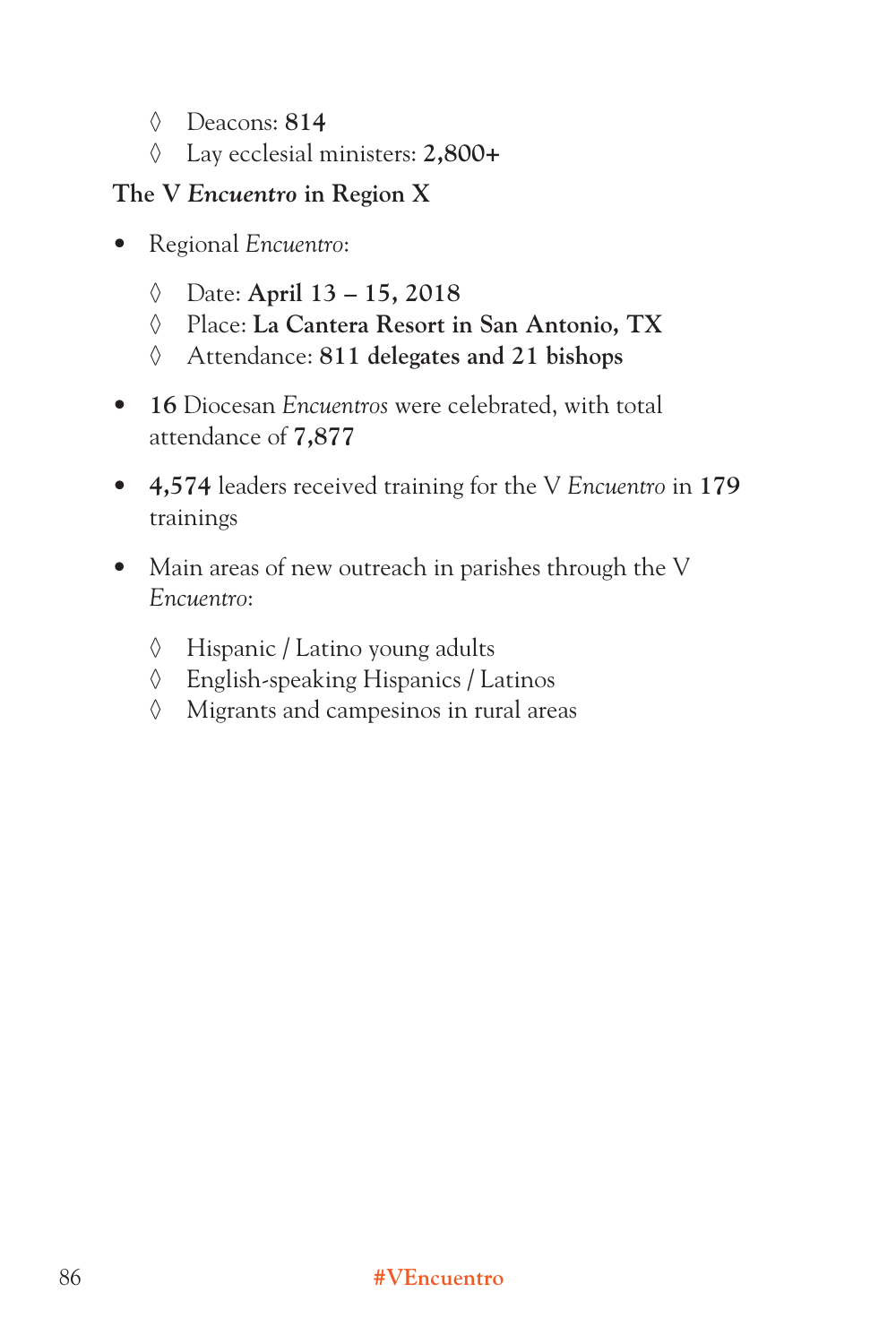- ◊ Deacons: **814**
  - ◊ Lay ecclesial ministers: **2,800+**

**The V *Encuentro* in Region X**

- Regional *Encuentro*:
  - ◊ Date: **April 13 – 15, 2018**
  - ◊ Place: **La Cantera Resort in San Antonio, TX**
  - ◊ Attendance: **811 delegates and 21 bishops**
- **16** Diocesan *Encuentros* were celebrated, with total attendance of **7,877**
- **4,574** leaders received training for the V *Encuentro* in **179** trainings
- Main areas of new outreach in parishes through the V *Encuentro*:
  - ◊ Hispanic / Latino young adults
  - ◊ English-speaking Hispanics / Latinos
  - ◊ Migrants and campesinos in rural areas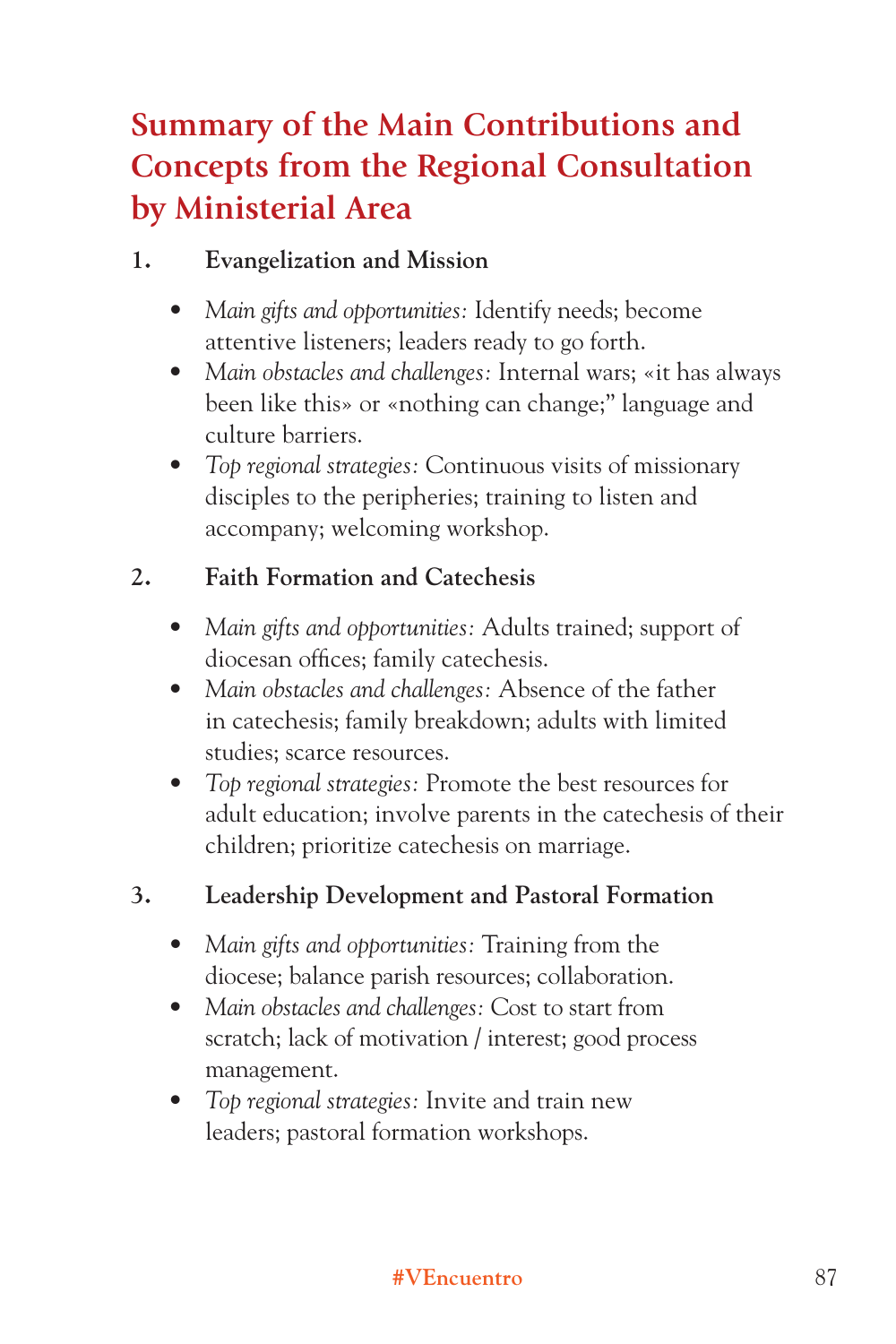# Summary of the Main Contributions and Concepts from the Regional Consultation by Ministerial Area

1. **Evangelization and Mission**

    - *Main gifts and opportunities:* Identify needs; become attentive listeners; leaders ready to go forth.
    - *Main obstacles and challenges:* Internal wars; «it has always been like this» or «nothing can change;" language and culture barriers.
    - *Top regional strategies:* Continuous visits of missionary disciples to the peripheries; training to listen and accompany; welcoming workshop.

2. **Faith Formation and Catechesis**

    - *Main gifts and opportunities:* Adults trained; support of diocesan offices; family catechesis.
    - *Main obstacles and challenges:* Absence of the father in catechesis; family breakdown; adults with limited studies; scarce resources.
    - *Top regional strategies:* Promote the best resources for adult education; involve parents in the catechesis of their children; prioritize catechesis on marriage.

3. **Leadership Development and Pastoral Formation**

    - *Main gifts and opportunities:* Training from the diocese; balance parish resources; collaboration.
    - *Main obstacles and challenges:* Cost to start from scratch; lack of motivation / interest; good process management.
    - *Top regional strategies:* Invite and train new leaders; pastoral formation workshops.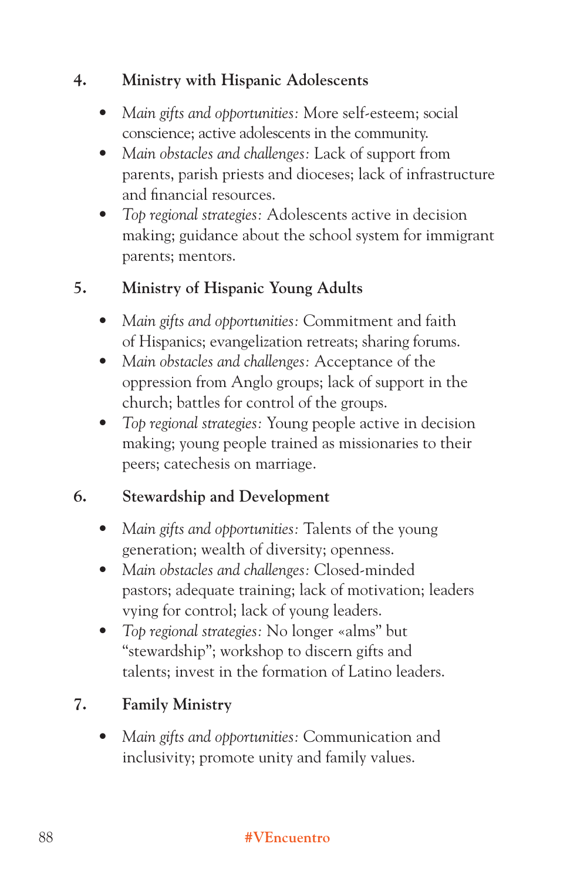4. **Ministry with Hispanic Adolescents**

- *Main gifts and opportunities:* More self-esteem; social conscience; active adolescents in the community.
- *Main obstacles and challenges:* Lack of support from parents, parish priests and dioceses; lack of infrastructure and financial resources.
- *Top regional strategies:* Adolescents active in decision making; guidance about the school system for immigrant parents; mentors.

5. **Ministry of Hispanic Young Adults**

- *Main gifts and opportunities:* Commitment and faith of Hispanics; evangelization retreats; sharing forums.
- *Main obstacles and challenges:* Acceptance of the oppression from Anglo groups; lack of support in the church; battles for control of the groups.
- *Top regional strategies:* Young people active in decision making; young people trained as missionaries to their peers; catechesis on marriage.

6. **Stewardship and Development**

- *Main gifts and opportunities:* Talents of the young generation; wealth of diversity; openness.
- *Main obstacles and challenges:* Closed-minded pastors; adequate training; lack of motivation; leaders vying for control; lack of young leaders.
- *Top regional strategies:* No longer «alms" but "stewardship"; workshop to discern gifts and talents; invest in the formation of Latino leaders.

7. **Family Ministry**

- *Main gifts and opportunities:* Communication and inclusivity; promote unity and family values.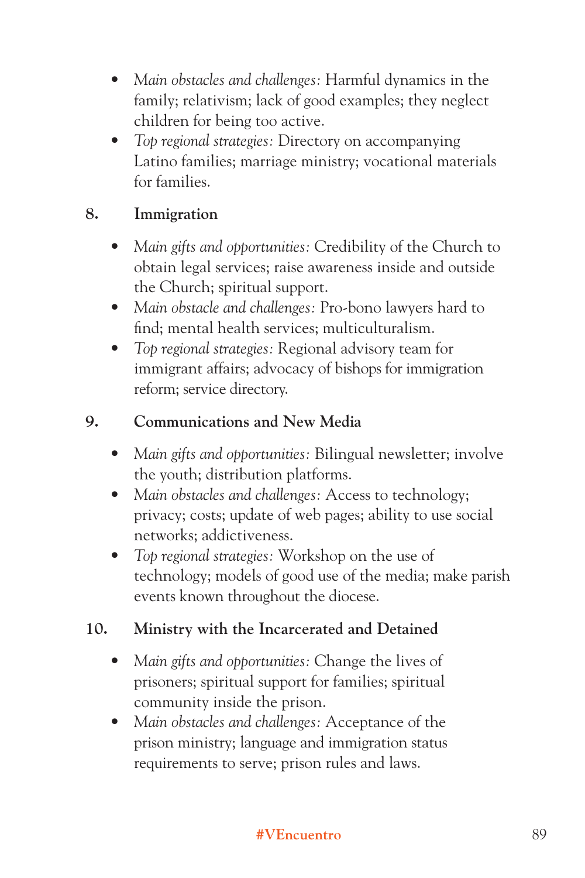- *Main obstacles and challenges:* Harmful dynamics in the family; relativism; lack of good examples; they neglect children for being too active.
- *Top regional strategies:* Directory on accompanying Latino families; marriage ministry; vocational materials for families.

### 8. Immigration

- *Main gifts and opportunities:* Credibility of the Church to obtain legal services; raise awareness inside and outside the Church; spiritual support.
- *Main obstacle and challenges:* Pro-bono lawyers hard to find; mental health services; multiculturalism.
- *Top regional strategies:* Regional advisory team for immigrant affairs; advocacy of bishops for immigration reform; service directory.

### 9. Communications and New Media

- *Main gifts and opportunities:* Bilingual newsletter; involve the youth; distribution platforms.
- *Main obstacles and challenges:* Access to technology; privacy; costs; update of web pages; ability to use social networks; addictiveness.
- *Top regional strategies:* Workshop on the use of technology; models of good use of the media; make parish events known throughout the diocese.

### 10. Ministry with the Incarcerated and Detained

- *Main gifts and opportunities:* Change the lives of prisoners; spiritual support for families; spiritual community inside the prison.
- *Main obstacles and challenges:* Acceptance of the prison ministry; language and immigration status requirements to serve; prison rules and laws.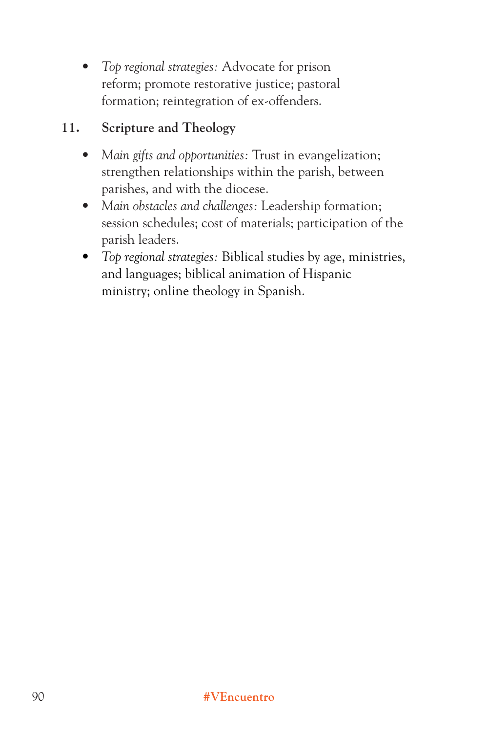- *Top regional strategies:* Advocate for prison reform; promote restorative justice; pastoral formation; reintegration of ex-offenders.

**11. Scripture and Theology**

- *Main gifts and opportunities:* Trust in evangelization; strengthen relationships within the parish, between parishes, and with the diocese.
- *Main obstacles and challenges:* Leadership formation; session schedules; cost of materials; participation of the parish leaders.
- *Top regional strategies:* Biblical studies by age, ministries, and languages; biblical animation of Hispanic ministry; online theology in Spanish.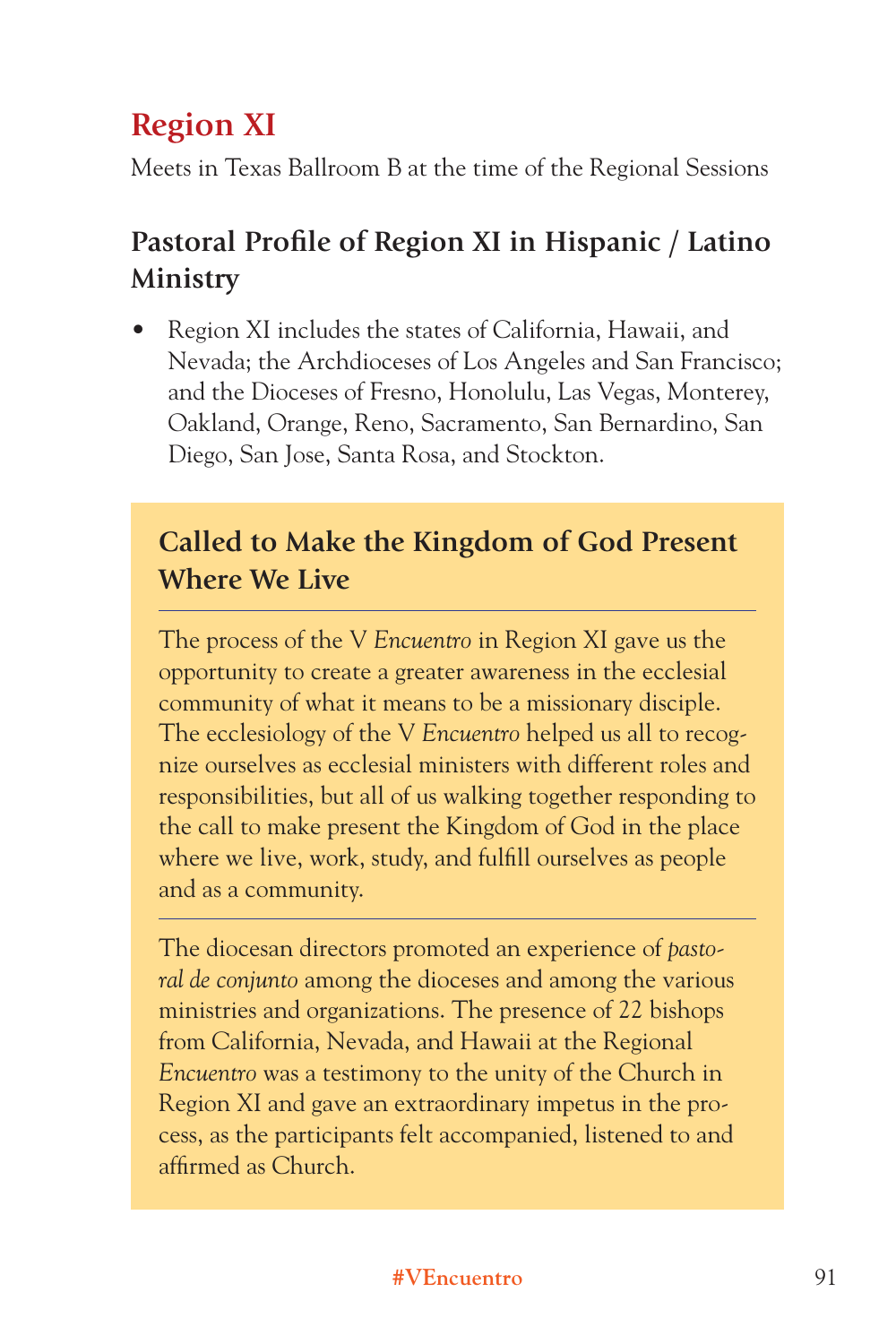# Region XI

Meets in Texas Ballroom B at the time of the Regional Sessions

## Pastoral Profile of Region XI in Hispanic / Latino Ministry

- Region XI includes the states of California, Hawaii, and Nevada; the Archdioceses of Los Angeles and San Francisco; and the Dioceses of Fresno, Honolulu, Las Vegas, Monterey, Oakland, Orange, Reno, Sacramento, San Bernardino, San Diego, San Jose, Santa Rosa, and Stockton.

### Called to Make the Kingdom of God Present Where We Live

The process of the V *Encuentro* in Region XI gave us the opportunity to create a greater awareness in the ecclesial community of what it means to be a missionary disciple. The ecclesiology of the V *Encuentro* helped us all to recognize ourselves as ecclesial ministers with different roles and responsibilities, but all of us walking together responding to the call to make present the Kingdom of God in the place where we live, work, study, and fulfill ourselves as people and as a community.

The diocesan directors promoted an experience of *pastoral de conjunto* among the dioceses and among the various ministries and organizations. The presence of 22 bishops from California, Nevada, and Hawaii at the Regional *Encuentro* was a testimony to the unity of the Church in Region XI and gave an extraordinary impetus in the process, as the participants felt accompanied, listened to and affirmed as Church.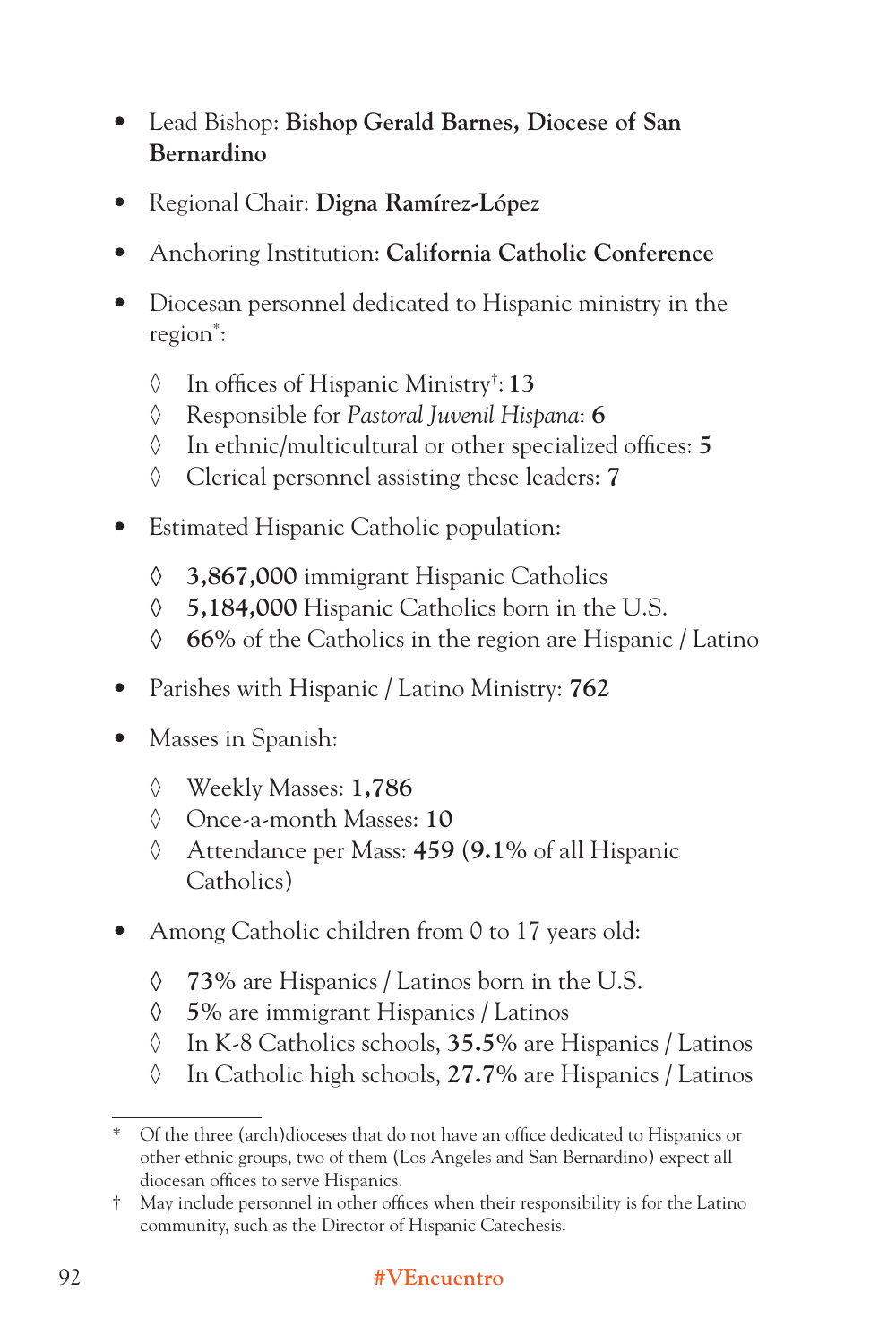- Lead Bishop: **Bishop Gerald Barnes, Diocese of San Bernardino**
- Regional Chair: **Digna Ramírez-López**
- Anchoring Institution: **California Catholic Conference**
- Diocesan personnel dedicated to Hispanic ministry in the region*:
    - ◊ In offices of Hispanic Ministry†: **13**
    - ◊ Responsible for *Pastoral Juvenil Hispana*: **6**
    - ◊ In ethnic/multicultural or other specialized offices: **5**
    - ◊ Clerical personnel assisting these leaders: **7**
- Estimated Hispanic Catholic population:
    - ◊ **3,867,000** immigrant Hispanic Catholics
    - ◊ **5,184,000** Hispanic Catholics born in the U.S.
    - ◊ **66%** of the Catholics in the region are Hispanic / Latino
- Parishes with Hispanic / Latino Ministry: **762**
- Masses in Spanish:
    - ◊ Weekly Masses: **1,786**
    - ◊ Once-a-month Masses: **10**
    - ◊ Attendance per Mass: **459** (**9.1%** of all Hispanic Catholics)
- Among Catholic children from 0 to 17 years old:
    - ◊ **73%** are Hispanics / Latinos born in the U.S.
    - ◊ **5%** are immigrant Hispanics / Latinos
    - ◊ In K-8 Catholics schools, **35.5%** are Hispanics / Latinos
    - ◊ In Catholic high schools, **27.7%** are Hispanics / Latinos

---

\* Of the three (arch)dioceses that do not have an office dedicated to Hispanics or other ethnic groups, two of them (Los Angeles and San Bernardino) expect all diocesan offices to serve Hispanics.

† May include personnel in other offices when their responsibility is for the Latino community, such as the Director of Hispanic Catechesis.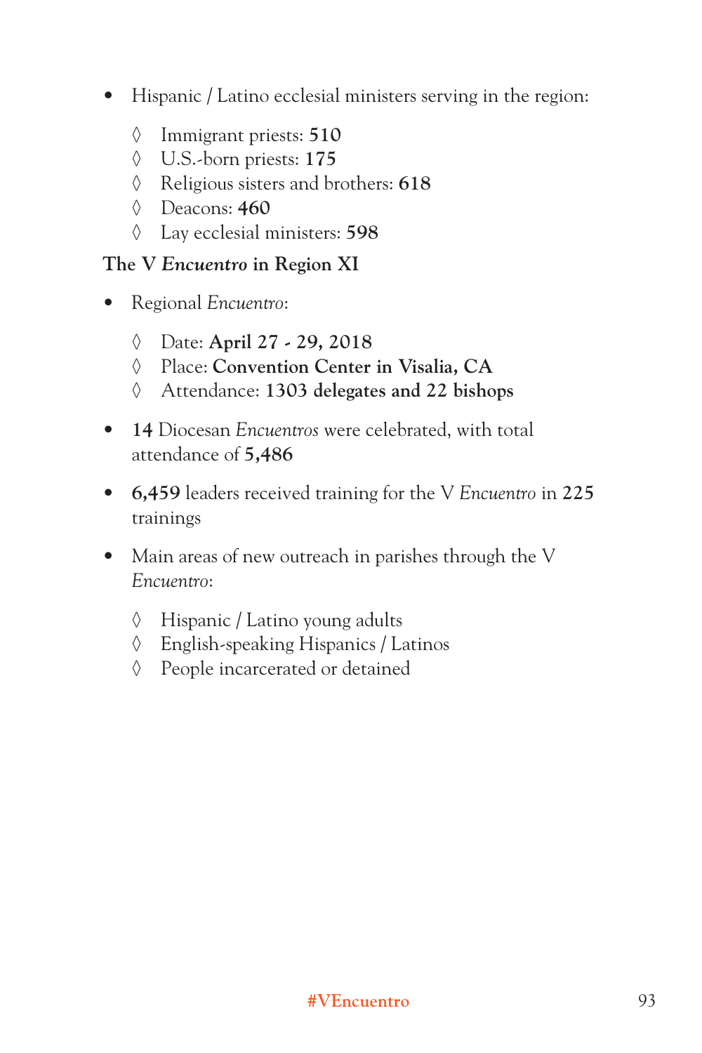- Hispanic / Latino ecclesial ministers serving in the region:
    - Immigrant priests: **510**
    - U.S.-born priests: **175**
    - Religious sisters and brothers: **618**
    - Deacons: **460**
    - Lay ecclesial ministers: **598**

**The V *Encuentro* in Region XI**

- Regional *Encuentro*:
    - Date: **April 27 - 29, 2018**
    - Place: **Convention Center in Visalia, CA**
    - Attendance: **1303 delegates and 22 bishops**

- **14** Diocesan *Encuentros* were celebrated, with total attendance of **5,486**

- **6,459** leaders received training for the V *Encuentro* in **225** trainings

- Main areas of new outreach in parishes through the V *Encuentro*:
    - Hispanic / Latino young adults
    - English-speaking Hispanics / Latinos
    - People incarcerated or detained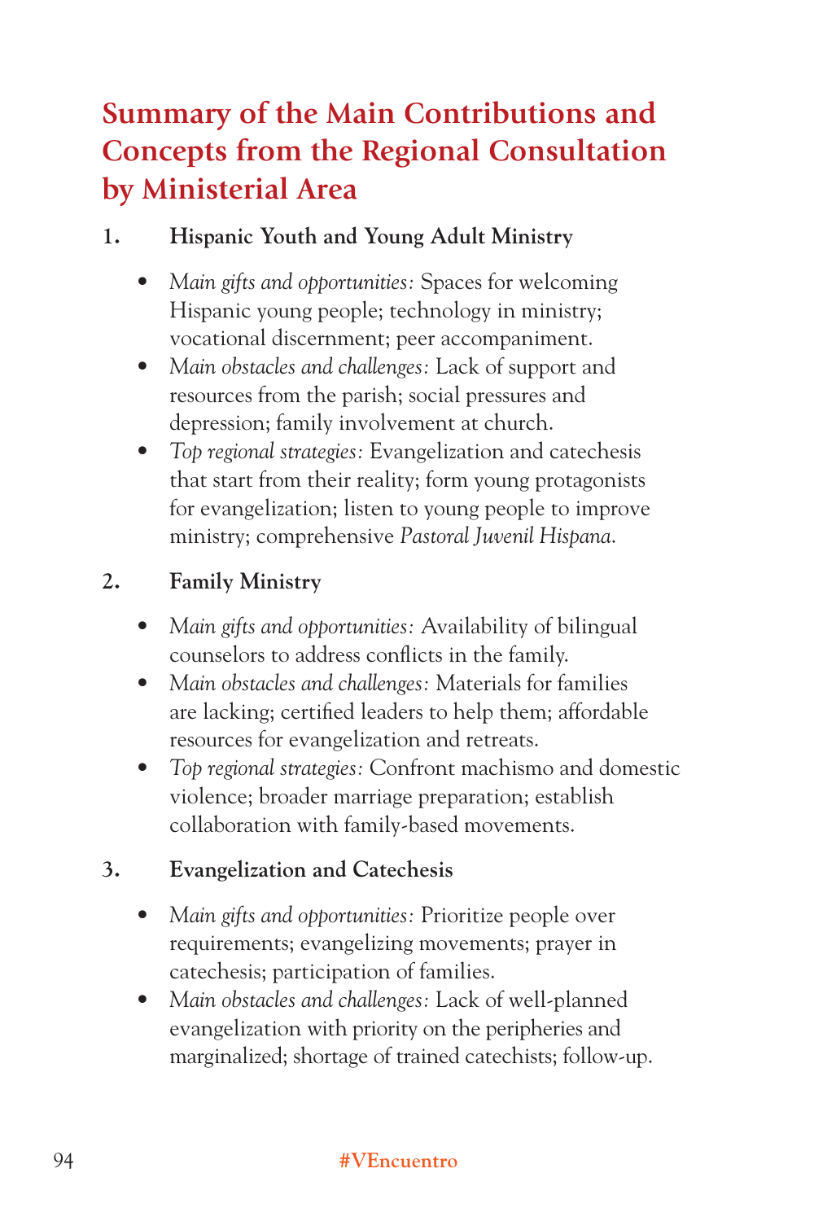# Summary of the Main Contributions and Concepts from the Regional Consultation by Ministerial Area

## 1. Hispanic Youth and Young Adult Ministry

- *Main gifts and opportunities:* Spaces for welcoming Hispanic young people; technology in ministry; vocational discernment; peer accompaniment.
- *Main obstacles and challenges:* Lack of support and resources from the parish; social pressures and depression; family involvement at church.
- *Top regional strategies:* Evangelization and catechesis that start from their reality; form young protagonists for evangelization; listen to young people to improve ministry; comprehensive *Pastoral Juvenil Hispana*.

## 2. Family Ministry

- *Main gifts and opportunities:* Availability of bilingual counselors to address conflicts in the family.
- *Main obstacles and challenges:* Materials for families are lacking; certified leaders to help them; affordable resources for evangelization and retreats.
- *Top regional strategies:* Confront machismo and domestic violence; broader marriage preparation; establish collaboration with family-based movements.

## 3. Evangelization and Catechesis

- *Main gifts and opportunities:* Prioritize people over requirements; evangelizing movements; prayer in catechesis; participation of families.
- *Main obstacles and challenges:* Lack of well-planned evangelization with priority on the peripheries and marginalized; shortage of trained catechists; follow-up.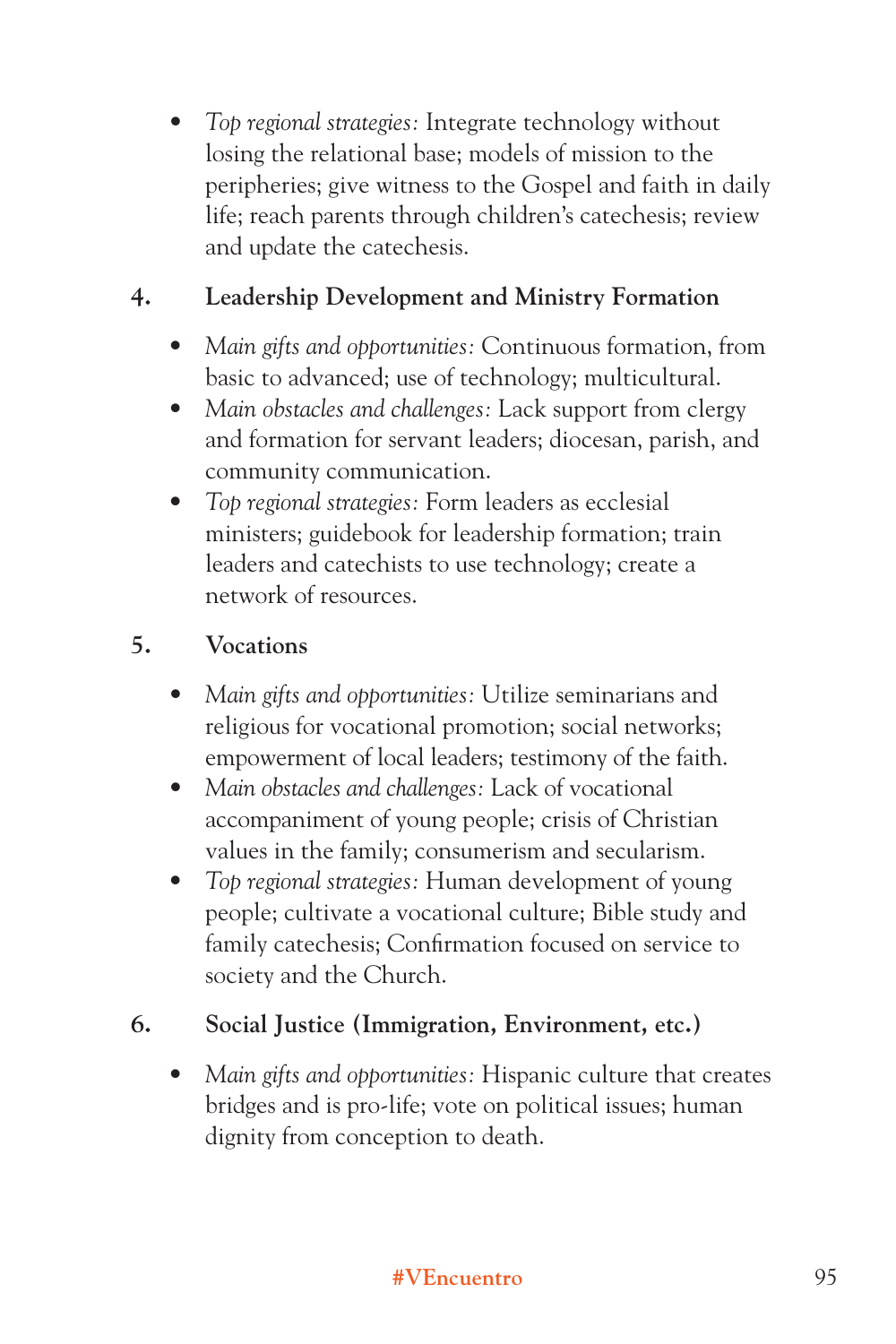- *Top regional strategies:* Integrate technology without losing the relational base; models of mission to the peripheries; give witness to the Gospel and faith in daily life; reach parents through children's catechesis; review and update the catechesis.

**4. Leadership Development and Ministry Formation**

- *Main gifts and opportunities:* Continuous formation, from basic to advanced; use of technology; multicultural.
- *Main obstacles and challenges:* Lack support from clergy and formation for servant leaders; diocesan, parish, and community communication.
- *Top regional strategies:* Form leaders as ecclesial ministers; guidebook for leadership formation; train leaders and catechists to use technology; create a network of resources.

**5. Vocations**

- *Main gifts and opportunities:* Utilize seminarians and religious for vocational promotion; social networks; empowerment of local leaders; testimony of the faith.
- *Main obstacles and challenges:* Lack of vocational accompaniment of young people; crisis of Christian values in the family; consumerism and secularism.
- *Top regional strategies:* Human development of young people; cultivate a vocational culture; Bible study and family catechesis; Confirmation focused on service to society and the Church.

**6. Social Justice (Immigration, Environment, etc.)**

- *Main gifts and opportunities:* Hispanic culture that creates bridges and is pro-life; vote on political issues; human dignity from conception to death.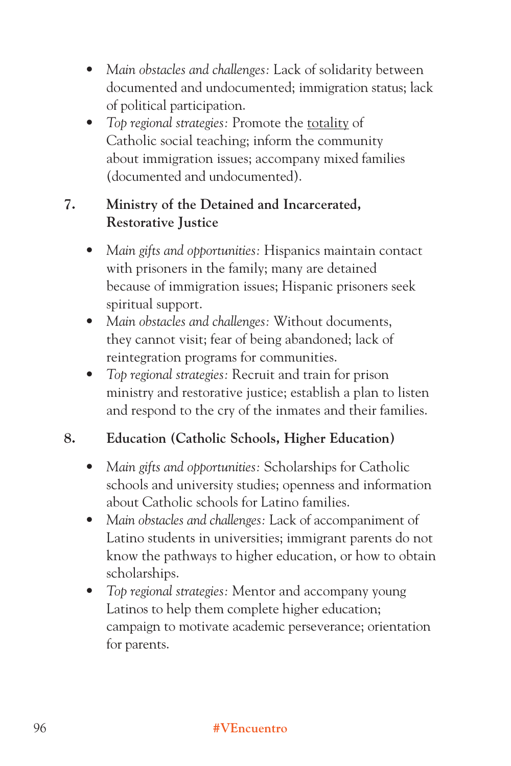- *Main obstacles and challenges:* Lack of solidarity between documented and undocumented; immigration status; lack of political participation.
- *Top regional strategies:* Promote the <u>totality</u> of Catholic social teaching; inform the community about immigration issues; accompany mixed families (documented and undocumented).

**7. Ministry of the Detained and Incarcerated, Restorative Justice**

- *Main gifts and opportunities:* Hispanics maintain contact with prisoners in the family; many are detained because of immigration issues; Hispanic prisoners seek spiritual support.
- *Main obstacles and challenges:* Without documents, they cannot visit; fear of being abandoned; lack of reintegration programs for communities.
- *Top regional strategies:* Recruit and train for prison ministry and restorative justice; establish a plan to listen and respond to the cry of the inmates and their families.

**8. Education (Catholic Schools, Higher Education)**

- *Main gifts and opportunities:* Scholarships for Catholic schools and university studies; openness and information about Catholic schools for Latino families.
- *Main obstacles and challenges:* Lack of accompaniment of Latino students in universities; immigrant parents do not know the pathways to higher education, or how to obtain scholarships.
- *Top regional strategies:* Mentor and accompany young Latinos to help them complete higher education; campaign to motivate academic perseverance; orientation for parents.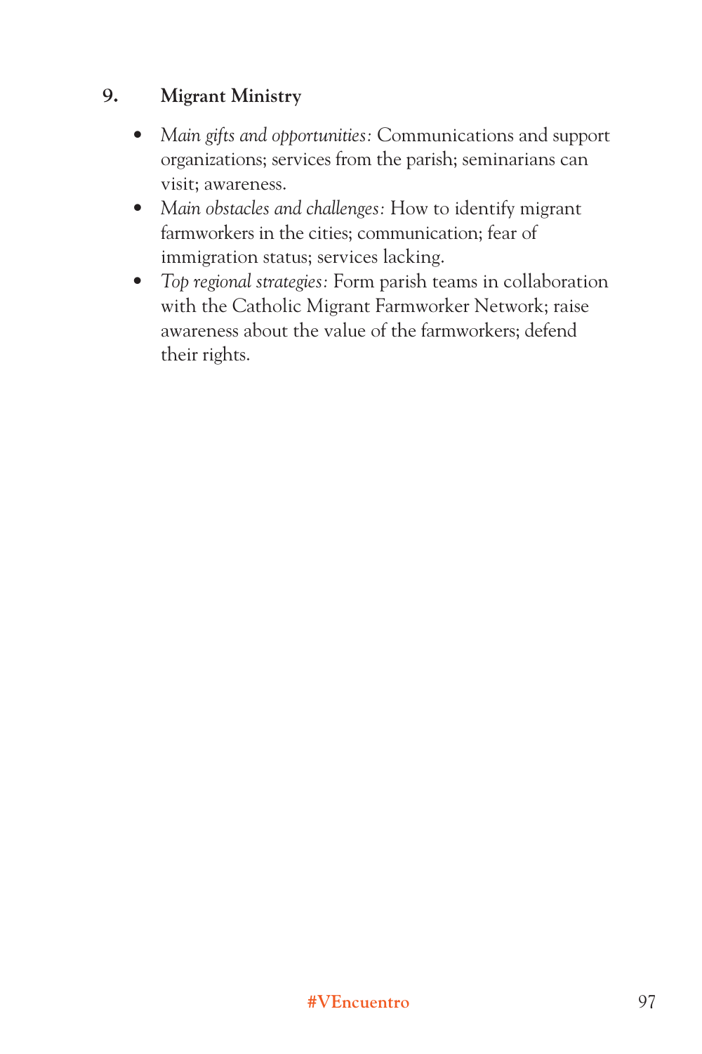### 9. Migrant Ministry

- *Main gifts and opportunities:* Communications and support organizations; services from the parish; seminarians can visit; awareness.
- *Main obstacles and challenges:* How to identify migrant farmworkers in the cities; communication; fear of immigration status; services lacking.
- *Top regional strategies:* Form parish teams in collaboration with the Catholic Migrant Farmworker Network; raise awareness about the value of the farmworkers; defend their rights.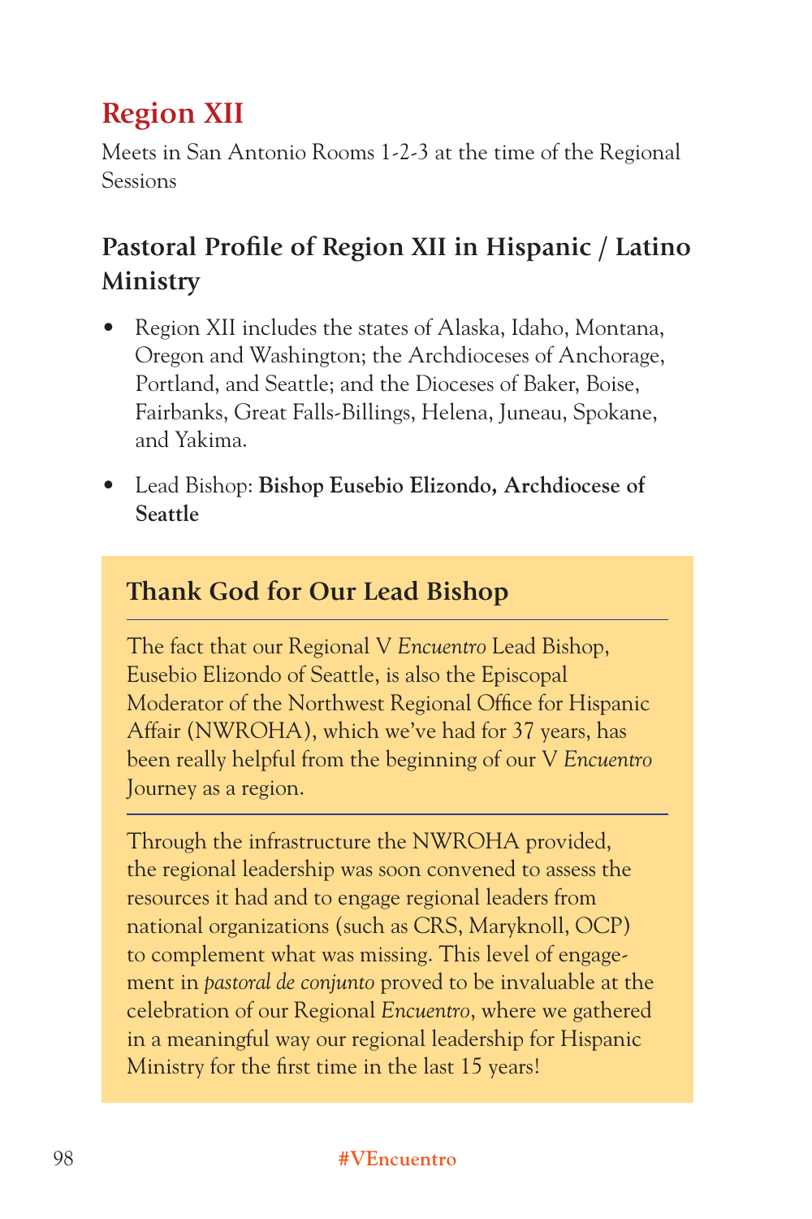# Region XII

Meets in San Antonio Rooms 1-2-3 at the time of the Regional Sessions

## Pastoral Profile of Region XII in Hispanic / Latino Ministry

- Region XII includes the states of Alaska, Idaho, Montana, Oregon and Washington; the Archdioceses of Anchorage, Portland, and Seattle; and the Dioceses of Baker, Boise, Fairbanks, Great Falls-Billings, Helena, Juneau, Spokane, and Yakima.
- Lead Bishop: **Bishop Eusebio Elizondo, Archdiocese of Seattle**

### Thank God for Our Lead Bishop

The fact that our Regional V *Encuentro* Lead Bishop, Eusebio Elizondo of Seattle, is also the Episcopal Moderator of the Northwest Regional Office for Hispanic Affair (NWROHA), which we've had for 37 years, has been really helpful from the beginning of our V *Encuentro* Journey as a region.

Through the infrastructure the NWROHA provided, the regional leadership was soon convened to assess the resources it had and to engage regional leaders from national organizations (such as CRS, Maryknoll, OCP) to complement what was missing. This level of engagement in *pastoral de conjunto* proved to be invaluable at the celebration of our Regional *Encuentro*, where we gathered in a meaningful way our regional leadership for Hispanic Ministry for the first time in the last 15 years!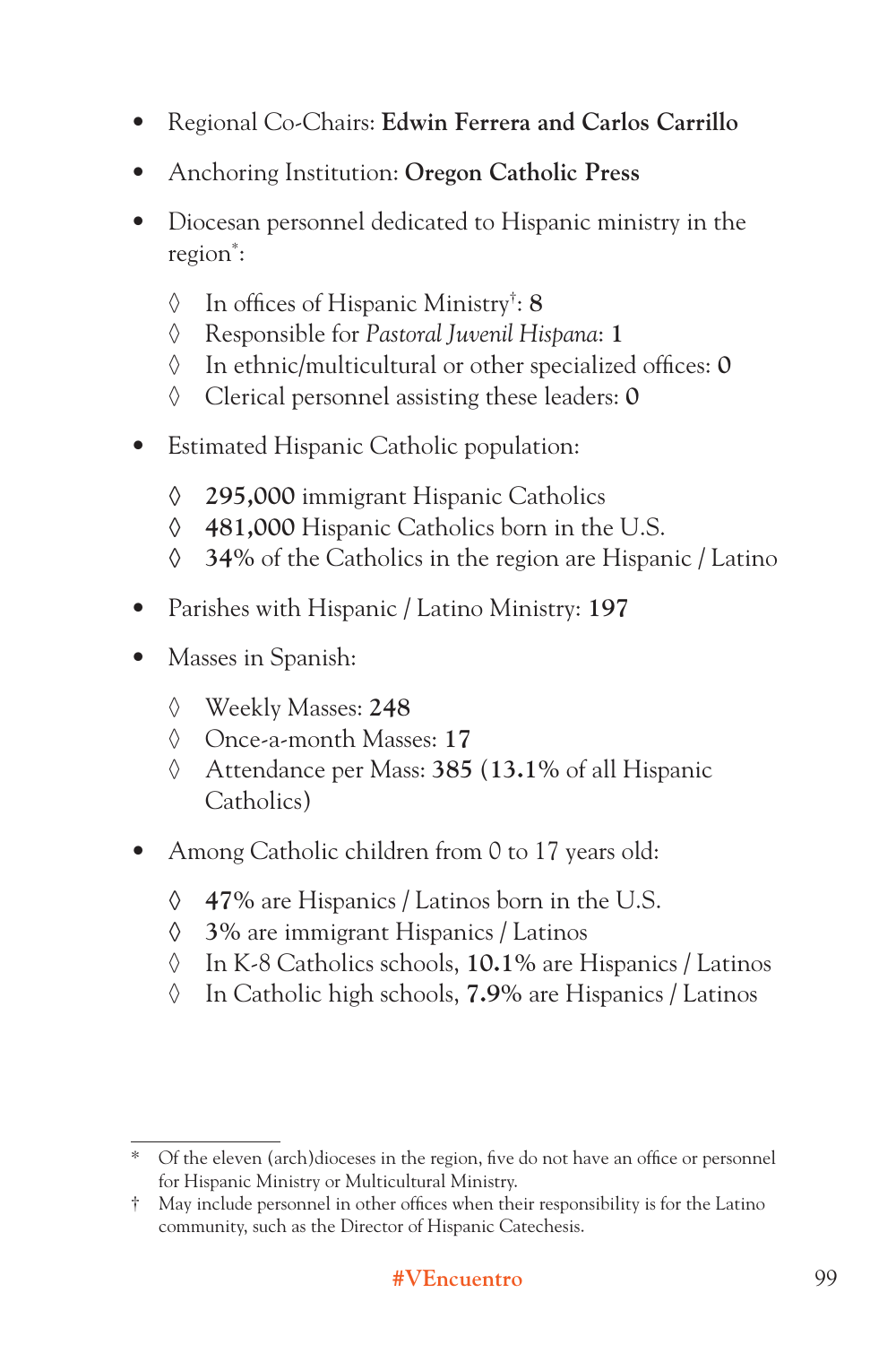- Regional Co-Chairs: **Edwin Ferrera and Carlos Carrillo**
- Anchoring Institution: **Oregon Catholic Press**
- Diocesan personnel dedicated to Hispanic ministry in the region*:
    - ◊ In offices of Hispanic Ministry†: **8**
    - ◊ Responsible for *Pastoral Juvenil Hispana*: **1**
    - ◊ In ethnic/multicultural or other specialized offices: **0**
    - ◊ Clerical personnel assisting these leaders: **0**
- Estimated Hispanic Catholic population:
    - ◊ **295,000** immigrant Hispanic Catholics
    - ◊ **481,000** Hispanic Catholics born in the U.S.
    - ◊ **34%** of the Catholics in the region are Hispanic / Latino
- Parishes with Hispanic / Latino Ministry: **197**
- Masses in Spanish:
    - ◊ Weekly Masses: **248**
    - ◊ Once-a-month Masses: **17**
    - ◊ Attendance per Mass: **385** (**13.1%** of all Hispanic Catholics)
- Among Catholic children from 0 to 17 years old:
    - ◊ **47%** are Hispanics / Latinos born in the U.S.
    - ◊ **3%** are immigrant Hispanics / Latinos
    - ◊ In K-8 Catholics schools, **10.1%** are Hispanics / Latinos
    - ◊ In Catholic high schools, **7.9%** are Hispanics / Latinos

---

\* Of the eleven (arch)dioceses in the region, five do not have an office or personnel for Hispanic Ministry or Multicultural Ministry.

† May include personnel in other offices when their responsibility is for the Latino community, such as the Director of Hispanic Catechesis.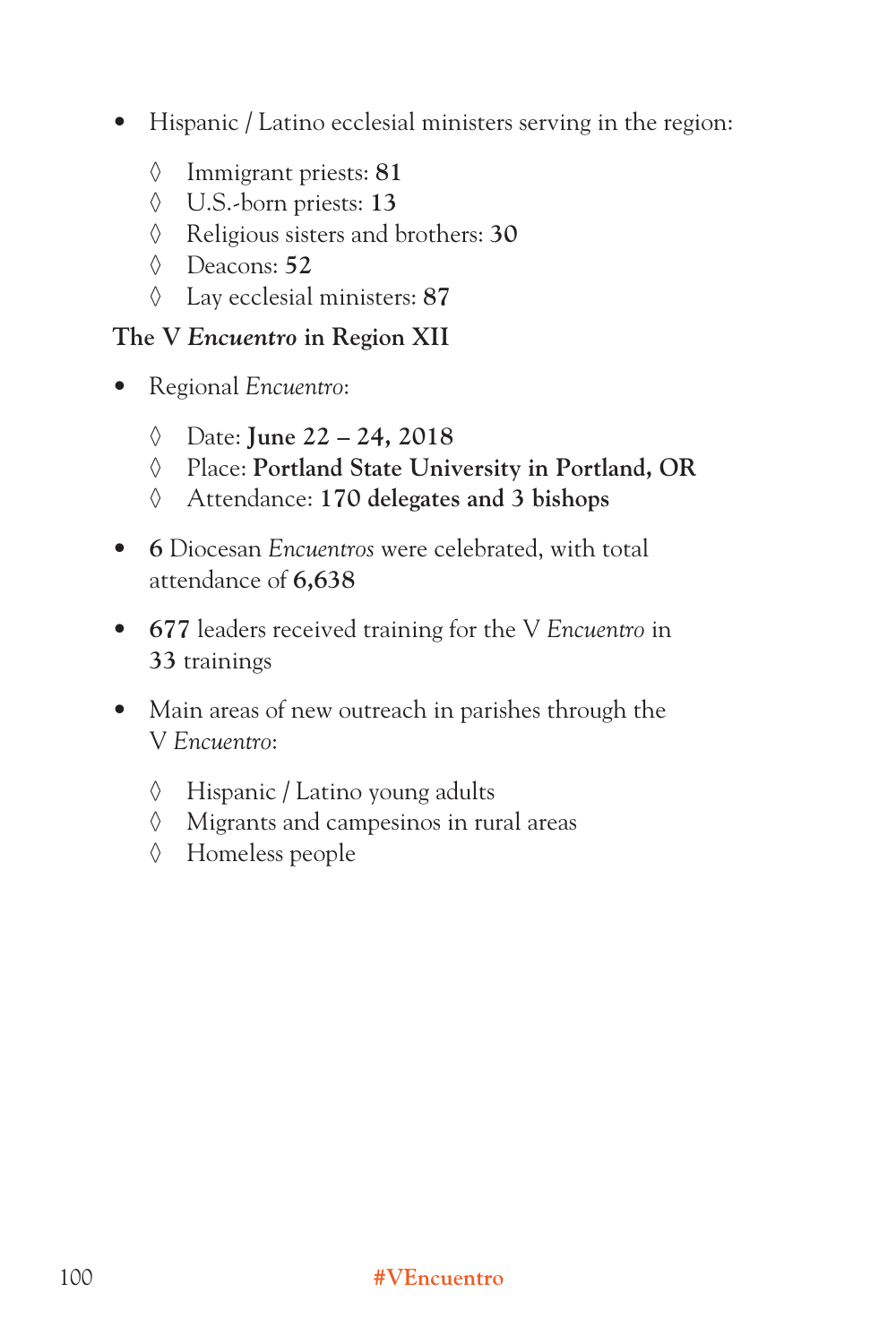- Hispanic / Latino ecclesial ministers serving in the region:
    - Immigrant priests: **81**
    - U.S.-born priests: **13**
    - Religious sisters and brothers: **30**
    - Deacons: **52**
    - Lay ecclesial ministers: **87**

**The V *Encuentro* in Region XII**

- Regional *Encuentro*:
    - Date: **June 22 – 24, 2018**
    - Place: **Portland State University in Portland, OR**
    - Attendance: **170 delegates and 3 bishops**
- **6** Diocesan *Encuentros* were celebrated, with total attendance of **6,638**
- **677** leaders received training for the V *Encuentro* in **33** trainings
- Main areas of new outreach in parishes through the V *Encuentro*:
    - Hispanic / Latino young adults
    - Migrants and campesinos in rural areas
    - Homeless people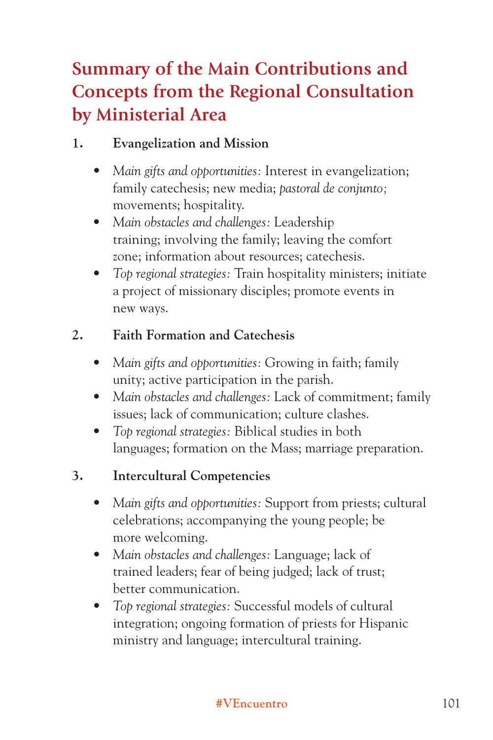# Summary of the Main Contributions and Concepts from the Regional Consultation by Ministerial Area

1. **Evangelization and Mission**

    - *Main gifts and opportunities:* Interest in evangelization; family catechesis; new media; *pastoral de conjunto;* movements; hospitality.
    - *Main obstacles and challenges:* Leadership training; involving the family; leaving the comfort zone; information about resources; catechesis.
    - *Top regional strategies:* Train hospitality ministers; initiate a project of missionary disciples; promote events in new ways.

2. **Faith Formation and Catechesis**

    - *Main gifts and opportunities:* Growing in faith; family unity; active participation in the parish.
    - *Main obstacles and challenges:* Lack of commitment; family issues; lack of communication; culture clashes.
    - *Top regional strategies:* Biblical studies in both languages; formation on the Mass; marriage preparation.

3. **Intercultural Competencies**

    - *Main gifts and opportunities:* Support from priests; cultural celebrations; accompanying the young people; be more welcoming.
    - *Main obstacles and challenges:* Language; lack of trained leaders; fear of being judged; lack of trust; better communication.
    - *Top regional strategies:* Successful models of cultural integration; ongoing formation of priests for Hispanic ministry and language; intercultural training.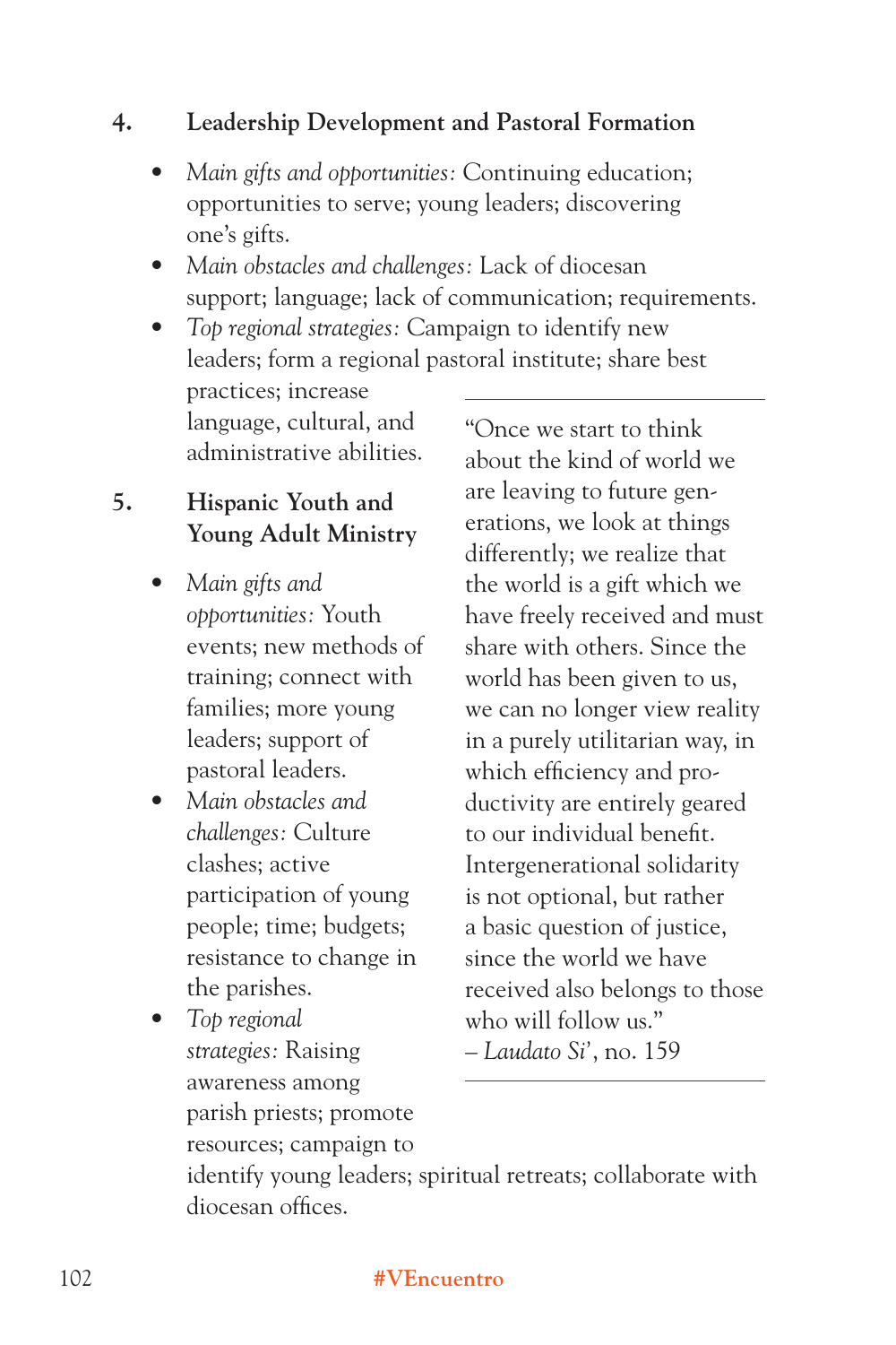### 4. Leadership Development and Pastoral Formation

- *Main gifts and opportunities:* Continuing education; opportunities to serve; young leaders; discovering one's gifts.
- *Main obstacles and challenges:* Lack of diocesan support; language; lack of communication; requirements.
- *Top regional strategies:* Campaign to identify new leaders; form a regional pastoral institute; share best practices; increase language, cultural, and administrative abilities.

### 5. Hispanic Youth and Young Adult Ministry

- *Main gifts and opportunities:* Youth events; new methods of training; connect with families; more young leaders; support of pastoral leaders.
- *Main obstacles and challenges:* Culture clashes; active participation of young people; time; budgets; resistance to change in the parishes.
- *Top regional strategies:* Raising awareness among parish priests; promote resources; campaign to identify young leaders; spiritual retreats; collaborate with diocesan offices.

---

"Once we start to think about the kind of world we are leaving to future generations, we look at things differently; we realize that the world is a gift which we have freely received and must share with others. Since the world has been given to us, we can no longer view reality in a purely utilitarian way, in which efficiency and productivity are entirely geared to our individual benefit. Intergenerational solidarity is not optional, but rather a basic question of justice, since the world we have received also belongs to those who will follow us."
– *Laudato Si'*, no. 159

---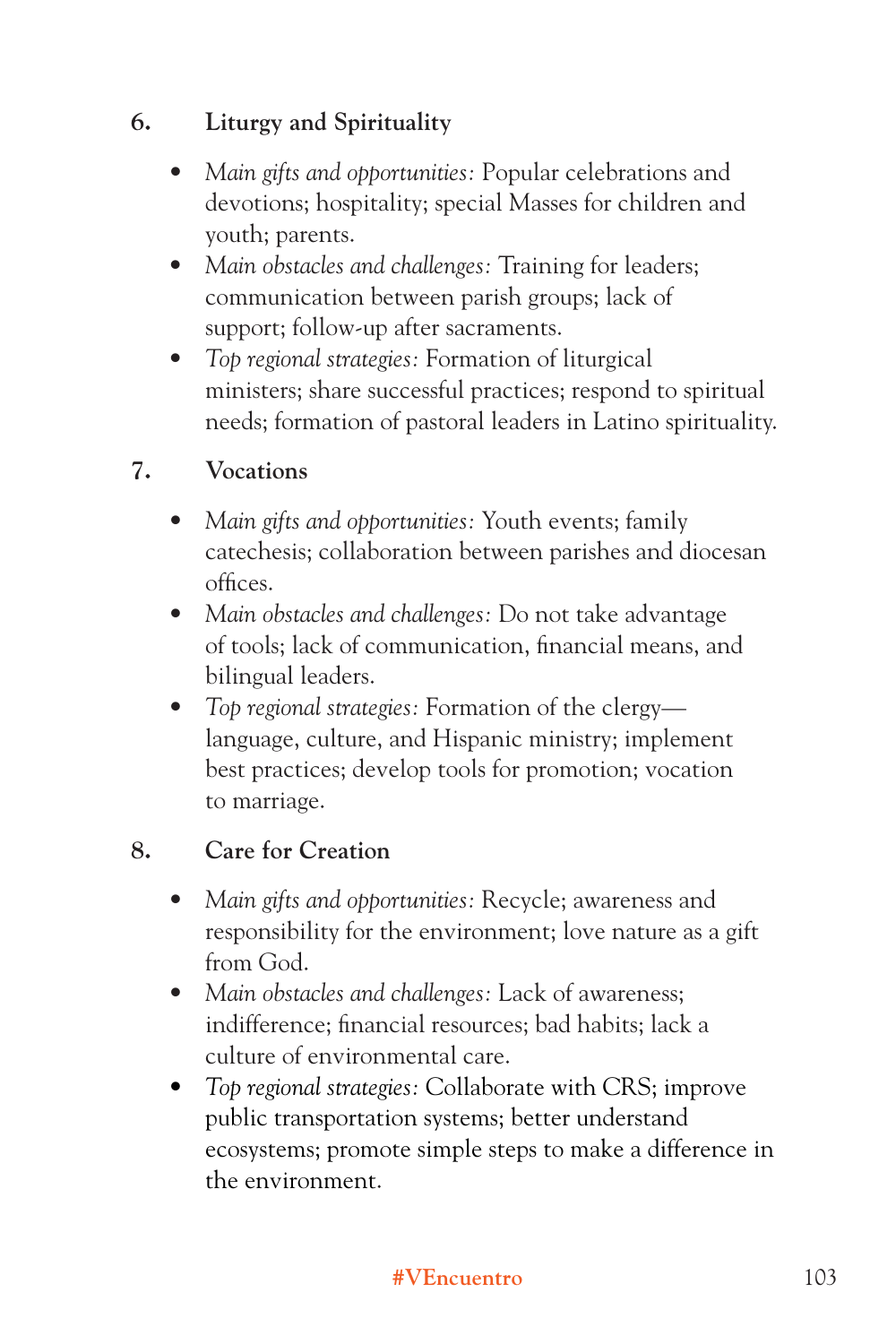6. **Liturgy and Spirituality**

- *Main gifts and opportunities:* Popular celebrations and devotions; hospitality; special Masses for children and youth; parents.
- *Main obstacles and challenges:* Training for leaders; communication between parish groups; lack of support; follow-up after sacraments.
- *Top regional strategies:* Formation of liturgical ministers; share successful practices; respond to spiritual needs; formation of pastoral leaders in Latino spirituality.

7. **Vocations**

- *Main gifts and opportunities:* Youth events; family catechesis; collaboration between parishes and diocesan offices.
- *Main obstacles and challenges:* Do not take advantage of tools; lack of communication, financial means, and bilingual leaders.
- *Top regional strategies:* Formation of the clergy—language, culture, and Hispanic ministry; implement best practices; develop tools for promotion; vocation to marriage.

8. **Care for Creation**

- *Main gifts and opportunities:* Recycle; awareness and responsibility for the environment; love nature as a gift from God.
- *Main obstacles and challenges:* Lack of awareness; indifference; financial resources; bad habits; lack a culture of environmental care.
- *Top regional strategies:* Collaborate with CRS; improve public transportation systems; better understand ecosystems; promote simple steps to make a difference in the environment.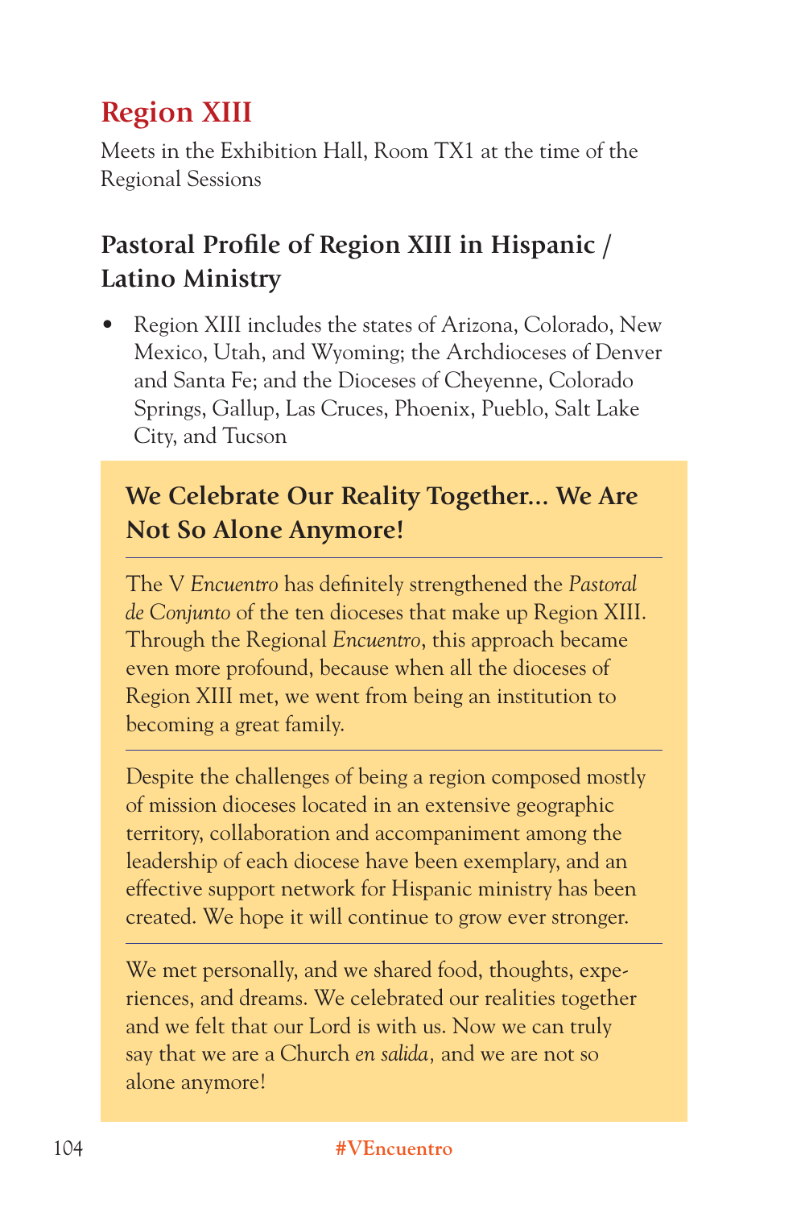## Region XIII

Meets in the Exhibition Hall, Room TX1 at the time of the Regional Sessions

### Pastoral Profile of Region XIII in Hispanic / Latino Ministry

- Region XIII includes the states of Arizona, Colorado, New Mexico, Utah, and Wyoming; the Archdioceses of Denver and Santa Fe; and the Dioceses of Cheyenne, Colorado Springs, Gallup, Las Cruces, Phoenix, Pueblo, Salt Lake City, and Tucson

### We Celebrate Our Reality Together... We Are Not So Alone Anymore!

The V *Encuentro* has definitely strengthened the *Pastoral de Conjunto* of the ten dioceses that make up Region XIII. Through the Regional *Encuentro*, this approach became even more profound, because when all the dioceses of Region XIII met, we went from being an institution to becoming a great family.

Despite the challenges of being a region composed mostly of mission dioceses located in an extensive geographic territory, collaboration and accompaniment among the leadership of each diocese have been exemplary, and an effective support network for Hispanic ministry has been created. We hope it will continue to grow ever stronger.

We met personally, and we shared food, thoughts, experiences, and dreams. We celebrated our realities together and we felt that our Lord is with us. Now we can truly say that we are a Church *en salida,* and we are not so alone anymore!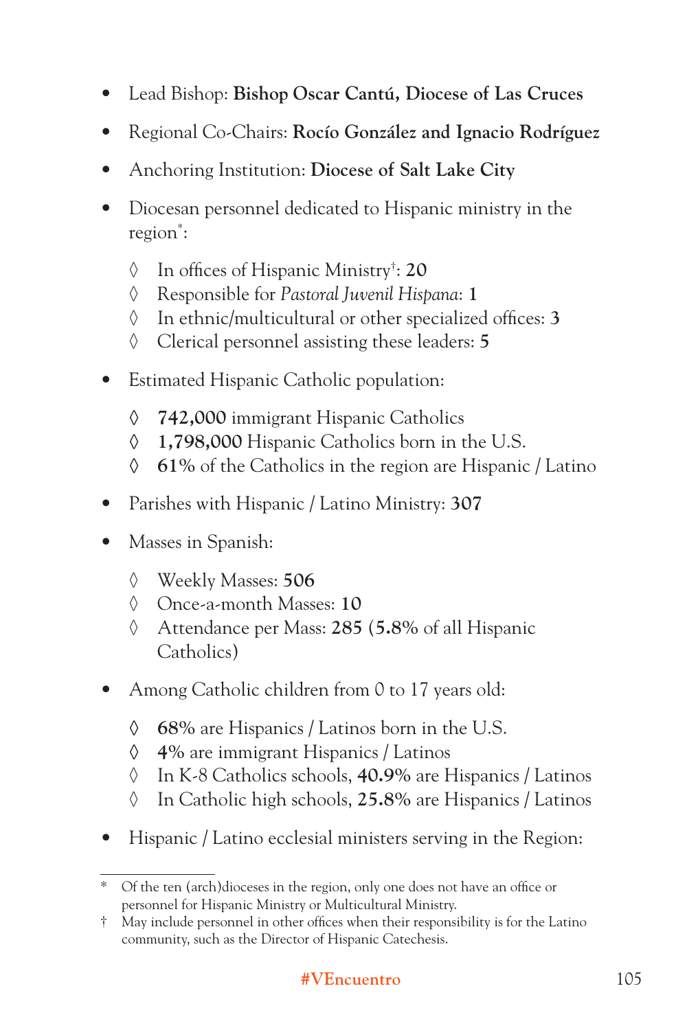- Lead Bishop: **Bishop Oscar Cantú, Diocese of Las Cruces**
- Regional Co-Chairs: **Rocío González and Ignacio Rodríguez**
- Anchoring Institution: **Diocese of Salt Lake City**
- Diocesan personnel dedicated to Hispanic ministry in the region*:
    - ◊ In offices of Hispanic Ministry†: **20**
    - ◊ Responsible for *Pastoral Juvenil Hispana*: **1**
    - ◊ In ethnic/multicultural or other specialized offices: **3**
    - ◊ Clerical personnel assisting these leaders: **5**
- Estimated Hispanic Catholic population:
    - ◊ **742,000** immigrant Hispanic Catholics
    - ◊ **1,798,000** Hispanic Catholics born in the U.S.
    - ◊ **61%** of the Catholics in the region are Hispanic / Latino
- Parishes with Hispanic / Latino Ministry: **307**
- Masses in Spanish:
    - ◊ Weekly Masses: **506**
    - ◊ Once-a-month Masses: **10**
    - ◊ Attendance per Mass: **285** (**5.8%** of all Hispanic Catholics)
- Among Catholic children from 0 to 17 years old:
    - ◊ **68%** are Hispanics / Latinos born in the U.S.
    - ◊ **4%** are immigrant Hispanics / Latinos
    - ◊ In K-8 Catholics schools, **40.9%** are Hispanics / Latinos
    - ◊ In Catholic high schools, **25.8%** are Hispanics / Latinos
- Hispanic / Latino ecclesial ministers serving in the Region:

---

\* Of the ten (arch)dioceses in the region, only one does not have an office or personnel for Hispanic Ministry or Multicultural Ministry.

† May include personnel in other offices when their responsibility is for the Latino community, such as the Director of Hispanic Catechesis.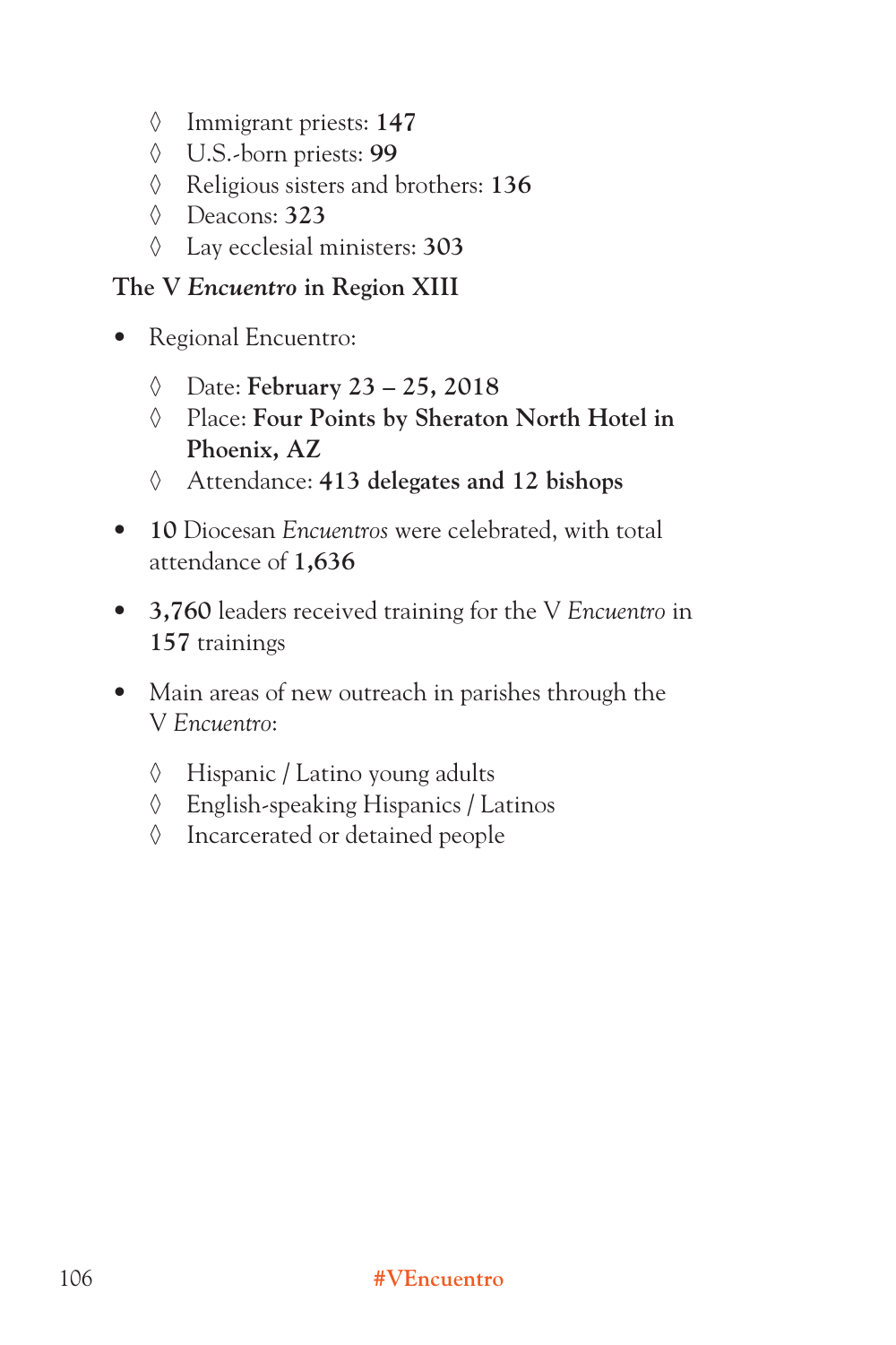- Immigrant priests: **147**
    - U.S.-born priests: **99**
    - Religious sisters and brothers: **136**
    - Deacons: **323**
    - Lay ecclesial ministers: **303**

**The V *Encuentro* in Region XIII**

- Regional Encuentro:
    - Date: **February 23 – 25, 2018**
    - Place: **Four Points by Sheraton North Hotel in Phoenix, AZ**
    - Attendance: **413 delegates and 12 bishops**
- **10** Diocesan *Encuentros* were celebrated, with total attendance of **1,636**
- **3,760** leaders received training for the V *Encuentro* in **157** trainings
- Main areas of new outreach in parishes through the V *Encuentro*:
    - Hispanic / Latino young adults
    - English-speaking Hispanics / Latinos
    - Incarcerated or detained people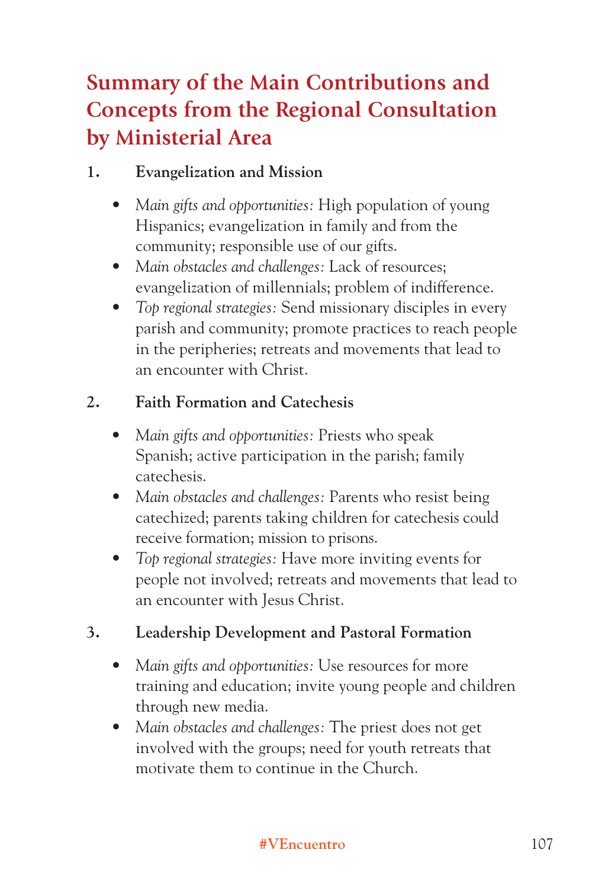# Summary of the Main Contributions and Concepts from the Regional Consultation by Ministerial Area

1. **Evangelization and Mission**

   - *Main gifts and opportunities:* High population of young Hispanics; evangelization in family and from the community; responsible use of our gifts.
   - *Main obstacles and challenges:* Lack of resources; evangelization of millennials; problem of indifference.
   - *Top regional strategies:* Send missionary disciples in every parish and community; promote practices to reach people in the peripheries; retreats and movements that lead to an encounter with Christ.

2. **Faith Formation and Catechesis**

   - *Main gifts and opportunities:* Priests who speak Spanish; active participation in the parish; family catechesis.
   - *Main obstacles and challenges:* Parents who resist being catechized; parents taking children for catechesis could receive formation; mission to prisons.
   - *Top regional strategies:* Have more inviting events for people not involved; retreats and movements that lead to an encounter with Jesus Christ.

3. **Leadership Development and Pastoral Formation**

   - *Main gifts and opportunities:* Use resources for more training and education; invite young people and children through new media.
   - *Main obstacles and challenges:* The priest does not get involved with the groups; need for youth retreats that motivate them to continue in the Church.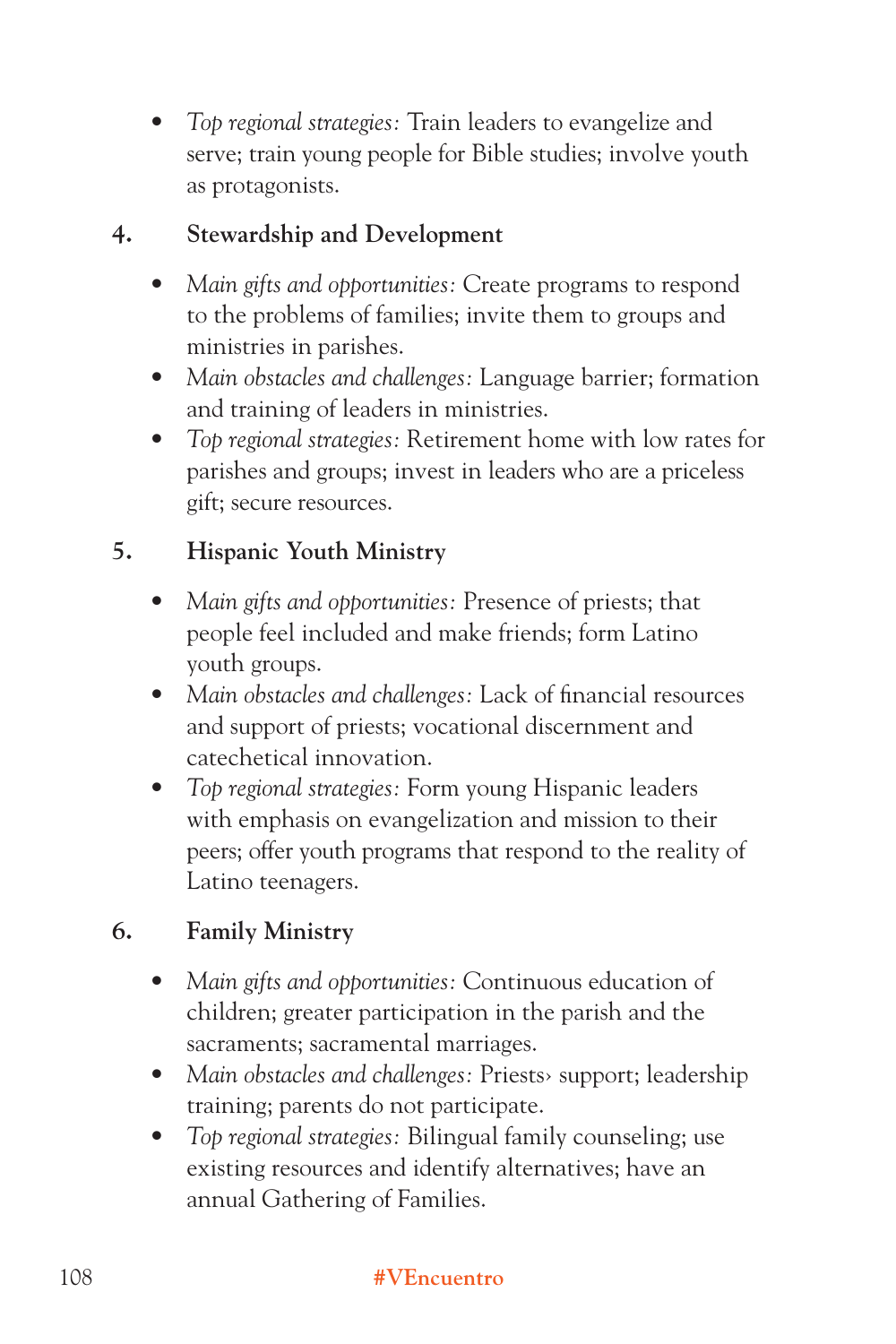- *Top regional strategies:* Train leaders to evangelize and serve; train young people for Bible studies; involve youth as protagonists.

4. **Stewardship and Development**

- *Main gifts and opportunities:* Create programs to respond to the problems of families; invite them to groups and ministries in parishes.
- *Main obstacles and challenges:* Language barrier; formation and training of leaders in ministries.
- *Top regional strategies:* Retirement home with low rates for parishes and groups; invest in leaders who are a priceless gift; secure resources.

5. **Hispanic Youth Ministry**

- *Main gifts and opportunities:* Presence of priests; that people feel included and make friends; form Latino youth groups.
- *Main obstacles and challenges:* Lack of financial resources and support of priests; vocational discernment and catechetical innovation.
- *Top regional strategies:* Form young Hispanic leaders with emphasis on evangelization and mission to their peers; offer youth programs that respond to the reality of Latino teenagers.

6. **Family Ministry**

- *Main gifts and opportunities:* Continuous education of children; greater participation in the parish and the sacraments; sacramental marriages.
- *Main obstacles and challenges:* Priests› support; leadership training; parents do not participate.
- *Top regional strategies:* Bilingual family counseling; use existing resources and identify alternatives; have an annual Gathering of Families.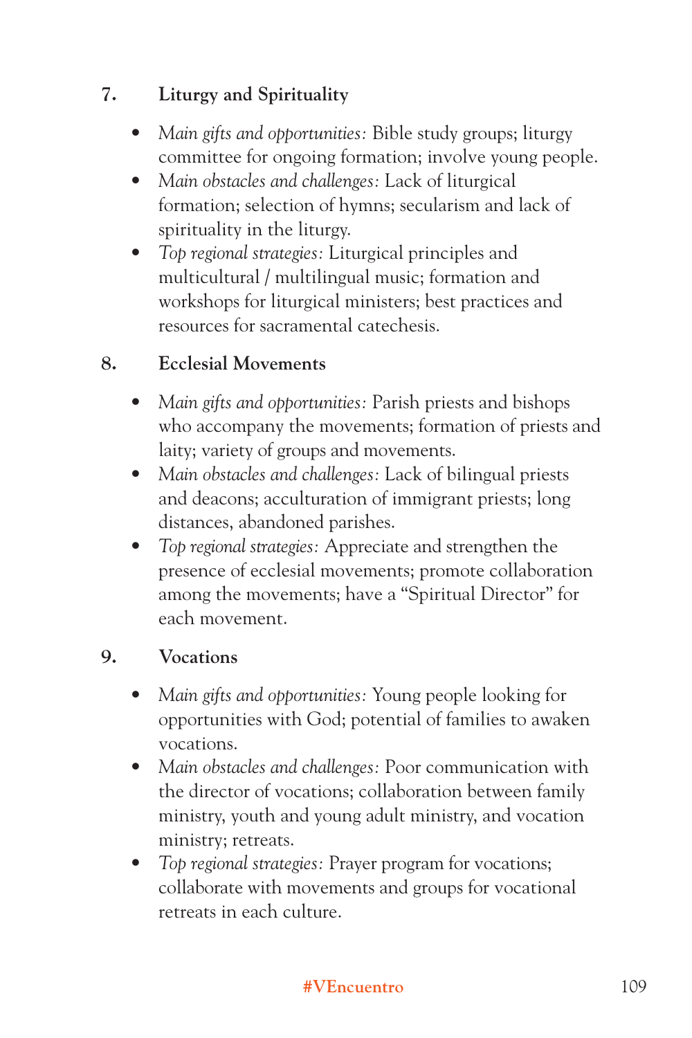7. **Liturgy and Spirituality**

   - *Main gifts and opportunities:* Bible study groups; liturgy committee for ongoing formation; involve young people.
   - *Main obstacles and challenges:* Lack of liturgical formation; selection of hymns; secularism and lack of spirituality in the liturgy.
   - *Top regional strategies:* Liturgical principles and multicultural / multilingual music; formation and workshops for liturgical ministers; best practices and resources for sacramental catechesis.

8. **Ecclesial Movements**

   - *Main gifts and opportunities:* Parish priests and bishops who accompany the movements; formation of priests and laity; variety of groups and movements.
   - *Main obstacles and challenges:* Lack of bilingual priests and deacons; acculturation of immigrant priests; long distances, abandoned parishes.
   - *Top regional strategies:* Appreciate and strengthen the presence of ecclesial movements; promote collaboration among the movements; have a "Spiritual Director" for each movement.

9. **Vocations**

   - *Main gifts and opportunities:* Young people looking for opportunities with God; potential of families to awaken vocations.
   - *Main obstacles and challenges:* Poor communication with the director of vocations; collaboration between family ministry, youth and young adult ministry, and vocation ministry; retreats.
   - *Top regional strategies:* Prayer program for vocations; collaborate with movements and groups for vocational retreats in each culture.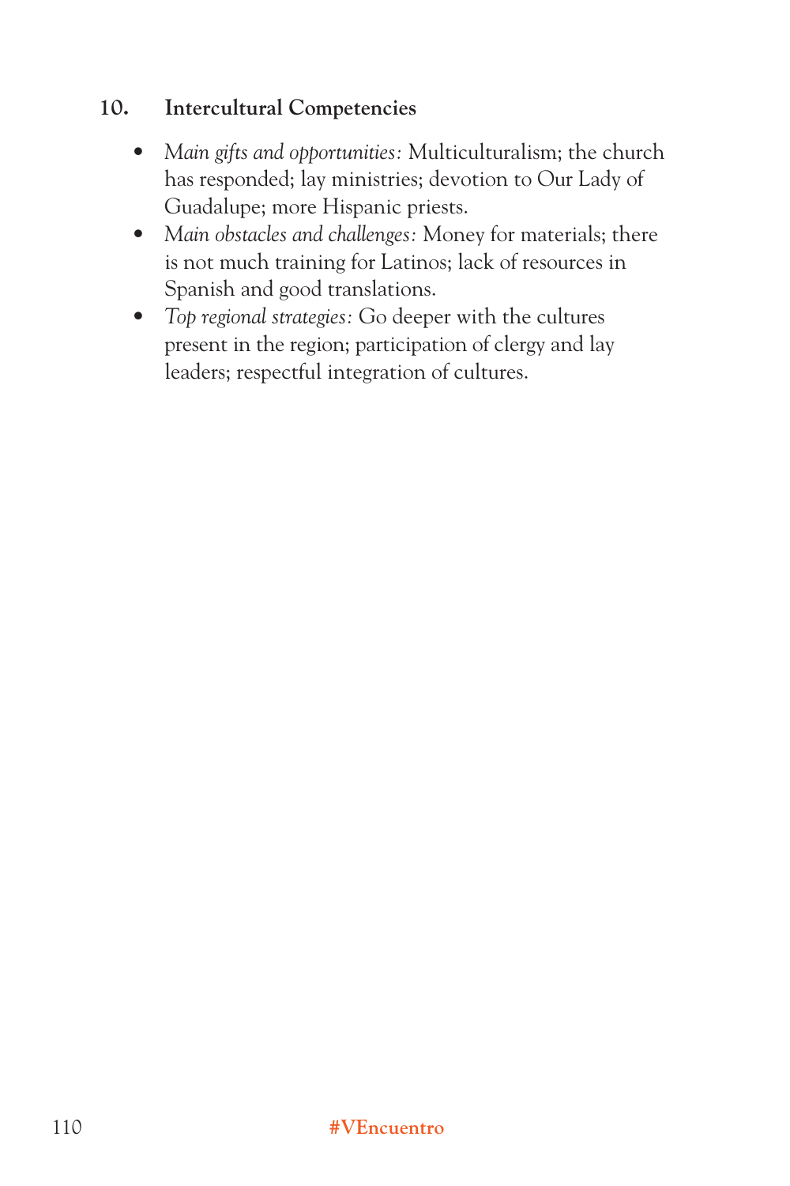### 10. Intercultural Competencies

- *Main gifts and opportunities:* Multiculturalism; the church has responded; lay ministries; devotion to Our Lady of Guadalupe; more Hispanic priests.
- *Main obstacles and challenges:* Money for materials; there is not much training for Latinos; lack of resources in Spanish and good translations.
- *Top regional strategies:* Go deeper with the cultures present in the region; participation of clergy and lay leaders; respectful integration of cultures.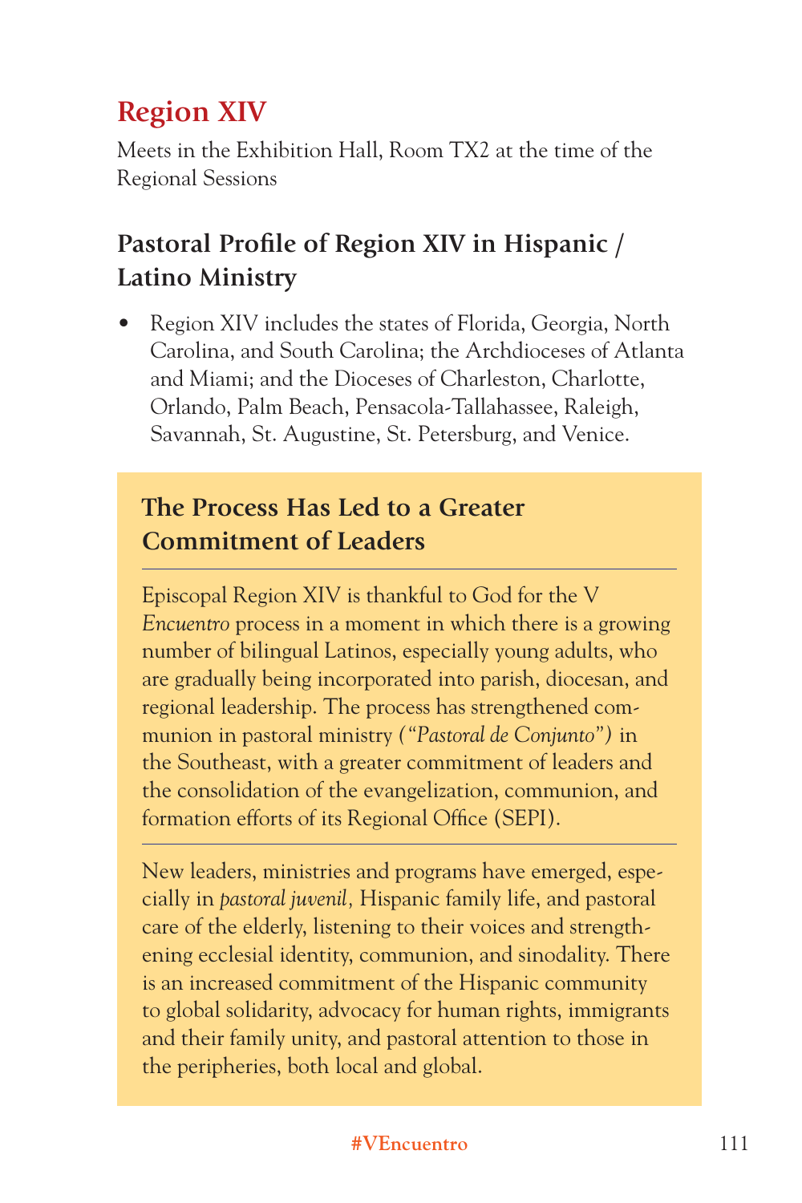# Region XIV

Meets in the Exhibition Hall, Room TX2 at the time of the Regional Sessions

## Pastoral Profile of Region XIV in Hispanic / Latino Ministry

- Region XIV includes the states of Florida, Georgia, North Carolina, and South Carolina; the Archdioceses of Atlanta and Miami; and the Dioceses of Charleston, Charlotte, Orlando, Palm Beach, Pensacola-Tallahassee, Raleigh, Savannah, St. Augustine, St. Petersburg, and Venice.

### The Process Has Led to a Greater Commitment of Leaders

Episcopal Region XIV is thankful to God for the V *Encuentro* process in a moment in which there is a growing number of bilingual Latinos, especially young adults, who are gradually being incorporated into parish, diocesan, and regional leadership. The process has strengthened communion in pastoral ministry *("Pastoral de Conjunto")* in the Southeast, with a greater commitment of leaders and the consolidation of the evangelization, communion, and formation efforts of its Regional Office (SEPI).

New leaders, ministries and programs have emerged, especially in *pastoral juvenil,* Hispanic family life, and pastoral care of the elderly, listening to their voices and strengthening ecclesial identity, communion, and sinodality. There is an increased commitment of the Hispanic community to global solidarity, advocacy for human rights, immigrants and their family unity, and pastoral attention to those in the peripheries, both local and global.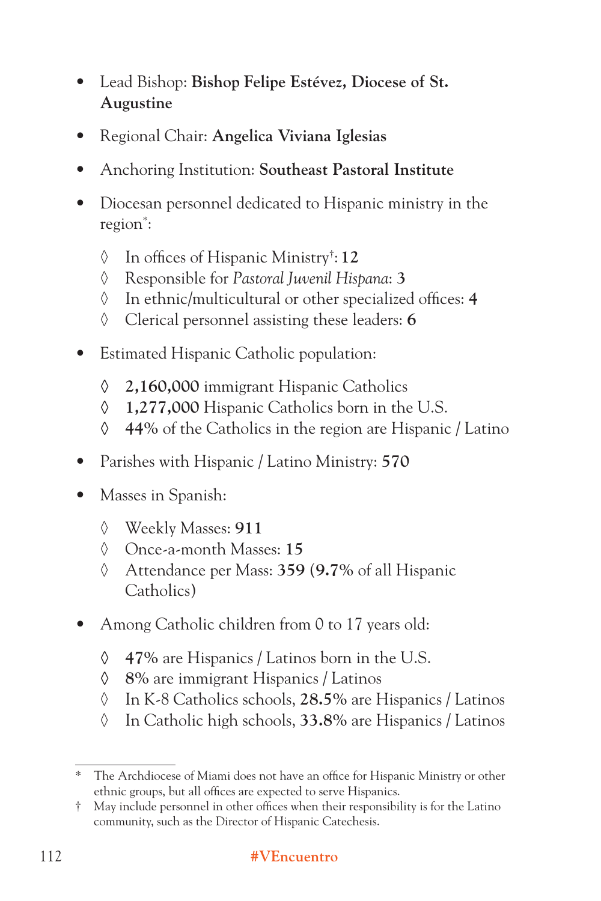- Lead Bishop: **Bishop Felipe Estévez, Diocese of St. Augustine**
- Regional Chair: **Angelica Viviana Iglesias**
- Anchoring Institution: **Southeast Pastoral Institute**
- Diocesan personnel dedicated to Hispanic ministry in the region*:
  - ◊ In offices of Hispanic Ministry†: **12**
  - ◊ Responsible for *Pastoral Juvenil Hispana*: **3**
  - ◊ In ethnic/multicultural or other specialized offices: **4**
  - ◊ Clerical personnel assisting these leaders: **6**
- Estimated Hispanic Catholic population:
  - ◊ **2,160,000** immigrant Hispanic Catholics
  - ◊ **1,277,000** Hispanic Catholics born in the U.S.
  - ◊ **44%** of the Catholics in the region are Hispanic / Latino
- Parishes with Hispanic / Latino Ministry: **570**
- Masses in Spanish:
  - ◊ Weekly Masses: **911**
  - ◊ Once-a-month Masses: **15**
  - ◊ Attendance per Mass: **359** (**9.7%** of all Hispanic Catholics)
- Among Catholic children from 0 to 17 years old:
  - ◊ **47%** are Hispanics / Latinos born in the U.S.
  - ◊ **8%** are immigrant Hispanics / Latinos
  - ◊ In K-8 Catholics schools, **28.5%** are Hispanics / Latinos
  - ◊ In Catholic high schools, **33.8%** are Hispanics / Latinos

---

\* The Archdiocese of Miami does not have an office for Hispanic Ministry or other ethnic groups, but all offices are expected to serve Hispanics.

† May include personnel in other offices when their responsibility is for the Latino community, such as the Director of Hispanic Catechesis.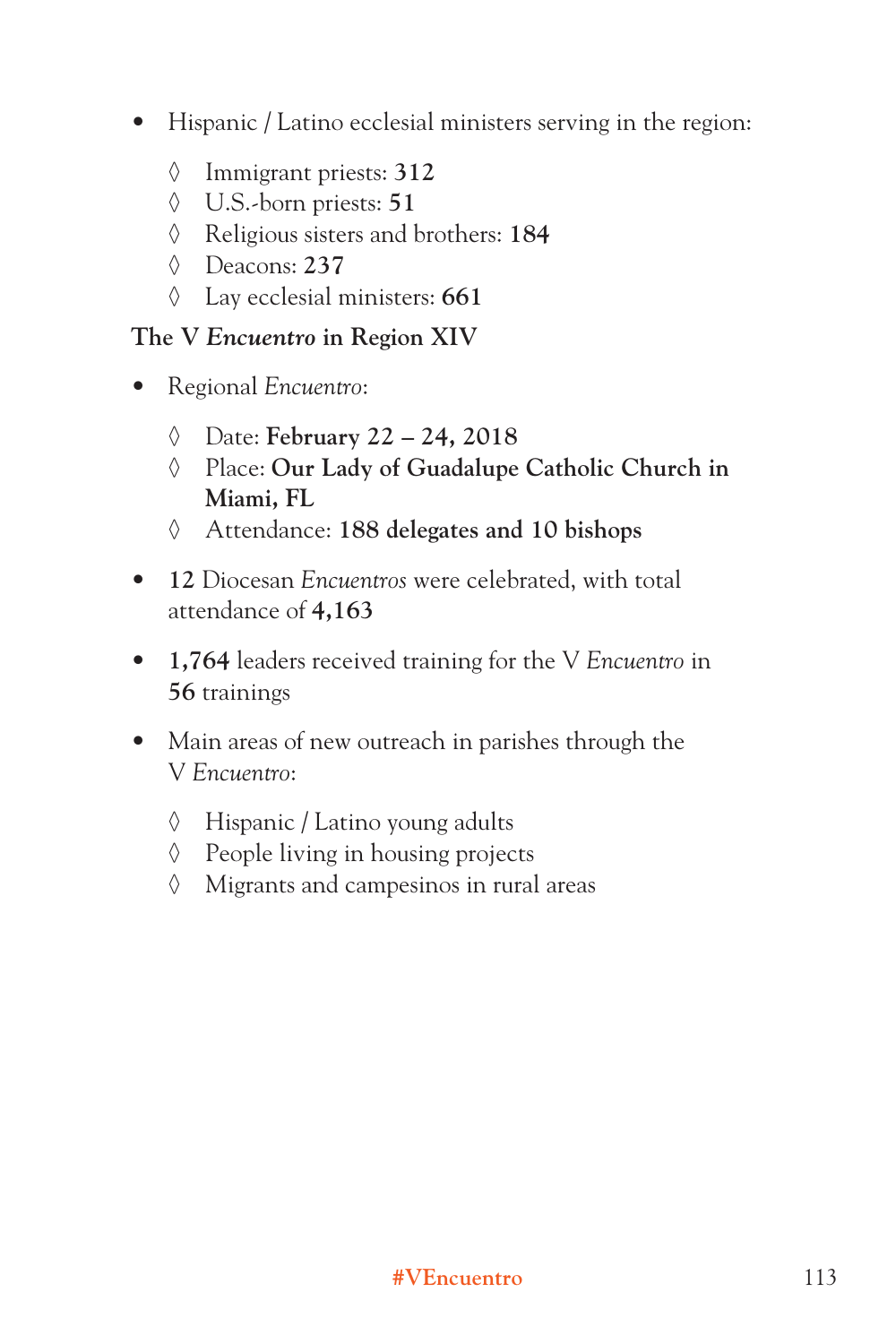- Hispanic / Latino ecclesial ministers serving in the region:
  - Immigrant priests: **312**
  - U.S.-born priests: **51**
  - Religious sisters and brothers: **184**
  - Deacons: **237**
  - Lay ecclesial ministers: **661**

**The V *Encuentro* in Region XIV**

- Regional *Encuentro*:
  - Date: **February 22 – 24, 2018**
  - Place: **Our Lady of Guadalupe Catholic Church in Miami, FL**
  - Attendance: **188 delegates and 10 bishops**
- **12** Diocesan *Encuentros* were celebrated, with total attendance of **4,163**
- **1,764** leaders received training for the V *Encuentro* in **56** trainings
- Main areas of new outreach in parishes through the V *Encuentro*:
  - Hispanic / Latino young adults
  - People living in housing projects
  - Migrants and campesinos in rural areas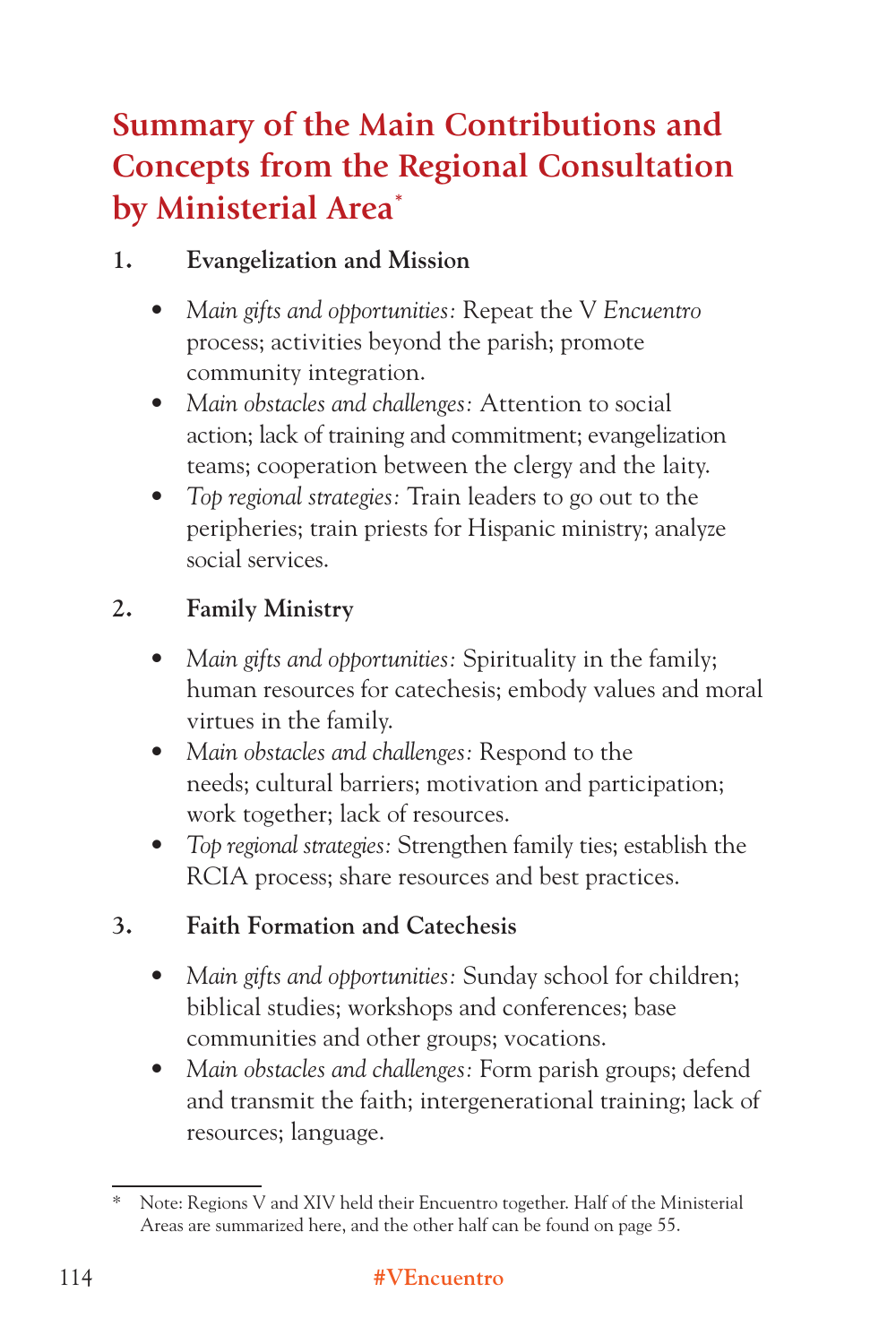# Summary of the Main Contributions and Concepts from the Regional Consultation by Ministerial Area*

## 1. Evangelization and Mission

- *Main gifts and opportunities:* Repeat the V *Encuentro* process; activities beyond the parish; promote community integration.
- *Main obstacles and challenges:* Attention to social action; lack of training and commitment; evangelization teams; cooperation between the clergy and the laity.
- *Top regional strategies:* Train leaders to go out to the peripheries; train priests for Hispanic ministry; analyze social services.

## 2. Family Ministry

- *Main gifts and opportunities:* Spirituality in the family; human resources for catechesis; embody values and moral virtues in the family.
- *Main obstacles and challenges:* Respond to the needs; cultural barriers; motivation and participation; work together; lack of resources.
- *Top regional strategies:* Strengthen family ties; establish the RCIA process; share resources and best practices.

## 3. Faith Formation and Catechesis

- *Main gifts and opportunities:* Sunday school for children; biblical studies; workshops and conferences; base communities and other groups; vocations.
- *Main obstacles and challenges:* Form parish groups; defend and transmit the faith; intergenerational training; lack of resources; language.

---

\* Note: Regions V and XIV held their Encuentro together. Half of the Ministerial Areas are summarized here, and the other half can be found on page 55.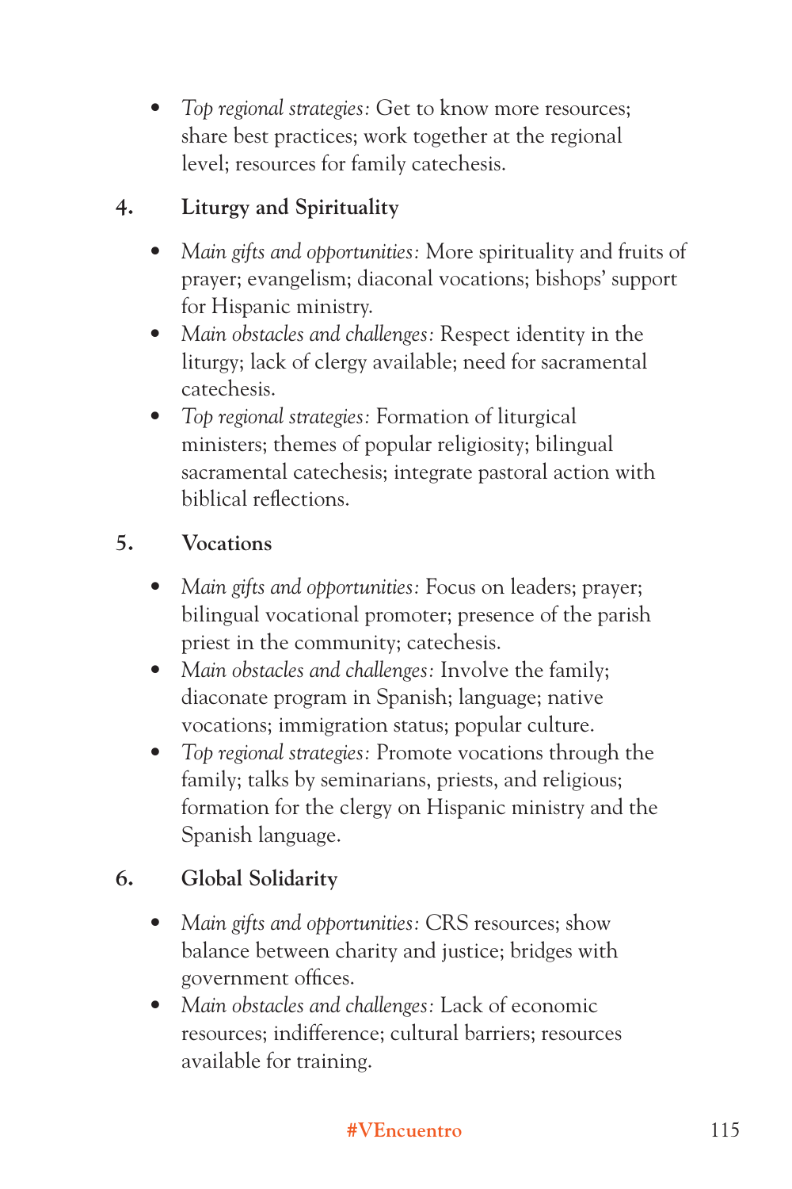- *Top regional strategies:* Get to know more resources; share best practices; work together at the regional level; resources for family catechesis.

## 4. Liturgy and Spirituality

- *Main gifts and opportunities:* More spirituality and fruits of prayer; evangelism; diaconal vocations; bishops' support for Hispanic ministry.
- *Main obstacles and challenges:* Respect identity in the liturgy; lack of clergy available; need for sacramental catechesis.
- *Top regional strategies:* Formation of liturgical ministers; themes of popular religiosity; bilingual sacramental catechesis; integrate pastoral action with biblical reflections.

## 5. Vocations

- *Main gifts and opportunities:* Focus on leaders; prayer; bilingual vocational promoter; presence of the parish priest in the community; catechesis.
- *Main obstacles and challenges:* Involve the family; diaconate program in Spanish; language; native vocations; immigration status; popular culture.
- *Top regional strategies:* Promote vocations through the family; talks by seminarians, priests, and religious; formation for the clergy on Hispanic ministry and the Spanish language.

## 6. Global Solidarity

- *Main gifts and opportunities:* CRS resources; show balance between charity and justice; bridges with government offices.
- *Main obstacles and challenges:* Lack of economic resources; indifference; cultural barriers; resources available for training.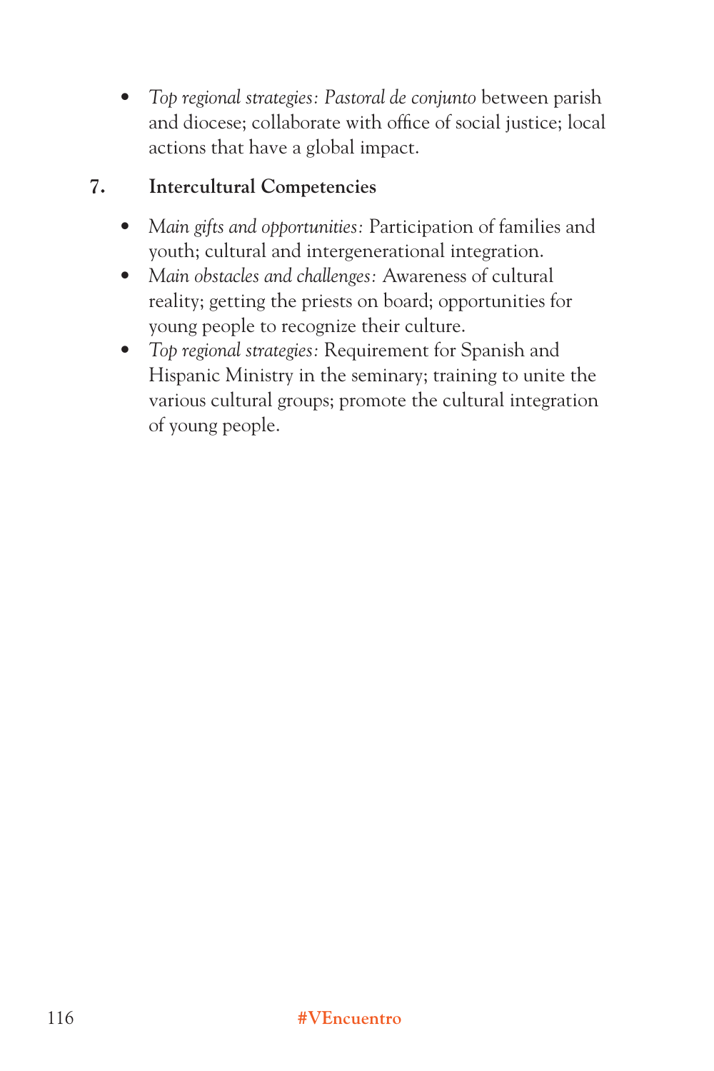- *Top regional strategies: Pastoral de conjunto* between parish and diocese; collaborate with office of social justice; local actions that have a global impact.

7. **Intercultural Competencies**

- *Main gifts and opportunities:* Participation of families and youth; cultural and intergenerational integration.
- *Main obstacles and challenges:* Awareness of cultural reality; getting the priests on board; opportunities for young people to recognize their culture.
- *Top regional strategies:* Requirement for Spanish and Hispanic Ministry in the seminary; training to unite the various cultural groups; promote the cultural integration of young people.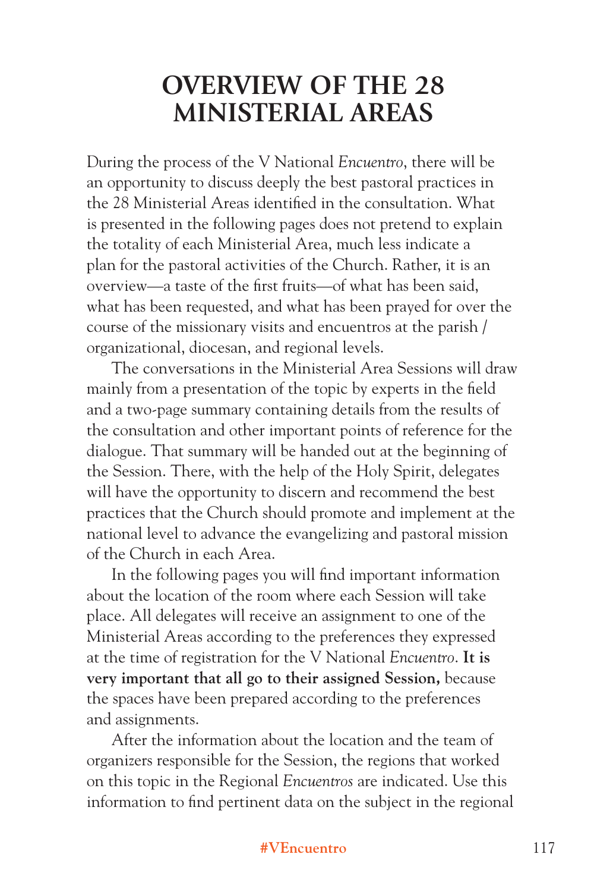# OVERVIEW OF THE 28 MINISTERIAL AREAS

During the process of the V National *Encuentro*, there will be an opportunity to discuss deeply the best pastoral practices in the 28 Ministerial Areas identified in the consultation. What is presented in the following pages does not pretend to explain the totality of each Ministerial Area, much less indicate a plan for the pastoral activities of the Church. Rather, it is an overview—a taste of the first fruits—of what has been said, what has been requested, and what has been prayed for over the course of the missionary visits and encuentros at the parish / organizational, diocesan, and regional levels.

The conversations in the Ministerial Area Sessions will draw mainly from a presentation of the topic by experts in the field and a two-page summary containing details from the results of the consultation and other important points of reference for the dialogue. That summary will be handed out at the beginning of the Session. There, with the help of the Holy Spirit, delegates will have the opportunity to discern and recommend the best practices that the Church should promote and implement at the national level to advance the evangelizing and pastoral mission of the Church in each Area.

In the following pages you will find important information about the location of the room where each Session will take place. All delegates will receive an assignment to one of the Ministerial Areas according to the preferences they expressed at the time of registration for the V National *Encuentro*. **It is very important that all go to their assigned Session,** because the spaces have been prepared according to the preferences and assignments.

After the information about the location and the team of organizers responsible for the Session, the regions that worked on this topic in the Regional *Encuentros* are indicated. Use this information to find pertinent data on the subject in the regional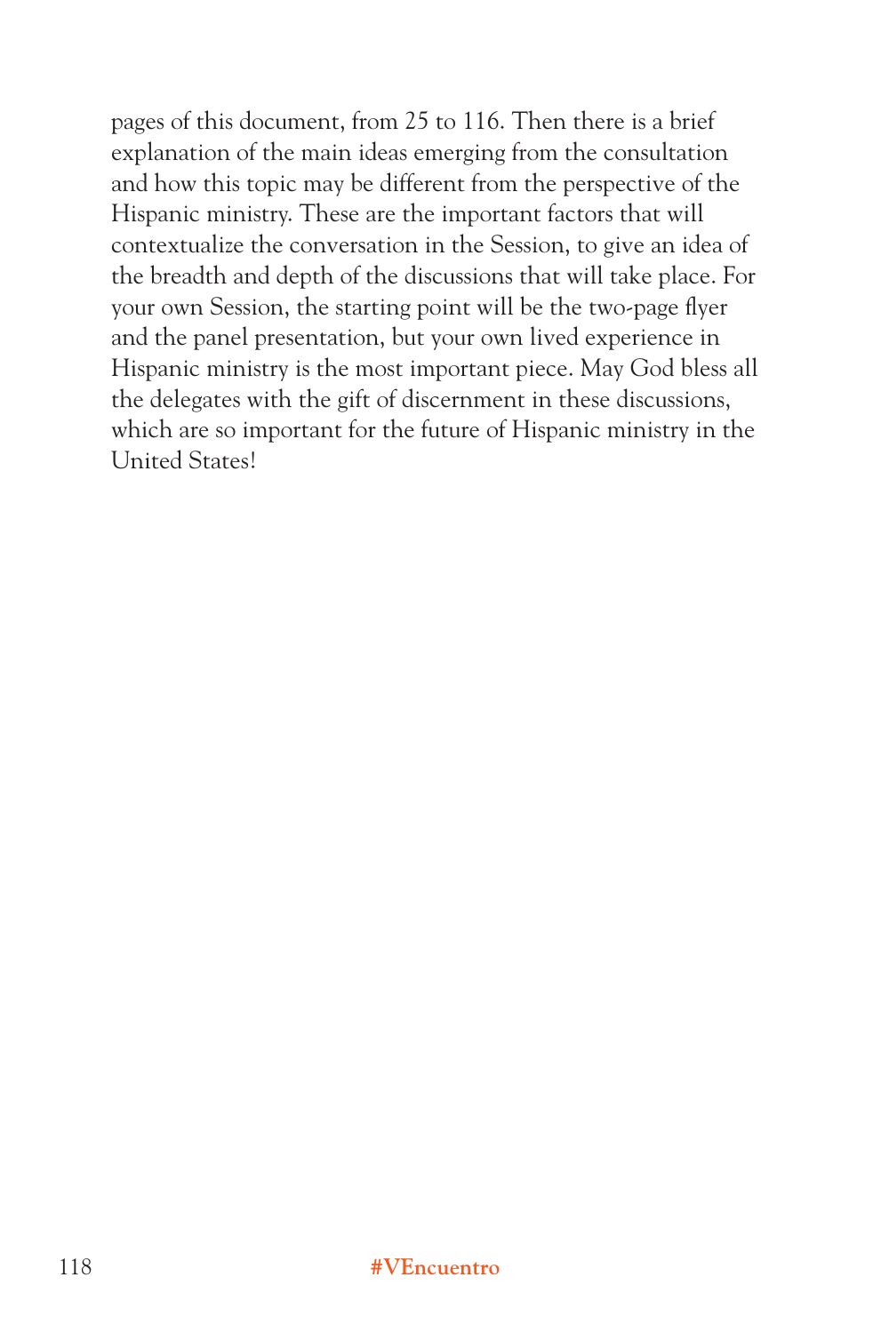pages of this document, from 25 to 116. Then there is a brief explanation of the main ideas emerging from the consultation and how this topic may be different from the perspective of the Hispanic ministry. These are the important factors that will contextualize the conversation in the Session, to give an idea of the breadth and depth of the discussions that will take place. For your own Session, the starting point will be the two-page flyer and the panel presentation, but your own lived experience in Hispanic ministry is the most important piece. May God bless all the delegates with the gift of discernment in these discussions, which are so important for the future of Hispanic ministry in the United States!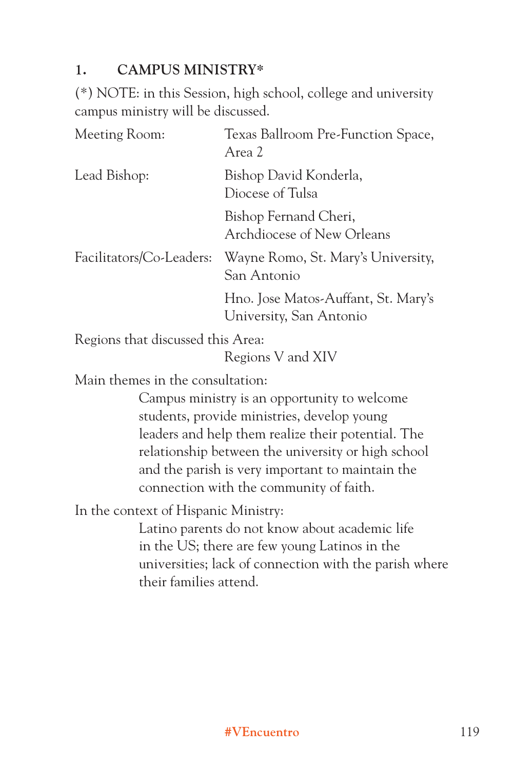## 1. CAMPUS MINISTRY*

(*) NOTE: in this Session, high school, college and university campus ministry will be discussed.

| | |
|---|---|
| Meeting Room: | Texas Ballroom Pre-Function Space, Area 2 |
| Lead Bishop: | Bishop David Konderla, Diocese of Tulsa |
| | Bishop Fernand Cheri, Archdiocese of New Orleans |
| Facilitators/Co-Leaders: | Wayne Romo, St. Mary's University, San Antonio |
| | Hno. Jose Matos-Auffant, St. Mary's University, San Antonio |

Regions that discussed this Area:

Regions V and XIV

Main themes in the consultation:

Campus ministry is an opportunity to welcome students, provide ministries, develop young leaders and help them realize their potential. The relationship between the university or high school and the parish is very important to maintain the connection with the community of faith.

In the context of Hispanic Ministry:

Latino parents do not know about academic life in the US; there are few young Latinos in the universities; lack of connection with the parish where their families attend.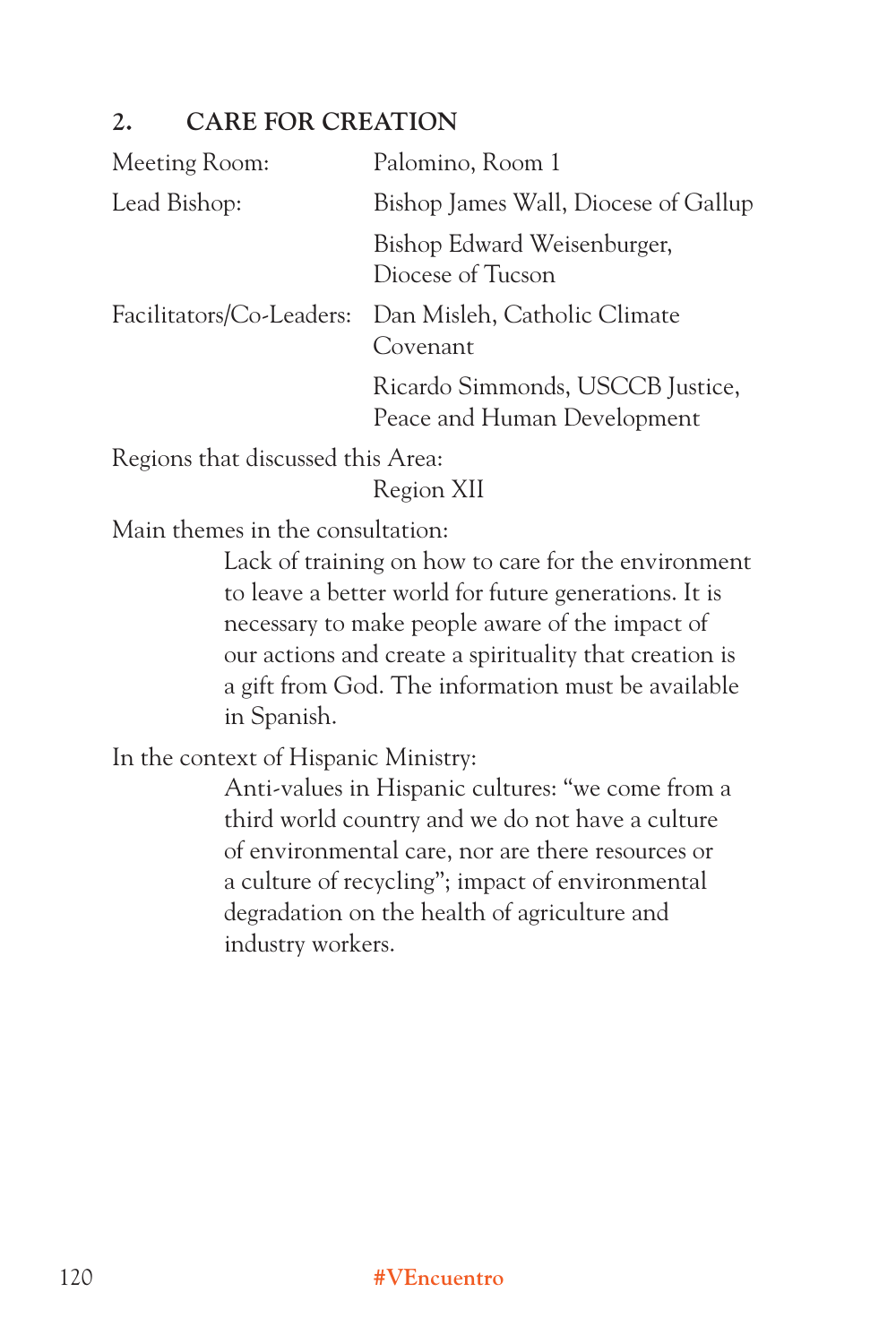## 2. CARE FOR CREATION

Meeting Room: Palomino, Room 1

Lead Bishop: Bishop James Wall, Diocese of Gallup

Bishop Edward Weisenburger, Diocese of Tucson

Facilitators/Co-Leaders: Dan Misleh, Catholic Climate Covenant

Ricardo Simmonds, USCCB Justice, Peace and Human Development

Regions that discussed this Area:

Region XII

Main themes in the consultation:

Lack of training on how to care for the environment to leave a better world for future generations. It is necessary to make people aware of the impact of our actions and create a spirituality that creation is a gift from God. The information must be available in Spanish.

In the context of Hispanic Ministry:

Anti-values in Hispanic cultures: "we come from a third world country and we do not have a culture of environmental care, nor are there resources or a culture of recycling"; impact of environmental degradation on the health of agriculture and industry workers.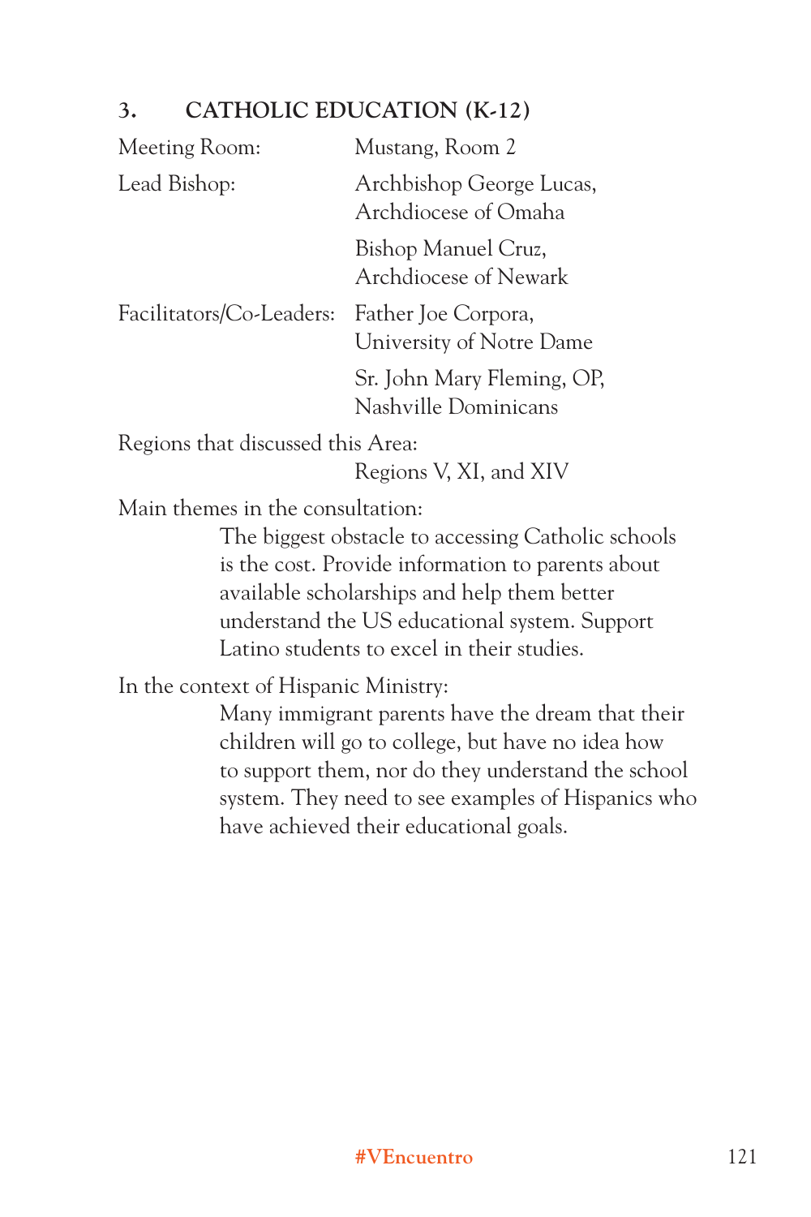### 3. CATHOLIC EDUCATION (K-12)

Meeting Room: Mustang, Room 2

Lead Bishop: Archbishop George Lucas, Archdiocese of Omaha

Bishop Manuel Cruz, Archdiocese of Newark

Facilitators/Co-Leaders: Father Joe Corpora, University of Notre Dame

Sr. John Mary Fleming, OP, Nashville Dominicans

Regions that discussed this Area:

Regions V, XI, and XIV

Main themes in the consultation:

The biggest obstacle to accessing Catholic schools is the cost. Provide information to parents about available scholarships and help them better understand the US educational system. Support Latino students to excel in their studies.

In the context of Hispanic Ministry:

Many immigrant parents have the dream that their children will go to college, but have no idea how to support them, nor do they understand the school system. They need to see examples of Hispanics who have achieved their educational goals.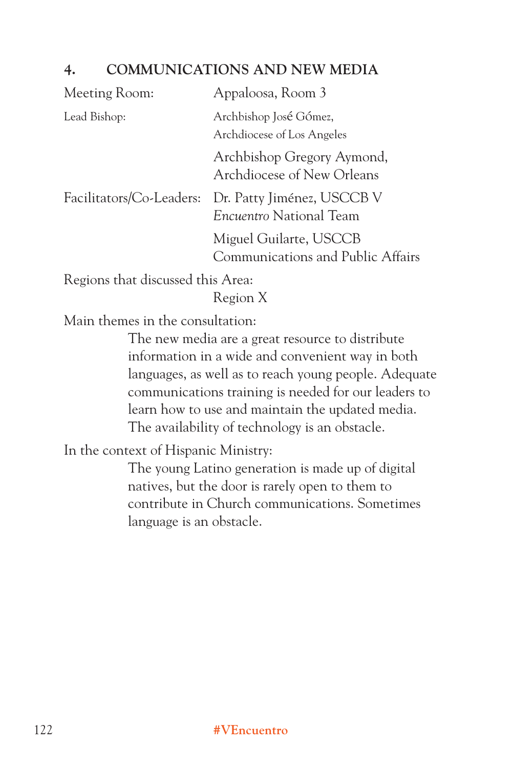### 4. COMMUNICATIONS AND NEW MEDIA

Meeting Room: Appaloosa, Room 3

Lead Bishop: Archbishop José Gómez, Archdiocese of Los Angeles

Archbishop Gregory Aymond, Archdiocese of New Orleans

Facilitators/Co-Leaders: Dr. Patty Jiménez, USCCB V *Encuentro* National Team

Miguel Guilarte, USCCB Communications and Public Affairs

Regions that discussed this Area:

Region X

Main themes in the consultation:

The new media are a great resource to distribute information in a wide and convenient way in both languages, as well as to reach young people. Adequate communications training is needed for our leaders to learn how to use and maintain the updated media. The availability of technology is an obstacle.

In the context of Hispanic Ministry:

The young Latino generation is made up of digital natives, but the door is rarely open to them to contribute in Church communications. Sometimes language is an obstacle.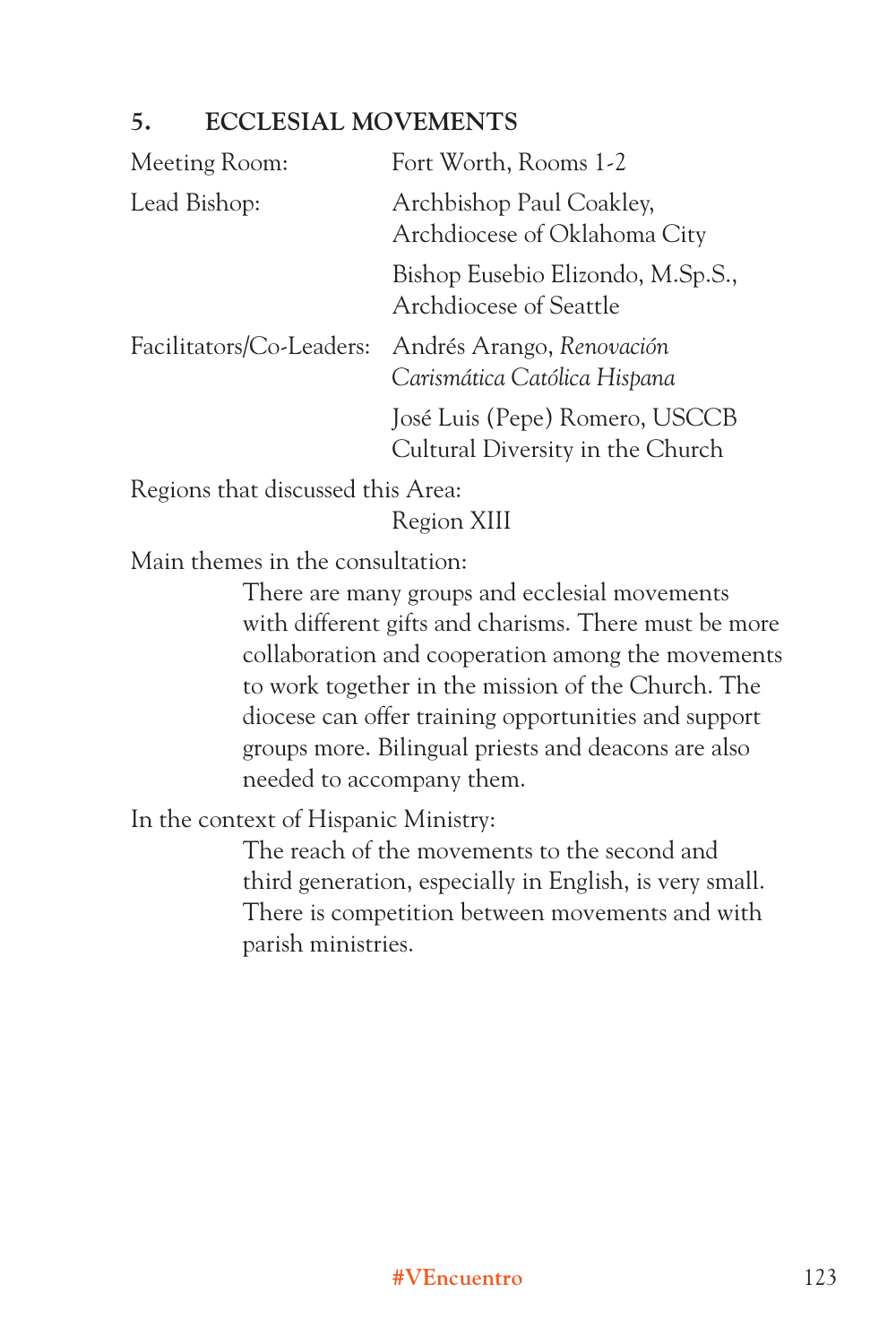## 5. ECCLESIAL MOVEMENTS

| | |
|---|---|
| Meeting Room: | Fort Worth, Rooms 1-2 |
| Lead Bishop: | Archbishop Paul Coakley, Archdiocese of Oklahoma City |
| | Bishop Eusebio Elizondo, M.Sp.S., Archdiocese of Seattle |
| Facilitators/Co-Leaders: | Andrés Arango, *Renovación Carismática Católica Hispana* |
| | José Luis (Pepe) Romero, USCCB Cultural Diversity in the Church |

Regions that discussed this Area:

Region XIII

Main themes in the consultation:

There are many groups and ecclesial movements with different gifts and charisms. There must be more collaboration and cooperation among the movements to work together in the mission of the Church. The diocese can offer training opportunities and support groups more. Bilingual priests and deacons are also needed to accompany them.

In the context of Hispanic Ministry:

The reach of the movements to the second and third generation, especially in English, is very small. There is competition between movements and with parish ministries.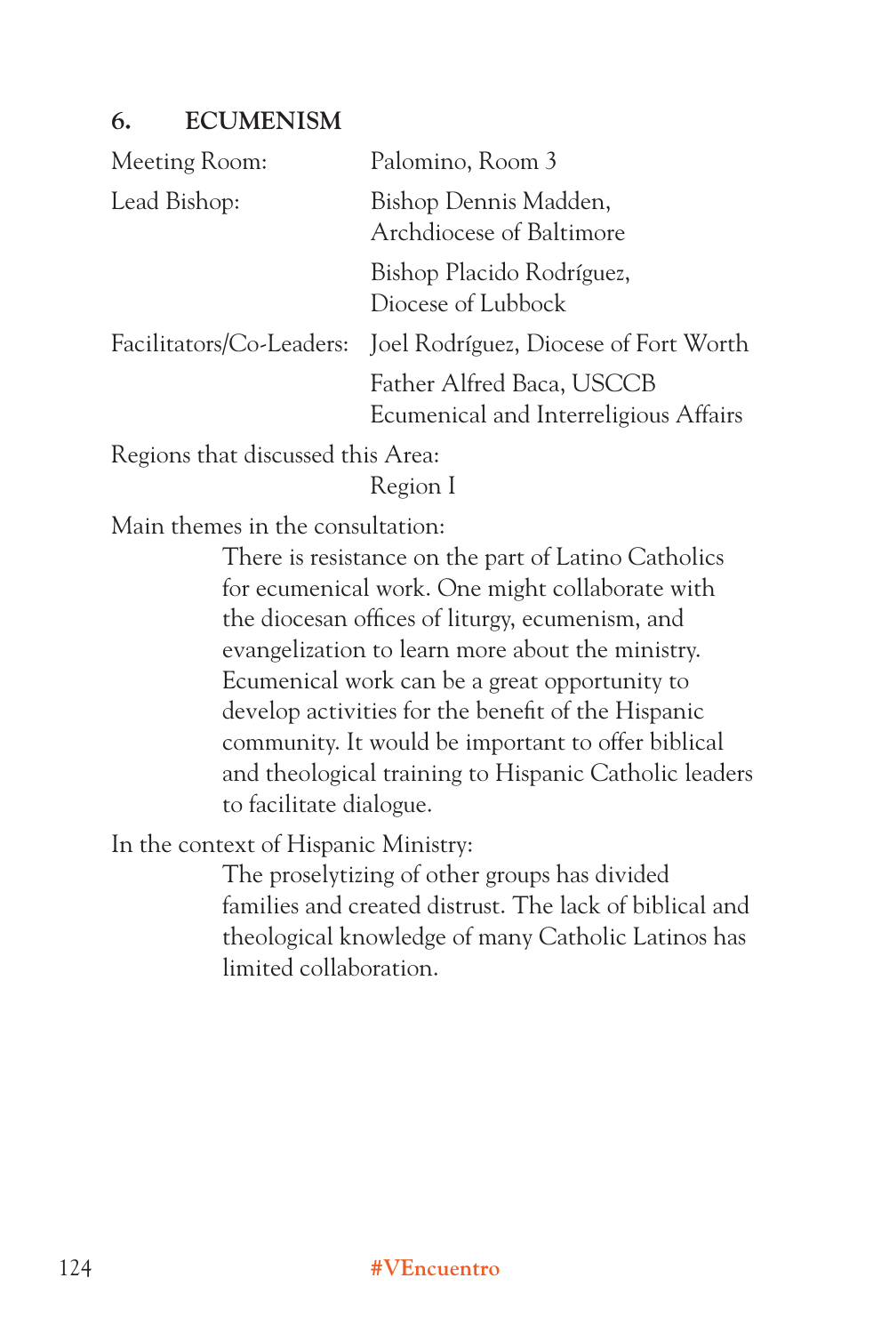## 6. ECUMENISM

| | |
|---|---|
| Meeting Room: | Palomino, Room 3 |
| Lead Bishop: | Bishop Dennis Madden, Archdiocese of Baltimore |
| | Bishop Placido Rodríguez, Diocese of Lubbock |
| Facilitators/Co-Leaders: | Joel Rodríguez, Diocese of Fort Worth |
| | Father Alfred Baca, USCCB Ecumenical and Interreligious Affairs |

Regions that discussed this Area:

Region I

Main themes in the consultation:

There is resistance on the part of Latino Catholics for ecumenical work. One might collaborate with the diocesan offices of liturgy, ecumenism, and evangelization to learn more about the ministry. Ecumenical work can be a great opportunity to develop activities for the benefit of the Hispanic community. It would be important to offer biblical and theological training to Hispanic Catholic leaders to facilitate dialogue.

In the context of Hispanic Ministry:

The proselytizing of other groups has divided families and created distrust. The lack of biblical and theological knowledge of many Catholic Latinos has limited collaboration.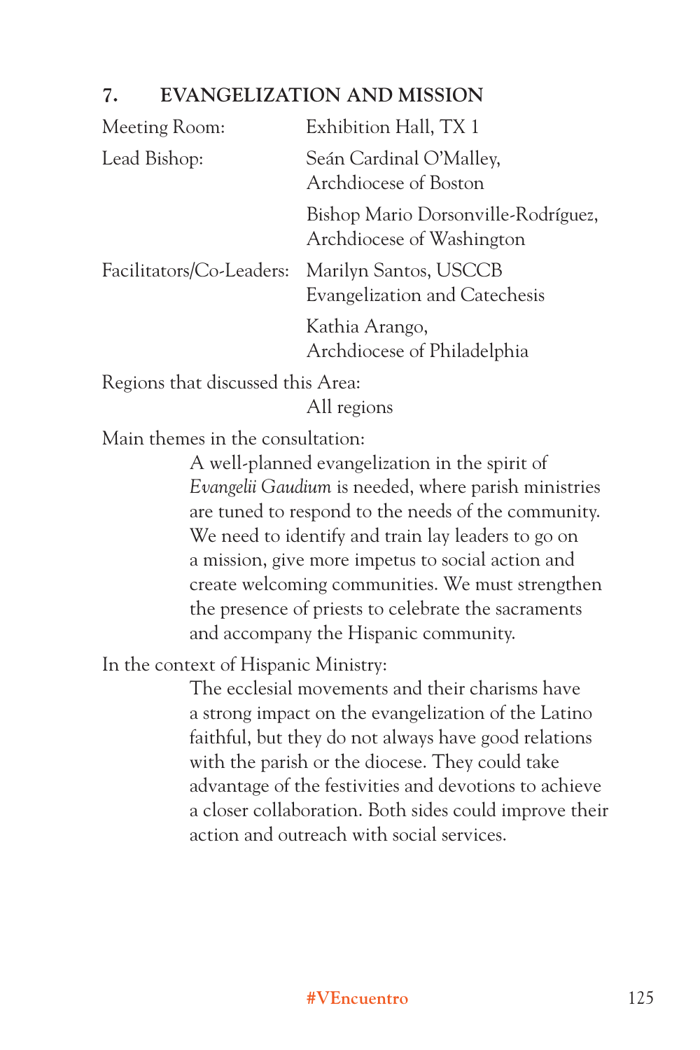## 7. EVANGELIZATION AND MISSION

Meeting Room: Exhibition Hall, TX 1

Lead Bishop: Seán Cardinal O'Malley, Archdiocese of Boston

Bishop Mario Dorsonville-Rodríguez, Archdiocese of Washington

Facilitators/Co-Leaders: Marilyn Santos, USCCB Evangelization and Catechesis

Kathia Arango, Archdiocese of Philadelphia

Regions that discussed this Area:
All regions

Main themes in the consultation:

A well-planned evangelization in the spirit of *Evangelii Gaudium* is needed, where parish ministries are tuned to respond to the needs of the community. We need to identify and train lay leaders to go on a mission, give more impetus to social action and create welcoming communities. We must strengthen the presence of priests to celebrate the sacraments and accompany the Hispanic community.

In the context of Hispanic Ministry:

The ecclesial movements and their charisms have a strong impact on the evangelization of the Latino faithful, but they do not always have good relations with the parish or the diocese. They could take advantage of the festivities and devotions to achieve a closer collaboration. Both sides could improve their action and outreach with social services.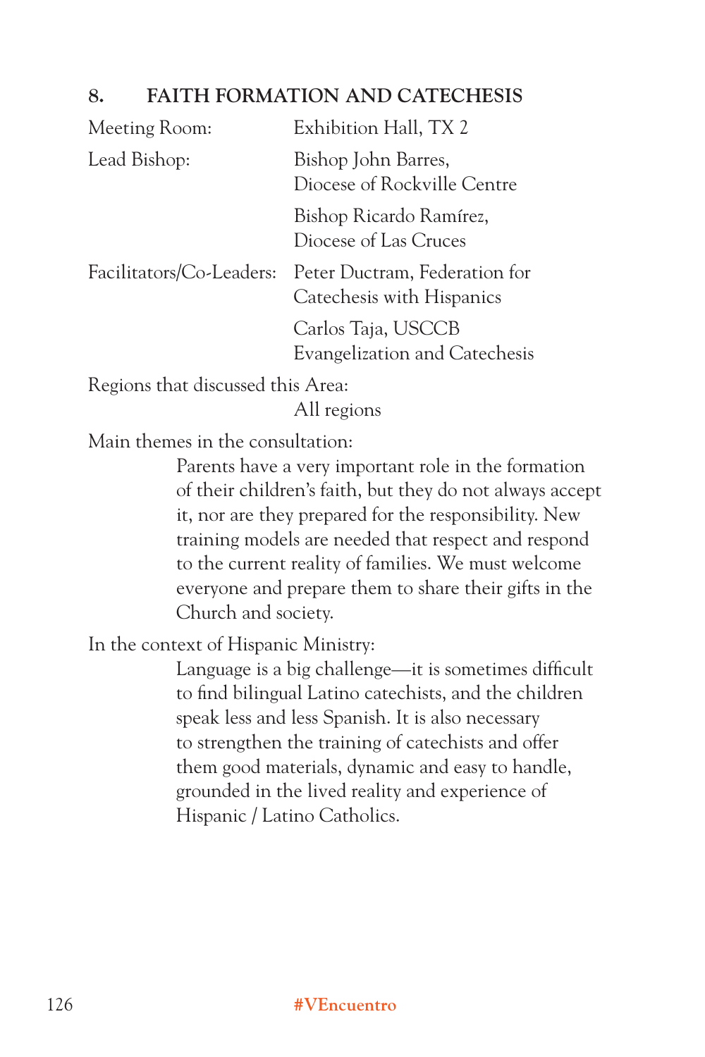## 8. FAITH FORMATION AND CATECHESIS

| | |
|---|---|
| Meeting Room: | Exhibition Hall, TX 2 |
| Lead Bishop: | Bishop John Barres, Diocese of Rockville Centre |
| | Bishop Ricardo Ramírez, Diocese of Las Cruces |
| Facilitators/Co-Leaders: | Peter Ductram, Federation for Catechesis with Hispanics |
| | Carlos Taja, USCCB Evangelization and Catechesis |

Regions that discussed this Area:

All regions

Main themes in the consultation:

Parents have a very important role in the formation of their children's faith, but they do not always accept it, nor are they prepared for the responsibility. New training models are needed that respect and respond to the current reality of families. We must welcome everyone and prepare them to share their gifts in the Church and society.

In the context of Hispanic Ministry:

Language is a big challenge—it is sometimes difficult to find bilingual Latino catechists, and the children speak less and less Spanish. It is also necessary to strengthen the training of catechists and offer them good materials, dynamic and easy to handle, grounded in the lived reality and experience of Hispanic / Latino Catholics.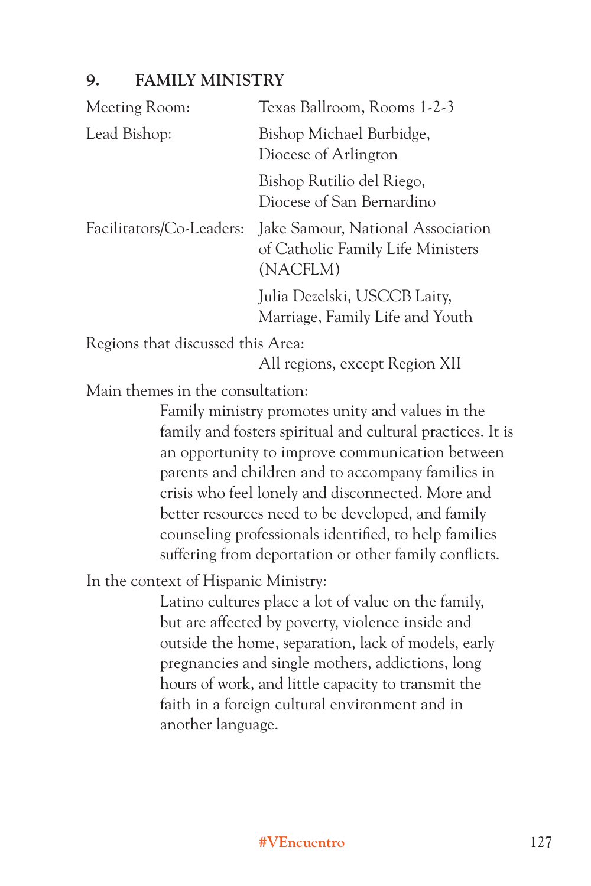## 9. FAMILY MINISTRY

| | |
|---|---|
| Meeting Room: | Texas Ballroom, Rooms 1-2-3 |
| Lead Bishop: | Bishop Michael Burbidge, Diocese of Arlington |
| | Bishop Rutilio del Riego, Diocese of San Bernardino |
| Facilitators/Co-Leaders: | Jake Samour, National Association of Catholic Family Life Ministers (NACFLM) |
| | Julia Dezelski, USCCB Laity, Marriage, Family Life and Youth |

Regions that discussed this Area:

All regions, except Region XII

Main themes in the consultation:

Family ministry promotes unity and values in the family and fosters spiritual and cultural practices. It is an opportunity to improve communication between parents and children and to accompany families in crisis who feel lonely and disconnected. More and better resources need to be developed, and family counseling professionals identified, to help families suffering from deportation or other family conflicts.

In the context of Hispanic Ministry:

Latino cultures place a lot of value on the family, but are affected by poverty, violence inside and outside the home, separation, lack of models, early pregnancies and single mothers, addictions, long hours of work, and little capacity to transmit the faith in a foreign cultural environment and in another language.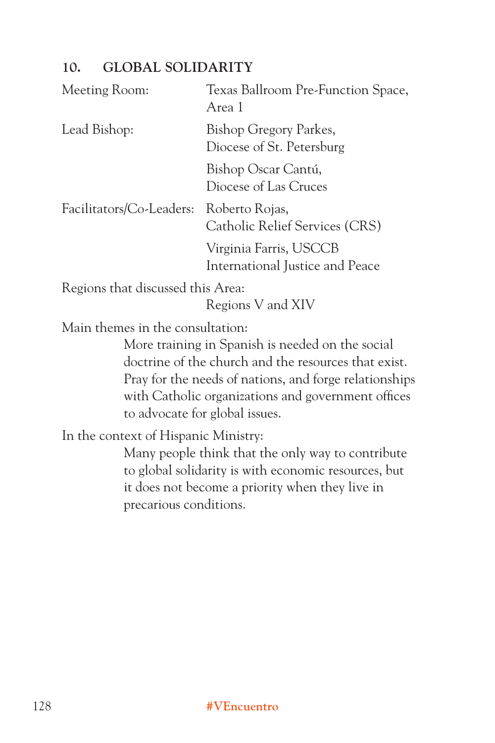## 10. GLOBAL SOLIDARITY

| | |
|---|---|
| Meeting Room: | Texas Ballroom Pre-Function Space, Area 1 |
| Lead Bishop: | Bishop Gregory Parkes, Diocese of St. Petersburg |
| | Bishop Oscar Cantú, Diocese of Las Cruces |
| Facilitators/Co-Leaders: | Roberto Rojas, Catholic Relief Services (CRS) |
| | Virginia Farris, USCCB International Justice and Peace |

Regions that discussed this Area:

Regions V and XIV

Main themes in the consultation:

More training in Spanish is needed on the social doctrine of the church and the resources that exist. Pray for the needs of nations, and forge relationships with Catholic organizations and government offices to advocate for global issues.

In the context of Hispanic Ministry:

Many people think that the only way to contribute to global solidarity is with economic resources, but it does not become a priority when they live in precarious conditions.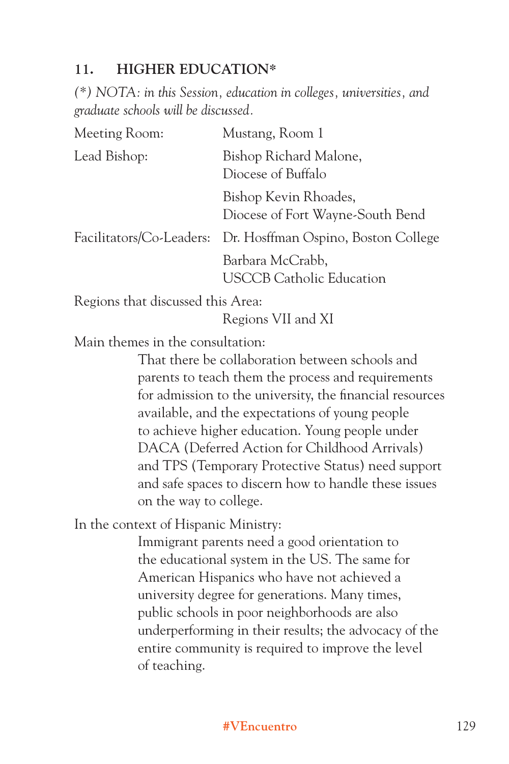## 11. HIGHER EDUCATION*

*(*) NOTA: in this Session, education in colleges, universities, and graduate schools will be discussed.*

| | |
|---|---|
| Meeting Room: | Mustang, Room 1 |
| Lead Bishop: | Bishop Richard Malone, Diocese of Buffalo |
| | Bishop Kevin Rhoades, Diocese of Fort Wayne-South Bend |
| Facilitators/Co-Leaders: | Dr. Hosffman Ospino, Boston College |
| | Barbara McCrabb, USCCB Catholic Education |

Regions that discussed this Area:

Regions VII and XI

Main themes in the consultation:

That there be collaboration between schools and parents to teach them the process and requirements for admission to the university, the financial resources available, and the expectations of young people to achieve higher education. Young people under DACA (Deferred Action for Childhood Arrivals) and TPS (Temporary Protective Status) need support and safe spaces to discern how to handle these issues on the way to college.

In the context of Hispanic Ministry:

Immigrant parents need a good orientation to the educational system in the US. The same for American Hispanics who have not achieved a university degree for generations. Many times, public schools in poor neighborhoods are also underperforming in their results; the advocacy of the entire community is required to improve the level of teaching.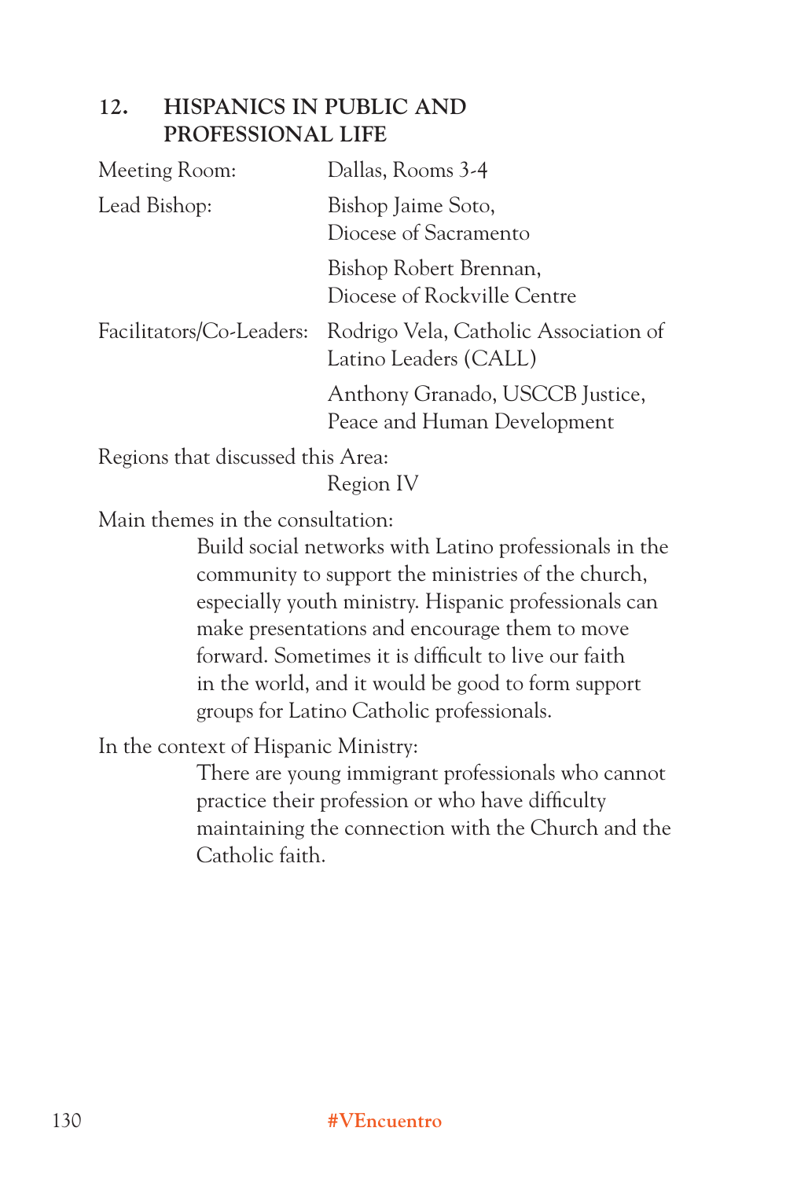## 12. HISPANICS IN PUBLIC AND PROFESSIONAL LIFE

Meeting Room: Dallas, Rooms 3-4

Lead Bishop: Bishop Jaime Soto, Diocese of Sacramento

Bishop Robert Brennan, Diocese of Rockville Centre

Facilitators/Co-Leaders: Rodrigo Vela, Catholic Association of Latino Leaders (CALL)

Anthony Granado, USCCB Justice, Peace and Human Development

Regions that discussed this Area:

Region IV

Main themes in the consultation:

Build social networks with Latino professionals in the community to support the ministries of the church, especially youth ministry. Hispanic professionals can make presentations and encourage them to move forward. Sometimes it is difficult to live our faith in the world, and it would be good to form support groups for Latino Catholic professionals.

In the context of Hispanic Ministry:

There are young immigrant professionals who cannot practice their profession or who have difficulty maintaining the connection with the Church and the Catholic faith.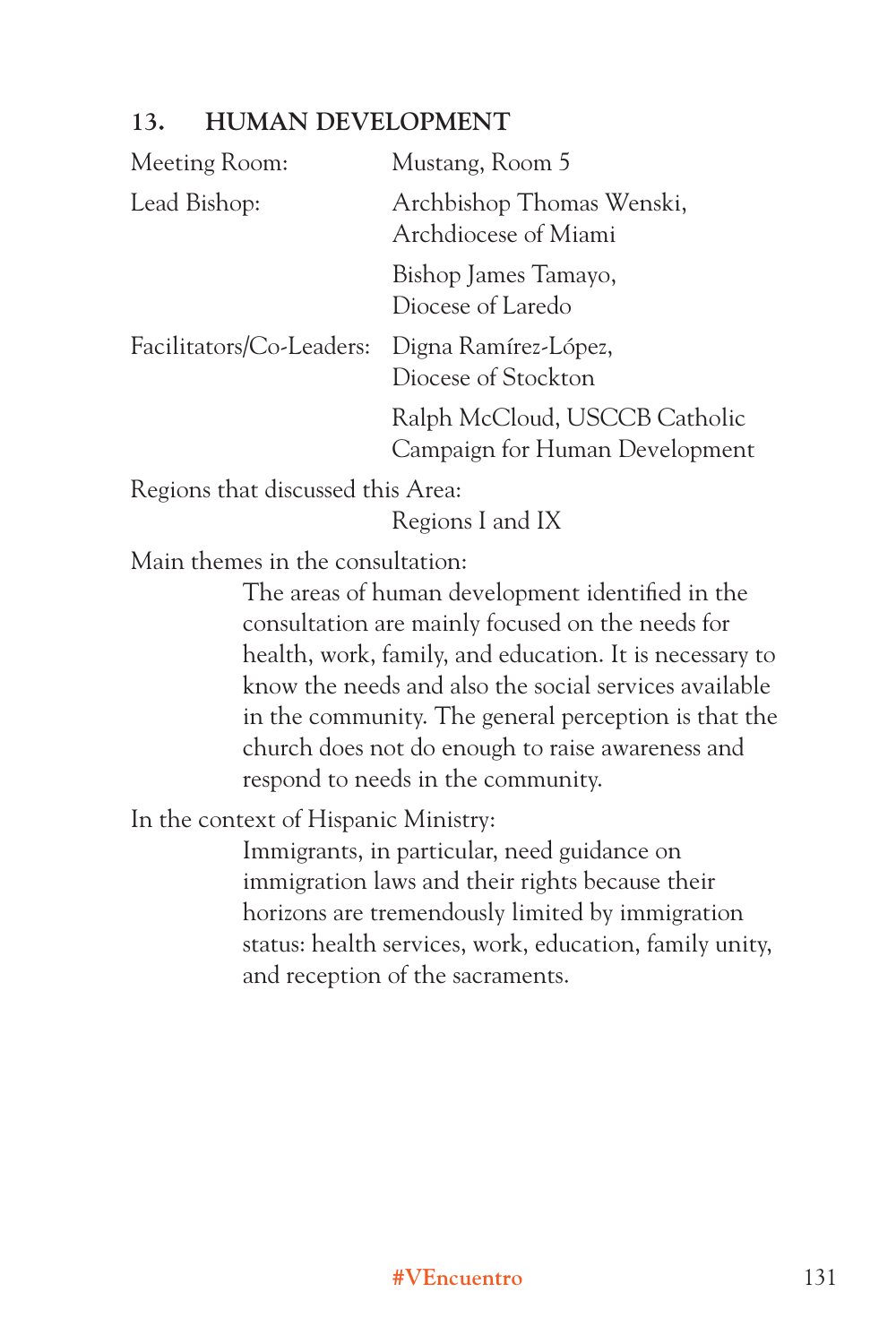### 13. HUMAN DEVELOPMENT

Meeting Room: Mustang, Room 5

Lead Bishop: Archbishop Thomas Wenski, Archdiocese of Miami

Bishop James Tamayo, Diocese of Laredo

Facilitators/Co-Leaders: Digna Ramírez-López, Diocese of Stockton

Ralph McCloud, USCCB Catholic Campaign for Human Development

Regions that discussed this Area:

Regions I and IX

Main themes in the consultation:

The areas of human development identified in the consultation are mainly focused on the needs for health, work, family, and education. It is necessary to know the needs and also the social services available in the community. The general perception is that the church does not do enough to raise awareness and respond to needs in the community.

In the context of Hispanic Ministry:

Immigrants, in particular, need guidance on immigration laws and their rights because their horizons are tremendously limited by immigration status: health services, work, education, family unity, and reception of the sacraments.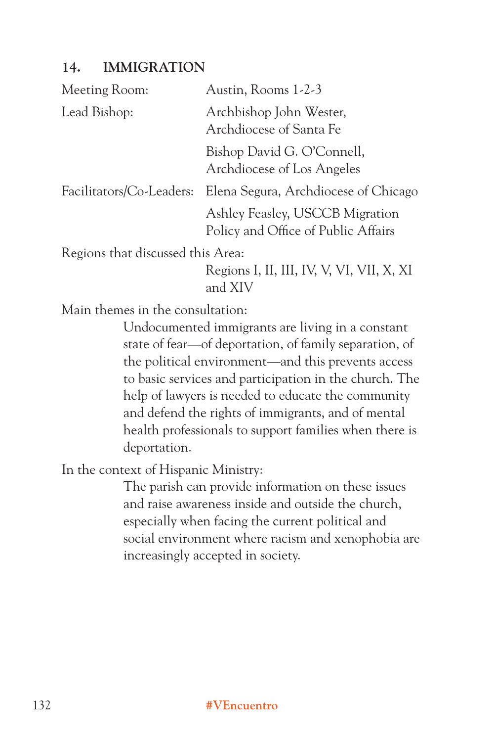## 14. IMMIGRATION

Meeting Room: Austin, Rooms 1-2-3

Lead Bishop: Archbishop John Wester, Archdiocese of Santa Fe

Bishop David G. O'Connell, Archdiocese of Los Angeles

Facilitators/Co-Leaders: Elena Segura, Archdiocese of Chicago

Ashley Feasley, USCCB Migration Policy and Office of Public Affairs

Regions that discussed this Area:

Regions I, II, III, IV, V, VI, VII, X, XI and XIV

Main themes in the consultation:

Undocumented immigrants are living in a constant state of fear—of deportation, of family separation, of the political environment—and this prevents access to basic services and participation in the church. The help of lawyers is needed to educate the community and defend the rights of immigrants, and of mental health professionals to support families when there is deportation.

In the context of Hispanic Ministry:

The parish can provide information on these issues and raise awareness inside and outside the church, especially when facing the current political and social environment where racism and xenophobia are increasingly accepted in society.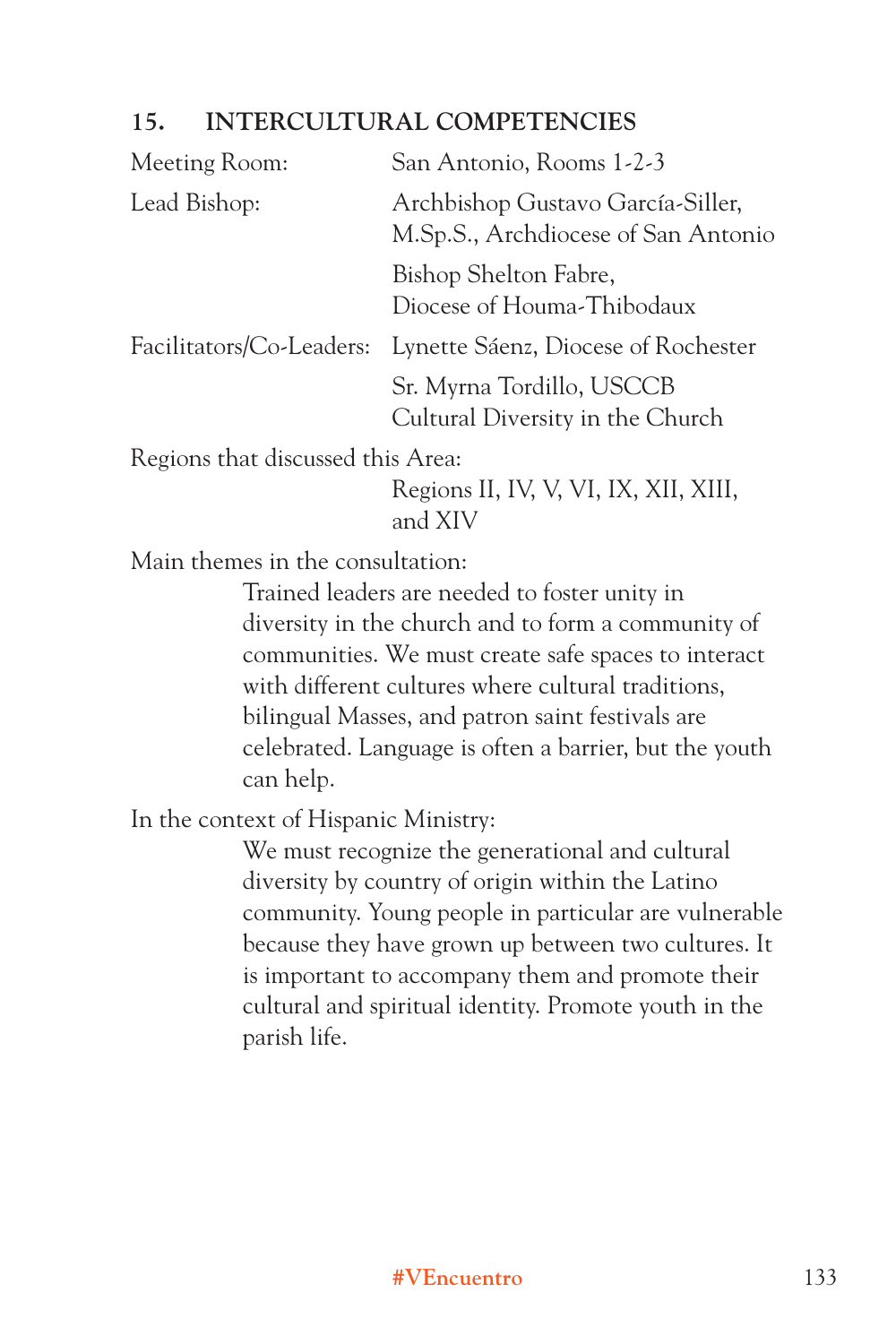## 15. INTERCULTURAL COMPETENCIES

Meeting Room: San Antonio, Rooms 1-2-3

Lead Bishop: Archbishop Gustavo García-Siller, M.Sp.S., Archdiocese of San Antonio

Bishop Shelton Fabre, Diocese of Houma-Thibodaux

Facilitators/Co-Leaders: Lynette Sáenz, Diocese of Rochester

Sr. Myrna Tordillo, USCCB Cultural Diversity in the Church

Regions that discussed this Area:

Regions II, IV, V, VI, IX, XII, XIII, and XIV

Main themes in the consultation:

Trained leaders are needed to foster unity in diversity in the church and to form a community of communities. We must create safe spaces to interact with different cultures where cultural traditions, bilingual Masses, and patron saint festivals are celebrated. Language is often a barrier, but the youth can help.

In the context of Hispanic Ministry:

We must recognize the generational and cultural diversity by country of origin within the Latino community. Young people in particular are vulnerable because they have grown up between two cultures. It is important to accompany them and promote their cultural and spiritual identity. Promote youth in the parish life.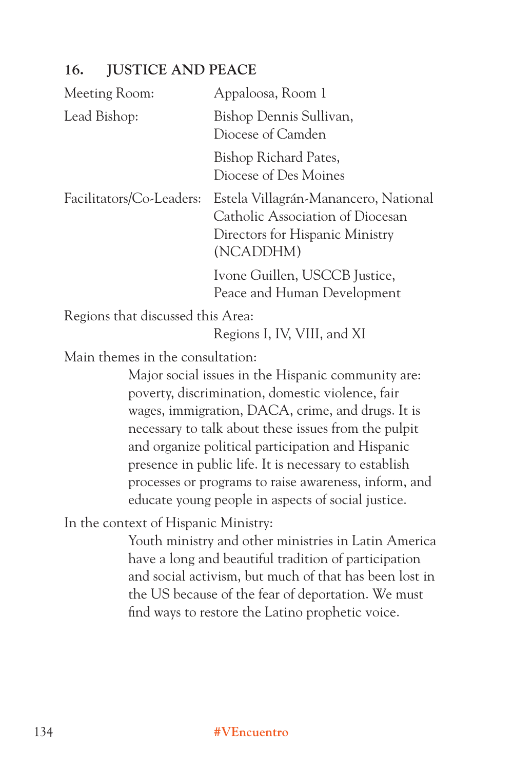## 16. JUSTICE AND PEACE

| | |
|---|---|
| Meeting Room: | Appaloosa, Room 1 |
| Lead Bishop: | Bishop Dennis Sullivan, Diocese of Camden |
| | Bishop Richard Pates, Diocese of Des Moines |
| Facilitators/Co-Leaders: | Estela Villagrán-Manancero, National Catholic Association of Diocesan Directors for Hispanic Ministry (NCADDHM) |
| | Ivone Guillen, USCCB Justice, Peace and Human Development |

Regions that discussed this Area:

Regions I, IV, VIII, and XI

Main themes in the consultation:

Major social issues in the Hispanic community are: poverty, discrimination, domestic violence, fair wages, immigration, DACA, crime, and drugs. It is necessary to talk about these issues from the pulpit and organize political participation and Hispanic presence in public life. It is necessary to establish processes or programs to raise awareness, inform, and educate young people in aspects of social justice.

In the context of Hispanic Ministry:

Youth ministry and other ministries in Latin America have a long and beautiful tradition of participation and social activism, but much of that has been lost in the US because of the fear of deportation. We must find ways to restore the Latino prophetic voice.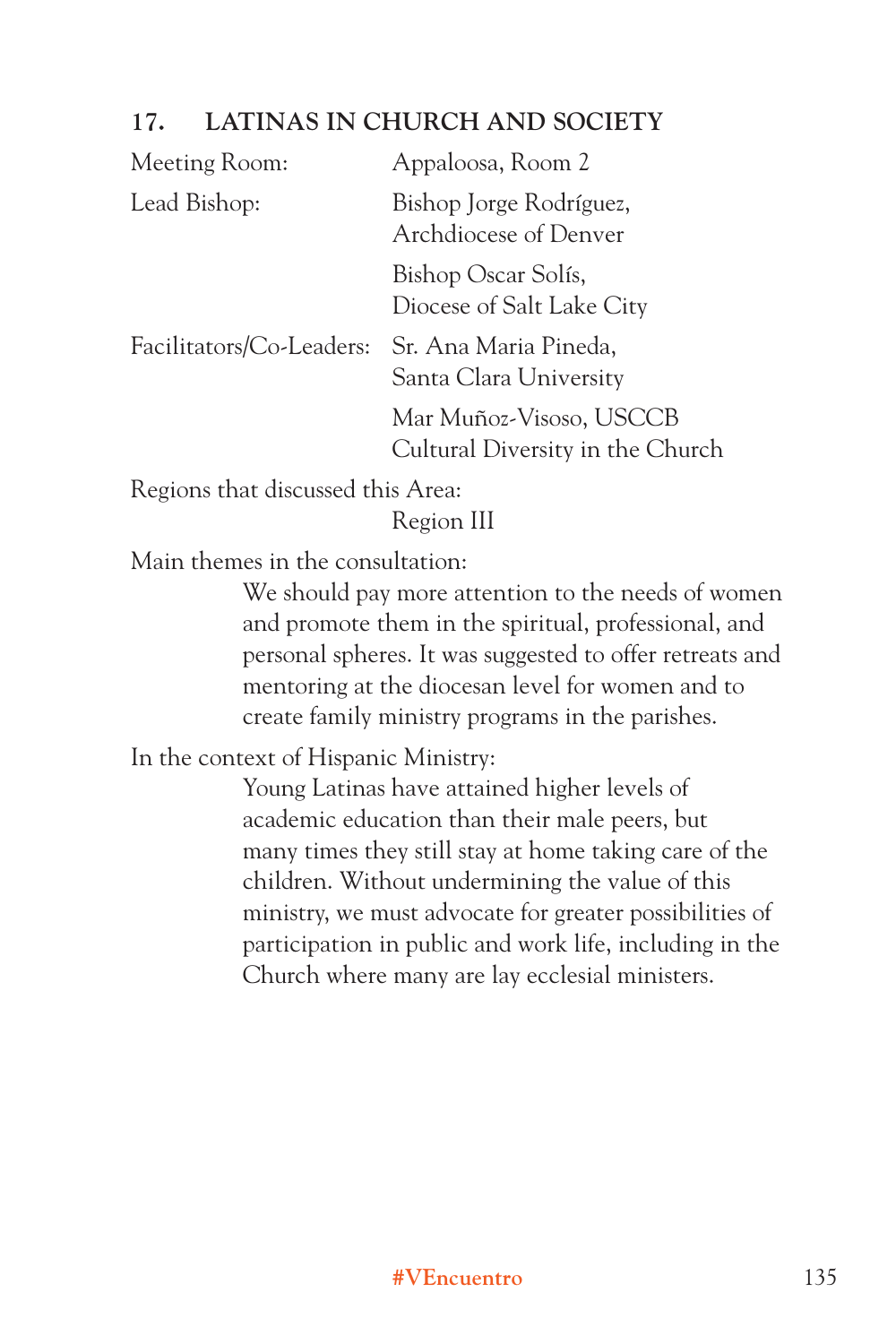## 17. LATINAS IN CHURCH AND SOCIETY

Meeting Room: Appaloosa, Room 2

Lead Bishop: Bishop Jorge Rodríguez, Archdiocese of Denver

Bishop Oscar Solís, Diocese of Salt Lake City

Facilitators/Co-Leaders: Sr. Ana Maria Pineda, Santa Clara University

Mar Muñoz-Visoso, USCCB Cultural Diversity in the Church

Regions that discussed this Area:

Region III

Main themes in the consultation:

We should pay more attention to the needs of women and promote them in the spiritual, professional, and personal spheres. It was suggested to offer retreats and mentoring at the diocesan level for women and to create family ministry programs in the parishes.

In the context of Hispanic Ministry:

Young Latinas have attained higher levels of academic education than their male peers, but many times they still stay at home taking care of the children. Without undermining the value of this ministry, we must advocate for greater possibilities of participation in public and work life, including in the Church where many are lay ecclesial ministers.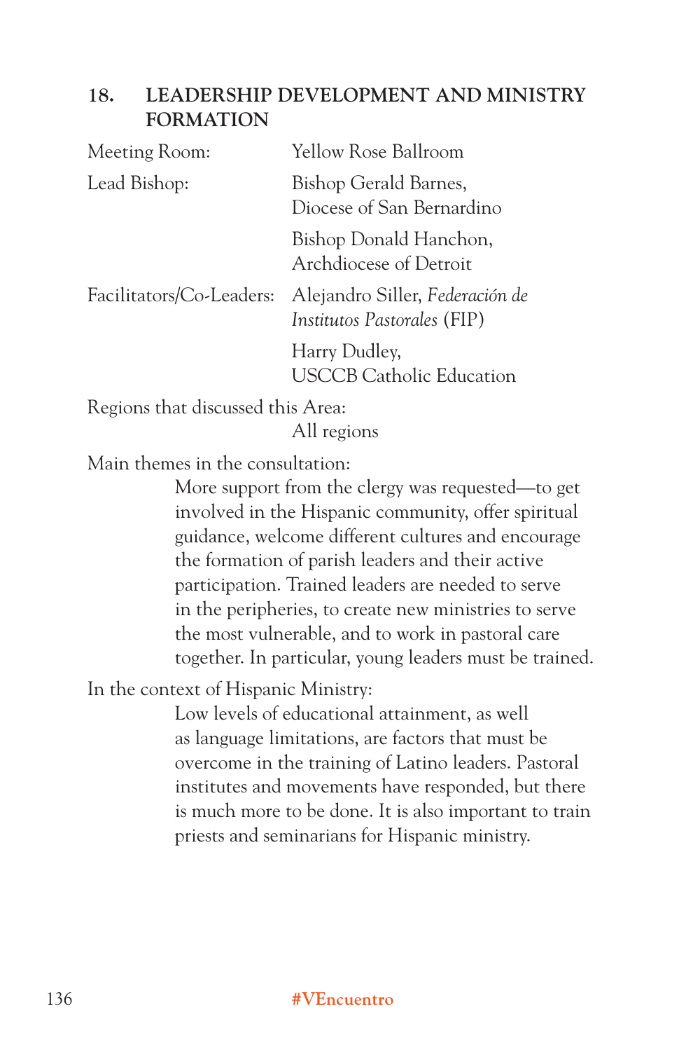## 18. LEADERSHIP DEVELOPMENT AND MINISTRY FORMATION

Meeting Room: Yellow Rose Ballroom

Lead Bishop: Bishop Gerald Barnes, Diocese of San Bernardino

Bishop Donald Hanchon, Archdiocese of Detroit

Facilitators/Co-Leaders: Alejandro Siller, *Federación de Institutos Pastorales* (FIP)

Harry Dudley, USCCB Catholic Education

Regions that discussed this Area:
All regions

Main themes in the consultation:

More support from the clergy was requested—to get involved in the Hispanic community, offer spiritual guidance, welcome different cultures and encourage the formation of parish leaders and their active participation. Trained leaders are needed to serve in the peripheries, to create new ministries to serve the most vulnerable, and to work in pastoral care together. In particular, young leaders must be trained.

In the context of Hispanic Ministry:

Low levels of educational attainment, as well as language limitations, are factors that must be overcome in the training of Latino leaders. Pastoral institutes and movements have responded, but there is much more to be done. It is also important to train priests and seminarians for Hispanic ministry.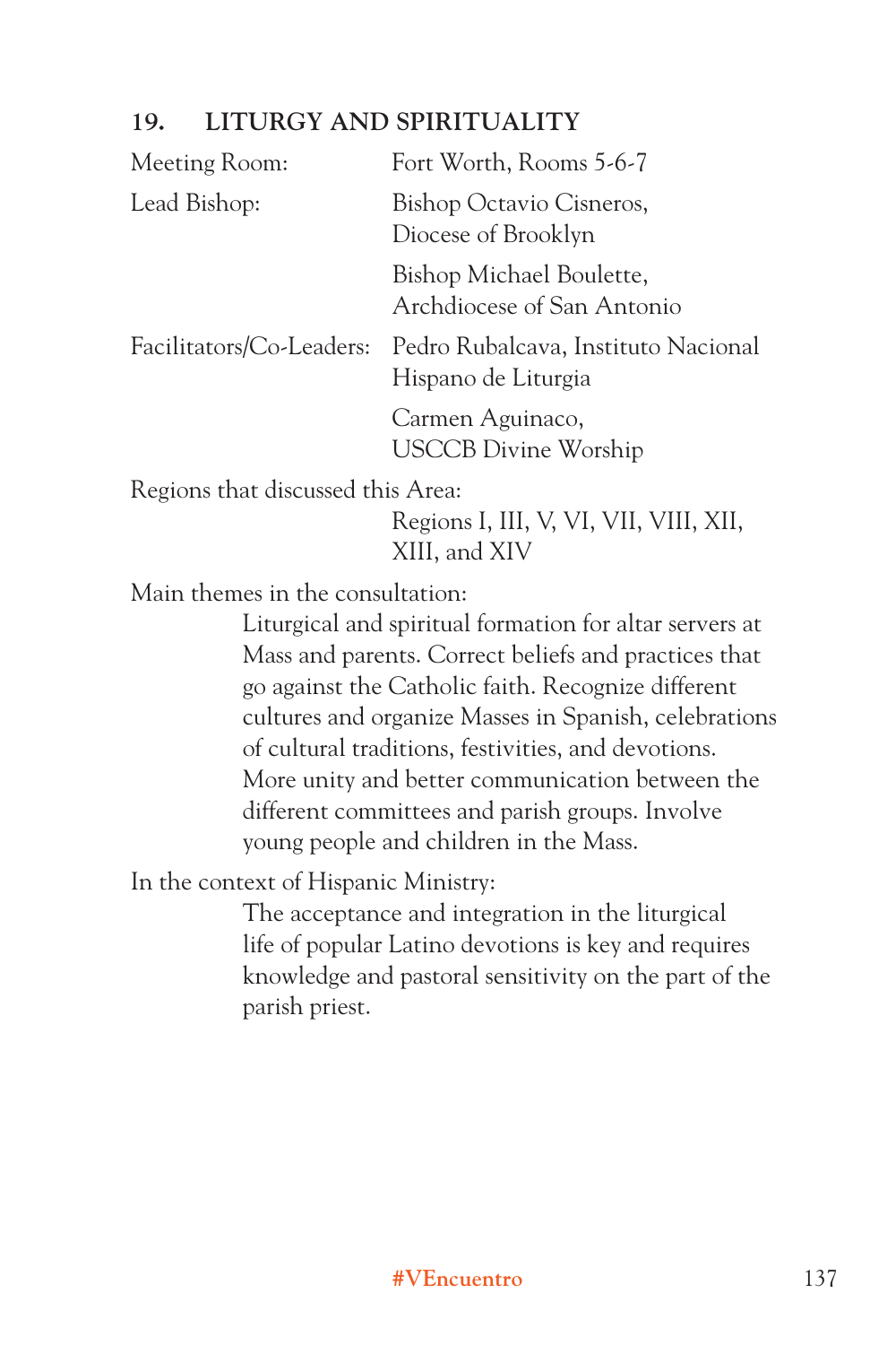### 19. LITURGY AND SPIRITUALITY

Meeting Room: Fort Worth, Rooms 5-6-7

Lead Bishop: Bishop Octavio Cisneros, Diocese of Brooklyn

Bishop Michael Boulette, Archdiocese of San Antonio

Facilitators/Co-Leaders: Pedro Rubalcava, Instituto Nacional Hispano de Liturgia

Carmen Aguinaco, USCCB Divine Worship

Regions that discussed this Area:

Regions I, III, V, VI, VII, VIII, XII, XIII, and XIV

Main themes in the consultation:

Liturgical and spiritual formation for altar servers at Mass and parents. Correct beliefs and practices that go against the Catholic faith. Recognize different cultures and organize Masses in Spanish, celebrations of cultural traditions, festivities, and devotions. More unity and better communication between the different committees and parish groups. Involve young people and children in the Mass.

In the context of Hispanic Ministry:

The acceptance and integration in the liturgical life of popular Latino devotions is key and requires knowledge and pastoral sensitivity on the part of the parish priest.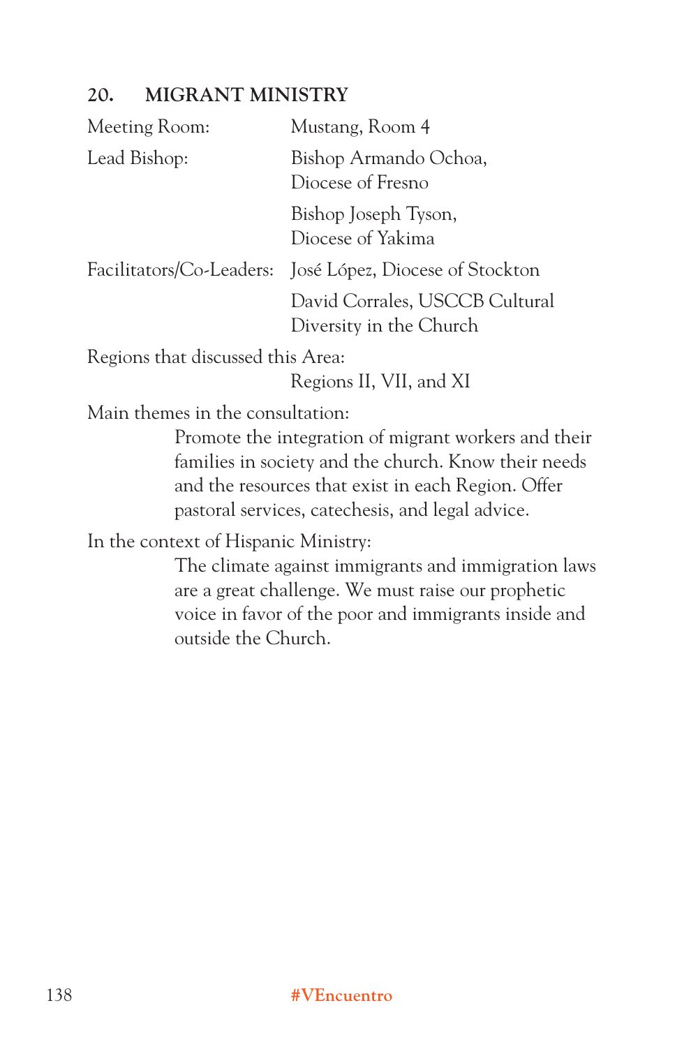## 20. MIGRANT MINISTRY

Meeting Room: Mustang, Room 4

Lead Bishop: Bishop Armando Ochoa, Diocese of Fresno

Bishop Joseph Tyson, Diocese of Yakima

Facilitators/Co-Leaders: José López, Diocese of Stockton

David Corrales, USCCB Cultural Diversity in the Church

Regions that discussed this Area:
Regions II, VII, and XI

Main themes in the consultation:
Promote the integration of migrant workers and their families in society and the church. Know their needs and the resources that exist in each Region. Offer pastoral services, catechesis, and legal advice.

In the context of Hispanic Ministry:
The climate against immigrants and immigration laws are a great challenge. We must raise our prophetic voice in favor of the poor and immigrants inside and outside the Church.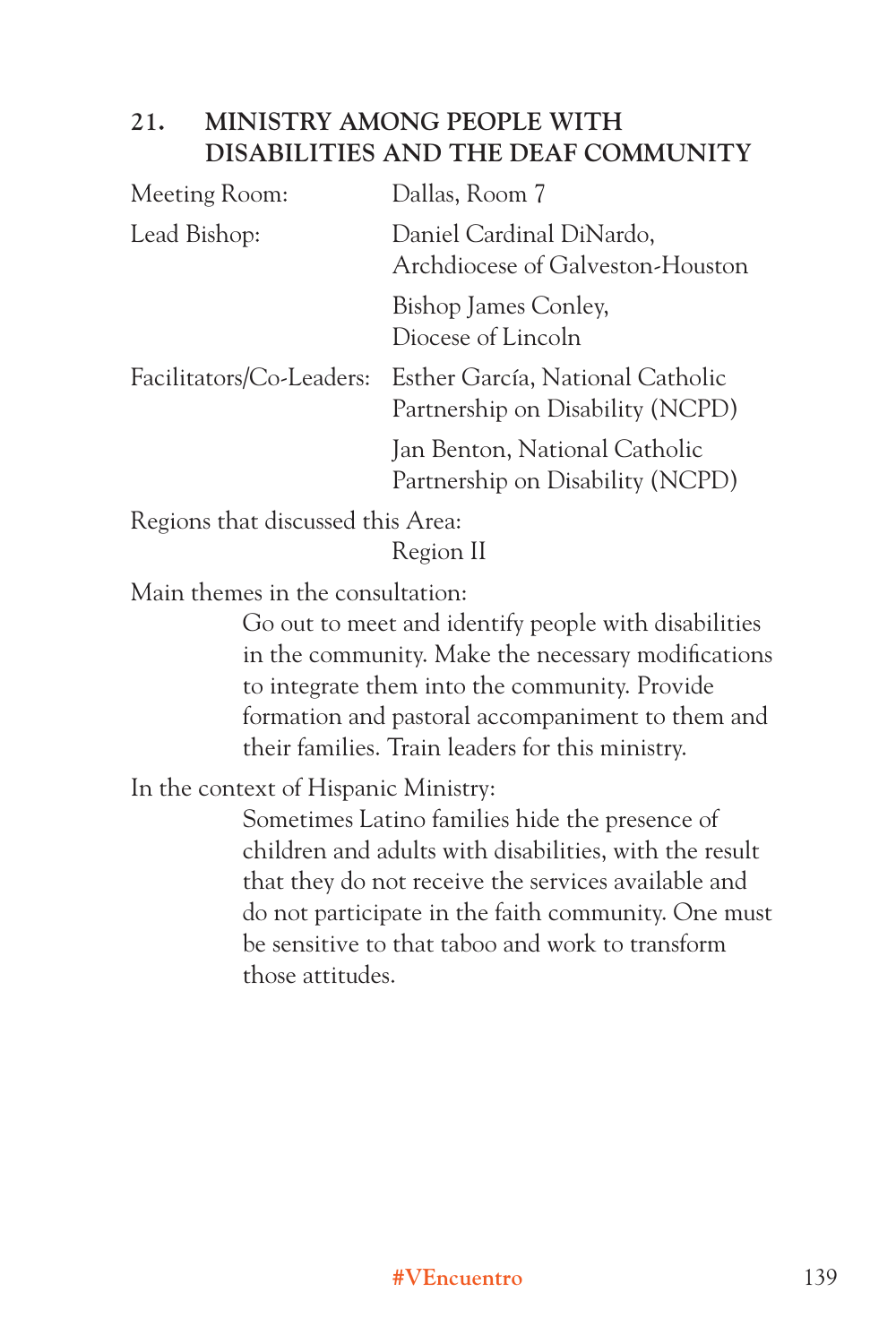## 21. MINISTRY AMONG PEOPLE WITH DISABILITIES AND THE DEAF COMMUNITY

Meeting Room: Dallas, Room 7

Lead Bishop: Daniel Cardinal DiNardo, Archdiocese of Galveston-Houston

Bishop James Conley, Diocese of Lincoln

Facilitators/Co-Leaders: Esther García, National Catholic Partnership on Disability (NCPD)

Jan Benton, National Catholic Partnership on Disability (NCPD)

Regions that discussed this Area:

Region II

Main themes in the consultation:

Go out to meet and identify people with disabilities in the community. Make the necessary modifications to integrate them into the community. Provide formation and pastoral accompaniment to them and their families. Train leaders for this ministry.

In the context of Hispanic Ministry:

Sometimes Latino families hide the presence of children and adults with disabilities, with the result that they do not receive the services available and do not participate in the faith community. One must be sensitive to that taboo and work to transform those attitudes.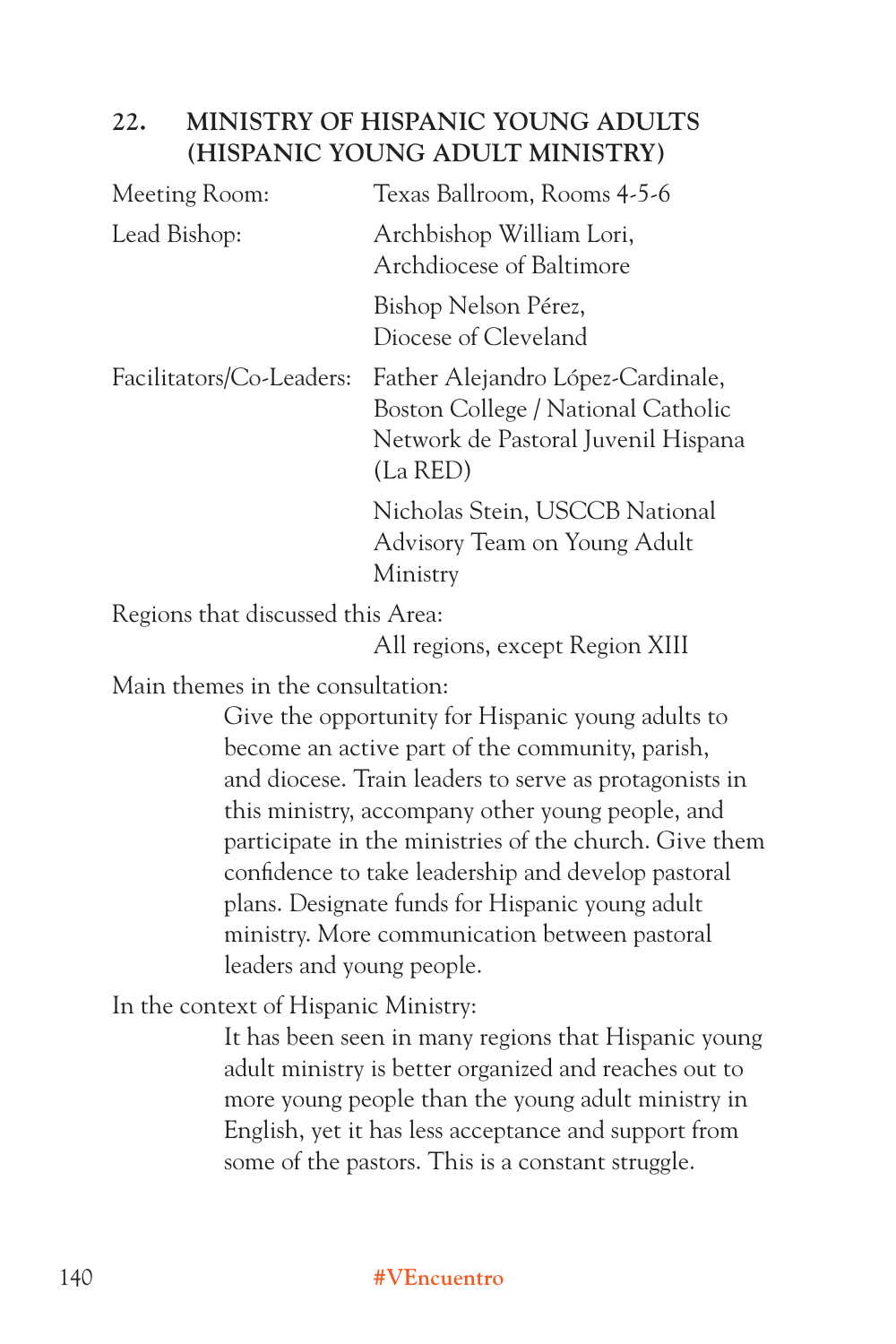## 22. MINISTRY OF HISPANIC YOUNG ADULTS (HISPANIC YOUNG ADULT MINISTRY)

| | |
|---|---|
| Meeting Room: | Texas Ballroom, Rooms 4-5-6 |
| Lead Bishop: | Archbishop William Lori, Archdiocese of Baltimore |
| | Bishop Nelson Pérez, Diocese of Cleveland |
| Facilitators/Co-Leaders: | Father Alejandro López-Cardinale, Boston College / National Catholic Network de Pastoral Juvenil Hispana (La RED) |
| | Nicholas Stein, USCCB National Advisory Team on Young Adult Ministry |

Regions that discussed this Area:

All regions, except Region XIII

Main themes in the consultation:

Give the opportunity for Hispanic young adults to become an active part of the community, parish, and diocese. Train leaders to serve as protagonists in this ministry, accompany other young people, and participate in the ministries of the church. Give them confidence to take leadership and develop pastoral plans. Designate funds for Hispanic young adult ministry. More communication between pastoral leaders and young people.

In the context of Hispanic Ministry:

It has been seen in many regions that Hispanic young adult ministry is better organized and reaches out to more young people than the young adult ministry in English, yet it has less acceptance and support from some of the pastors. This is a constant struggle.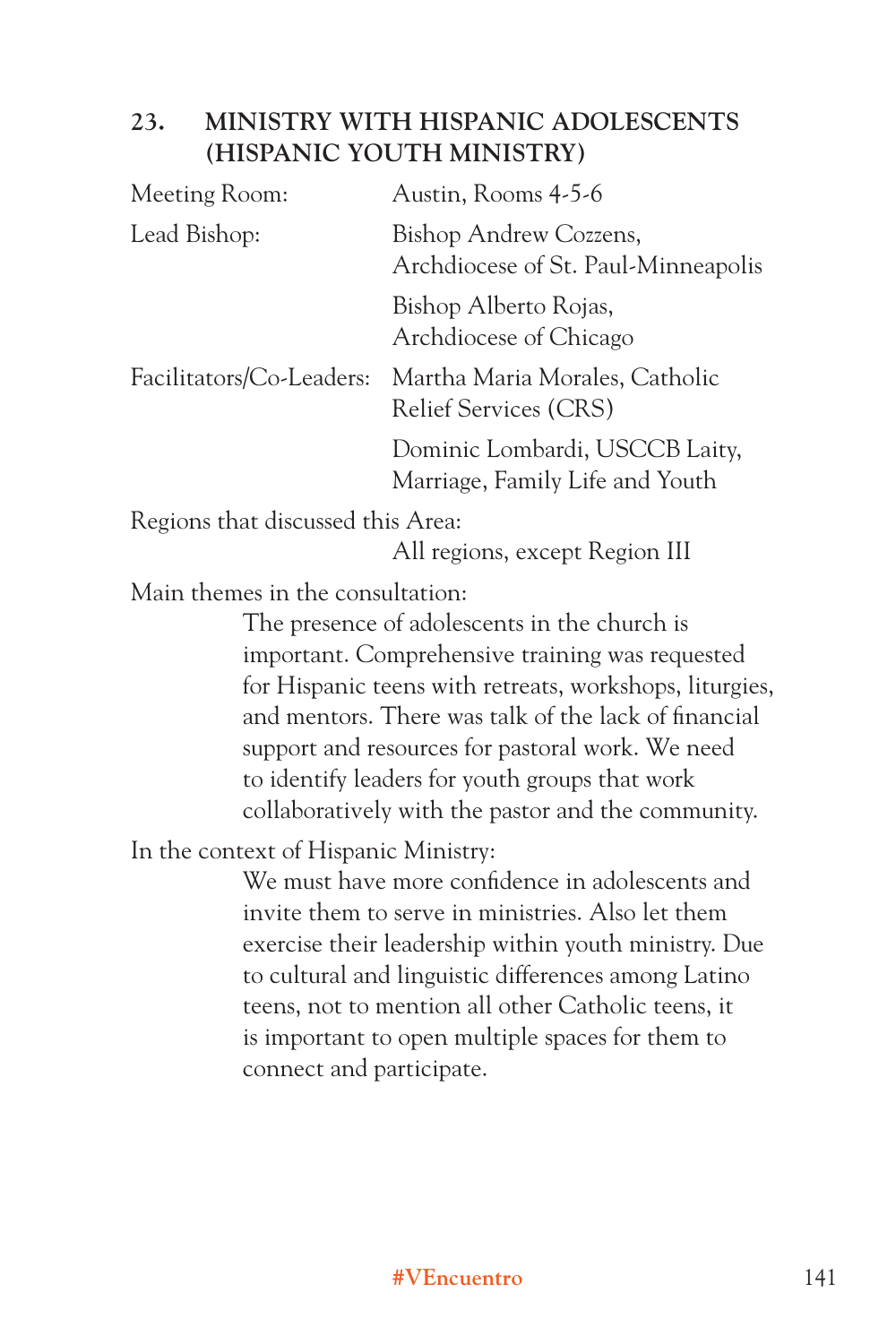## 23. MINISTRY WITH HISPANIC ADOLESCENTS (HISPANIC YOUTH MINISTRY)

Meeting Room: Austin, Rooms 4-5-6

Lead Bishop: Bishop Andrew Cozzens, Archdiocese of St. Paul-Minneapolis

Bishop Alberto Rojas, Archdiocese of Chicago

Facilitators/Co-Leaders: Martha Maria Morales, Catholic Relief Services (CRS)

Dominic Lombardi, USCCB Laity, Marriage, Family Life and Youth

Regions that discussed this Area:

All regions, except Region III

Main themes in the consultation:

The presence of adolescents in the church is important. Comprehensive training was requested for Hispanic teens with retreats, workshops, liturgies, and mentors. There was talk of the lack of financial support and resources for pastoral work. We need to identify leaders for youth groups that work collaboratively with the pastor and the community.

In the context of Hispanic Ministry:

We must have more confidence in adolescents and invite them to serve in ministries. Also let them exercise their leadership within youth ministry. Due to cultural and linguistic differences among Latino teens, not to mention all other Catholic teens, it is important to open multiple spaces for them to connect and participate.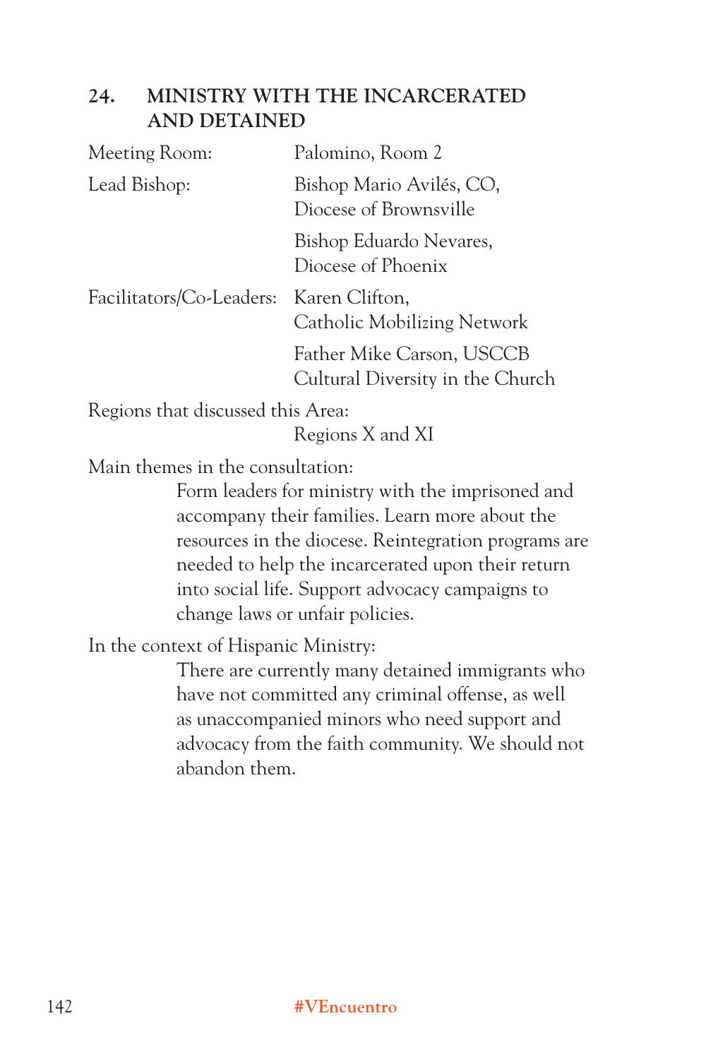## 24. MINISTRY WITH THE INCARCERATED AND DETAINED

| | |
|---|---|
| Meeting Room: | Palomino, Room 2 |
| Lead Bishop: | Bishop Mario Avilés, CO, Diocese of Brownsville |
| | Bishop Eduardo Nevares, Diocese of Phoenix |
| Facilitators/Co-Leaders: | Karen Clifton, Catholic Mobilizing Network |
| | Father Mike Carson, USCCB Cultural Diversity in the Church |

Regions that discussed this Area:

Regions X and XI

Main themes in the consultation:

Form leaders for ministry with the imprisoned and accompany their families. Learn more about the resources in the diocese. Reintegration programs are needed to help the incarcerated upon their return into social life. Support advocacy campaigns to change laws or unfair policies.

In the context of Hispanic Ministry:

There are currently many detained immigrants who have not committed any criminal offense, as well as unaccompanied minors who need support and advocacy from the faith community. We should not abandon them.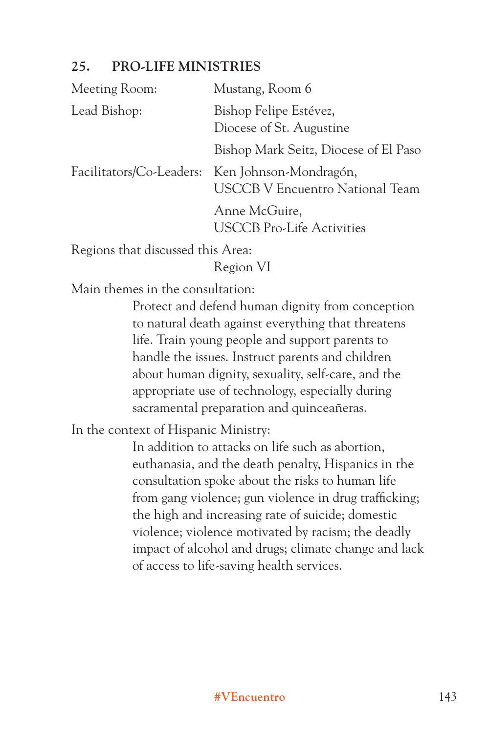## 25. PRO-LIFE MINISTRIES

| | |
|---|---|
| Meeting Room: | Mustang, Room 6 |
| Lead Bishop: | Bishop Felipe Estévez, Diocese of St. Augustine |
| | Bishop Mark Seitz, Diocese of El Paso |
| Facilitators/Co-Leaders: | Ken Johnson-Mondragón, USCCB V Encuentro National Team |
| | Anne McGuire, USCCB Pro-Life Activities |

Regions that discussed this Area:

Region VI

Main themes in the consultation:

Protect and defend human dignity from conception to natural death against everything that threatens life. Train young people and support parents to handle the issues. Instruct parents and children about human dignity, sexuality, self-care, and the appropriate use of technology, especially during sacramental preparation and quinceañeras.

In the context of Hispanic Ministry:

In addition to attacks on life such as abortion, euthanasia, and the death penalty, Hispanics in the consultation spoke about the risks to human life from gang violence; gun violence in drug trafficking; the high and increasing rate of suicide; domestic violence; violence motivated by racism; the deadly impact of alcohol and drugs; climate change and lack of access to life-saving health services.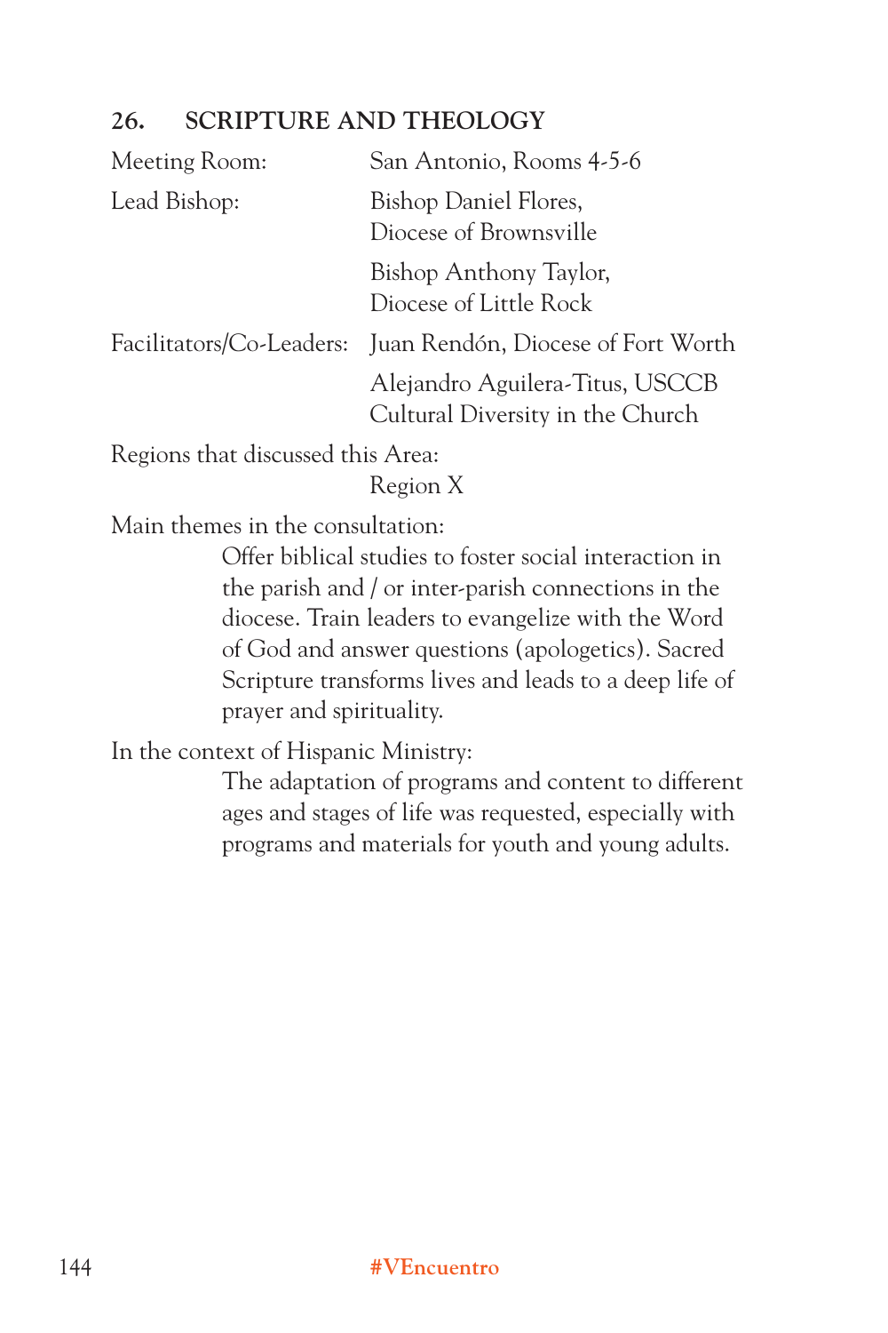## 26. SCRIPTURE AND THEOLOGY

| | |
|---|---|
| Meeting Room: | San Antonio, Rooms 4-5-6 |
| Lead Bishop: | Bishop Daniel Flores, Diocese of Brownsville |
| | Bishop Anthony Taylor, Diocese of Little Rock |
| Facilitators/Co-Leaders: | Juan Rendón, Diocese of Fort Worth |
| | Alejandro Aguilera-Titus, USCCB Cultural Diversity in the Church |

Regions that discussed this Area:

Region X

Main themes in the consultation:

Offer biblical studies to foster social interaction in the parish and / or inter-parish connections in the diocese. Train leaders to evangelize with the Word of God and answer questions (apologetics). Sacred Scripture transforms lives and leads to a deep life of prayer and spirituality.

In the context of Hispanic Ministry:

The adaptation of programs and content to different ages and stages of life was requested, especially with programs and materials for youth and young adults.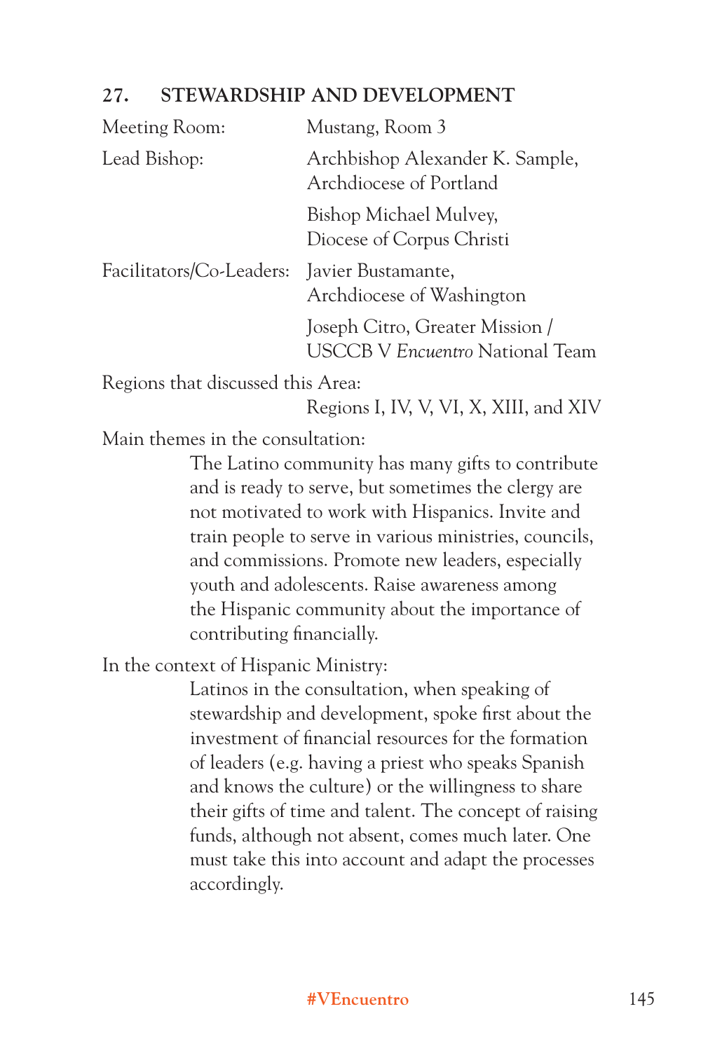## 27. STEWARDSHIP AND DEVELOPMENT

Meeting Room: Mustang, Room 3

Lead Bishop: Archbishop Alexander K. Sample, Archdiocese of Portland

Bishop Michael Mulvey, Diocese of Corpus Christi

Facilitators/Co-Leaders: Javier Bustamante, Archdiocese of Washington

Joseph Citro, Greater Mission / USCCB V *Encuentro* National Team

Regions that discussed this Area:

Regions I, IV, V, VI, X, XIII, and XIV

Main themes in the consultation:

The Latino community has many gifts to contribute and is ready to serve, but sometimes the clergy are not motivated to work with Hispanics. Invite and train people to serve in various ministries, councils, and commissions. Promote new leaders, especially youth and adolescents. Raise awareness among the Hispanic community about the importance of contributing financially.

In the context of Hispanic Ministry:

Latinos in the consultation, when speaking of stewardship and development, spoke first about the investment of financial resources for the formation of leaders (e.g. having a priest who speaks Spanish and knows the culture) or the willingness to share their gifts of time and talent. The concept of raising funds, although not absent, comes much later. One must take this into account and adapt the processes accordingly.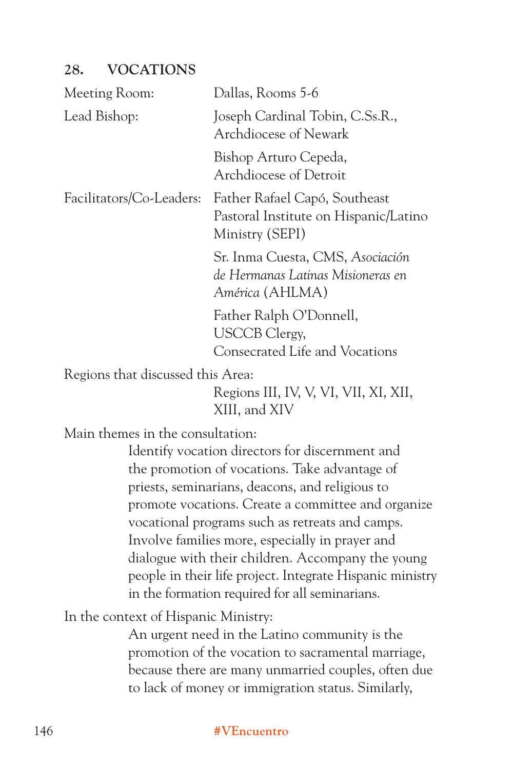## 28. VOCATIONS

Meeting Room: Dallas, Rooms 5-6

Lead Bishop: Joseph Cardinal Tobin, C.Ss.R., Archdiocese of Newark

Bishop Arturo Cepeda, Archdiocese of Detroit

Facilitators/Co-Leaders: Father Rafael Capó, Southeast Pastoral Institute on Hispanic/Latino Ministry (SEPI)

Sr. Inma Cuesta, CMS, *Asociación de Hermanas Latinas Misioneras en América* (AHLMA)

Father Ralph O'Donnell, USCCB Clergy, Consecrated Life and Vocations

Regions that discussed this Area:

Regions III, IV, V, VI, VII, XI, XII, XIII, and XIV

Main themes in the consultation:

Identify vocation directors for discernment and the promotion of vocations. Take advantage of priests, seminarians, deacons, and religious to promote vocations. Create a committee and organize vocational programs such as retreats and camps. Involve families more, especially in prayer and dialogue with their children. Accompany the young people in their life project. Integrate Hispanic ministry in the formation required for all seminarians.

In the context of Hispanic Ministry:

An urgent need in the Latino community is the promotion of the vocation to sacramental marriage, because there are many unmarried couples, often due to lack of money or immigration status. Similarly,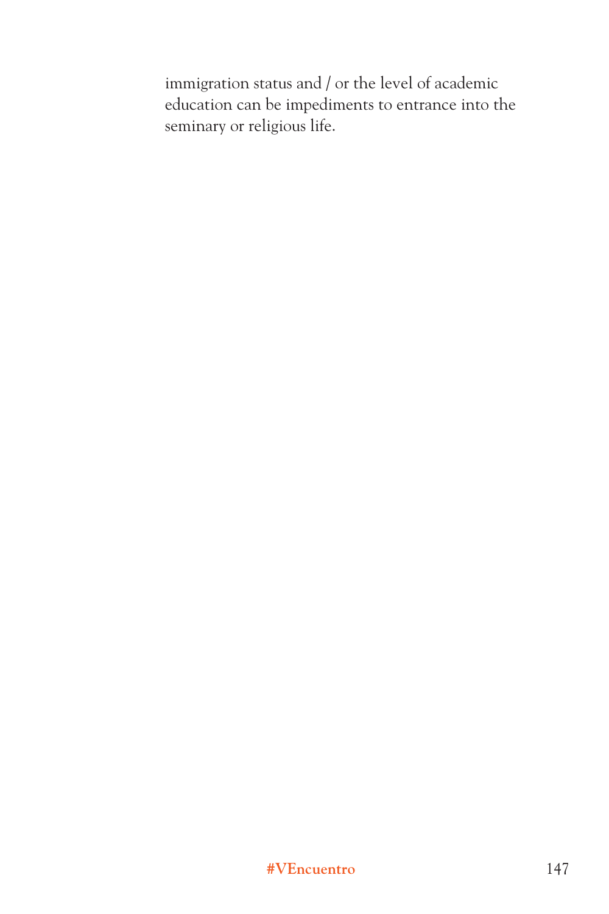immigration status and / or the level of academic education can be impediments to entrance into the seminary or religious life.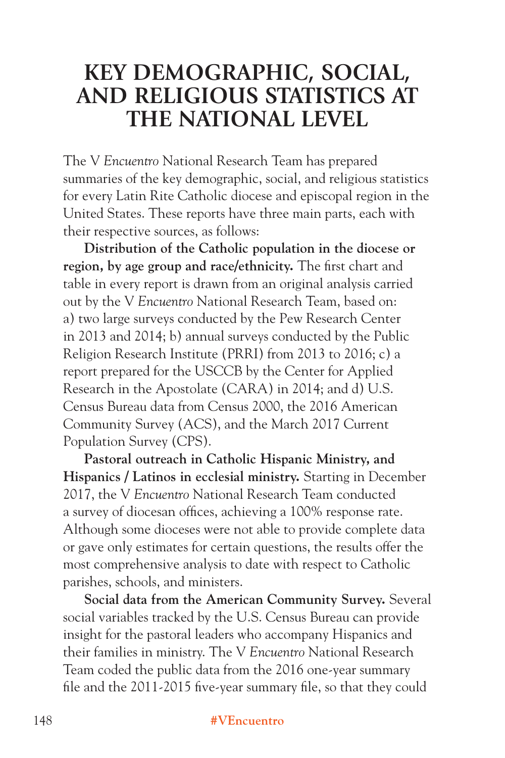# KEY DEMOGRAPHIC, SOCIAL, AND RELIGIOUS STATISTICS AT THE NATIONAL LEVEL

The V *Encuentro* National Research Team has prepared summaries of the key demographic, social, and religious statistics for every Latin Rite Catholic diocese and episcopal region in the United States. These reports have three main parts, each with their respective sources, as follows:

**Distribution of the Catholic population in the diocese or region, by age group and race/ethnicity.** The first chart and table in every report is drawn from an original analysis carried out by the V *Encuentro* National Research Team, based on: a) two large surveys conducted by the Pew Research Center in 2013 and 2014; b) annual surveys conducted by the Public Religion Research Institute (PRRI) from 2013 to 2016; c) a report prepared for the USCCB by the Center for Applied Research in the Apostolate (CARA) in 2014; and d) U.S. Census Bureau data from Census 2000, the 2016 American Community Survey (ACS), and the March 2017 Current Population Survey (CPS).

**Pastoral outreach in Catholic Hispanic Ministry, and Hispanics / Latinos in ecclesial ministry.** Starting in December 2017, the V *Encuentro* National Research Team conducted a survey of diocesan offices, achieving a 100% response rate. Although some dioceses were not able to provide complete data or gave only estimates for certain questions, the results offer the most comprehensive analysis to date with respect to Catholic parishes, schools, and ministers.

**Social data from the American Community Survey.** Several social variables tracked by the U.S. Census Bureau can provide insight for the pastoral leaders who accompany Hispanics and their families in ministry. The V *Encuentro* National Research Team coded the public data from the 2016 one-year summary file and the 2011-2015 five-year summary file, so that they could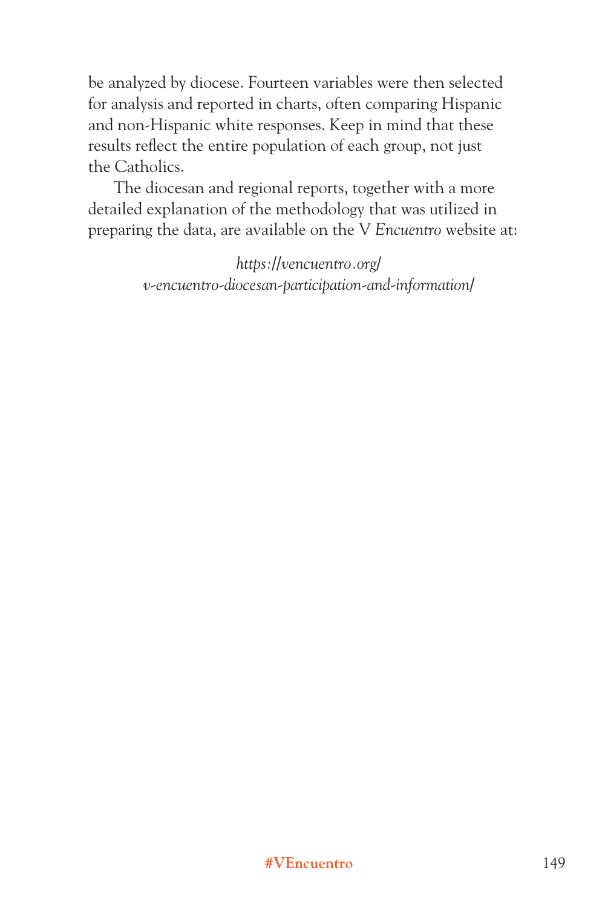be analyzed by diocese. Fourteen variables were then selected for analysis and reported in charts, often comparing Hispanic and non-Hispanic white responses. Keep in mind that these results reflect the entire population of each group, not just the Catholics.

The diocesan and regional reports, together with a more detailed explanation of the methodology that was utilized in preparing the data, are available on the V *Encuentro* website at:

*https://vencuentro.org/v-encuentro-diocesan-participation-and-information/*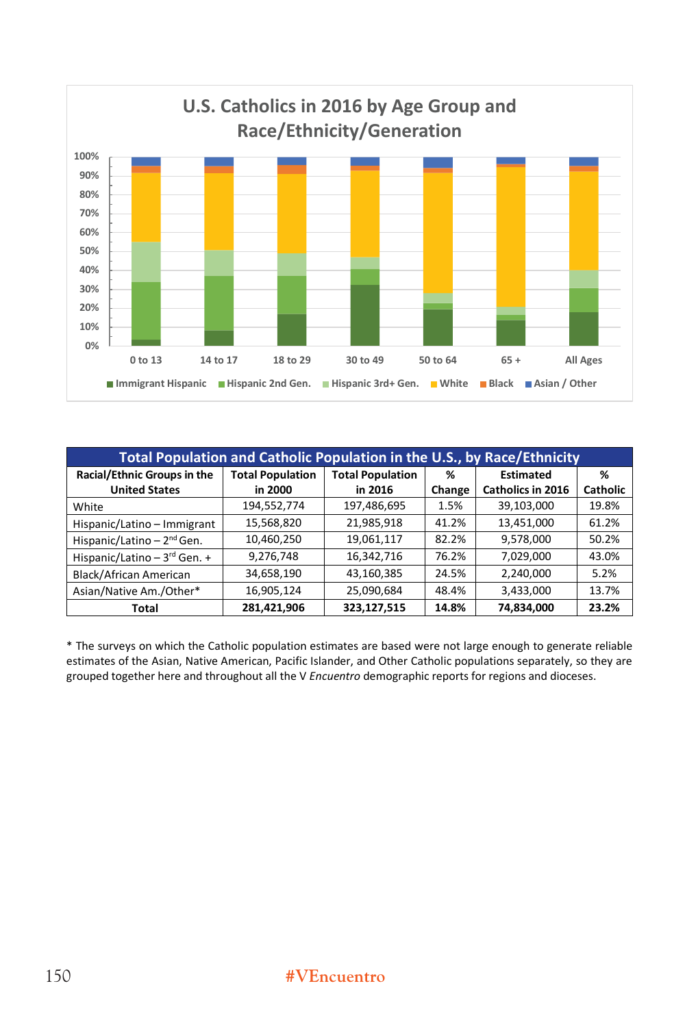## U.S. Catholics in 2016 by Age Group and Race/Ethnicity/Generation

| Total Population and Catholic Population in the U.S., by Race/Ethnicity | | | | | |
|---|---|---|---|---|---|
| **Racial/Ethnic Groups in the United States** | **Total Population in 2000** | **Total Population in 2016** | **% Change** | **Estimated Catholics in 2016** | **% Catholic** |
| White | 194,552,774 | 197,486,695 | 1.5% | 39,103,000 | 19.8% |
| Hispanic/Latino – Immigrant | 15,568,820 | 21,985,918 | 41.2% | 13,451,000 | 61.2% |
| Hispanic/Latino – 2nd Gen. | 10,460,250 | 19,061,117 | 82.2% | 9,578,000 | 50.2% |
| Hispanic/Latino – 3rd Gen. + | 9,276,748 | 16,342,716 | 76.2% | 7,029,000 | 43.0% |
| Black/African American | 34,658,190 | 43,160,385 | 24.5% | 2,240,000 | 5.2% |
| Asian/Native Am./Other* | 16,905,124 | 25,090,684 | 48.4% | 3,433,000 | 13.7% |
| **Total** | **281,421,906** | **323,127,515** | **14.8%** | **74,834,000** | **23.2%** |

\* The surveys on which the Catholic population estimates are based were not large enough to generate reliable estimates of the Asian, Native American, Pacific Islander, and Other Catholic populations separately, so they are grouped together here and throughout all the V *Encuentro* demographic reports for regions and dioceses.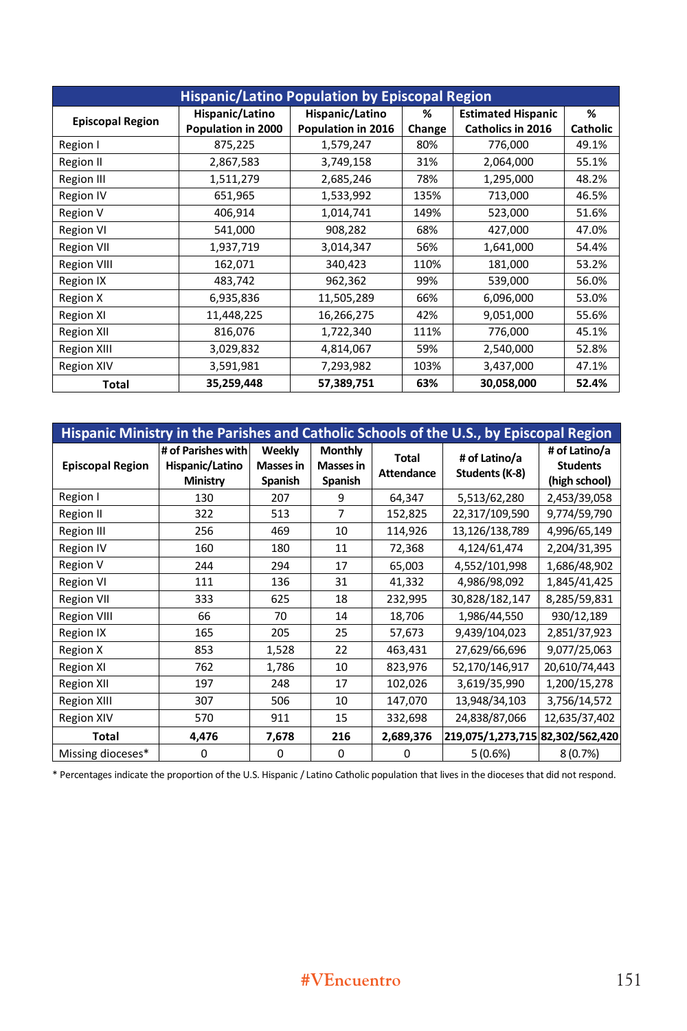| Hispanic/Latino Population by Episcopal Region | | | | | |
|---|---|---|---|---|---|
| **Episcopal Region** | **Hispanic/Latino Population in 2000** | **Hispanic/Latino Population in 2016** | **% Change** | **Estimated Hispanic Catholics in 2016** | **% Catholic** |
| Region I | 875,225 | 1,579,247 | 80% | 776,000 | 49.1% |
| Region II | 2,867,583 | 3,749,158 | 31% | 2,064,000 | 55.1% |
| Region III | 1,511,279 | 2,685,246 | 78% | 1,295,000 | 48.2% |
| Region IV | 651,965 | 1,533,992 | 135% | 713,000 | 46.5% |
| Region V | 406,914 | 1,014,741 | 149% | 523,000 | 51.6% |
| Region VI | 541,000 | 908,282 | 68% | 427,000 | 47.0% |
| Region VII | 1,937,719 | 3,014,347 | 56% | 1,641,000 | 54.4% |
| Region VIII | 162,071 | 340,423 | 110% | 181,000 | 53.2% |
| Region IX | 483,742 | 962,362 | 99% | 539,000 | 56.0% |
| Region X | 6,935,836 | 11,505,289 | 66% | 6,096,000 | 53.0% |
| Region XI | 11,448,225 | 16,266,275 | 42% | 9,051,000 | 55.6% |
| Region XII | 816,076 | 1,722,340 | 111% | 776,000 | 45.1% |
| Region XIII | 3,029,832 | 4,814,067 | 59% | 2,540,000 | 52.8% |
| Region XIV | 3,591,981 | 7,293,982 | 103% | 3,437,000 | 47.1% |
| **Total** | **35,259,448** | **57,389,751** | **63%** | **30,058,000** | **52.4%** |

| Hispanic Ministry in the Parishes and Catholic Schools of the U.S., by Episcopal Region | | | | | | |
|---|---|---|---|---|---|---|
| **Episcopal Region** | **# of Parishes with Hispanic/Latino Ministry** | **Weekly Masses in Spanish** | **Monthly Masses in Spanish** | **Total Attendance** | **# of Latino/a Students (K-8)** | **# of Latino/a Students (high school)** |
| Region I | 130 | 207 | 9 | 64,347 | 5,513/62,280 | 2,453/39,058 |
| Region II | 322 | 513 | 7 | 152,825 | 22,317/109,590 | 9,774/59,790 |
| Region III | 256 | 469 | 10 | 114,926 | 13,126/138,789 | 4,996/65,149 |
| Region IV | 160 | 180 | 11 | 72,368 | 4,124/61,474 | 2,204/31,395 |
| Region V | 244 | 294 | 17 | 65,003 | 4,552/101,998 | 1,686/48,902 |
| Region VI | 111 | 136 | 31 | 41,332 | 4,986/98,092 | 1,845/41,425 |
| Region VII | 333 | 625 | 18 | 232,995 | 30,828/182,147 | 8,285/59,831 |
| Region VIII | 66 | 70 | 14 | 18,706 | 1,986/44,550 | 930/12,189 |
| Region IX | 165 | 205 | 25 | 57,673 | 9,439/104,023 | 2,851/37,923 |
| Region X | 853 | 1,528 | 22 | 463,431 | 27,629/66,696 | 9,077/25,063 |
| Region XI | 762 | 1,786 | 10 | 823,976 | 52,170/146,917 | 20,610/74,443 |
| Region XII | 197 | 248 | 17 | 102,026 | 3,619/35,990 | 1,200/15,278 |
| Region XIII | 307 | 506 | 10 | 147,070 | 13,948/34,103 | 3,756/14,572 |
| Region XIV | 570 | 911 | 15 | 332,698 | 24,838/87,066 | 12,635/37,402 |
| **Total** | **4,476** | **7,678** | **216** | **2,689,376** | **219,075/1,273,715** | **82,302/562,420** |
| Missing dioceses* | 0 | 0 | 0 | 0 | 5 (0.6%) | 8 (0.7%) |

\* Percentages indicate the proportion of the U.S. Hispanic / Latino Catholic population that lives in the dioceses that did not respond.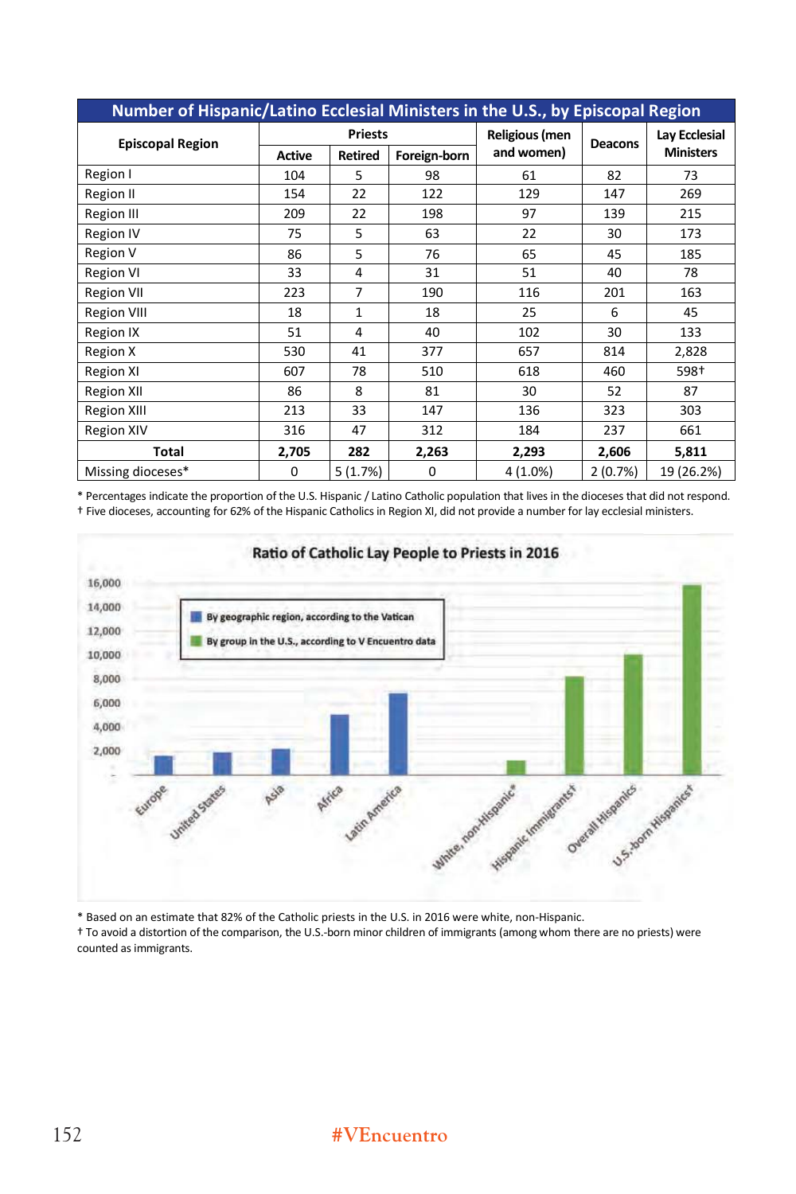**Number of Hispanic/Latino Ecclesial Ministers in the U.S., by Episcopal Region**

| Episcopal Region | Priests | | | Religious (men and women) | Deacons | Lay Ecclesial Ministers |
|---|---|---|---|---|---|---|
| | Active | Retired | Foreign-born | | | |
| Region I | 104 | 5 | 98 | 61 | 82 | 73 |
| Region II | 154 | 22 | 122 | 129 | 147 | 269 |
| Region III | 209 | 22 | 198 | 97 | 139 | 215 |
| Region IV | 75 | 5 | 63 | 22 | 30 | 173 |
| Region V | 86 | 5 | 76 | 65 | 45 | 185 |
| Region VI | 33 | 4 | 31 | 51 | 40 | 78 |
| Region VII | 223 | 7 | 190 | 116 | 201 | 163 |
| Region VIII | 18 | 1 | 18 | 25 | 6 | 45 |
| Region IX | 51 | 4 | 40 | 102 | 30 | 133 |
| Region X | 530 | 41 | 377 | 657 | 814 | 2,828 |
| Region XI | 607 | 78 | 510 | 618 | 460 | 598† |
| Region XII | 86 | 8 | 81 | 30 | 52 | 87 |
| Region XIII | 213 | 33 | 147 | 136 | 323 | 303 |
| Region XIV | 316 | 47 | 312 | 184 | 237 | 661 |
| **Total** | **2,705** | **282** | **2,263** | **2,293** | **2,606** | **5,811** |
| Missing dioceses* | 0 | 5 (1.7%) | 0 | 4 (1.0%) | 2 (0.7%) | 19 (26.2%) |

\* Percentages indicate the proportion of the U.S. Hispanic / Latino Catholic population that lives in the dioceses that did not respond.
† Five dioceses, accounting for 62% of the Hispanic Catholics in Region XI, did not provide a number for lay ecclesial ministers.

**Ratio of Catholic Lay People to Priests in 2016**

- By geographic region, according to the Vatican: Europe, United States, Asia, Africa, Latin America
- By group in the U.S., according to V Encuentro data: White, non-Hispanic*, Hispanic Immigrants†, Overall Hispanics, U.S.-born Hispanics†

\* Based on an estimate that 82% of the Catholic priests in the U.S. in 2016 were white, non-Hispanic.
† To avoid a distortion of the comparison, the U.S.-born minor children of immigrants (among whom there are no priests) were counted as immigrants.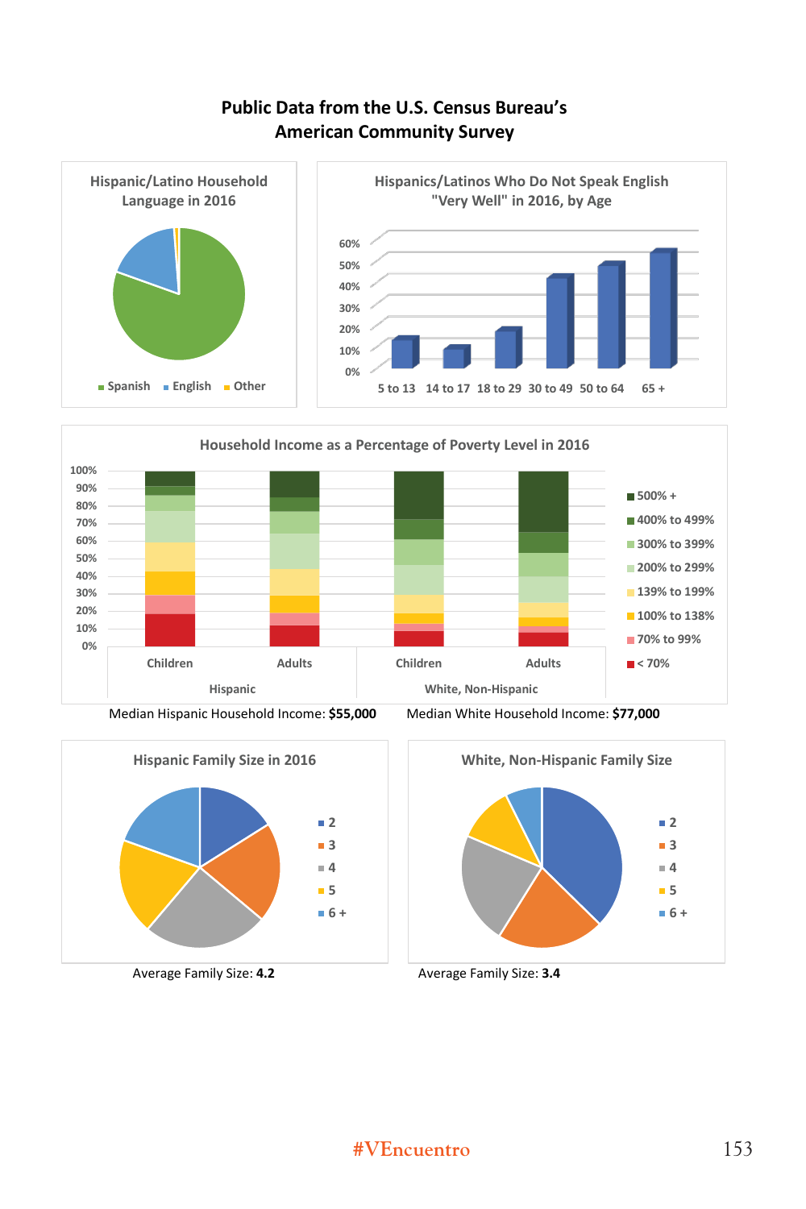## Public Data from the U.S. Census Bureau's American Community Survey

**Hispanic/Latino Household Language in 2016**

Spanish · English · Other

**Hispanics/Latinos Who Do Not Speak English "Very Well" in 2016, by Age**

0% · 10% · 20% · 30% · 40% · 50% · 60%

5 to 13 · 14 to 17 · 18 to 29 · 30 to 49 · 50 to 64 · 65 +

**Household Income as a Percentage of Poverty Level in 2016**

0% · 10% · 20% · 30% · 40% · 50% · 60% · 70% · 80% · 90% · 100%

Hispanic: Children · Adults

White, Non-Hispanic: Children · Adults

500% + · 400% to 499% · 300% to 399% · 200% to 299% · 139% to 199% · 100% to 138% · 70% to 99% · < 70%

Median Hispanic Household Income: **$55,000**

Median White Household Income: **$77,000**

**Hispanic Family Size in 2016**

2 · 3 · 4 · 5 · 6 +

Average Family Size: **4.2**

**White, Non-Hispanic Family Size**

2 · 3 · 4 · 5 · 6 +

Average Family Size: **3.4**

#VEncuentro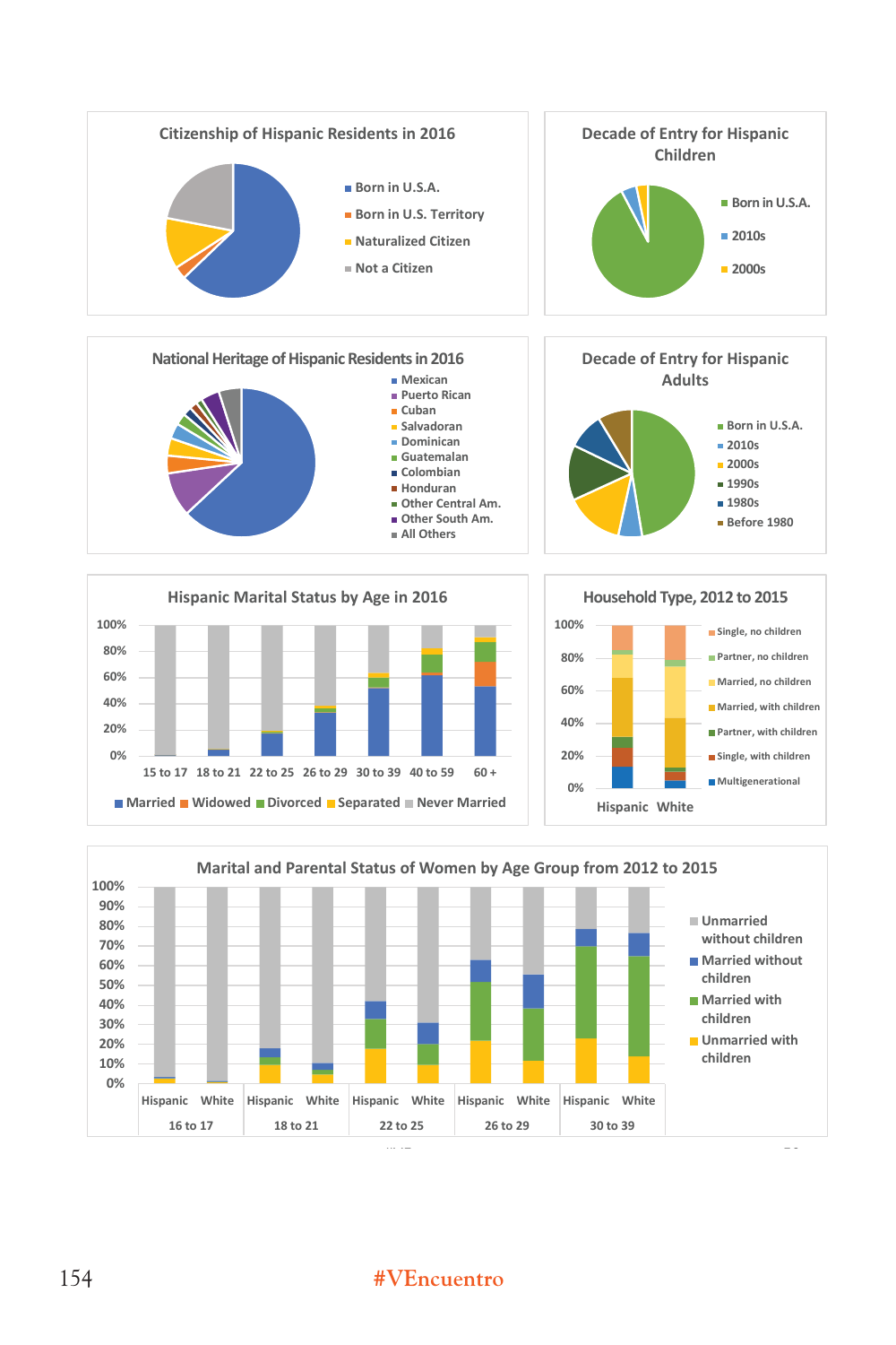## Citizenship of Hispanic Residents in 2016

- Born in U.S.A.
- Born in U.S. Territory
- Naturalized Citizen
- Not a Citizen

## Decade of Entry for Hispanic Children

- Born in U.S.A.
- 2010s
- 2000s

## National Heritage of Hispanic Residents in 2016

- Mexican
- Puerto Rican
- Cuban
- Salvadoran
- Dominican
- Guatemalan
- Colombian
- Honduran
- Other Central Am.
- Other South Am.
- All Others

## Decade of Entry for Hispanic Adults

- Born in U.S.A.
- 2010s
- 2000s
- 1990s
- 1980s
- Before 1980

## Hispanic Marital Status by Age in 2016

Age groups: 15 to 17, 18 to 21, 22 to 25, 26 to 29, 30 to 39, 40 to 59, 60 +

Legend: Married, Widowed, Divorced, Separated, Never Married

## Household Type, 2012 to 2015

Groups: Hispanic, White

- Single, no children
- Partner, no children
- Married, no children
- Married, with children
- Partner, with children
- Single, with children
- Multigenerational

## Marital and Parental Status of Women by Age Group from 2012 to 2015

Age groups (Hispanic, White): 16 to 17, 18 to 21, 22 to 25, 26 to 29, 30 to 39

- Unmarried without children
- Married without children
- Married with children
- Unmarried with children

#VEncuentro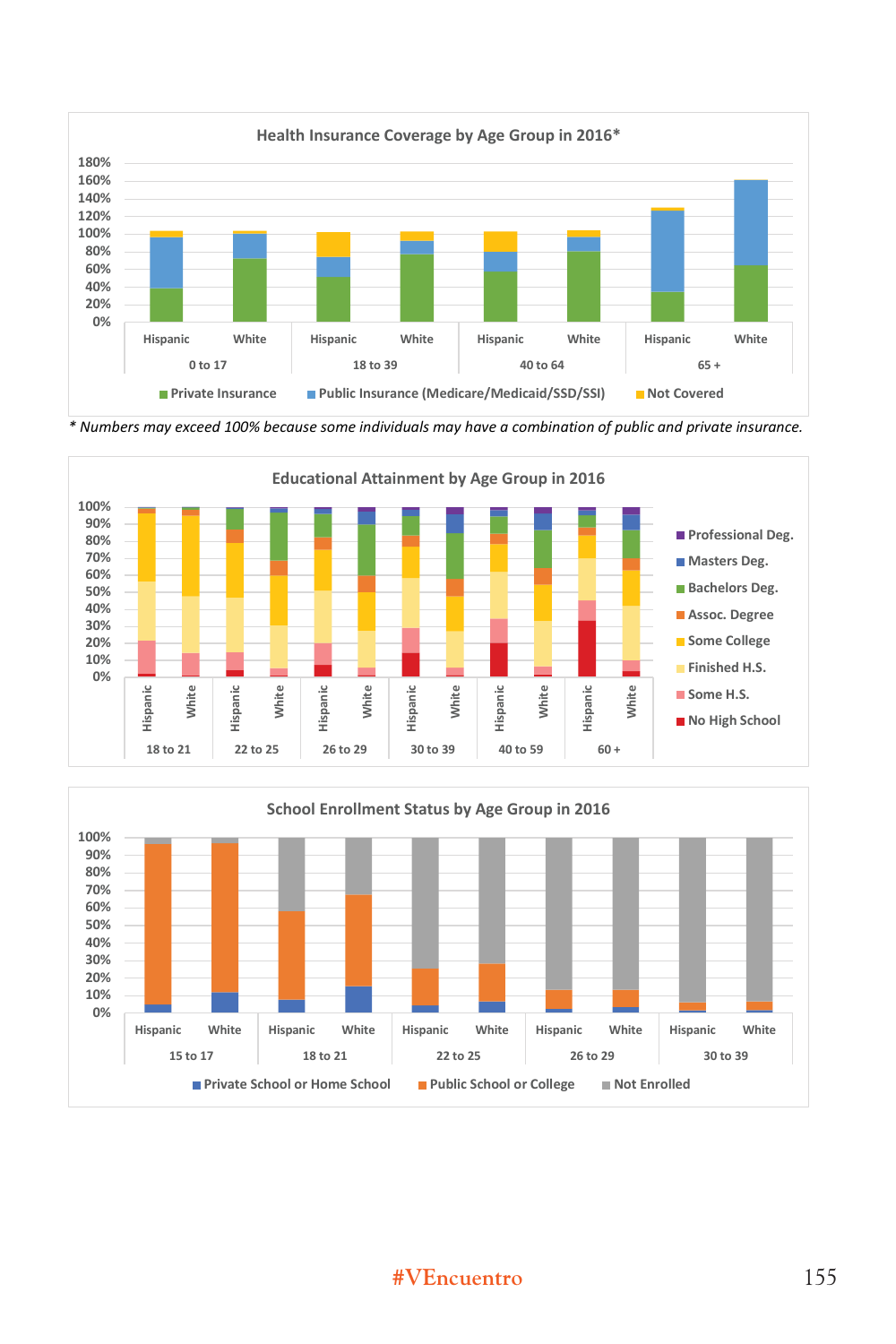## Health Insurance Coverage by Age Group in 2016*

Legend: Private Insurance | Public Insurance (Medicare/Medicaid/SSD/SSI) | Not Covered

Age groups: 0 to 17 (Hispanic, White) | 18 to 39 (Hispanic, White) | 40 to 64 (Hispanic, White) | 65 + (Hispanic, White)

Y-axis: 0% – 180%

*\* Numbers may exceed 100% because some individuals may have a combination of public and private insurance.*

## Educational Attainment by Age Group in 2016

Legend: Professional Deg. | Masters Deg. | Bachelors Deg. | Assoc. Degree | Some College | Finished H.S. | Some H.S. | No High School

Age groups: 18 to 21 (Hispanic, White) | 22 to 25 (Hispanic, White) | 26 to 29 (Hispanic, White) | 30 to 39 (Hispanic, White) | 40 to 59 (Hispanic, White) | 60 + (Hispanic, White)

Y-axis: 0% – 100%

## School Enrollment Status by Age Group in 2016

Legend: Private School or Home School | Public School or College | Not Enrolled

Age groups: 15 to 17 (Hispanic, White) | 18 to 21 (Hispanic, White) | 22 to 25 (Hispanic, White) | 26 to 29 (Hispanic, White) | 30 to 39 (Hispanic, White)

Y-axis: 0% – 100%

#VEncuentro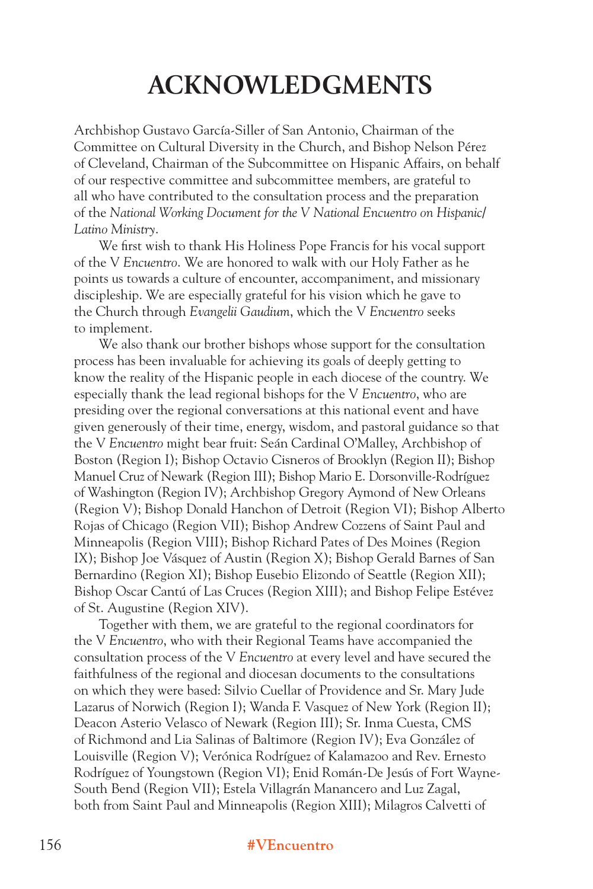# ACKNOWLEDGMENTS

Archbishop Gustavo García-Siller of San Antonio, Chairman of the Committee on Cultural Diversity in the Church, and Bishop Nelson Pérez of Cleveland, Chairman of the Subcommittee on Hispanic Affairs, on behalf of our respective committee and subcommittee members, are grateful to all who have contributed to the consultation process and the preparation of the *National Working Document for the V National Encuentro on Hispanic/Latino Ministry*.

We first wish to thank His Holiness Pope Francis for his vocal support of the V *Encuentro*. We are honored to walk with our Holy Father as he points us towards a culture of encounter, accompaniment, and missionary discipleship. We are especially grateful for his vision which he gave to the Church through *Evangelii Gaudium*, which the V *Encuentro* seeks to implement.

We also thank our brother bishops whose support for the consultation process has been invaluable for achieving its goals of deeply getting to know the reality of the Hispanic people in each diocese of the country. We especially thank the lead regional bishops for the V *Encuentro*, who are presiding over the regional conversations at this national event and have given generously of their time, energy, wisdom, and pastoral guidance so that the V *Encuentro* might bear fruit: Seán Cardinal O'Malley, Archbishop of Boston (Region I); Bishop Octavio Cisneros of Brooklyn (Region II); Bishop Manuel Cruz of Newark (Region III); Bishop Mario E. Dorsonville-Rodríguez of Washington (Region IV); Archbishop Gregory Aymond of New Orleans (Region V); Bishop Donald Hanchon of Detroit (Region VI); Bishop Alberto Rojas of Chicago (Region VII); Bishop Andrew Cozzens of Saint Paul and Minneapolis (Region VIII); Bishop Richard Pates of Des Moines (Region IX); Bishop Joe Vásquez of Austin (Region X); Bishop Gerald Barnes of San Bernardino (Region XI); Bishop Eusebio Elizondo of Seattle (Region XII); Bishop Oscar Cantú of Las Cruces (Region XIII); and Bishop Felipe Estévez of St. Augustine (Region XIV).

Together with them, we are grateful to the regional coordinators for the V *Encuentro*, who with their Regional Teams have accompanied the consultation process of the V *Encuentro* at every level and have secured the faithfulness of the regional and diocesan documents to the consultations on which they were based: Silvio Cuellar of Providence and Sr. Mary Jude Lazarus of Norwich (Region I); Wanda F. Vasquez of New York (Region II); Deacon Asterio Velasco of Newark (Region III); Sr. Inma Cuesta, CMS of Richmond and Lia Salinas of Baltimore (Region IV); Eva González of Louisville (Region V); Verónica Rodríguez of Kalamazoo and Rev. Ernesto Rodríguez of Youngstown (Region VI); Enid Román-De Jesús of Fort Wayne-South Bend (Region VII); Estela Villagrán Manancero and Luz Zagal, both from Saint Paul and Minneapolis (Region XIII); Milagros Calvetti of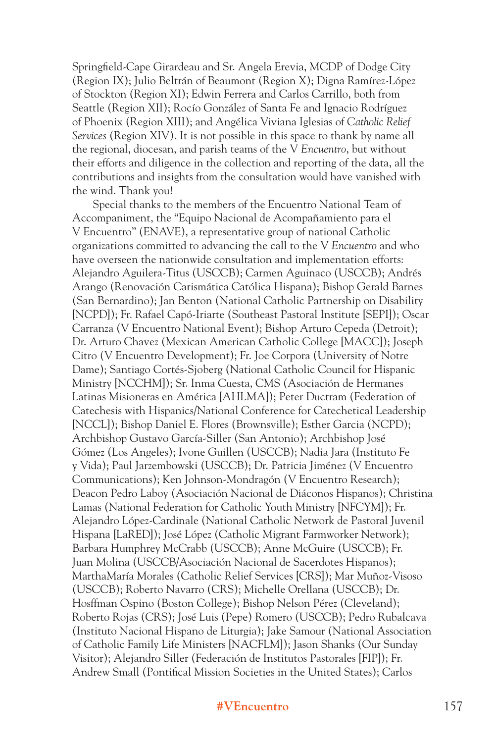Springfield-Cape Girardeau and Sr. Angela Erevia, MCDP of Dodge City (Region IX); Julio Beltrán of Beaumont (Region X); Digna Ramírez-López of Stockton (Region XI); Edwin Ferrera and Carlos Carrillo, both from Seattle (Region XII); Rocío González of Santa Fe and Ignacio Rodríguez of Phoenix (Region XIII); and Angélica Viviana Iglesias of *Catholic Relief Services* (Region XIV). It is not possible in this space to thank by name all the regional, diocesan, and parish teams of the V *Encuentro*, but without their efforts and diligence in the collection and reporting of the data, all the contributions and insights from the consultation would have vanished with the wind. Thank you!

Special thanks to the members of the Encuentro National Team of Accompaniment, the "Equipo Nacional de Acompañamiento para el V Encuentro" (ENAVE), a representative group of national Catholic organizations committed to advancing the call to the V *Encuentro* and who have overseen the nationwide consultation and implementation efforts: Alejandro Aguilera-Titus (USCCB); Carmen Aguinaco (USCCB); Andrés Arango (Renovación Carismática Católica Hispana); Bishop Gerald Barnes (San Bernardino); Jan Benton (National Catholic Partnership on Disability [NCPD]); Fr. Rafael Capó-Iriarte (Southeast Pastoral Institute [SEPI]); Oscar Carranza (V Encuentro National Event); Bishop Arturo Cepeda (Detroit); Dr. Arturo Chavez (Mexican American Catholic College [MACC]); Joseph Citro (V Encuentro Development); Fr. Joe Corpora (University of Notre Dame); Santiago Cortés-Sjoberg (National Catholic Council for Hispanic Ministry [NCCHM]); Sr. Inma Cuesta, CMS (Asociación de Hermanes Latinas Misioneras en América [AHLMA]); Peter Ductram (Federation of Catechesis with Hispanics/National Conference for Catechetical Leadership [NCCL]); Bishop Daniel E. Flores (Brownsville); Esther Garcia (NCPD); Archbishop Gustavo García-Siller (San Antonio); Archbishop José Gómez (Los Angeles); Ivone Guillen (USCCB); Nadia Jara (Instituto Fe y Vida); Paul Jarzembowski (USCCB); Dr. Patricia Jiménez (V Encuentro Communications); Ken Johnson-Mondragón (V Encuentro Research); Deacon Pedro Laboy (Asociación Nacional de Diáconos Hispanos); Christina Lamas (National Federation for Catholic Youth Ministry [NFCYM]); Fr. Alejandro López-Cardinale (National Catholic Network de Pastoral Juvenil Hispana [LaRED]); José López (Catholic Migrant Farmworker Network); Barbara Humphrey McCrabb (USCCB); Anne McGuire (USCCB); Fr. Juan Molina (USCCB/Asociación Nacional de Sacerdotes Hispanos); MarthaMaría Morales (Catholic Relief Services [CRS]); Mar Muñoz-Visoso (USCCB); Roberto Navarro (CRS); Michelle Orellana (USCCB); Dr. Hosffman Ospino (Boston College); Bishop Nelson Pérez (Cleveland); Roberto Rojas (CRS); José Luis (Pepe) Romero (USCCB); Pedro Rubalcava (Instituto Nacional Hispano de Liturgia); Jake Samour (National Association of Catholic Family Life Ministers [NACFLM]); Jason Shanks (Our Sunday Visitor); Alejandro Siller (Federación de Institutos Pastorales [FIP]); Fr. Andrew Small (Pontifical Mission Societies in the United States); Carlos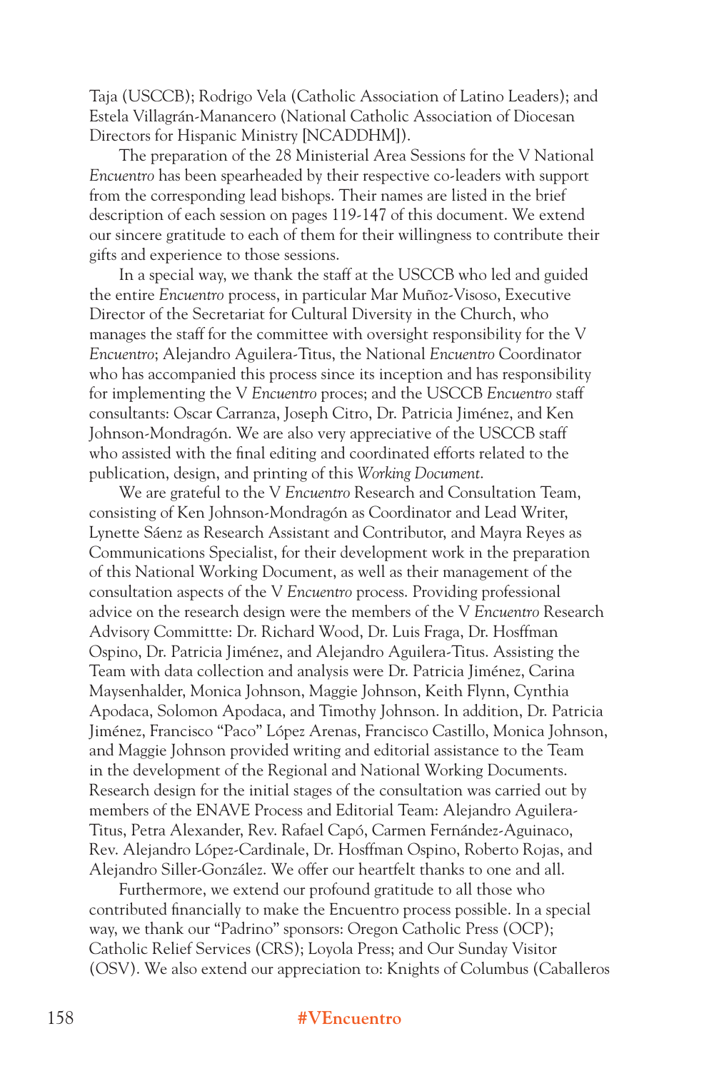Taja (USCCB); Rodrigo Vela (Catholic Association of Latino Leaders); and Estela Villagrán-Manancero (National Catholic Association of Diocesan Directors for Hispanic Ministry [NCADDHM]).

The preparation of the 28 Ministerial Area Sessions for the V National *Encuentro* has been spearheaded by their respective co-leaders with support from the corresponding lead bishops. Their names are listed in the brief description of each session on pages 119-147 of this document. We extend our sincere gratitude to each of them for their willingness to contribute their gifts and experience to those sessions.

In a special way, we thank the staff at the USCCB who led and guided the entire *Encuentro* process, in particular Mar Muñoz-Visoso, Executive Director of the Secretariat for Cultural Diversity in the Church, who manages the staff for the committee with oversight responsibility for the V *Encuentro*; Alejandro Aguilera-Titus, the National *Encuentro* Coordinator who has accompanied this process since its inception and has responsibility for implementing the V *Encuentro* proces; and the USCCB *Encuentro* staff consultants: Oscar Carranza, Joseph Citro, Dr. Patricia Jiménez, and Ken Johnson-Mondragón. We are also very appreciative of the USCCB staff who assisted with the final editing and coordinated efforts related to the publication, design, and printing of this *Working Document*.

We are grateful to the V *Encuentro* Research and Consultation Team, consisting of Ken Johnson-Mondragón as Coordinator and Lead Writer, Lynette Sáenz as Research Assistant and Contributor, and Mayra Reyes as Communications Specialist, for their development work in the preparation of this National Working Document, as well as their management of the consultation aspects of the V *Encuentro* process. Providing professional advice on the research design were the members of the V *Encuentro* Research Advisory Committte: Dr. Richard Wood, Dr. Luis Fraga, Dr. Hosffman Ospino, Dr. Patricia Jiménez, and Alejandro Aguilera-Titus. Assisting the Team with data collection and analysis were Dr. Patricia Jiménez, Carina Maysenhalder, Monica Johnson, Maggie Johnson, Keith Flynn, Cynthia Apodaca, Solomon Apodaca, and Timothy Johnson. In addition, Dr. Patricia Jiménez, Francisco "Paco" López Arenas, Francisco Castillo, Monica Johnson, and Maggie Johnson provided writing and editorial assistance to the Team in the development of the Regional and National Working Documents. Research design for the initial stages of the consultation was carried out by members of the ENAVE Process and Editorial Team: Alejandro Aguilera-Titus, Petra Alexander, Rev. Rafael Capó, Carmen Fernández-Aguinaco, Rev. Alejandro López-Cardinale, Dr. Hosffman Ospino, Roberto Rojas, and Alejandro Siller-González. We offer our heartfelt thanks to one and all.

Furthermore, we extend our profound gratitude to all those who contributed financially to make the Encuentro process possible. In a special way, we thank our "Padrino" sponsors: Oregon Catholic Press (OCP); Catholic Relief Services (CRS); Loyola Press; and Our Sunday Visitor (OSV). We also extend our appreciation to: Knights of Columbus (Caballeros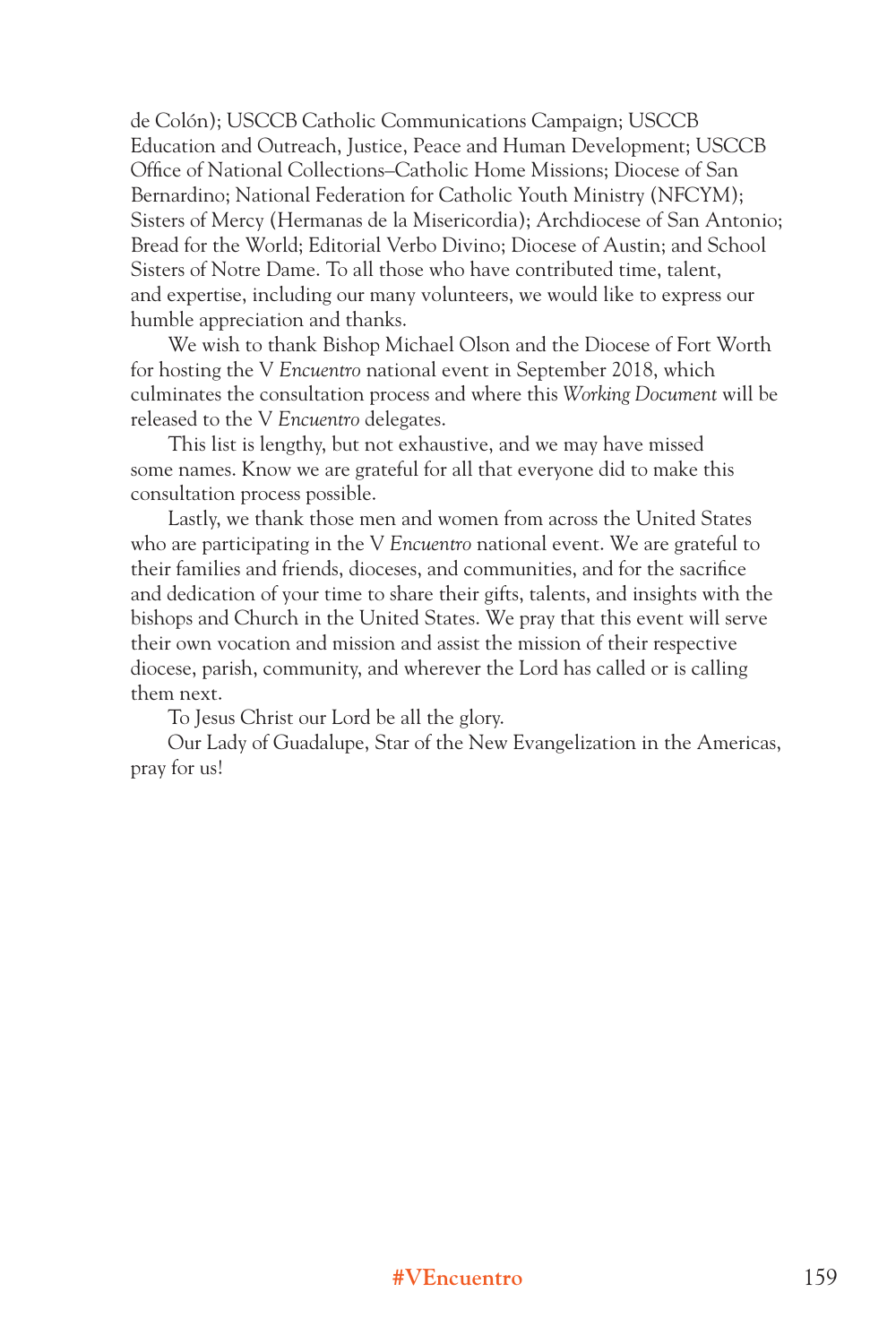de Colón); USCCB Catholic Communications Campaign; USCCB Education and Outreach, Justice, Peace and Human Development; USCCB Office of National Collections–Catholic Home Missions; Diocese of San Bernardino; National Federation for Catholic Youth Ministry (NFCYM); Sisters of Mercy (Hermanas de la Misericordia); Archdiocese of San Antonio; Bread for the World; Editorial Verbo Divino; Diocese of Austin; and School Sisters of Notre Dame. To all those who have contributed time, talent, and expertise, including our many volunteers, we would like to express our humble appreciation and thanks.

We wish to thank Bishop Michael Olson and the Diocese of Fort Worth for hosting the V *Encuentro* national event in September 2018, which culminates the consultation process and where this *Working Document* will be released to the V *Encuentro* delegates.

This list is lengthy, but not exhaustive, and we may have missed some names. Know we are grateful for all that everyone did to make this consultation process possible.

Lastly, we thank those men and women from across the United States who are participating in the V *Encuentro* national event. We are grateful to their families and friends, dioceses, and communities, and for the sacrifice and dedication of your time to share their gifts, talents, and insights with the bishops and Church in the United States. We pray that this event will serve their own vocation and mission and assist the mission of their respective diocese, parish, community, and wherever the Lord has called or is calling them next.

To Jesus Christ our Lord be all the glory.

Our Lady of Guadalupe, Star of the New Evangelization in the Americas, pray for us!